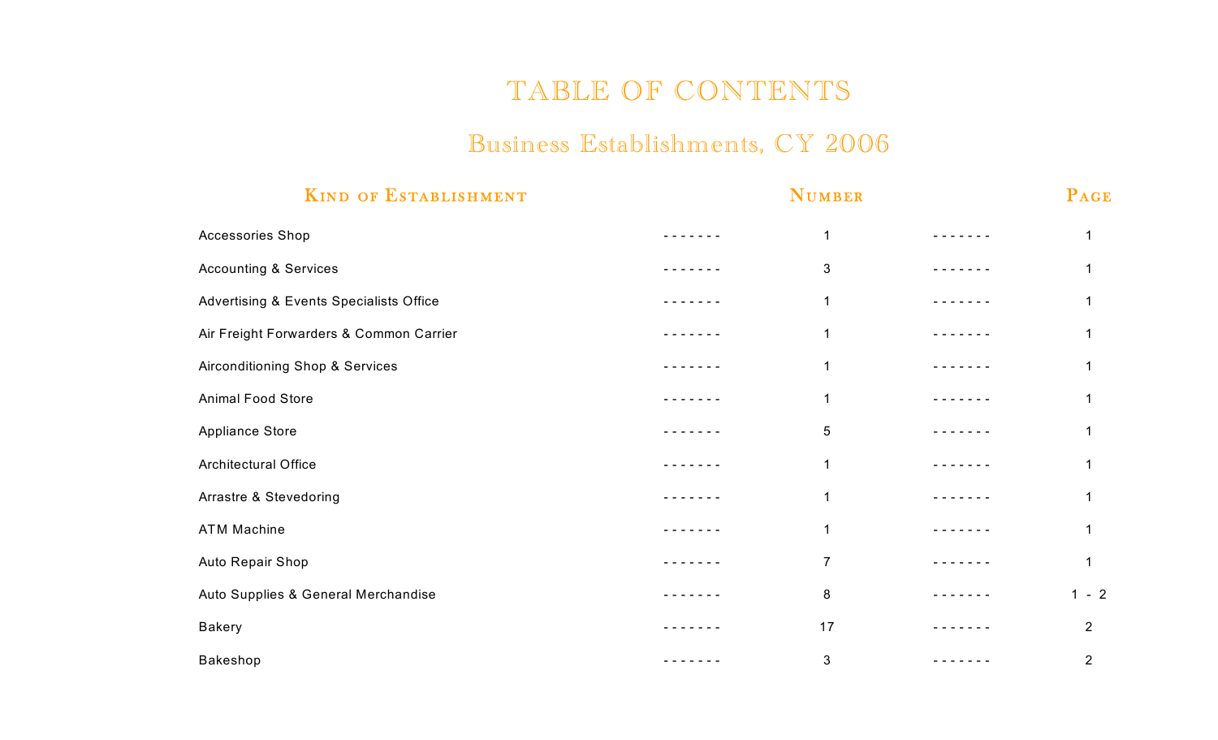# TABLE OF CONTENTS

## Business Establishments, CY 2006

| Kind of Establishment | Number | Page |
|---|---|---|
| Accessories Shop | 1 | 1 |
| Accounting & Services | 3 | 1 |
| Advertising & Events Specialists Office | 1 | 1 |
| Air Freight Forwarders & Common Carrier | 1 | 1 |
| Airconditioning Shop & Services | 1 | 1 |
| Animal Food Store | 1 | 1 |
| Appliance Store | 5 | 1 |
| Architectural Office | 1 | 1 |
| Arrastre & Stevedoring | 1 | 1 |
| ATM Machine | 1 | 1 |
| Auto Repair Shop | 7 | 1 |
| Auto Supplies & General Merchandise | 8 | 1 - 2 |
| Bakery | 17 | 2 |
| Bakeshop | 3 | 2 |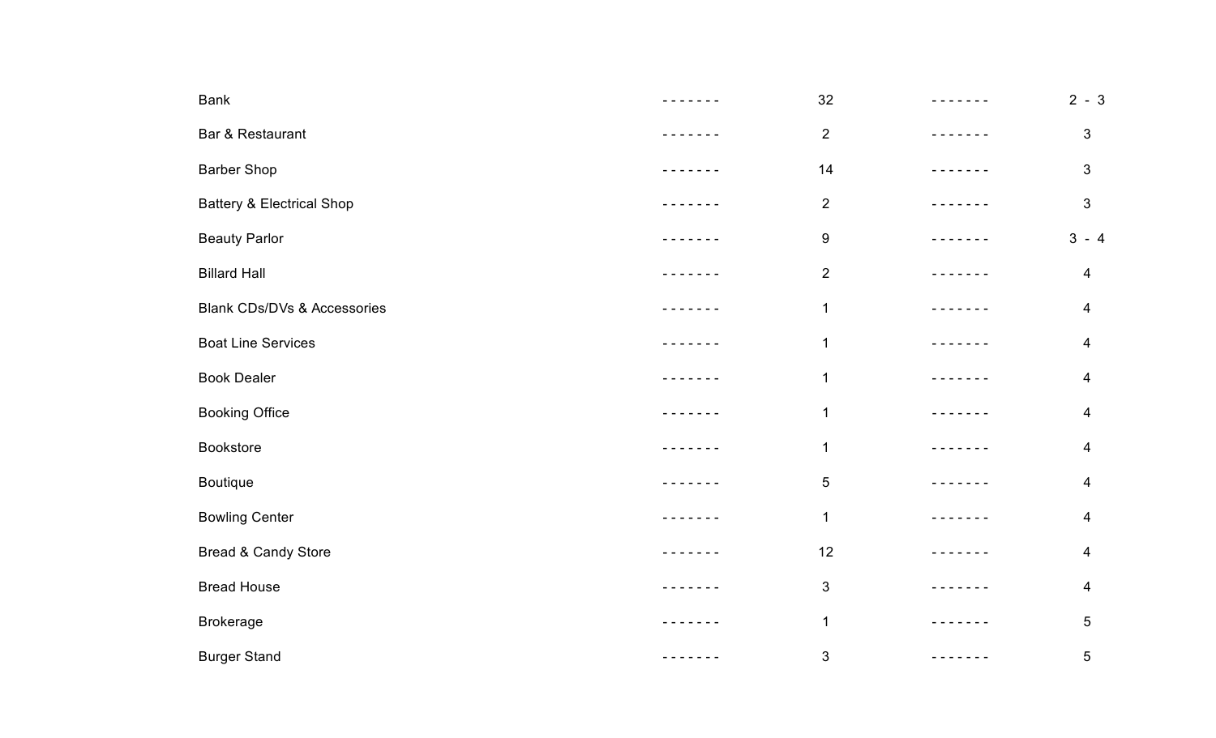| | | | | |
|---|---|---|---|---|
| Bank | ------- | 32 | ------- | 2 - 3 |
| Bar & Restaurant | ------- | 2 | ------- | 3 |
| Barber Shop | ------- | 14 | ------- | 3 |
| Battery & Electrical Shop | ------- | 2 | ------- | 3 |
| Beauty Parlor | ------- | 9 | ------- | 3 - 4 |
| Billard Hall | ------- | 2 | ------- | 4 |
| Blank CDs/DVs & Accessories | ------- | 1 | ------- | 4 |
| Boat Line Services | ------- | 1 | ------- | 4 |
| Book Dealer | ------- | 1 | ------- | 4 |
| Booking Office | ------- | 1 | ------- | 4 |
| Bookstore | ------- | 1 | ------- | 4 |
| Boutique | ------- | 5 | ------- | 4 |
| Bowling Center | ------- | 1 | ------- | 4 |
| Bread & Candy Store | ------- | 12 | ------- | 4 |
| Bread House | ------- | 3 | ------- | 4 |
| Brokerage | ------- | 1 | ------- | 5 |
| Burger Stand | ------- | 3 | ------- | 5 |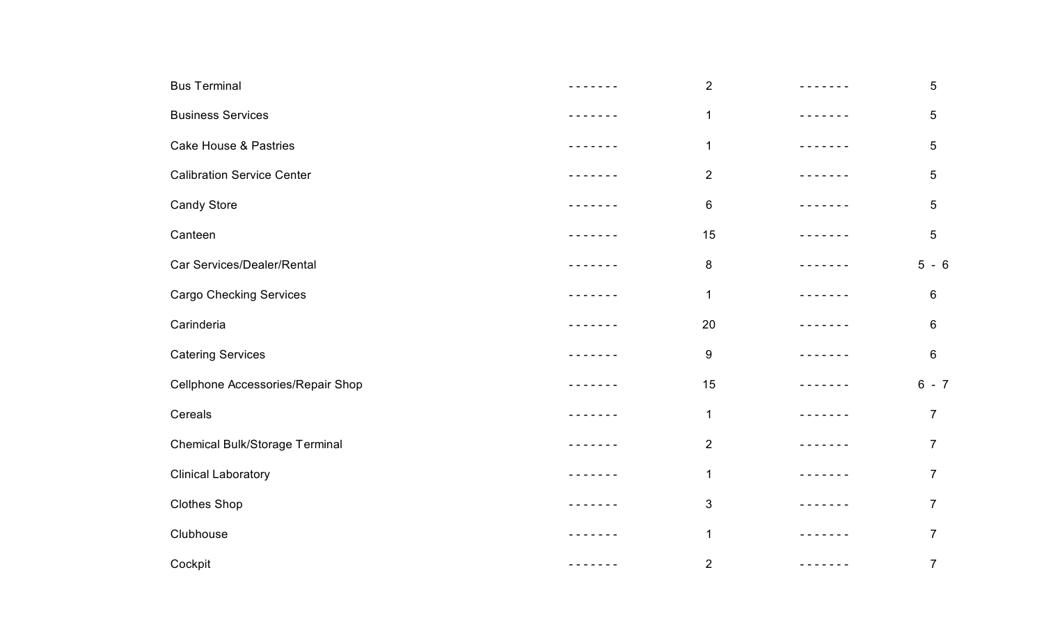| | | | | |
|---|---|---|---|---|
| Bus Terminal | ------- | 2 | ------- | 5 |
| Business Services | ------- | 1 | ------- | 5 |
| Cake House & Pastries | ------- | 1 | ------- | 5 |
| Calibration Service Center | ------- | 2 | ------- | 5 |
| Candy Store | ------- | 6 | ------- | 5 |
| Canteen | ------- | 15 | ------- | 5 |
| Car Services/Dealer/Rental | ------- | 8 | ------- | 5 - 6 |
| Cargo Checking Services | ------- | 1 | ------- | 6 |
| Carinderia | ------- | 20 | ------- | 6 |
| Catering Services | ------- | 9 | ------- | 6 |
| Cellphone Accessories/Repair Shop | ------- | 15 | ------- | 6 - 7 |
| Cereals | ------- | 1 | ------- | 7 |
| Chemical Bulk/Storage Terminal | ------- | 2 | ------- | 7 |
| Clinical Laboratory | ------- | 1 | ------- | 7 |
| Clothes Shop | ------- | 3 | ------- | 7 |
| Clubhouse | ------- | 1 | ------- | 7 |
| Cockpit | ------- | 2 | ------- | 7 |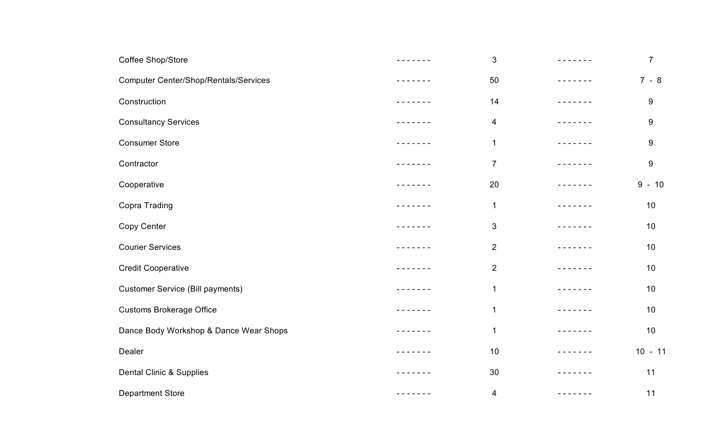| | | | | |
|---|---|---|---|---|
| Coffee Shop/Store | ------- | 3 | ------- | 7 |
| Computer Center/Shop/Rentals/Services | ------- | 50 | ------- | 7 - 8 |
| Construction | ------- | 14 | ------- | 9 |
| Consultancy Services | ------- | 4 | ------- | 9 |
| Consumer Store | ------- | 1 | ------- | 9 |
| Contractor | ------- | 7 | ------- | 9 |
| Cooperative | ------- | 20 | ------- | 9 - 10 |
| Copra Trading | ------- | 1 | ------- | 10 |
| Copy Center | ------- | 3 | ------- | 10 |
| Courier Services | ------- | 2 | ------- | 10 |
| Credit Cooperative | ------- | 2 | ------- | 10 |
| Customer Service (Bill payments) | ------- | 1 | ------- | 10 |
| Customs Brokerage Office | ------- | 1 | ------- | 10 |
| Dance Body Workshop & Dance Wear Shops | ------- | 1 | ------- | 10 |
| Dealer | ------- | 10 | ------- | 10 - 11 |
| Dental Clinic & Supplies | ------- | 30 | ------- | 11 |
| Department Store | ------- | 4 | ------- | 11 |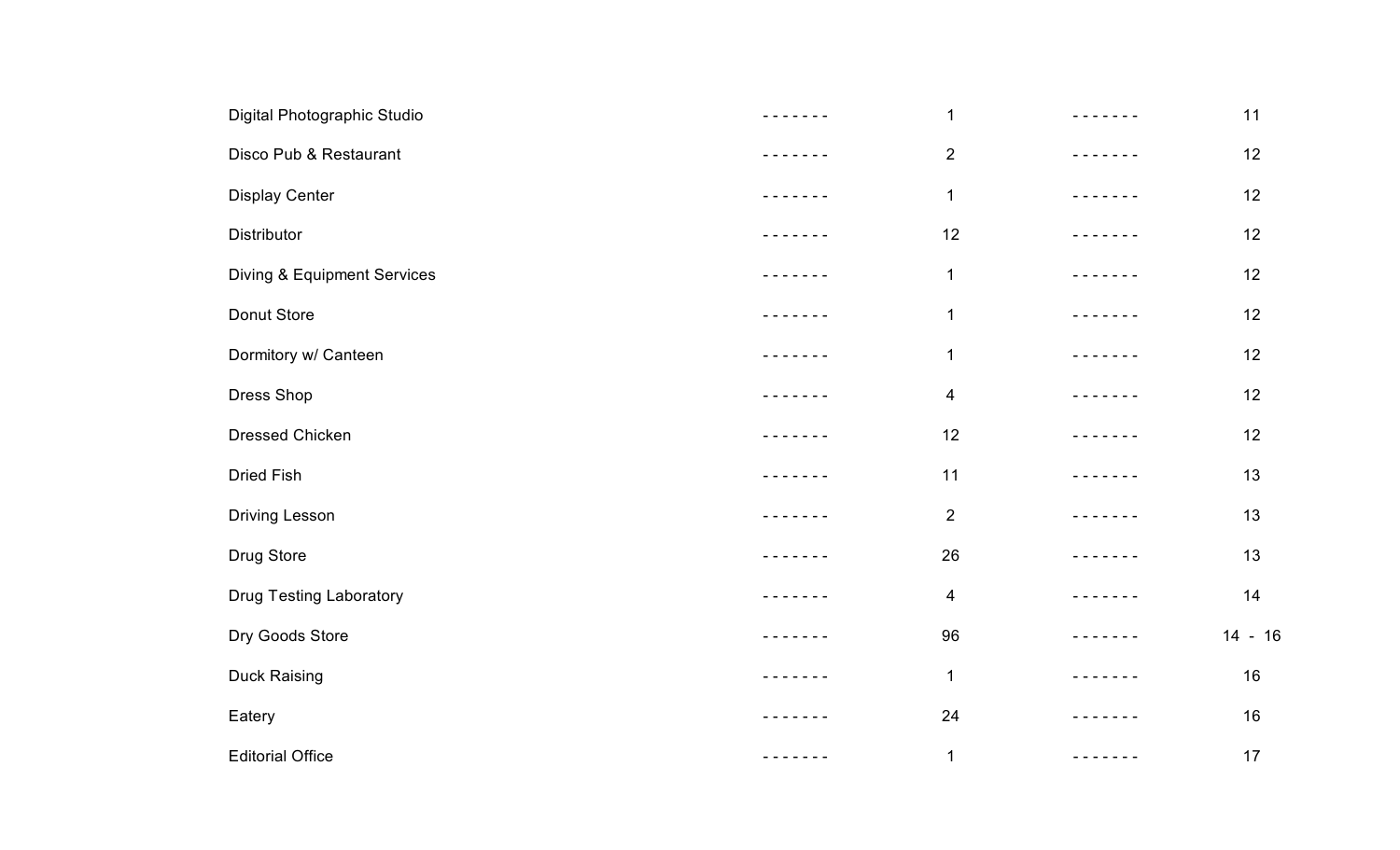| | | | | |
|---|---|---|---|---|
| Digital Photographic Studio | ------- | 1 | ------- | 11 |
| Disco Pub & Restaurant | ------- | 2 | ------- | 12 |
| Display Center | ------- | 1 | ------- | 12 |
| Distributor | ------- | 12 | ------- | 12 |
| Diving & Equipment Services | ------- | 1 | ------- | 12 |
| Donut Store | ------- | 1 | ------- | 12 |
| Dormitory w/ Canteen | ------- | 1 | ------- | 12 |
| Dress Shop | ------- | 4 | ------- | 12 |
| Dressed Chicken | ------- | 12 | ------- | 12 |
| Dried Fish | ------- | 11 | ------- | 13 |
| Driving Lesson | ------- | 2 | ------- | 13 |
| Drug Store | ------- | 26 | ------- | 13 |
| Drug Testing Laboratory | ------- | 4 | ------- | 14 |
| Dry Goods Store | ------- | 96 | ------- | 14 - 16 |
| Duck Raising | ------- | 1 | ------- | 16 |
| Eatery | ------- | 24 | ------- | 16 |
| Editorial Office | ------- | 1 | ------- | 17 |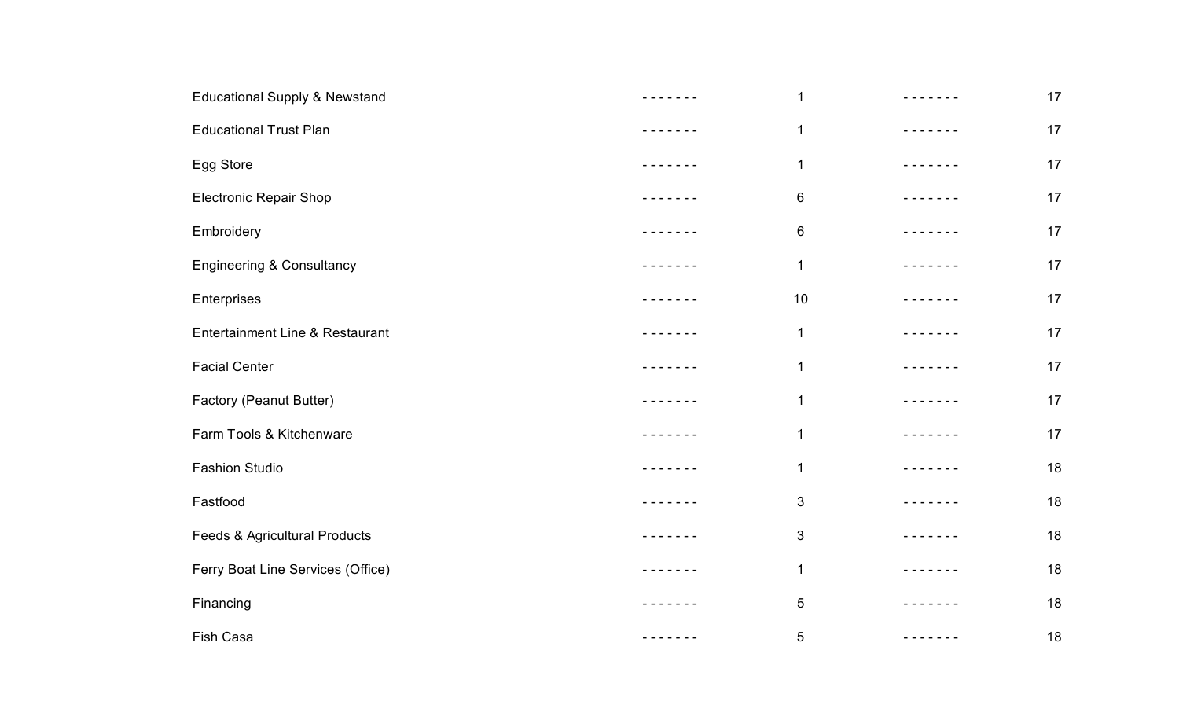| | | | | |
|---|---|---|---|---|
| Educational Supply & Newstand | ------- | 1 | ------- | 17 |
| Educational Trust Plan | ------- | 1 | ------- | 17 |
| Egg Store | ------- | 1 | ------- | 17 |
| Electronic Repair Shop | ------- | 6 | ------- | 17 |
| Embroidery | ------- | 6 | ------- | 17 |
| Engineering & Consultancy | ------- | 1 | ------- | 17 |
| Enterprises | ------- | 10 | ------- | 17 |
| Entertainment Line & Restaurant | ------- | 1 | ------- | 17 |
| Facial Center | ------- | 1 | ------- | 17 |
| Factory (Peanut Butter) | ------- | 1 | ------- | 17 |
| Farm Tools & Kitchenware | ------- | 1 | ------- | 17 |
| Fashion Studio | ------- | 1 | ------- | 18 |
| Fastfood | ------- | 3 | ------- | 18 |
| Feeds & Agricultural Products | ------- | 3 | ------- | 18 |
| Ferry Boat Line Services (Office) | ------- | 1 | ------- | 18 |
| Financing | ------- | 5 | ------- | 18 |
| Fish Casa | ------- | 5 | ------- | 18 |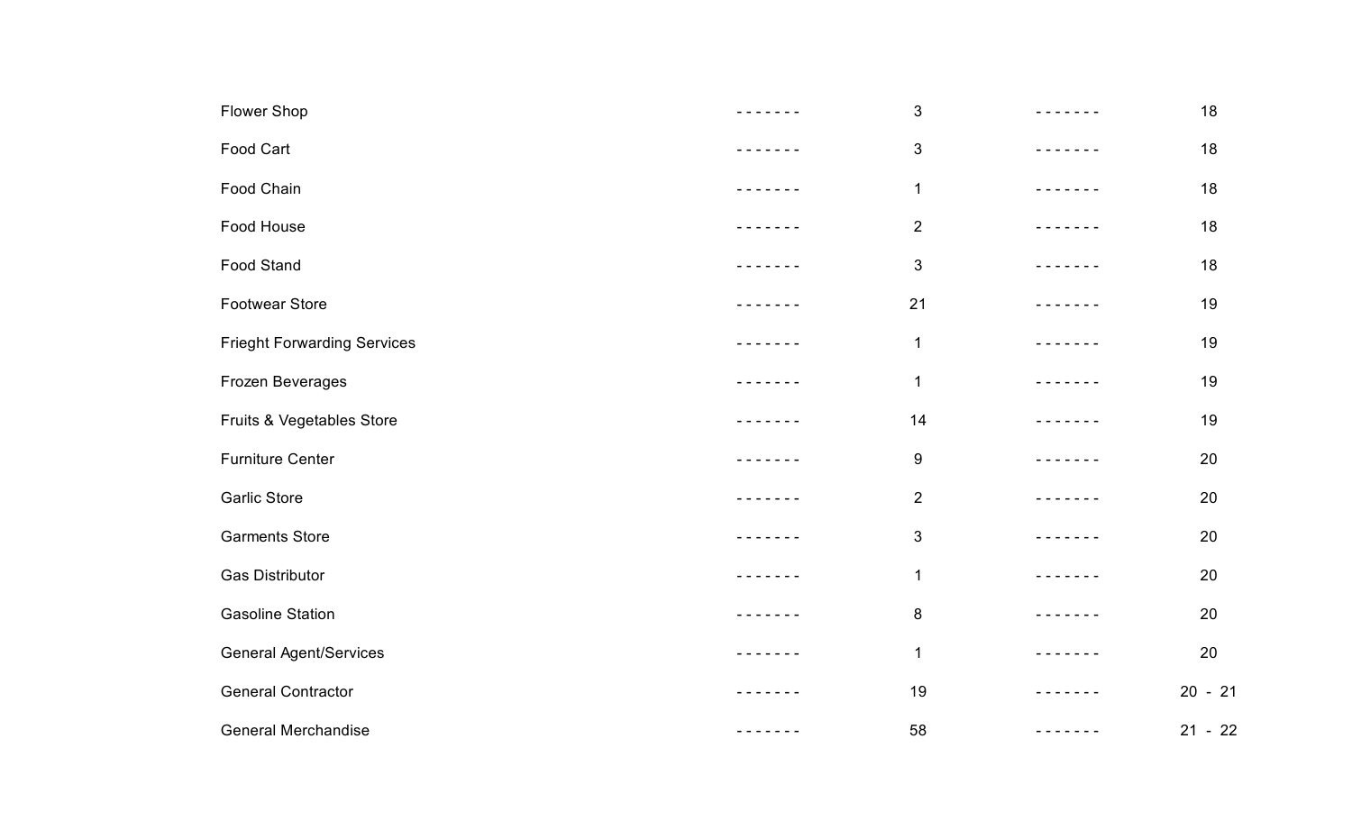| | | | | |
|---|---|---|---|---|
| Flower Shop | - - - - - - - | 3 | - - - - - - - | 18 |
| Food Cart | - - - - - - - | 3 | - - - - - - - | 18 |
| Food Chain | - - - - - - - | 1 | - - - - - - - | 18 |
| Food House | - - - - - - - | 2 | - - - - - - - | 18 |
| Food Stand | - - - - - - - | 3 | - - - - - - - | 18 |
| Footwear Store | - - - - - - - | 21 | - - - - - - - | 19 |
| Frieght Forwarding Services | - - - - - - - | 1 | - - - - - - - | 19 |
| Frozen Beverages | - - - - - - - | 1 | - - - - - - - | 19 |
| Fruits & Vegetables Store | - - - - - - - | 14 | - - - - - - - | 19 |
| Furniture Center | - - - - - - - | 9 | - - - - - - - | 20 |
| Garlic Store | - - - - - - - | 2 | - - - - - - - | 20 |
| Garments Store | - - - - - - - | 3 | - - - - - - - | 20 |
| Gas Distributor | - - - - - - - | 1 | - - - - - - - | 20 |
| Gasoline Station | - - - - - - - | 8 | - - - - - - - | 20 |
| General Agent/Services | - - - - - - - | 1 | - - - - - - - | 20 |
| General Contractor | - - - - - - - | 19 | - - - - - - - | 20 - 21 |
| General Merchandise | - - - - - - - | 58 | - - - - - - - | 21 - 22 |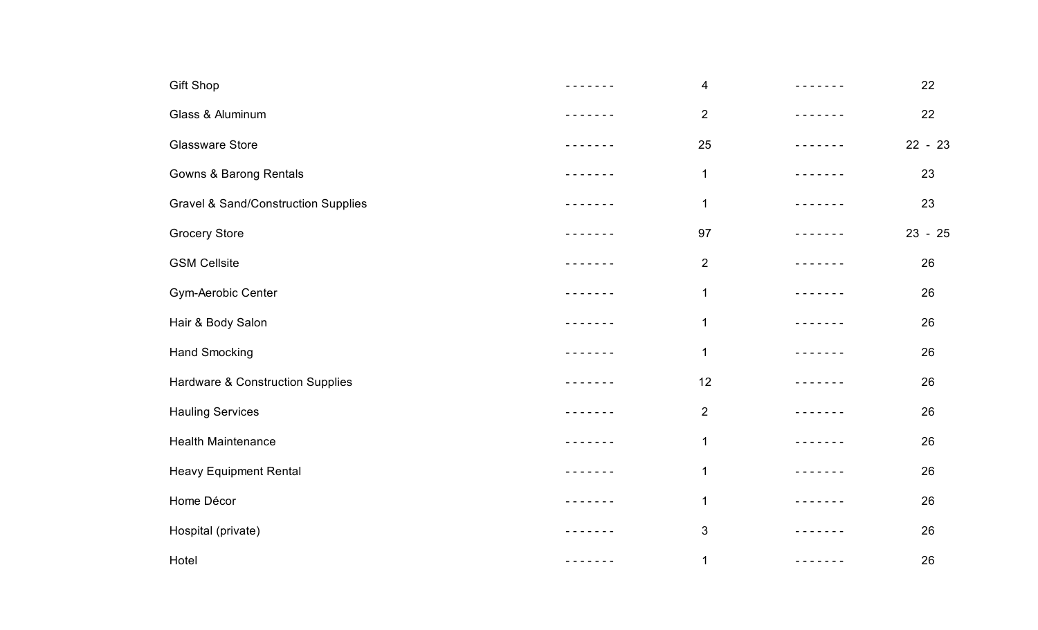| | | | | |
|---|---|---|---|---|
| Gift Shop | ------- | 4 | ------- | 22 |
| Glass & Aluminum | ------- | 2 | ------- | 22 |
| Glassware Store | ------- | 25 | ------- | 22 - 23 |
| Gowns & Barong Rentals | ------- | 1 | ------- | 23 |
| Gravel & Sand/Construction Supplies | ------- | 1 | ------- | 23 |
| Grocery Store | ------- | 97 | ------- | 23 - 25 |
| GSM Cellsite | ------- | 2 | ------- | 26 |
| Gym-Aerobic Center | ------- | 1 | ------- | 26 |
| Hair & Body Salon | ------- | 1 | ------- | 26 |
| Hand Smocking | ------- | 1 | ------- | 26 |
| Hardware & Construction Supplies | ------- | 12 | ------- | 26 |
| Hauling Services | ------- | 2 | ------- | 26 |
| Health Maintenance | ------- | 1 | ------- | 26 |
| Heavy Equipment Rental | ------- | 1 | ------- | 26 |
| Home Décor | ------- | 1 | ------- | 26 |
| Hospital (private) | ------- | 3 | ------- | 26 |
| Hotel | ------- | 1 | ------- | 26 |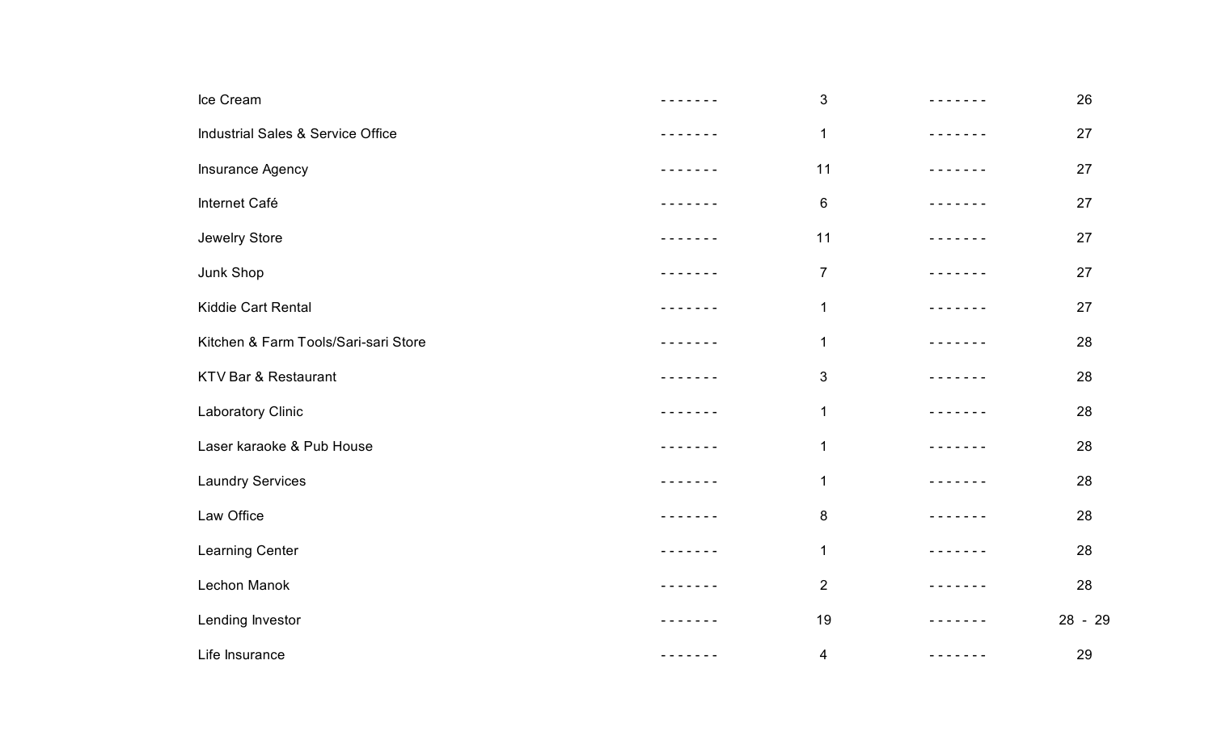| | | | | |
|---|---|---|---|---|
| Ice Cream | ------- | 3 | ------- | 26 |
| Industrial Sales & Service Office | ------- | 1 | ------- | 27 |
| Insurance Agency | ------- | 11 | ------- | 27 |
| Internet Café | ------- | 6 | ------- | 27 |
| Jewelry Store | ------- | 11 | ------- | 27 |
| Junk Shop | ------- | 7 | ------- | 27 |
| Kiddie Cart Rental | ------- | 1 | ------- | 27 |
| Kitchen & Farm Tools/Sari-sari Store | ------- | 1 | ------- | 28 |
| KTV Bar & Restaurant | ------- | 3 | ------- | 28 |
| Laboratory Clinic | ------- | 1 | ------- | 28 |
| Laser karaoke & Pub House | ------- | 1 | ------- | 28 |
| Laundry Services | ------- | 1 | ------- | 28 |
| Law Office | ------- | 8 | ------- | 28 |
| Learning Center | ------- | 1 | ------- | 28 |
| Lechon Manok | ------- | 2 | ------- | 28 |
| Lending Investor | ------- | 19 | ------- | 28 - 29 |
| Life Insurance | ------- | 4 | ------- | 29 |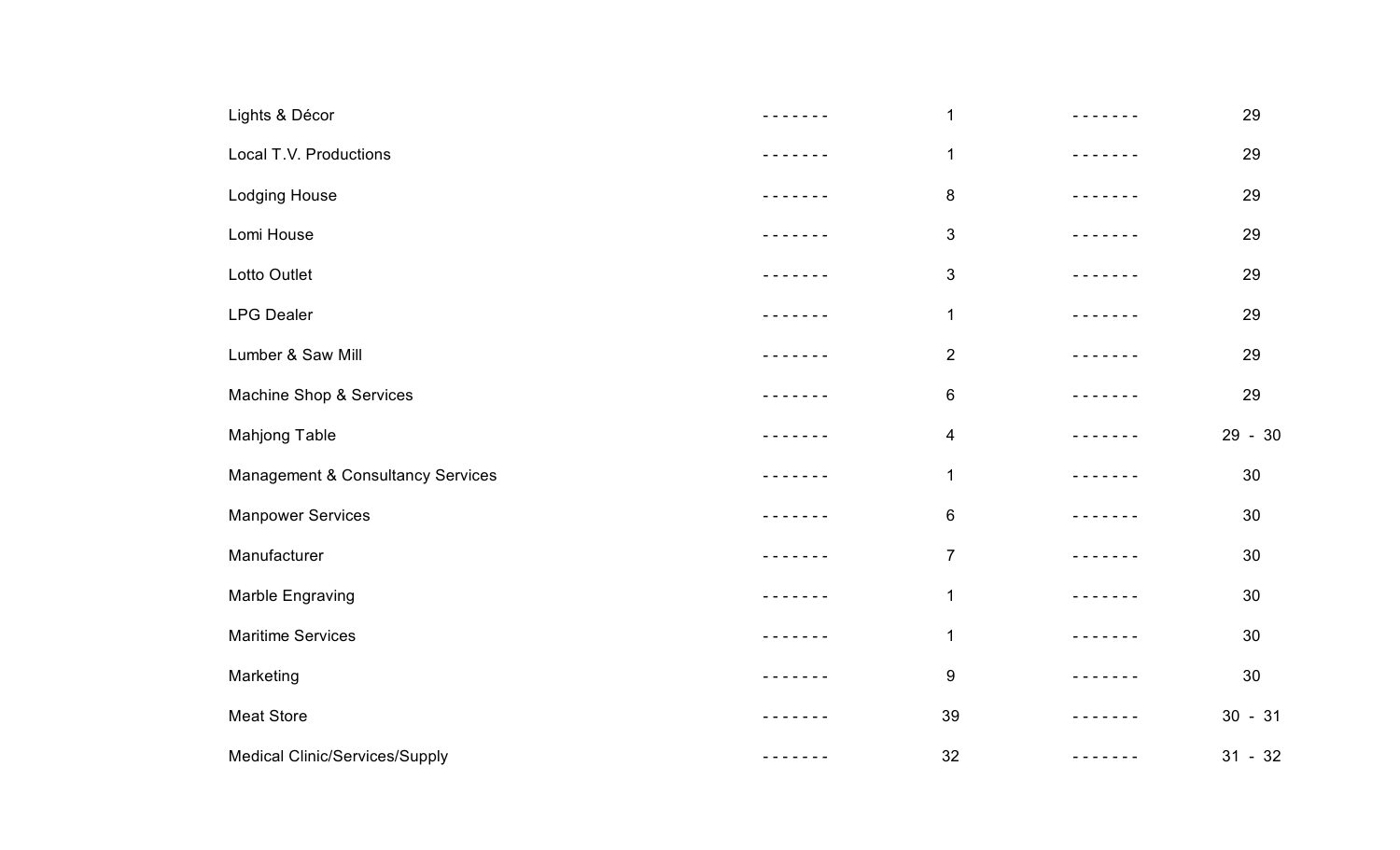| Category | | Count | | Page |
|---|---|---|---|---|
| Lights & Décor | ------- | 1 | ------- | 29 |
| Local T.V. Productions | ------- | 1 | ------- | 29 |
| Lodging House | ------- | 8 | ------- | 29 |
| Lomi House | ------- | 3 | ------- | 29 |
| Lotto Outlet | ------- | 3 | ------- | 29 |
| LPG Dealer | ------- | 1 | ------- | 29 |
| Lumber & Saw Mill | ------- | 2 | ------- | 29 |
| Machine Shop & Services | ------- | 6 | ------- | 29 |
| Mahjong Table | ------- | 4 | ------- | 29 - 30 |
| Management & Consultancy Services | ------- | 1 | ------- | 30 |
| Manpower Services | ------- | 6 | ------- | 30 |
| Manufacturer | ------- | 7 | ------- | 30 |
| Marble Engraving | ------- | 1 | ------- | 30 |
| Maritime Services | ------- | 1 | ------- | 30 |
| Marketing | ------- | 9 | ------- | 30 |
| Meat Store | ------- | 39 | ------- | 30 - 31 |
| Medical Clinic/Services/Supply | ------- | 32 | ------- | 31 - 32 |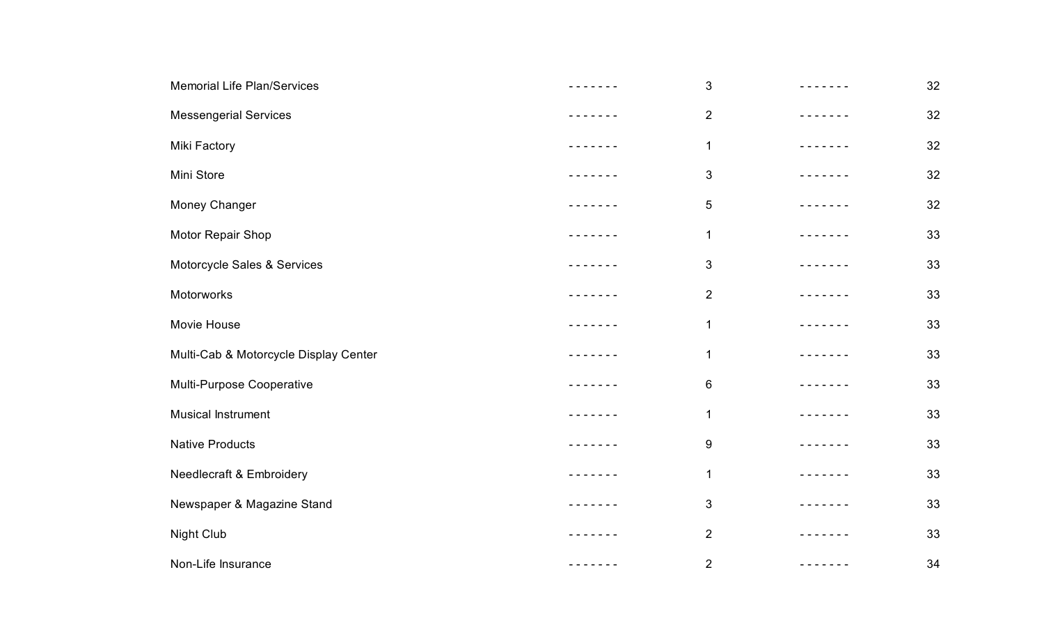| | | | | |
|---|---|---|---|---|
| Memorial Life Plan/Services | ------- | 3 | ------- | 32 |
| Messengerial Services | ------- | 2 | ------- | 32 |
| Miki Factory | ------- | 1 | ------- | 32 |
| Mini Store | ------- | 3 | ------- | 32 |
| Money Changer | ------- | 5 | ------- | 32 |
| Motor Repair Shop | ------- | 1 | ------- | 33 |
| Motorcycle Sales & Services | ------- | 3 | ------- | 33 |
| Motorworks | ------- | 2 | ------- | 33 |
| Movie House | ------- | 1 | ------- | 33 |
| Multi-Cab & Motorcycle Display Center | ------- | 1 | ------- | 33 |
| Multi-Purpose Cooperative | ------- | 6 | ------- | 33 |
| Musical Instrument | ------- | 1 | ------- | 33 |
| Native Products | ------- | 9 | ------- | 33 |
| Needlecraft & Embroidery | ------- | 1 | ------- | 33 |
| Newspaper & Magazine Stand | ------- | 3 | ------- | 33 |
| Night Club | ------- | 2 | ------- | 33 |
| Non-Life Insurance | ------- | 2 | ------- | 34 |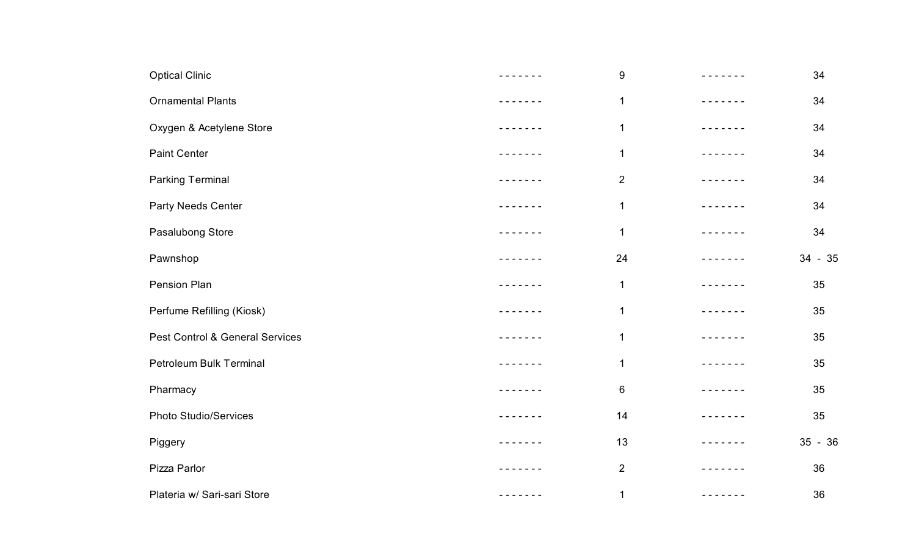| | | | | |
|---|---|---|---|---|
| Optical Clinic | ------- | 9 | ------- | 34 |
| Ornamental Plants | ------- | 1 | ------- | 34 |
| Oxygen & Acetylene Store | ------- | 1 | ------- | 34 |
| Paint Center | ------- | 1 | ------- | 34 |
| Parking Terminal | ------- | 2 | ------- | 34 |
| Party Needs Center | ------- | 1 | ------- | 34 |
| Pasalubong Store | ------- | 1 | ------- | 34 |
| Pawnshop | ------- | 24 | ------- | 34 - 35 |
| Pension Plan | ------- | 1 | ------- | 35 |
| Perfume Refilling (Kiosk) | ------- | 1 | ------- | 35 |
| Pest Control & General Services | ------- | 1 | ------- | 35 |
| Petroleum Bulk Terminal | ------- | 1 | ------- | 35 |
| Pharmacy | ------- | 6 | ------- | 35 |
| Photo Studio/Services | ------- | 14 | ------- | 35 |
| Piggery | ------- | 13 | ------- | 35 - 36 |
| Pizza Parlor | ------- | 2 | ------- | 36 |
| Plateria w/ Sari-sari Store | ------- | 1 | ------- | 36 |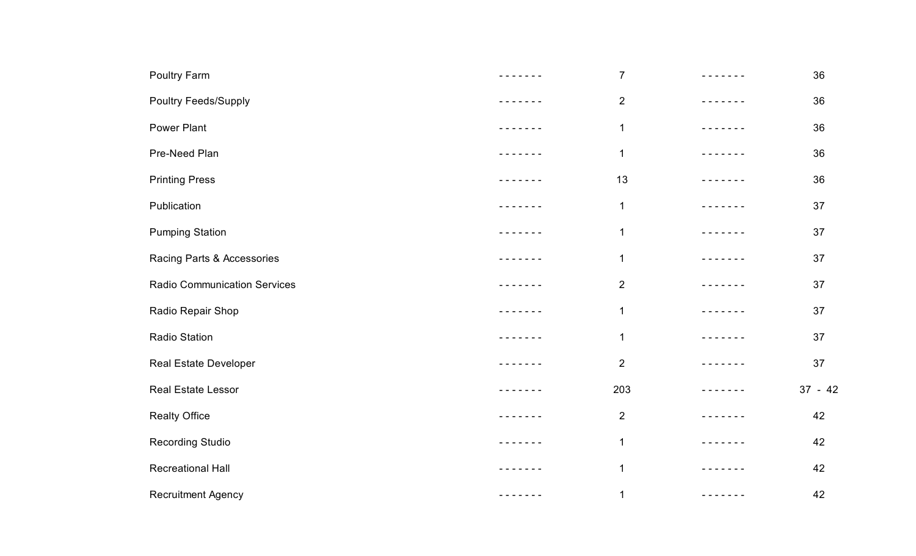| | | | | |
|---|---|---|---|---|
| Poultry Farm | ------- | 7 | ------- | 36 |
| Poultry Feeds/Supply | ------- | 2 | ------- | 36 |
| Power Plant | ------- | 1 | ------- | 36 |
| Pre-Need Plan | ------- | 1 | ------- | 36 |
| Printing Press | ------- | 13 | ------- | 36 |
| Publication | ------- | 1 | ------- | 37 |
| Pumping Station | ------- | 1 | ------- | 37 |
| Racing Parts & Accessories | ------- | 1 | ------- | 37 |
| Radio Communication Services | ------- | 2 | ------- | 37 |
| Radio Repair Shop | ------- | 1 | ------- | 37 |
| Radio Station | ------- | 1 | ------- | 37 |
| Real Estate Developer | ------- | 2 | ------- | 37 |
| Real Estate Lessor | ------- | 203 | ------- | 37 - 42 |
| Realty Office | ------- | 2 | ------- | 42 |
| Recording Studio | ------- | 1 | ------- | 42 |
| Recreational Hall | ------- | 1 | ------- | 42 |
| Recruitment Agency | ------- | 1 | ------- | 42 |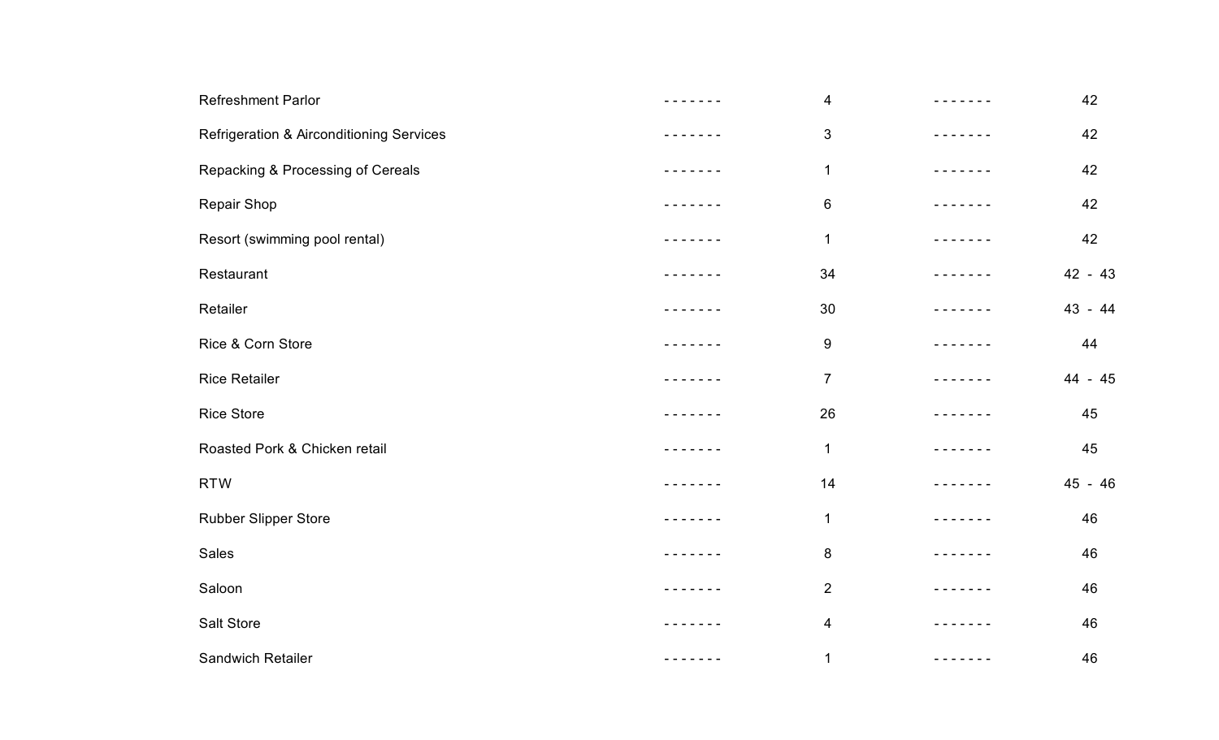| | | | | |
|---|---|---|---|---|
| Refreshment Parlor | ------- | 4 | ------- | 42 |
| Refrigeration & Airconditioning Services | ------- | 3 | ------- | 42 |
| Repacking & Processing of Cereals | ------- | 1 | ------- | 42 |
| Repair Shop | ------- | 6 | ------- | 42 |
| Resort (swimming pool rental) | ------- | 1 | ------- | 42 |
| Restaurant | ------- | 34 | ------- | 42 - 43 |
| Retailer | ------- | 30 | ------- | 43 - 44 |
| Rice & Corn Store | ------- | 9 | ------- | 44 |
| Rice Retailer | ------- | 7 | ------- | 44 - 45 |
| Rice Store | ------- | 26 | ------- | 45 |
| Roasted Pork & Chicken retail | ------- | 1 | ------- | 45 |
| RTW | ------- | 14 | ------- | 45 - 46 |
| Rubber Slipper Store | ------- | 1 | ------- | 46 |
| Sales | ------- | 8 | ------- | 46 |
| Saloon | ------- | 2 | ------- | 46 |
| Salt Store | ------- | 4 | ------- | 46 |
| Sandwich Retailer | ------- | 1 | ------- | 46 |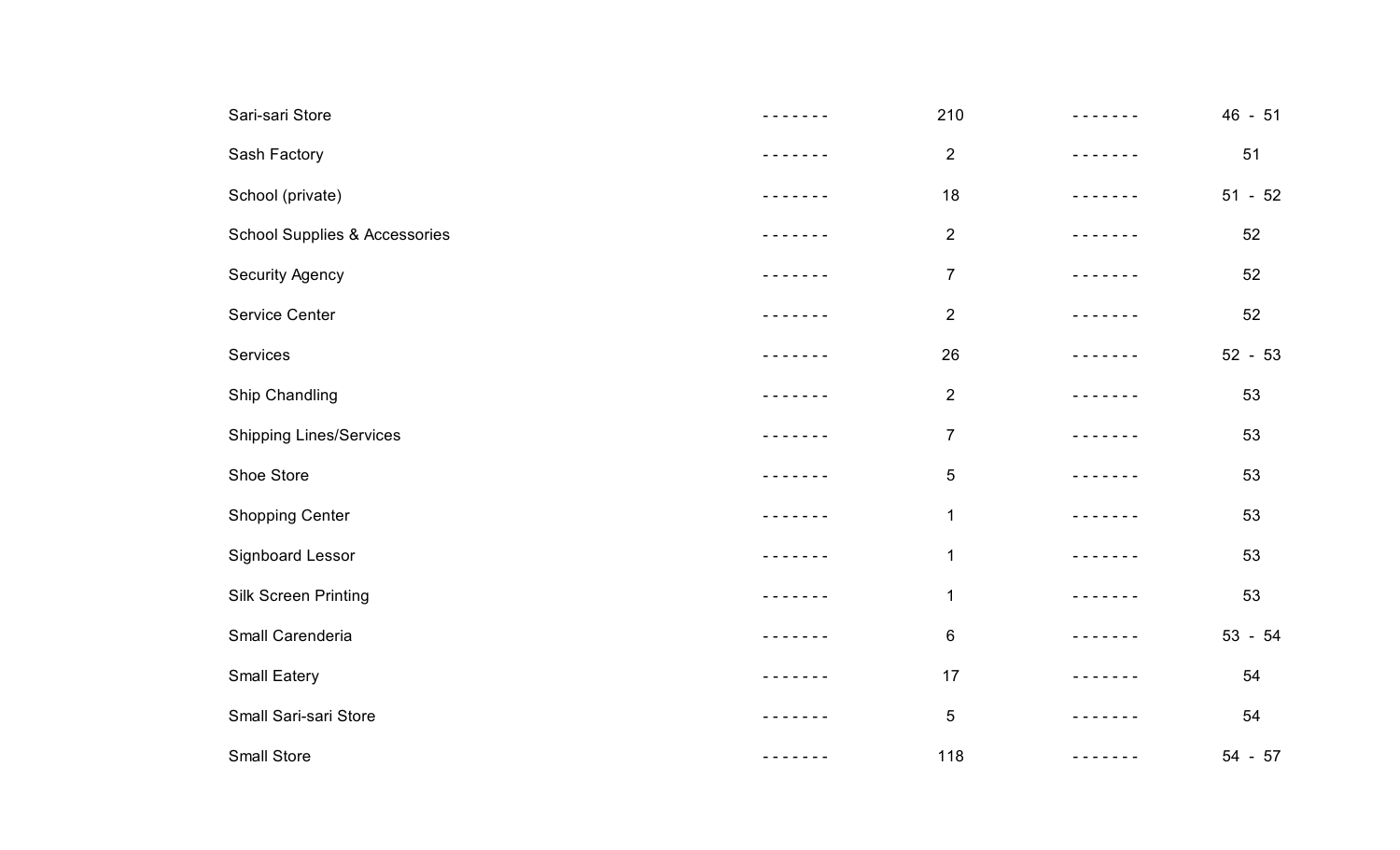| | | | | |
|---|---|---|---|---|
| Sari-sari Store | - - - - - - - | 210 | - - - - - - - | 46 - 51 |
| Sash Factory | - - - - - - - | 2 | - - - - - - - | 51 |
| School (private) | - - - - - - - | 18 | - - - - - - - | 51 - 52 |
| School Supplies & Accessories | - - - - - - - | 2 | - - - - - - - | 52 |
| Security Agency | - - - - - - - | 7 | - - - - - - - | 52 |
| Service Center | - - - - - - - | 2 | - - - - - - - | 52 |
| Services | - - - - - - - | 26 | - - - - - - - | 52 - 53 |
| Ship Chandling | - - - - - - - | 2 | - - - - - - - | 53 |
| Shipping Lines/Services | - - - - - - - | 7 | - - - - - - - | 53 |
| Shoe Store | - - - - - - - | 5 | - - - - - - - | 53 |
| Shopping Center | - - - - - - - | 1 | - - - - - - - | 53 |
| Signboard Lessor | - - - - - - - | 1 | - - - - - - - | 53 |
| Silk Screen Printing | - - - - - - - | 1 | - - - - - - - | 53 |
| Small Carenderia | - - - - - - - | 6 | - - - - - - - | 53 - 54 |
| Small Eatery | - - - - - - - | 17 | - - - - - - - | 54 |
| Small Sari-sari Store | - - - - - - - | 5 | - - - - - - - | 54 |
| Small Store | - - - - - - - | 118 | - - - - - - - | 54 - 57 |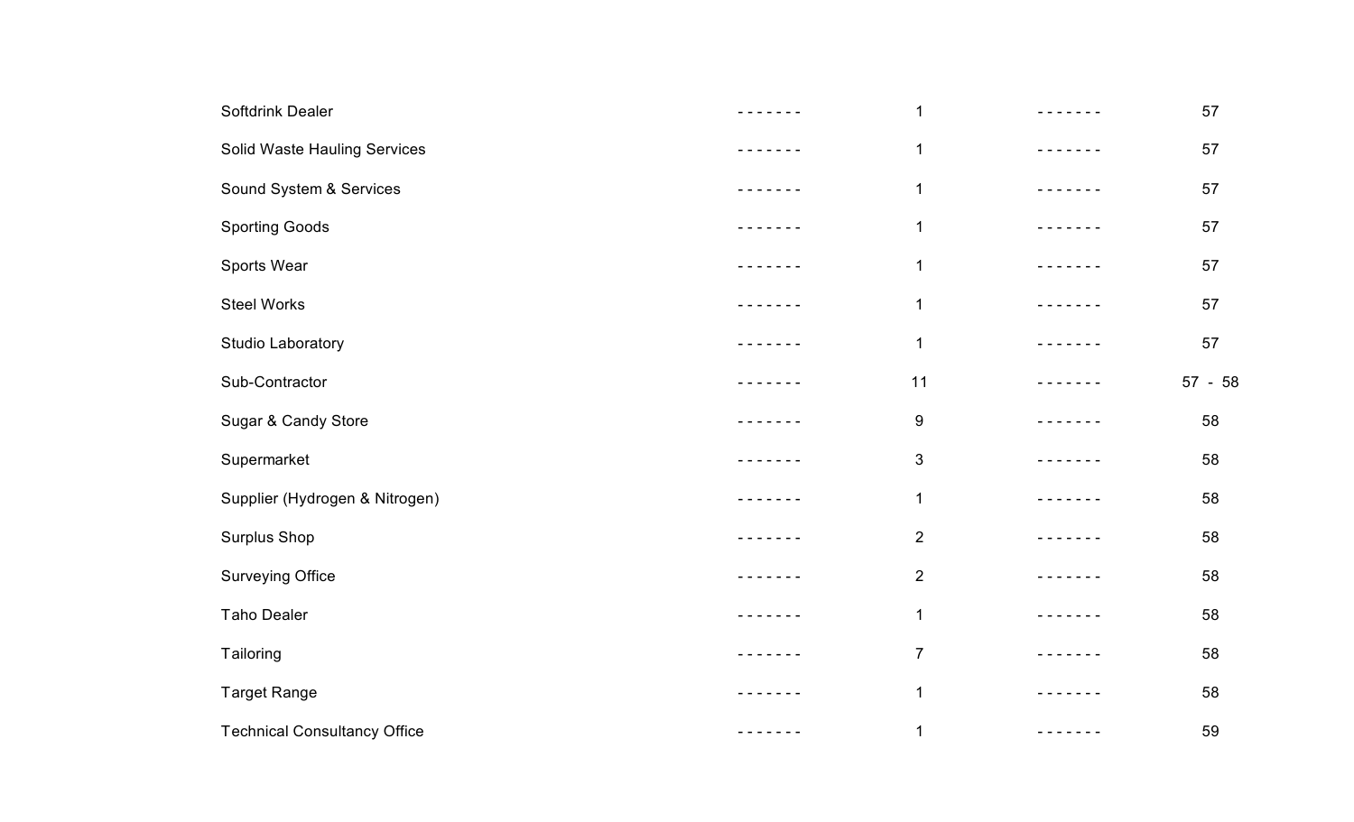| | | | | |
|---|---|---|---|---|
| Softdrink Dealer | ------- | 1 | ------- | 57 |
| Solid Waste Hauling Services | ------- | 1 | ------- | 57 |
| Sound System & Services | ------- | 1 | ------- | 57 |
| Sporting Goods | ------- | 1 | ------- | 57 |
| Sports Wear | ------- | 1 | ------- | 57 |
| Steel Works | ------- | 1 | ------- | 57 |
| Studio Laboratory | ------- | 1 | ------- | 57 |
| Sub-Contractor | ------- | 11 | ------- | 57 - 58 |
| Sugar & Candy Store | ------- | 9 | ------- | 58 |
| Supermarket | ------- | 3 | ------- | 58 |
| Supplier (Hydrogen & Nitrogen) | ------- | 1 | ------- | 58 |
| Surplus Shop | ------- | 2 | ------- | 58 |
| Surveying Office | ------- | 2 | ------- | 58 |
| Taho Dealer | ------- | 1 | ------- | 58 |
| Tailoring | ------- | 7 | ------- | 58 |
| Target Range | ------- | 1 | ------- | 58 |
| Technical Consultancy Office | ------- | 1 | ------- | 59 |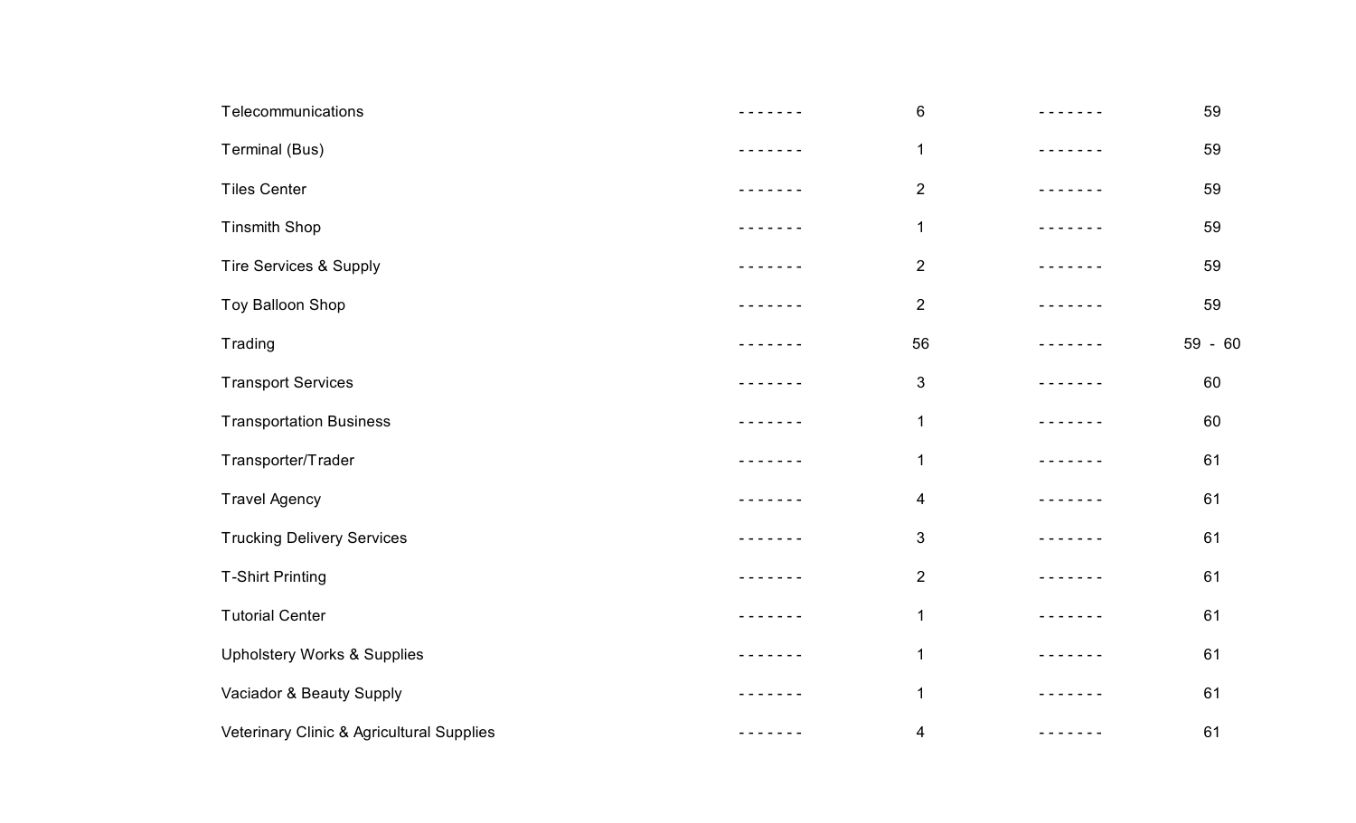| | | | | |
|---|---|---|---|---|
| Telecommunications | ------- | 6 | ------- | 59 |
| Terminal (Bus) | ------- | 1 | ------- | 59 |
| Tiles Center | ------- | 2 | ------- | 59 |
| Tinsmith Shop | ------- | 1 | ------- | 59 |
| Tire Services & Supply | ------- | 2 | ------- | 59 |
| Toy Balloon Shop | ------- | 2 | ------- | 59 |
| Trading | ------- | 56 | ------- | 59 - 60 |
| Transport Services | ------- | 3 | ------- | 60 |
| Transportation Business | ------- | 1 | ------- | 60 |
| Transporter/Trader | ------- | 1 | ------- | 61 |
| Travel Agency | ------- | 4 | ------- | 61 |
| Trucking Delivery Services | ------- | 3 | ------- | 61 |
| T-Shirt Printing | ------- | 2 | ------- | 61 |
| Tutorial Center | ------- | 1 | ------- | 61 |
| Upholstery Works & Supplies | ------- | 1 | ------- | 61 |
| Vaciador & Beauty Supply | ------- | 1 | ------- | 61 |
| Veterinary Clinic & Agricultural Supplies | ------- | 4 | ------- | 61 |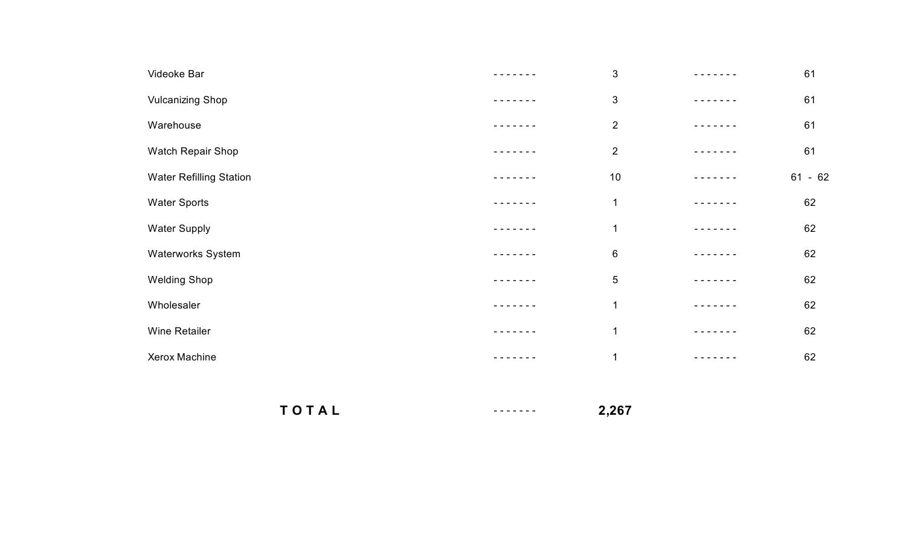| | | | | |
|---|---|---|---|---|
| Videoke Bar | ------- | 3 | ------- | 61 |
| Vulcanizing Shop | ------- | 3 | ------- | 61 |
| Warehouse | ------- | 2 | ------- | 61 |
| Watch Repair Shop | ------- | 2 | ------- | 61 |
| Water Refilling Station | ------- | 10 | ------- | 61 - 62 |
| Water Sports | ------- | 1 | ------- | 62 |
| Water Supply | ------- | 1 | ------- | 62 |
| Waterworks System | ------- | 6 | ------- | 62 |
| Welding Shop | ------- | 5 | ------- | 62 |
| Wholesaler | ------- | 1 | ------- | 62 |
| Wine Retailer | ------- | 1 | ------- | 62 |
| Xerox Machine | ------- | 1 | ------- | 62 |
| **TOTAL** | ------- | **2,267** | | |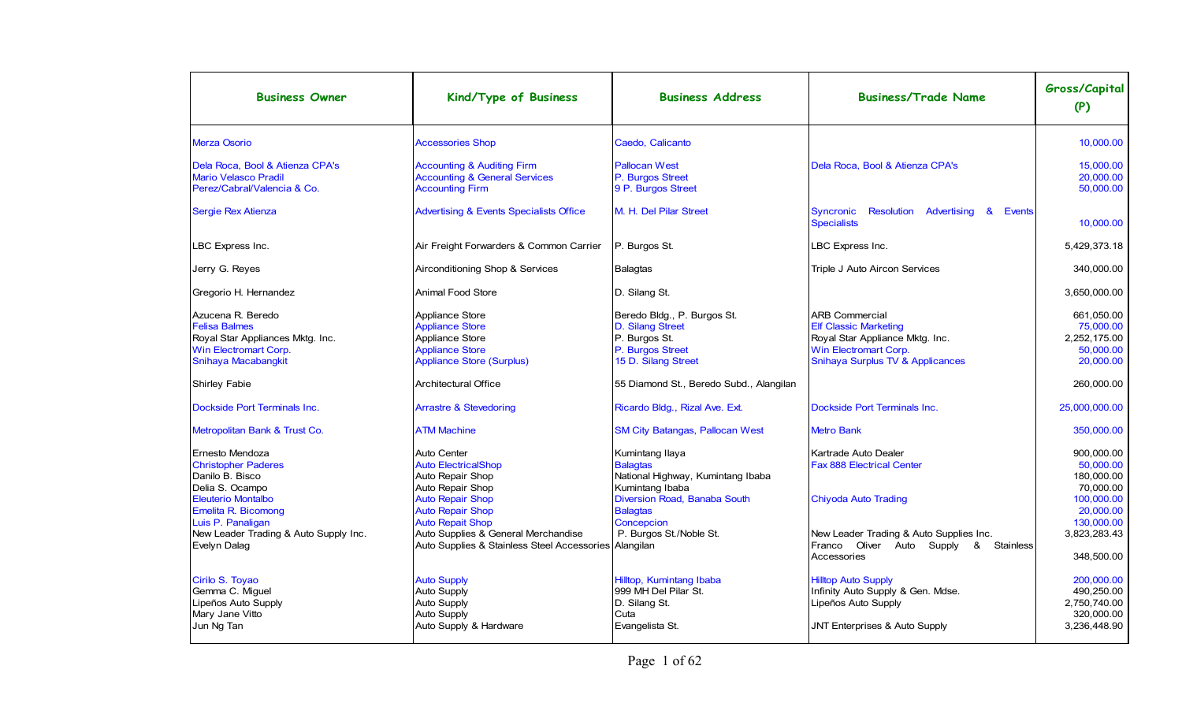| Business Owner | Kind/Type of Business | Business Address | Business/Trade Name | Gross/Capital (P) |
|---|---|---|---|---|
| Merza Osorio | Accessories Shop | Caedo, Calicanto | | 10,000.00 |
| Dela Roca, Bool & Atienza CPA's | Accounting & Auditing Firm | Pallocan West | Dela Roca, Bool & Atienza CPA's | 15,000.00 |
| Mario Velasco Pradil | Accounting & General Services | P. Burgos Street | | 20,000.00 |
| Perez/Cabral/Valencia & Co. | Accounting Firm | 9 P. Burgos Street | | 50,000.00 |
| Sergie Rex Atienza | Advertising & Events Specialists Office | M. H. Del Pilar Street | Syncronic Resolution Advertising & Events Specialists | 10,000.00 |
| LBC Express Inc. | Air Freight Forwarders & Common Carrier | P. Burgos St. | LBC Express Inc. | 5,429,373.18 |
| Jerry G. Reyes | Airconditioning Shop & Services | Balagtas | Triple J Auto Aircon Services | 340,000.00 |
| Gregorio H. Hernandez | Animal Food Store | D. Silang St. | | 3,650,000.00 |
| Azucena R. Beredo | Appliance Store | Beredo Bldg., P. Burgos St. | ARB Commercial | 661,050.00 |
| Felisa Balmes | Appliance Store | D. Silang Street | Elf Classic Marketing | 75,000.00 |
| Royal Star Appliances Mktg. Inc. | Appliance Store | P. Burgos St. | Royal Star Appliance Mktg. Inc. | 2,252,175.00 |
| Win Electromart Corp. | Appliance Store | P. Burgos Street | Win Electromart Corp. | 50,000.00 |
| Snihaya Macabangkit | Appliance Store (Surplus) | 15 D. Silang Street | Snihaya Surplus TV & Applicances | 20,000.00 |
| Shirley Fabie | Architectural Office | 55 Diamond St., Beredo Subd., Alangilan | | 260,000.00 |
| Dockside Port Terminals Inc. | Arrastre & Stevedoring | Ricardo Bldg., Rizal Ave. Ext. | Dockside Port Terminals Inc. | 25,000,000.00 |
| Metropolitan Bank & Trust Co. | ATM Machine | SM City Batangas, Pallocan West | Metro Bank | 350,000.00 |
| Ernesto Mendoza | Auto Center | Kumintang Ilaya | Kartrade Auto Dealer | 900,000.00 |
| Christopher Paderes | Auto ElectricalShop | Balagtas | Fax 888 Electrical Center | 50,000.00 |
| Danilo B. Bisco | Auto Repair Shop | National Highway, Kumintang Ibaba | | 180,000.00 |
| Delia S. Ocampo | Auto Repair Shop | Kumintang Ibaba | | 70,000.00 |
| Eleuterio Montalbo | Auto Repair Shop | Diversion Road, Banaba South | Chiyoda Auto Trading | 100,000.00 |
| Emelita R. Bicomong | Auto Repair Shop | Balagtas | | 20,000.00 |
| Luis P. Panaligan | Auto Repait Shop | Concepcion | | 130,000.00 |
| New Leader Trading & Auto Supply Inc. | Auto Supplies & General Merchandise | P. Burgos St./Noble St. | New Leader Trading & Auto Supplies Inc. | 3,823,283.43 |
| Evelyn Dalag | Auto Supplies & Stainless Steel Accessories | Alangilan | Franco Oliver Auto Supply & Stainless Accessories | 348,500.00 |
| Cirilo S. Toyao | Auto Supply | Hilltop, Kumintang Ibaba | Hilltop Auto Supply | 200,000.00 |
| Gemma C. Miguel | Auto Supply | 999 MH Del Pilar St. | Infinity Auto Supply & Gen. Mdse. | 490,250.00 |
| Lipeños Auto Supply | Auto Supply | D. Silang St. | Lipeños Auto Supply | 2,750,740.00 |
| Mary Jane Vitto | Auto Supply | Cuta | | 320,000.00 |
| Jun Ng Tan | Auto Supply & Hardware | Evangelista St. | JNT Enterprises & Auto Supply | 3,236,448.90 |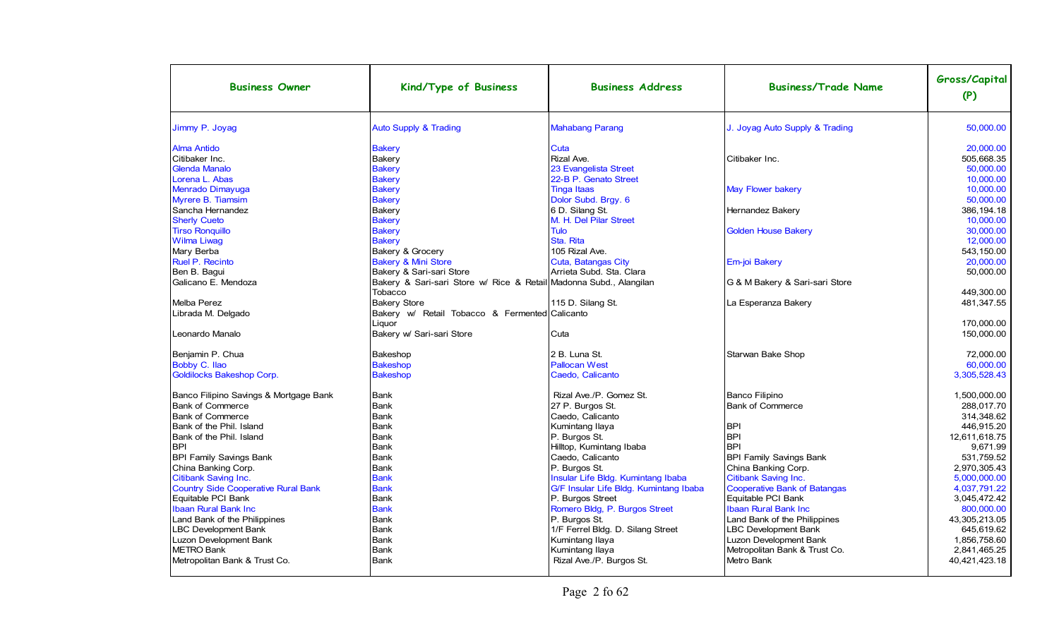| Business Owner | Kind/Type of Business | Business Address | Business/Trade Name | Gross/Capital (P) |
|---|---|---|---|---|
| Jimmy P. Joyag | Auto Supply & Trading | Mahabang Parang | J. Joyag Auto Supply & Trading | 50,000.00 |
| Alma Antido | Bakery | Cuta | | 20,000.00 |
| Citibaker Inc. | Bakery | Rizal Ave. | Citibaker Inc. | 505,668.35 |
| Glenda Manalo | Bakery | 23 Evangelista Street | | 50,000.00 |
| Lorena L. Abas | Bakery | 22-B P. Genato Street | | 10,000.00 |
| Menrado Dimayuga | Bakery | Tinga Itaas | May Flower bakery | 10,000.00 |
| Myrere B. Tiamsim | Bakery | Dolor Subd. Brgy. 6 | | 50,000.00 |
| Sancha Hernandez | Bakery | 6 D. Silang St. | Hernandez Bakery | 386,194.18 |
| Sherly Cueto | Bakery | M. H. Del Pilar Street | | 10,000.00 |
| Tirso Ronquillo | Bakery | Tulo | Golden House Bakery | 30,000.00 |
| Wilma Liwag | Bakery | Sta. Rita | | 12,000.00 |
| Mary Berba | Bakery & Grocery | 105 Rizal Ave. | | 543,150.00 |
| Ruel P. Recinto | Bakery & Mini Store | Cuta, Batangas City | Em-joi Bakery | 20,000.00 |
| Ben B. Bagui | Bakery & Sari-sari Store | Arrieta Subd. Sta. Clara | | 50,000.00 |
| Galicano E. Mendoza | Bakery & Sari-sari Store w/ Rice & Retail Tobacco | Madonna Subd., Alangilan | G & M Bakery & Sari-sari Store | 449,300.00 |
| Melba Perez | Bakery Store | 115 D. Silang St. | La Esperanza Bakery | 481,347.55 |
| Librada M. Delgado | Bakery w/ Retail Tobacco & Fermented Liquor | Calicanto | | 170,000.00 |
| Leonardo Manalo | Bakery w/ Sari-sari Store | Cuta | | 150,000.00 |
| Benjamin P. Chua | Bakeshop | 2 B. Luna St. | Starwan Bake Shop | 72,000.00 |
| Bobby C. Ilao | Bakeshop | Pallocan West | | 60,000.00 |
| Goldilocks Bakeshop Corp. | Bakeshop | Caedo, Calicanto | | 3,305,528.43 |
| Banco Filipino Savings & Mortgage Bank | Bank | Rizal Ave./P. Gomez St. | Banco Filipino | 1,500,000.00 |
| Bank of Commerce | Bank | 27 P. Burgos St. | Bank of Commerce | 288,017.70 |
| Bank of Commerce | Bank | Caedo, Calicanto | | 314,348.62 |
| Bank of the Phil. Island | Bank | Kumintang Ilaya | BPI | 446,915.20 |
| Bank of the Phil. Island | Bank | P. Burgos St. | BPI | 12,611,618.75 |
| BPI | Bank | Hilltop, Kumintang Ibaba | BPI | 9,671.99 |
| BPI Family Savings Bank | Bank | Caedo, Calicanto | BPI Family Savings Bank | 531,759.52 |
| China Banking Corp. | Bank | P. Burgos St. | China Banking Corp. | 2,970,305.43 |
| Citibank Saving Inc. | Bank | Insular Life Bldg. Kumintang Ibaba | Citibank Saving Inc. | 5,000,000.00 |
| Country Side Cooperative Rural Bank | Bank | G/F Insular Life Bldg. Kumintang Ibaba | Cooperative Bank of Batangas | 4,037,791.22 |
| Equitable PCI Bank | Bank | P. Burgos Street | Equitable PCI Bank | 3,045,472.42 |
| Ibaan Rural Bank Inc | Bank | Romero Bldg, P. Burgos Street | Ibaan Rural Bank Inc | 800,000.00 |
| Land Bank of the Philippines | Bank | P. Burgos St. | Land Bank of the Philippines | 43,305,213.05 |
| LBC Development Bank | Bank | 1/F Ferrel Bldg. D. Silang Street | LBC Development Bank | 645,619.62 |
| Luzon Development Bank | Bank | Kumintang Ilaya | Luzon Development Bank | 1,856,758.60 |
| METRO Bank | Bank | Kumintang Ilaya | Metropolitan Bank & Trust Co. | 2,841,465.25 |
| Metropolitan Bank & Trust Co. | Bank | Rizal Ave./P. Burgos St. | Metro Bank | 40,421,423.18 |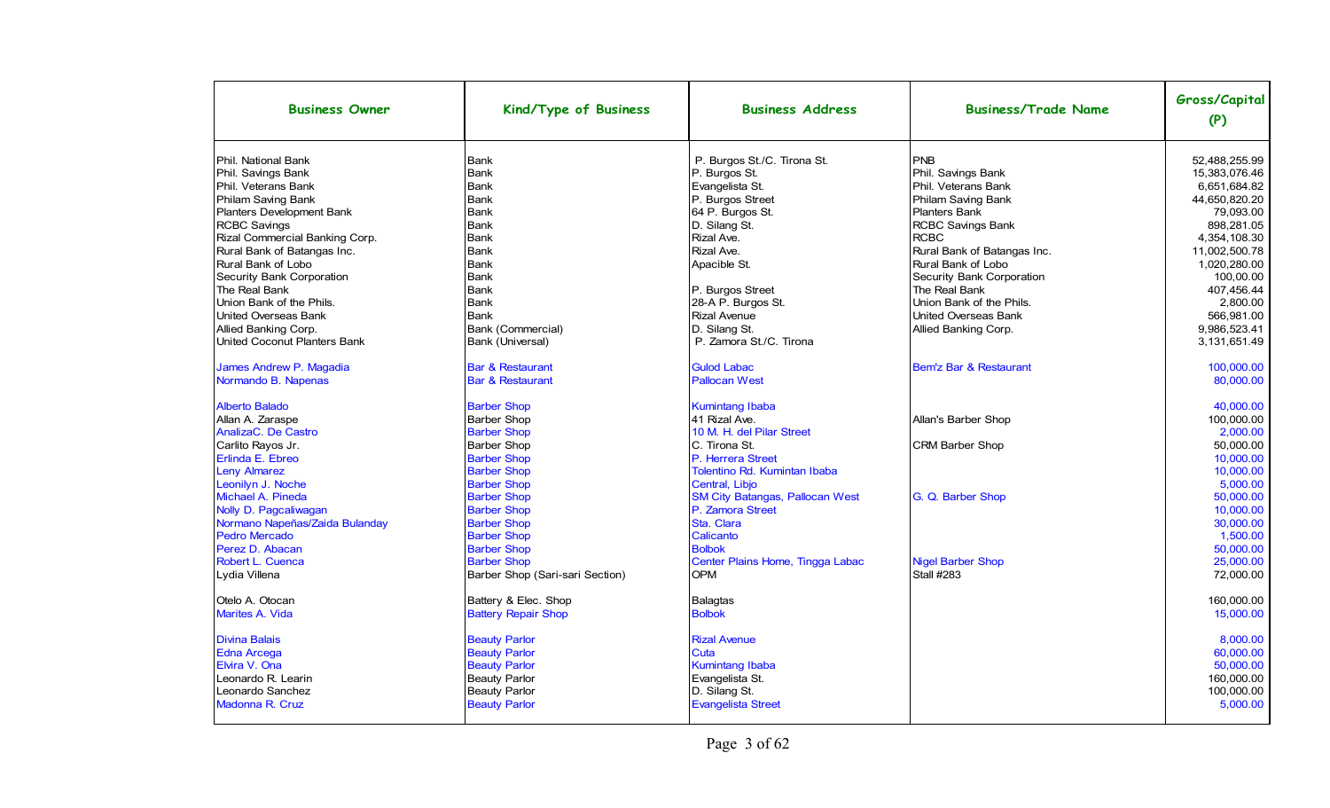| Business Owner | Kind/Type of Business | Business Address | Business/Trade Name | Gross/Capital (P) |
|---|---|---|---|---|
| Phil. National Bank | Bank | P. Burgos St./C. Tirona St. | PNB | 52,488,255.99 |
| Phil. Savings Bank | Bank | P. Burgos St. | Phil. Savings Bank | 15,383,076.46 |
| Phil. Veterans Bank | Bank | Evangelista St. | Phil. Veterans Bank | 6,651,684.82 |
| Philam Saving Bank | Bank | P. Burgos Street | Philam Saving Bank | 44,650,820.20 |
| Planters Development Bank | Bank | 64 P. Burgos St. | Planters Bank | 79,093.00 |
| RCBC Savings | Bank | D. Silang St. | RCBC Savings Bank | 898,281.05 |
| Rizal Commercial Banking Corp. | Bank | Rizal Ave. | RCBC | 4,354,108.30 |
| Rural Bank of Batangas Inc. | Bank | Rizal Ave. | Rural Bank of Batangas Inc. | 11,002,500.78 |
| Rural Bank of Lobo | Bank | Apacible St. | Rural Bank of Lobo | 1,020,280.00 |
| Security Bank Corporation | Bank | | Security Bank Corporation | 100,00.00 |
| The Real Bank | Bank | P. Burgos Street | The Real Bank | 407,456.44 |
| Union Bank of the Phils. | Bank | 28-A P. Burgos St. | Union Bank of the Phils. | 2,800.00 |
| United Overseas Bank | Bank | Rizal Avenue | United Overseas Bank | 566,981.00 |
| Allied Banking Corp. | Bank (Commercial) | D. Silang St. | Allied Banking Corp. | 9,986,523.41 |
| United Coconut Planters Bank | Bank (Universal) | P. Zamora St./C. Tirona | | 3,131,651.49 |
| James Andrew P. Magadia | Bar & Restaurant | Gulod Labac | Bem'z Bar & Restaurant | 100,000.00 |
| Normando B. Napenas | Bar & Restaurant | Pallocan West | | 80,000.00 |
| Alberto Balado | Barber Shop | Kumintang Ibaba | | 40,000.00 |
| Allan A. Zaraspe | Barber Shop | 41 Rizal Ave. | Allan's Barber Shop | 100,000.00 |
| AnalizaC. De Castro | Barber Shop | 10 M. H. del Pilar Street | | 2,000.00 |
| Carlito Rayos Jr. | Barber Shop | C. Tirona St. | CRM Barber Shop | 50,000.00 |
| Erlinda E. Ebreo | Barber Shop | P. Herrera Street | | 10,000.00 |
| Leny Almarez | Barber Shop | Tolentino Rd. Kumintang Ibaba | | 10,000.00 |
| Leonilyn J. Noche | Barber Shop | Central, Libjo | | 5,000.00 |
| Michael A. Pineda | Barber Shop | SM City Batangas, Pallocan West | G. Q. Barber Shop | 50,000.00 |
| Nolly D. Pagcaliwagan | Barber Shop | P. Zamora Street | | 10,000.00 |
| Normano Napeñas/Zaida Bulanday | Barber Shop | Sta. Clara | | 30,000.00 |
| Pedro Mercado | Barber Shop | Calicanto | | 1,500.00 |
| Perez D. Abacan | Barber Shop | Bolbok | | 50,000.00 |
| Robert L. Cuenca | Barber Shop | Center Plains Home, Tingga Labac | Nigel Barber Shop | 25,000.00 |
| Lydia Villena | Barber Shop (Sari-sari Section) | OPM | Stall #283 | 72,000.00 |
| Otelo A. Otocan | Battery & Elec. Shop | Balagtas | | 160,000.00 |
| Marites A. Vida | Battery Repair Shop | Bolbok | | 15,000.00 |
| Divina Balais | Beauty Parlor | Rizal Avenue | | 8,000.00 |
| Edna Arcega | Beauty Parlor | Cuta | | 60,000.00 |
| Elvira V. Ona | Beauty Parlor | Kumintang Ibaba | | 50,000.00 |
| Leonardo R. Learin | Beauty Parlor | Evangelista St. | | 160,000.00 |
| Leonardo Sanchez | Beauty Parlor | D. Silang St. | | 100,000.00 |
| Madonna R. Cruz | Beauty Parlor | Evangelista Street | | 5,000.00 |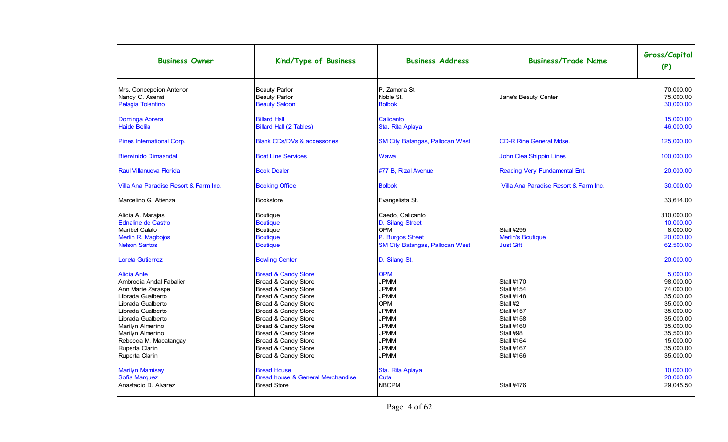| Business Owner | Kind/Type of Business | Business Address | Business/Trade Name | Gross/Capital (P) |
|---|---|---|---|---|
| Mrs. Concepcion Antenor | Beauty Parlor | P. Zamora St. | | 70,000.00 |
| Nancy C. Asensi | Beauty Parlor | Noble St. | Jane's Beauty Center | 75,000.00 |
| Pelagia Tolentino | Beauty Saloon | Bolbok | | 30,000.00 |
| Dominga Abrera | Billard Hall | Calicanto | | 15,000.00 |
| Haide Belila | Billard Hall (2 Tables) | Sta. Rita Aplaya | | 46,000.00 |
| Pines International Corp. | Blank CDs/DVs & accessories | SM City Batangas, Pallocan West | CD-R Rine General Mdse. | 125,000.00 |
| Bienvinido Dimaandal | Boat Line Services | Wawa | John Clea Shippin Lines | 100,000.00 |
| Raul Villanueva Florida | Book Dealer | #77 B, Rizal Avenue | Reading Very Fundamental Ent. | 20,000.00 |
| Villa Ana Paradise Resort & Farm Inc. | Booking Office | Bolbok | Villa Ana Paradise Resort & Farm Inc. | 30,000.00 |
| Marcelino G. Atienza | Bookstore | Evangelista St. | | 33,614.00 |
| Alicia A. Marajas | Boutique | Caedo, Calicanto | | 310,000.00 |
| Ednaline de Castro | Boutique | D. Silang Street | | 10,000.00 |
| Maribel Calalo | Boutique | OPM | Stall #295 | 8,000.00 |
| Merlin R. Magbojos | Boutique | P. Burgos Street | Merlin's Boutique | 20,000.00 |
| Nelson Santos | Boutique | SM City Batangas, Pallocan West | Just Gift | 62,500.00 |
| Loreta Gutierrez | Bowling Center | D. Silang St. | | 20,000.00 |
| Alicia Ante | Bread & Candy Store | OPM | | 5,000.00 |
| Ambrocia Andal Fabalier | Bread & Candy Store | JPMM | Stall #170 | 98,000.00 |
| Ann Marie Zaraspe | Bread & Candy Store | JPMM | Stall #154 | 74,000.00 |
| Librada Gualberto | Bread & Candy Store | JPMM | Stall #148 | 35,000.00 |
| Librada Gualberto | Bread & Candy Store | OPM | Stall #2 | 35,000.00 |
| Librada Gualberto | Bread & Candy Store | JPMM | Stall #157 | 35,000.00 |
| Librada Gualberto | Bread & Candy Store | JPMM | Stall #158 | 35,000.00 |
| Marilyn Almerino | Bread & Candy Store | JPMM | Stall #160 | 35,000.00 |
| Marilyn Almerino | Bread & Candy Store | JPMM | Stall #98 | 35,500.00 |
| Rebecca M. Macatangay | Bread & Candy Store | JPMM | Stall #164 | 15,000.00 |
| Ruperta Clarin | Bread & Candy Store | JPMM | Stall #167 | 35,000.00 |
| Ruperta Clarin | Bread & Candy Store | JPMM | Stall #166 | 35,000.00 |
| Marilyn Mamisay | Bread House | Sta. Rita Aplaya | | 10,000.00 |
| Sofia Marquez | Bread house & General Merchandise | Cuta | | 20,000.00 |
| Anastacio D. Alvarez | Bread Store | NBCPM | Stall #476 | 29,045.50 |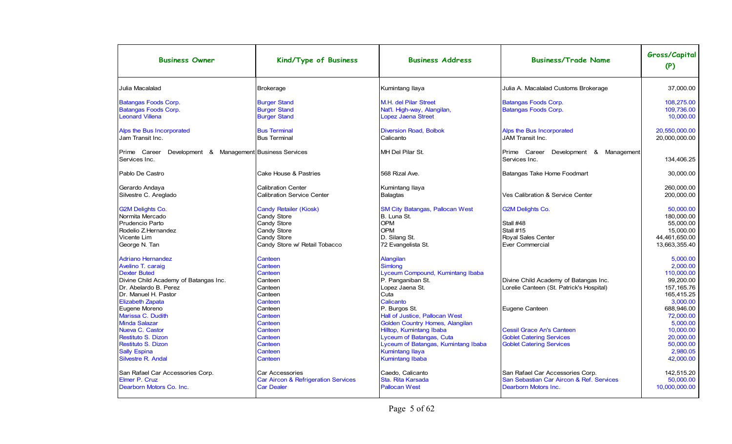| Business Owner | Kind/Type of Business | Business Address | Business/Trade Name | Gross/Capital (P) |
|---|---|---|---|---|
| Julia Macalalad | Brokerage | Kumintang Ilaya | Julia A. Macalalad Customs Brokerage | 37,000.00 |
| Batangas Foods Corp. | Burger Stand | M.H. del Pilar Street | Batangas Foods Corp. | 108,275.00 |
| Batangas Foods Corp. | Burger Stand | Nat'l. High-way, Alangilan, | Batangas Foods Corp. | 109,736.00 |
| Leonard Villena | Burger Stand | Lopez Jaena Street | | 10,000.00 |
| Alps the Bus Incorporated | Bus Terminal | Diversion Road, Bolbok | Alps the Bus Incorporated | 20,550,000.00 |
| Jam Transit Inc. | Bus Terminal | Calicanto | JAM Transit Inc. | 20,000,000.00 |
| Prime Career Development & Management Services Inc. | Business Services | MH Del Pilar St. | Prime Career Development & Management Services Inc. | 134,406.25 |
| Pablo De Castro | Cake House & Pastries | 568 Rizal Ave. | Batangas Take Home Foodmart | 30,000.00 |
| Gerardo Andaya | Calibration Center | Kumintang Ilaya | | 260,000.00 |
| Silvestre C. Areglado | Calibration Service Center | Balagtas | Ves Calibration & Service Center | 200,000.00 |
| G2M Delights Co. | Candy Retailer (Kiosk) | SM City Batangas, Pallocan West | G2M Delights Co. | 50,000.00 |
| Normita Mercado | Candy Store | B. Luna St. | | 180,000.00 |
| Prudencio Parto | Candy Store | OPM | Stall #48 | 55,000.00 |
| Rodelio Z.Hernandez | Candy Store | OPM | Stall #15 | 15,000.00 |
| Vicente Lim | Candy Store | D. Silang St. | Royal Sales Center | 44,461,650.00 |
| George N. Tan | Candy Store w/ Retail Tobacco | 72 Evangelista St. | Ever Commercial | 13,663,355.40 |
| Adriano Hernandez | Canteen | Alangilan | | 5,000.00 |
| Avelino T. caraig | Canteen | Simlong | | 2,000.00 |
| Dexter Buted | Canteen | Lyceum Compound, Kumintang Ibaba | | 110,000.00 |
| Divine Child Academy of Batangas Inc. | Canteen | P. Panganiban St. | Divine Child Academy of Batangas Inc. | 99,200.00 |
| Dr. Abelardo B. Perez | Canteen | Lopez Jaena St. | Lorelie Canteen (St. Patrick's Hospital) | 157,165.76 |
| Dr. Manuel H. Pastor | Canteen | Cuta | | 165,415.25 |
| Elizabeth Zapata | Canteen | Calicanto | | 3,000.00 |
| Eugene Moreno | Canteen | P. Burgos St. | Eugene Canteen | 688,946.00 |
| Marissa C. Dudith | Canteen | Hall of Justice, Pallocan West | | 72,000.00 |
| Minda Salazar | Canteen | Golden Country Homes, Alangilan | | 5,000.00 |
| Nueva C. Castor | Canteen | Hilltop, Kumintang Ibaba | Cessil Grace An's Canteen | 10,000.00 |
| Restituto S. Dizon | Canteen | Lyceum of Batangas, Cuta | Goblet Catering Services | 20,000.00 |
| Restituto S. Dizon | Canteen | Lyceum of Batangas, Kumintang Ibaba | Goblet Catering Services | 50,000.00 |
| Sally Espina | Canteen | Kumintang Ilaya | | 2,980.05 |
| Silvestre R. Andal | Canteen | Kumintang Ibaba | | 42,000.00 |
| San Rafael Car Accessories Corp. | Car Accessories | Caedo, Calicanto | San Rafael Car Accessories Corp. | 142,515.20 |
| Elmer P. Cruz | Car Aircon & Refrigeration Services | Sta. Rita Karsada | San Sebastian Car Aircon & Ref. Services | 50,000.00 |
| Dearborn Motors Co. Inc. | Car Dealer | Pallocan West | Dearborn Motors Inc. | 10,000,000.00 |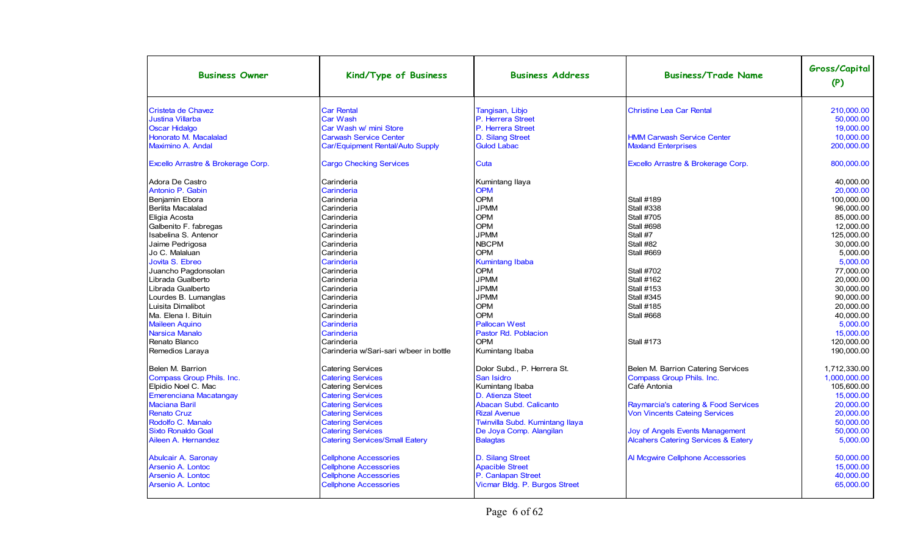| Business Owner | Kind/Type of Business | Business Address | Business/Trade Name | Gross/Capital (P) |
|---|---|---|---|---|
| Cristeta de Chavez | Car Rental | Tangisan, Libjo | Christine Lea Car Rental | 210,000.00 |
| Justina Villarba | Car Wash | P. Herrera Street | | 50,000.00 |
| Oscar Hidalgo | Car Wash w/ mini Store | P. Herrera Street | | 19,000.00 |
| Honorato M. Macalalad | Carwash Service Center | D. Silang Street | HMM Carwash Service Center | 10,000.00 |
| Maximino A. Andal | Car/Equipment Rental/Auto Supply | Gulod Labac | Maxland Enterprises | 200,000.00 |
| Excello Arrastre & Brokerage Corp. | Cargo Checking Services | Cuta | Excello Arrastre & Brokerage Corp. | 800,000.00 |
| Adora De Castro | Carinderia | Kumintang Ilaya | | 40,000.00 |
| Antonio P. Gabin | Carinderia | OPM | | 20,000.00 |
| Benjamin Ebora | Carinderia | OPM | Stall #189 | 100,000.00 |
| Berlita Macalalad | Carinderia | JPMM | Stall #338 | 96,000.00 |
| Eligia Acosta | Carinderia | OPM | Stall #705 | 85,000.00 |
| Galbenito F. fabregas | Carinderia | OPM | Stall #698 | 12,000.00 |
| Isabelina S. Antenor | Carinderia | JPMM | Stall #7 | 125,000.00 |
| Jaime Pedrigosa | Carinderia | NBCPM | Stall #82 | 30,000.00 |
| Jo C. Malaluan | Carinderia | OPM | Stall #669 | 5,000.00 |
| Jovita S. Ebreo | Carinderia | Kumintang Ibaba | | 5,000.00 |
| Juancho Pagdonsolan | Carinderia | OPM | Stall #702 | 77,000.00 |
| Librada Gualberto | Carinderia | JPMM | Stall #162 | 20,000.00 |
| Librada Gualberto | Carinderia | JPMM | Stall #153 | 30,000.00 |
| Lourdes B. Lumanglas | Carinderia | JPMM | Stall #345 | 90,000.00 |
| Luisita Dimalibot | Carinderia | OPM | Stall #185 | 20,000.00 |
| Ma. Elena I. Bituin | Carinderia | OPM | Stall #668 | 40,000.00 |
| Maileen Aquino | Carinderia | Pallocan West | | 5,000.00 |
| Narsica Manalo | Carinderia | Pastor Rd. Poblacion | | 15,000.00 |
| Renato Blanco | Carinderia | OPM | Stall #173 | 120,000.00 |
| Remedios Laraya | Carinderia w/Sari-sari w/beer in bottle | Kumintang Ibaba | | 190,000.00 |
| Belen M. Barrion | Catering Services | Dolor Subd., P. Herrera St. | Belen M. Barrion Catering Services | 1,712,330.00 |
| Compass Group Phils. Inc. | Catering Services | San Isidro | Compass Group Phils. Inc. | 1,000,000.00 |
| Elpidio Noel C. Mac | Catering Services | Kumintang Ibaba | Café Antonia | 105,600.00 |
| Emerenciana Macatangay | Catering Services | D. Atienza Street | | 15,000.00 |
| Maciana Baril | Catering Services | Abacan Subd. Calicanto | Raymarcia's catering & Food Services | 20,000.00 |
| Renato Cruz | Catering Services | Rizal Avenue | Von Vincents Cateing Services | 20,000.00 |
| Rodolfo C. Manalo | Catering Services | Twinvilla Subd. Kumintang Ilaya | | 50,000.00 |
| Sixto Ronaldo Goal | Catering Services | De Joya Comp. Alangilan | Joy of Angels Events Management | 50,000.00 |
| Aileen A. Hernandez | Catering Services/Small Eatery | Balagtas | Alcahers Catering Services & Eatery | 5,000.00 |
| Abulcair A. Saronay | Cellphone Accessories | D. Silang Street | Al Mcgwire Cellphone Accessories | 50,000.00 |
| Arsenio A. Lontoc | Cellphone Accessories | Apacible Street | | 15,000.00 |
| Arsenio A. Lontoc | Cellphone Accessories | P. Canlapan Street | | 40,000.00 |
| Arsenio A. Lontoc | Cellphone Accessories | Vicmar Bldg. P. Burgos Street | | 65,000.00 |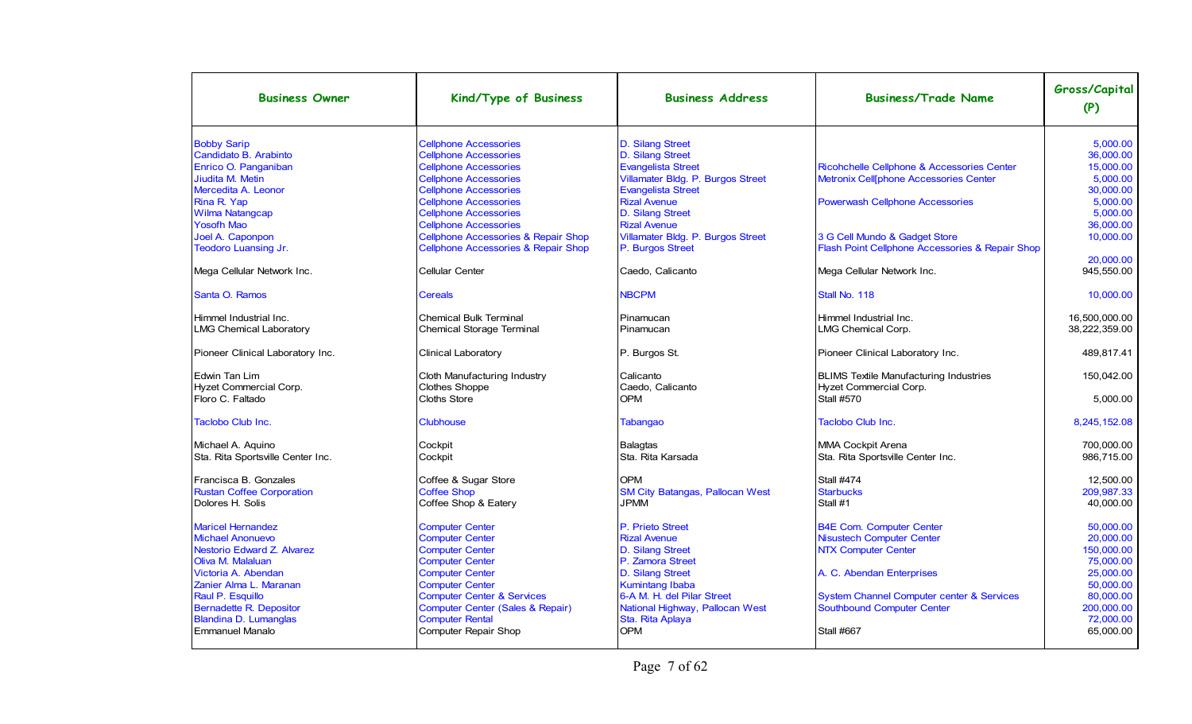| Business Owner | Kind/Type of Business | Business Address | Business/Trade Name | Gross/Capital (P) |
|---|---|---|---|---|
| Bobby Sarip | Cellphone Accessories | D. Silang Street | | 5,000.00 |
| Candidato B. Arabinto | Cellphone Accessories | D. Silang Street | | 36,000.00 |
| Enrico O. Panganiban | Cellphone Accessories | Evangelista Street | Ricohchelle Cellphone & Accessories Center | 15,000.00 |
| Jiudita M. Metin | Cellphone Accessories | Villamater Bldg. P. Burgos Street | Metronix Cell[phone Accessories Center | 5,000.00 |
| Mercedita A. Leonor | Cellphone Accessories | Evangelista Street | | 30,000.00 |
| Rina R. Yap | Cellphone Accessories | Rizal Avenue | Powerwash Cellphone Accessories | 5,000.00 |
| Wilma Natangcap | Cellphone Accessories | D. Silang Street | | 5,000.00 |
| Yosofh Mao | Cellphone Accessories | Rizal Avenue | | 36,000.00 |
| Joel A. Caponpon | Cellphone Accessories & Repair Shop | Villamater Bldg. P. Burgos Street | 3 G Cell Mundo & Gadget Store | 10,000.00 |
| Teodoro Luansing Jr. | Cellphone Accessories & Repair Shop | P. Burgos Street | Flash Point Cellphone Accessories & Repair Shop | 20,000.00 |
| Mega Cellular Network Inc. | Cellular Center | Caedo, Calicanto | Mega Cellular Network Inc. | 945,550.00 |
| Santa O. Ramos | Cereals | NBCPM | Stall No. 118 | 10,000.00 |
| Himmel Industrial Inc. | Chemical Bulk Terminal | Pinamucan | Himmel Industrial Inc. | 16,500,000.00 |
| LMG Chemical Laboratory | Chemical Storage Terminal | Pinamucan | LMG Chemical Corp. | 38,222,359.00 |
| Pioneer Clinical Laboratory Inc. | Clinical Laboratory | P. Burgos St. | Pioneer Clinical Laboratory Inc. | 489,817.41 |
| Edwin Tan Lim | Cloth Manufacturing Industry | Calicanto | BLIMS Textile Manufacturing Industries | 150,042.00 |
| Hyzet Commercial Corp. | Clothes Shoppe | Caedo, Calicanto | Hyzet Commercial Corp. | |
| Floro C. Faltado | Cloths Store | OPM | Stall #570 | 5,000.00 |
| Taclobo Club Inc. | Clubhouse | Tabangao | Taclobo Club Inc. | 8,245,152.08 |
| Michael A. Aquino | Cockpit | Balagtas | MMA Cockpit Arena | 700,000.00 |
| Sta. Rita Sportsville Center Inc. | Cockpit | Sta. Rita Karsada | Sta. Rita Sportsville Center Inc. | 986,715.00 |
| Francisca B. Gonzales | Coffee & Sugar Store | OPM | Stall #474 | 12,500.00 |
| Rustan Coffee Corporation | Coffee Shop | SM City Batangas, Pallocan West | Starbucks | 209,987.33 |
| Dolores H. Solis | Coffee Shop & Eatery | JPMM | Stall #1 | 40,000.00 |
| Maricel Hernandez | Computer Center | P. Prieto Street | B4E Com. Computer Center | 50,000.00 |
| Michael Anonuevo | Computer Center | Rizal Avenue | Nisustech Computer Center | 20,000.00 |
| Nestorio Edward Z. Alvarez | Computer Center | D. Silang Street | NTX Computer Center | 150,000.00 |
| Oliva M. Malaluan | Computer Center | P. Zamora Street | | 75,000.00 |
| Victoria A. Abendan | Computer Center | D. Silang Street | A. C. Abendan Enterprises | 25,000.00 |
| Zanier Alma L. Maranan | Computer Center | Kumintang Ibaba | | 50,000.00 |
| Raul P. Esquillo | Computer Center & Services | 6-A M. H. del Pilar Street | System Channel Computer center & Services | 80,000.00 |
| Bernadette R. Depositor | Computer Center (Sales & Repair) | National Highway, Pallocan West | Southbound Computer Center | 200,000.00 |
| Blandina D. Lumanglas | Computer Rental | Sta. Rita Aplaya | | 72,000.00 |
| Emmanuel Manalo | Computer Repair Shop | OPM | Stall #667 | 65,000.00 |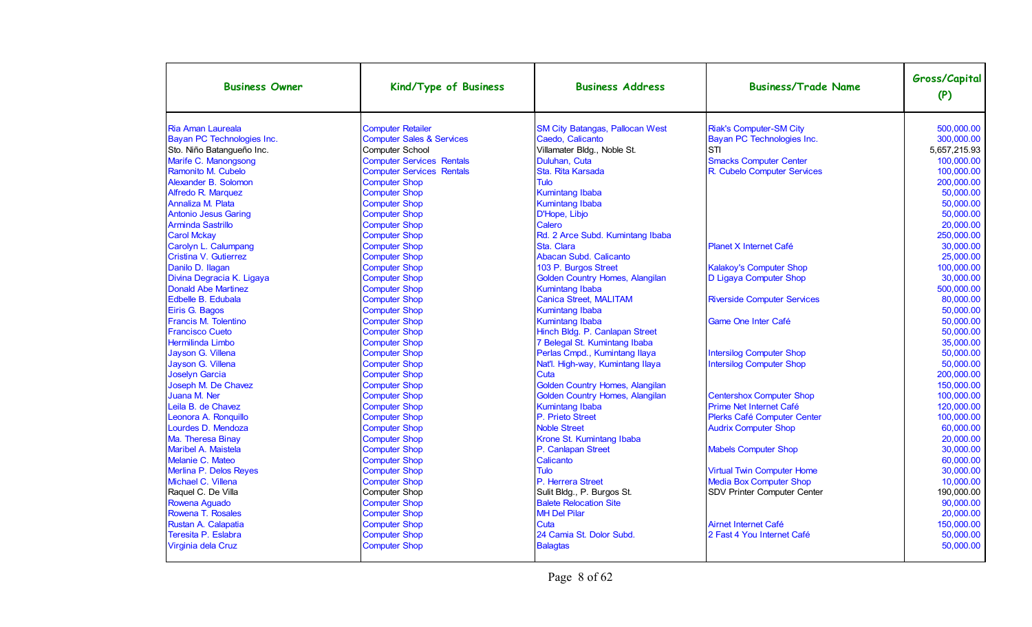| Business Owner | Kind/Type of Business | Business Address | Business/Trade Name | Gross/Capital (P) |
|---|---|---|---|---|
| Ria Aman Laureala | Computer Retailer | SM City Batangas, Pallocan West | Riak's Computer-SM City | 500,000.00 |
| Bayan PC Technologies Inc. | Computer Sales & Services | Caedo, Calicanto | Bayan PC Technologies Inc. | 300,000.00 |
| Sto. Niño Batangueño Inc. | Computer School | Villamater Bldg., Noble St. | STI | 5,657,215.93 |
| Marife C. Manongsong | Computer Services Rentals | Duluhan, Cuta | Smacks Computer Center | 100,000.00 |
| Ramonito M. Cubelo | Computer Services Rentals | Sta. Rita Karsada | R. Cubelo Computer Services | 100,000.00 |
| Alexander B. Solomon | Computer Shop | Tulo | | 200,000.00 |
| Alfredo R. Marquez | Computer Shop | Kumintang Ibaba | | 50,000.00 |
| Annaliza M. Plata | Computer Shop | Kumintang Ibaba | | 50,000.00 |
| Antonio Jesus Garing | Computer Shop | D'Hope, Libjo | | 50,000.00 |
| Arminda Sastrillo | Computer Shop | Calero | | 20,000.00 |
| Carol Mckay | Computer Shop | Rd. 2 Arce Subd. Kumintang Ibaba | | 250,000.00 |
| Carolyn L. Calumpang | Computer Shop | Sta. Clara | Planet X Internet Café | 30,000.00 |
| Cristina V. Gutierrez | Computer Shop | Abacan Subd. Calicanto | | 25,000.00 |
| Danilo D. Ilagan | Computer Shop | 103 P. Burgos Street | Kalakoy's Computer Shop | 100,000.00 |
| Divina Degracia K. Ligaya | Computer Shop | Golden Country Homes, Alangilan | D Ligaya Computer Shop | 30,000.00 |
| Donald Abe Martinez | Computer Shop | Kumintang Ibaba | | 500,000.00 |
| Edbelle B. Edubala | Computer Shop | Canica Street, MALITAM | Riverside Computer Services | 80,000.00 |
| Eiris G. Bagos | Computer Shop | Kumintang Ibaba | | 50,000.00 |
| Francis M. Tolentino | Computer Shop | Kumintang Ibaba | Game One Inter Café | 50,000.00 |
| Francisco Cueto | Computer Shop | Hinch Bldg. P. Canlapan Street | | 50,000.00 |
| Hermilinda Limbo | Computer Shop | 7 Belegal St. Kumintang Ibaba | | 35,000.00 |
| Jayson G. Villena | Computer Shop | Perlas Cmpd., Kumintang Ilaya | Intersilog Computer Shop | 50,000.00 |
| Jayson G. Villena | Computer Shop | Nat'l. High-way, Kumintang Ilaya | Intersilog Computer Shop | 50,000.00 |
| Joselyn Garcia | Computer Shop | Cuta | | 200,000.00 |
| Joseph M. De Chavez | Computer Shop | Golden Country Homes, Alangilan | | 150,000.00 |
| Juana M. Ner | Computer Shop | Golden Country Homes, Alangilan | Centershox Computer Shop | 100,000.00 |
| Leila B. de Chavez | Computer Shop | Kumintang Ibaba | Prime Net Internet Café | 120,000.00 |
| Leonora A. Ronquillo | Computer Shop | P. Prieto Street | Plerks Café Computer Center | 100,000.00 |
| Lourdes D. Mendoza | Computer Shop | Noble Street | Audrix Computer Shop | 60,000.00 |
| Ma. Theresa Binay | Computer Shop | Krone St. Kumintang Ibaba | | 20,000.00 |
| Maribel A. Maistela | Computer Shop | P. Canlapan Street | Mabels Computer Shop | 30,000.00 |
| Melanie C. Mateo | Computer Shop | Calicanto | | 60,000.00 |
| Merlina P. Delos Reyes | Computer Shop | Tulo | Virtual Twin Computer Home | 30,000.00 |
| Michael C. Villena | Computer Shop | P. Herrera Street | Media Box Computer Shop | 10,000.00 |
| Raquel C. De Villa | Computer Shop | Sulit Bldg., P. Burgos St. | SDV Printer Computer Center | 190,000.00 |
| Rowena Aguado | Computer Shop | Balete Relocation Site | | 90,000.00 |
| Rowena T. Rosales | Computer Shop | MH Del Pilar | | 20,000.00 |
| Rustan A. Calapatia | Computer Shop | Cuta | Airnet Internet Café | 150,000.00 |
| Teresita P. Eslabra | Computer Shop | 24 Camia St. Dolor Subd. | 2 Fast 4 You Internet Café | 50,000.00 |
| Virginia dela Cruz | Computer Shop | Balagtas | | 50,000.00 |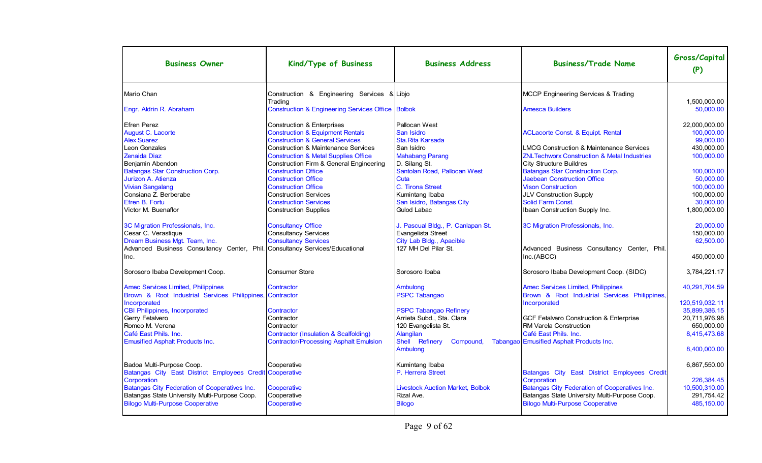| Business Owner | Kind/Type of Business | Business Address | Business/Trade Name | Gross/Capital (P) |
|---|---|---|---|---|
| Mario Chan | Construction & Engineering Services & Trading | Libjo | MCCP Engineering Services & Trading | 1,500,000.00 |
| Engr. Aldrin R. Abraham | Construction & Engineering Services Office | Bolbok | Amesca Builders | 50,000.00 |
| Efren Perez | Construction & Enterprises | Pallocan West | | 22,000,000.00 |
| August C. Lacorte | Construction & Equipment Rentals | San Isidro | ACLacorte Const. & Equipt. Rental | 100,000.00 |
| Alex Suarez | Construction & General Services | Sta.Rita Karsada | | 99,000.00 |
| Leon Gonzales | Construction & Maintenance Services | San Isidro | LMCG Construction & Maintenance Services | 430,000.00 |
| Zenaida Diaz | Construction & Metal Supplies Office | Mahabang Parang | ZNLTechworx Construction & Metal Industries | 100,000.00 |
| Benjamin Abendon | Construction Firm & General Engineering | D. Silang St. | City Structure Buildres | |
| Batangas Star Construction Corp. | Construction Office | Santolan Road, Pallocan West | Batangas Star Construction Corp. | 100,000.00 |
| Jurizon A. Atienza | Construction Office | Cuta | Jaebean Construction Office | 50,000.00 |
| Vivian Sangalang | Construction Office | C. Tirona Street | Vison Construction | 100,000.00 |
| Consiana Z. Berberabe | Construction Services | Kumintang Ibaba | JLV Construction Supply | 100,000.00 |
| Efren B. Fortu | Construction Services | San Isidro, Batangas City | Solid Farm Const. | 30,000.00 |
| Victor M. Buenaflor | Construction Supplies | Gulod Labac | Ibaan Construction Supply Inc. | 1,800,000.00 |
| 3C Migration Professionals, Inc. | Consultancy Office | J. Pascual Bldg., P. Canlapan St. | 3C Migration Professionals, Inc. | 20,000.00 |
| Cesar C. Verastique | Consultancy Services | Evangelista Street | | 150,000.00 |
| Dream Business Mgt. Team, Inc. | Consultancy Services | City Lab Bldg., Apacible | | 62,500.00 |
| Advanced Business Consultancy Center, Phil. Inc. | Consultancy Services/Educational | 127 MH Del Pilar St. | Advanced Business Consultancy Center, Phil. Inc.(ABCC) | 450,000.00 |
| Sorosoro Ibaba Development Coop. | Consumer Store | Sorosoro Ibaba | Sorosoro Ibaba Development Coop. (SIDC) | 3,784,221.17 |
| Amec Services Limited, Philippines | Contractor | Ambulong | Amec Services Limited, Philippines | 40,291,704.59 |
| Brown & Root Industrial Services Philippines, Incorporated | Contractor | PSPC Tabangao | Brown & Root Industrial Services Philippines, Incorporated | 120,519,032.11 |
| CBI Philippines, Incorporated | Contractor | PSPC Tabangao Refinery | | 35,899,386.15 |
| Gerry Fetalvero | Contractor | Arrieta Subd., Sta. Clara | GCF Fetalvero Construction & Enterprise | 20,711,976.98 |
| Romeo M. Verena | Contractor | 120 Evangelista St. | RM Varela Construction | 650,000.00 |
| Café East Phils. Inc. | Contractor (Insulation & Scalfolding) | Alangilan | Café East Phils. Inc. | 8,415,473.68 |
| Emusified Asphalt Products Inc. | Contractor/Processing Asphalt Emulsion | Shell Refinery Compound, Tabangao Ambulong | Emusified Asphalt Products Inc. | 8,400,000.00 |
| Badoa Multi-Purpose Coop. | Cooperative | Kumintang Ibaba | | 6,867,550.00 |
| Batangas City East District Employees Credit Corporation | Cooperative | P. Herrera Street | Batangas City East District Employees Credit Corporation | 226,384.45 |
| Batangas City Federation of Cooperatives Inc. | Cooperative | Livestock Auction Market, Bolbok | Batangas City Federation of Cooperatives Inc. | 10,500,310.00 |
| Batangas State University Multi-Purpose Coop. | Cooperative | Rizal Ave. | Batangas State University Multi-Purpose Coop. | 291,754.42 |
| Bilogo Multi-Purpose Cooperative | Cooperative | Bilogo | Bilogo Multi-Purpose Cooperative | 485,150.00 |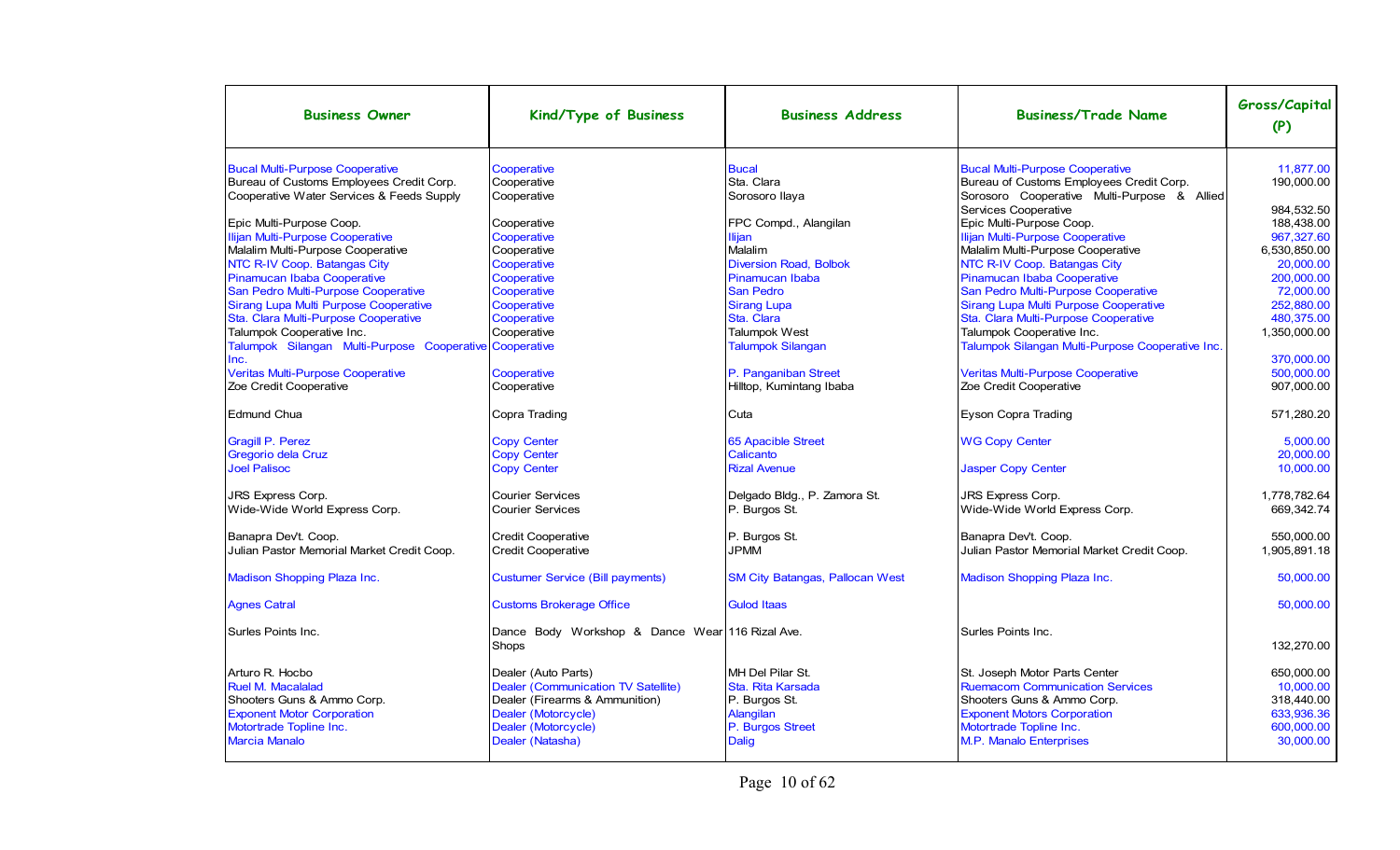| Business Owner | Kind/Type of Business | Business Address | Business/Trade Name | Gross/Capital (P) |
|---|---|---|---|---|
| Bucal Multi-Purpose Cooperative | Cooperative | Bucal | Bucal Multi-Purpose Cooperative | 11,877.00 |
| Bureau of Customs Employees Credit Corp. | Cooperative | Sta. Clara | Bureau of Customs Employees Credit Corp. | 190,000.00 |
| Cooperative Water Services & Feeds Supply | Cooperative | Sorosoro Ilaya | Sorosoro Cooperative Multi-Purpose & Allied Services Cooperative | 984,532.50 |
| Epic Multi-Purpose Coop. | Cooperative | FPC Compd., Alangilan | Epic Multi-Purpose Coop. | 188,438.00 |
| Ilijan Multi-Purpose Cooperative | Cooperative | Ilijan | Ilijan Multi-Purpose Cooperative | 967,327.60 |
| Malalim Multi-Purpose Cooperative | Cooperative | Malalim | Malalim Multi-Purpose Cooperative | 6,530,850.00 |
| NTC R-IV Coop. Batangas City | Cooperative | Diversion Road, Bolbok | NTC R-IV Coop. Batangas City | 20,000.00 |
| Pinamucan Ibaba Cooperative | Cooperative | Pinamucan Ibaba | Pinamucan Ibaba Cooperative | 200,000.00 |
| San Pedro Multi-Purpose Cooperative | Cooperative | San Pedro | San Pedro Multi-Purpose Cooperative | 72,000.00 |
| Sirang Lupa Multi Purpose Cooperative | Cooperative | Sirang Lupa | Sirang Lupa Multi Purpose Cooperative | 252,880.00 |
| Sta. Clara Multi-Purpose Cooperative | Cooperative | Sta. Clara | Sta. Clara Multi-Purpose Cooperative | 480,375.00 |
| Talumpok Cooperative Inc. | Cooperative | Talumpok West | Talumpok Cooperative Inc. | 1,350,000.00 |
| Talumpok Silangan Multi-Purpose Cooperative Inc. | Cooperative | Talumpok Silangan | Talumpok Silangan Multi-Purpose Cooperative Inc. | 370,000.00 |
| Veritas Multi-Purpose Cooperative | Cooperative | P. Panganiban Street | Veritas Multi-Purpose Cooperative | 500,000.00 |
| Zoe Credit Cooperative | Cooperative | Hilltop, Kumintang Ibaba | Zoe Credit Cooperative | 907,000.00 |
| Edmund Chua | Copra Trading | Cuta | Eyson Copra Trading | 571,280.20 |
| Gragill P. Perez | Copy Center | 65 Apacible Street | WG Copy Center | 5,000.00 |
| Gregorio dela Cruz | Copy Center | Calicanto | | 20,000.00 |
| Joel Palisoc | Copy Center | Rizal Avenue | Jasper Copy Center | 10,000.00 |
| JRS Express Corp. | Courier Services | Delgado Bldg., P. Zamora St. | JRS Express Corp. | 1,778,782.64 |
| Wide-Wide World Express Corp. | Courier Services | P. Burgos St. | Wide-Wide World Express Corp. | 669,342.74 |
| Banapra Dev't. Coop. | Credit Cooperative | P. Burgos St. | Banapra Dev't. Coop. | 550,000.00 |
| Julian Pastor Memorial Market Credit Coop. | Credit Cooperative | JPMM | Julian Pastor Memorial Market Credit Coop. | 1,905,891.18 |
| Madison Shopping Plaza Inc. | Custumer Service (Bill payments) | SM City Batangas, Pallocan West | Madison Shopping Plaza Inc. | 50,000.00 |
| Agnes Catral | Customs Brokerage Office | Gulod Itaas | | 50,000.00 |
| Surles Points Inc. | Dance Body Workshop & Dance Wear Shops | 116 Rizal Ave. | Surles Points Inc. | 132,270.00 |
| Arturo R. Hocbo | Dealer (Auto Parts) | MH Del Pilar St. | St. Joseph Motor Parts Center | 650,000.00 |
| Ruel M. Macalalad | Dealer (Communication TV Satellite) | Sta. Rita Karsada | Ruemacom Communication Services | 10,000.00 |
| Shooters Guns & Ammo Corp. | Dealer (Firearms & Ammunition) | P. Burgos St. | Shooters Guns & Ammo Corp. | 318,440.00 |
| Exponent Motor Corporation | Dealer (Motorcycle) | Alangilan | Exponent Motors Corporation | 633,936.36 |
| Motortrade Topline Inc. | Dealer (Motorcycle) | P. Burgos Street | Motortrade Topline Inc. | 600,000.00 |
| Marcia Manalo | Dealer (Natasha) | Dalig | M.P. Manalo Enterprises | 30,000.00 |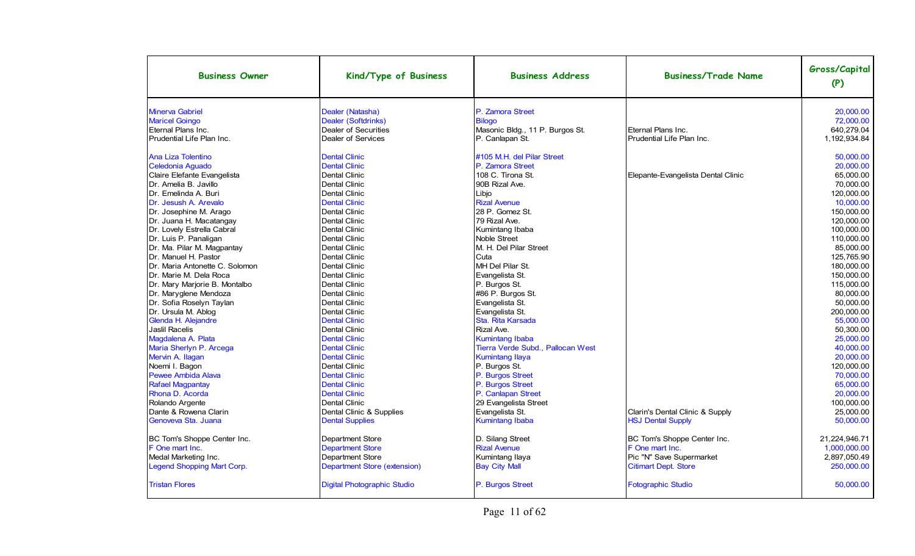| Business Owner | Kind/Type of Business | Business Address | Business/Trade Name | Gross/Capital (P) |
|---|---|---|---|---|
| Minerva Gabriel | Dealer (Natasha) | P. Zamora Street | | 20,000.00 |
| Maricel Goingo | Dealer (Softdrinks) | Bilogo | | 72,000.00 |
| Eternal Plans Inc. | Dealer of Securities | Masonic Bldg., 11 P. Burgos St. | Eternal Plans Inc. | 640,279.04 |
| Prudential Life Plan Inc. | Dealer of Services | P. Canlapan St. | Prudential Life Plan Inc. | 1,192,934.84 |
| | | | | |
| Ana Liza Tolentino | Dental Clinic | #105 M.H. del Pilar Street | | 50,000.00 |
| Celedonia Aguado | Dental Clinic | P. Zamora Street | | 20,000.00 |
| Claire Elefante Evangelista | Dental Clinic | 108 C. Tirona St. | Elepante-Evangelista Dental Clinic | 65,000.00 |
| Dr. Amelia B. Javillo | Dental Clinic | 90B Rizal Ave. | | 70,000.00 |
| Dr. Emelinda A. Buri | Dental Clinic | Libjo | | 120,000.00 |
| Dr. Jesush A. Arevalo | Dental Clinic | Rizal Avenue | | 10,000.00 |
| Dr. Josephine M. Arago | Dental Clinic | 28 P. Gomez St. | | 150,000.00 |
| Dr. Juana H. Macatangay | Dental Clinic | 79 Rizal Ave. | | 120,000.00 |
| Dr. Lovely Estrella Cabral | Dental Clinic | Kumintang Ibaba | | 100,000.00 |
| Dr. Luis P. Panaligan | Dental Clinic | Noble Street | | 110,000.00 |
| Dr. Ma. Pilar M. Magpantay | Dental Clinic | M. H. Del Pilar Street | | 85,000.00 |
| Dr. Manuel H. Pastor | Dental Clinic | Cuta | | 125,765.90 |
| Dr. Maria Antonette C. Solomon | Dental Clinic | MH Del Pilar St. | | 180,000.00 |
| Dr. Marie M. Dela Roca | Dental Clinic | Evangelista St. | | 150,000.00 |
| Dr. Mary Marjorie B. Montalbo | Dental Clinic | P. Burgos St. | | 115,000.00 |
| Dr. Maryglene Mendoza | Dental Clinic | #86 P. Burgos St. | | 80,000.00 |
| Dr. Sofia Roselyn Taylan | Dental Clinic | Evangelista St. | | 50,000.00 |
| Dr. Ursula M. Ablog | Dental Clinic | Evangelista St. | | 200,000.00 |
| Glenda H. Alejandre | Dental Clinic | Sta. Rita Karsada | | 55,000.00 |
| Jaslil Racelis | Dental Clinic | Rizal Ave. | | 50,300.00 |
| Magdalena A. Plata | Dental Clinic | Kumintang Ibaba | | 25,000.00 |
| Maria Sherlyn P. Arcega | Dental Clinic | Tierra Verde Subd., Pallocan West | | 40,000.00 |
| Mervin A. Ilagan | Dental Clinic | Kumintang Ilaya | | 20,000.00 |
| Noemi I. Bagon | Dental Clinic | P. Burgos St. | | 120,000.00 |
| Pewee Ambida Alava | Dental Clinic | P. Burgos Street | | 70,000.00 |
| Rafael Magpantay | Dental Clinic | P. Burgos Street | | 65,000.00 |
| Rhona D. Acorda | Dental Clinic | P. Canlapan Street | | 20,000.00 |
| Rolando Argente | Dental Clinic | 29 Evangelista Street | | 100,000.00 |
| Dante & Rowena Clarin | Dental Clinic & Supplies | Evangelista St. | Clarin's Dental Clinic & Supply | 25,000.00 |
| Genoveva Sta. Juana | Dental Supplies | Kumintang Ibaba | HSJ Dental Supply | 50,000.00 |
| | | | | |
| BC Tom's Shoppe Center Inc. | Department Store | D. Silang Street | BC Tom's Shoppe Center Inc. | 21,224,946.71 |
| F One mart Inc. | Department Store | Rizal Avenue | F One mart Inc. | 1,000,000.00 |
| Medal Marketing Inc. | Department Store | Kumintang Ilaya | Pic "N" Save Supermarket | 2,897,050.49 |
| Legend Shopping Mart Corp. | Department Store (extension) | Bay City Mall | Citimart Dept. Store | 250,000.00 |
| | | | | |
| Tristan Flores | Digital Photographic Studio | P. Burgos Street | Fotographic Studio | 50,000.00 |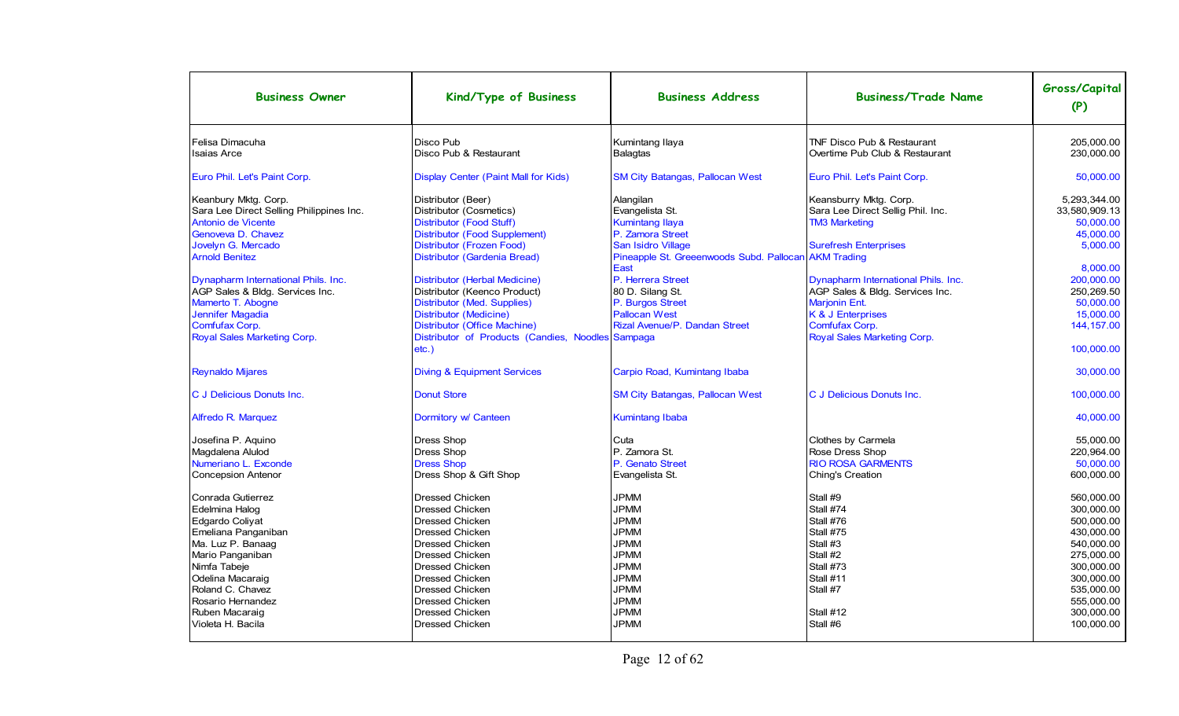| Business Owner | Kind/Type of Business | Business Address | Business/Trade Name | Gross/Capital (P) |
|---|---|---|---|---|
| Felisa Dimacuha | Disco Pub | Kumintang Ilaya | TNF Disco Pub & Restaurant | 205,000.00 |
| Isaias Arce | Disco Pub & Restaurant | Balagtas | Overtime Pub Club & Restaurant | 230,000.00 |
| Euro Phil. Let's Paint Corp. | Display Center (Paint Mall for Kids) | SM City Batangas, Pallocan West | Euro Phil. Let's Paint Corp. | 50,000.00 |
| Keanbury Mktg. Corp. | Distributor (Beer) | Alangilan | Keansburry Mktg. Corp. | 5,293,344.00 |
| Sara Lee Direct Selling Philippines Inc. | Distributor (Cosmetics) | Evangelista St. | Sara Lee Direct Sellig Phil. Inc. | 33,580,909.13 |
| Antonio de Vicente | Distributor (Food Stuff) | Kumintang Ilaya | TM3 Marketing | 50,000.00 |
| Genoveva D. Chavez | Distributor (Food Supplement) | P. Zamora Street | | 45,000.00 |
| Jovelyn G. Mercado | Distributor (Frozen Food) | San Isidro Village | Surefresh Enterprises | 5,000.00 |
| Arnold Benitez | Distributor (Gardenia Bread) | Pineapple St. Greeenwoods Subd. Pallocan East | AKM Trading | 8,000.00 |
| Dynapharm International Phils. Inc. | Distributor (Herbal Medicine) | P. Herrera Street | Dynapharm International Phils. Inc. | 200,000.00 |
| AGP Sales & Bldg. Services Inc. | Distributor (Keenco Product) | 80 D. Silang St. | AGP Sales & Bldg. Services Inc. | 250,269.50 |
| Mamerto T. Abogne | Distributor (Med. Supplies) | P. Burgos Street | Marjonin Ent. | 50,000.00 |
| Jennifer Magadia | Distributor (Medicine) | Pallocan West | K & J Enterprises | 15,000.00 |
| Comfufax Corp. | Distributor (Office Machine) | Rizal Avenue/P. Dandan Street | Comfufax Corp. | 144,157.00 |
| Royal Sales Marketing Corp. | Distributor of Products (Candies, Noodles etc.) | Sampaga | Royal Sales Marketing Corp. | 100,000.00 |
| Reynaldo Mijares | Diving & Equipment Services | Carpio Road, Kumintang Ibaba | | 30,000.00 |
| C J Delicious Donuts Inc. | Donut Store | SM City Batangas, Pallocan West | C J Delicious Donuts Inc. | 100,000.00 |
| Alfredo R. Marquez | Dormitory w/ Canteen | Kumintang Ibaba | | 40,000.00 |
| Josefina P. Aquino | Dress Shop | Cuta | Clothes by Carmela | 55,000.00 |
| Magdalena Alulod | Dress Shop | P. Zamora St. | Rose Dress Shop | 220,964.00 |
| Numeriano L. Exconde | Dress Shop | P. Genato Street | RIO ROSA GARMENTS | 50,000.00 |
| Concepsion Antenor | Dress Shop & Gift Shop | Evangelista St. | Ching's Creation | 600,000.00 |
| Conrada Gutierrez | Dressed Chicken | JPMM | Stall #9 | 560,000.00 |
| Edelmina Halog | Dressed Chicken | JPMM | Stall #74 | 300,000.00 |
| Edgardo Coliyat | Dressed Chicken | JPMM | Stall #76 | 500,000.00 |
| Emeliana Panganiban | Dressed Chicken | JPMM | Stall #75 | 430,000.00 |
| Ma. Luz P. Banaag | Dressed Chicken | JPMM | Stall #3 | 540,000.00 |
| Mario Panganiban | Dressed Chicken | JPMM | Stall #2 | 275,000.00 |
| Nimfa Tabeje | Dressed Chicken | JPMM | Stall #73 | 300,000.00 |
| Odelina Macaraig | Dressed Chicken | JPMM | Stall #11 | 300,000.00 |
| Roland C. Chavez | Dressed Chicken | JPMM | Stall #7 | 535,000.00 |
| Rosario Hernandez | Dressed Chicken | JPMM | | 555,000.00 |
| Ruben Macaraig | Dressed Chicken | JPMM | Stall #12 | 300,000.00 |
| Violeta H. Bacila | Dressed Chicken | JPMM | Stall #6 | 100,000.00 |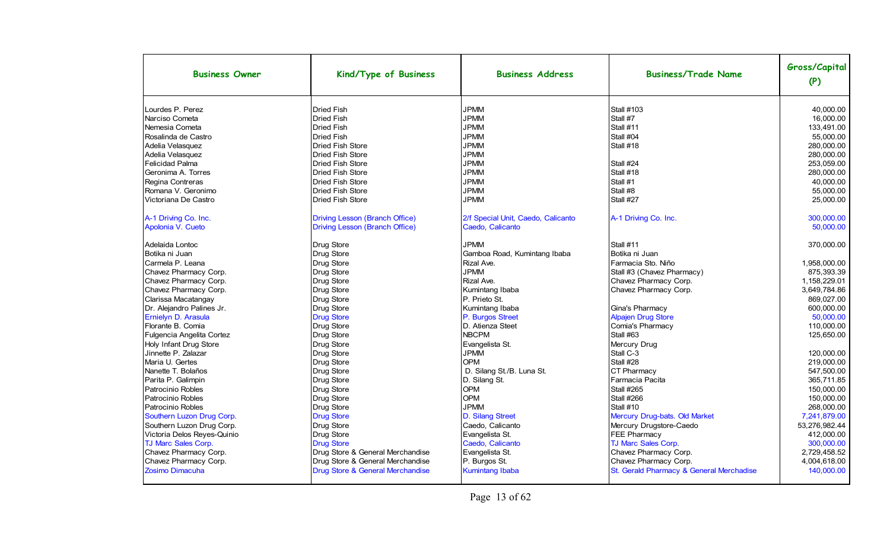| Business Owner | Kind/Type of Business | Business Address | Business/Trade Name | Gross/Capital (P) |
|---|---|---|---|---|
| Lourdes P. Perez | Dried Fish | JPMM | Stall #103 | 40,000.00 |
| Narciso Cometa | Dried Fish | JPMM | Stall #7 | 16,000.00 |
| Nemesia Cometa | Dried Fish | JPMM | Stall #11 | 133,491.00 |
| Rosalinda de Castro | Dried Fish | JPMM | Stall #04 | 55,000.00 |
| Adelia Velasquez | Dried Fish Store | JPMM | Stall #18 | 280,000.00 |
| Adelia Velasquez | Dried Fish Store | JPMM | | 280,000.00 |
| Felicidad Palma | Dried Fish Store | JPMM | Stall #24 | 253,059.00 |
| Geronima A. Torres | Dried Fish Store | JPMM | Stall #18 | 280,000.00 |
| Regina Contreras | Dried Fish Store | JPMM | Stall #1 | 40,000.00 |
| Romana V. Geronimo | Dried Fish Store | JPMM | Stall #8 | 55,000.00 |
| Victoriana De Castro | Dried Fish Store | JPMM | Stall #27 | 25,000.00 |
| A-1 Driving Co. Inc. | Driving Lesson (Branch Office) | 2/f Special Unit, Caedo, Calicanto | A-1 Driving Co. Inc. | 300,000.00 |
| Apolonia V. Cueto | Driving Lesson (Branch Office) | Caedo, Calicanto | | 50,000.00 |
| Adelaida Lontoc | Drug Store | JPMM | Stall #11 | 370,000.00 |
| Botika ni Juan | Drug Store | Gamboa Road, Kumintang Ibaba | Botika ni Juan | |
| Carmela P. Leana | Drug Store | Rizal Ave. | Farmacia Sto. Niño | 1,958,000.00 |
| Chavez Pharmacy Corp. | Drug Store | JPMM | Stall #3 (Chavez Pharmacy) | 875,393.39 |
| Chavez Pharmacy Corp. | Drug Store | Rizal Ave. | Chavez Pharmacy Corp. | 1,158,229.01 |
| Chavez Pharmacy Corp. | Drug Store | Kumintang Ibaba | Chavez Pharmacy Corp. | 3,649,784.86 |
| Clarissa Macatangay | Drug Store | P. Prieto St. | | 869,027.00 |
| Dr. Alejandro Palines Jr. | Drug Store | Kumintang Ibaba | Gina's Pharmacy | 600,000.00 |
| Ernielyn D. Arasula | Drug Store | P. Burgos Street | Alpajen Drug Store | 50,000.00 |
| Florante B. Comia | Drug Store | D. Atienza Steet | Comia's Pharmacy | 110,000.00 |
| Fulgencia Angelita Cortez | Drug Store | NBCPM | Stall #63 | 125,650.00 |
| Holy Infant Drug Store | Drug Store | Evangelista St. | Mercury Drug | |
| Jinnette P. Zalazar | Drug Store | JPMM | Stall C-3 | 120,000.00 |
| Maria U. Gertes | Drug Store | OPM | Stall #28 | 219,000.00 |
| Nanette T. Bolaños | Drug Store | D. Silang St./B. Luna St. | CT Pharmacy | 547,500.00 |
| Parita P. Galimpin | Drug Store | D. Silang St. | Farmacia Pacita | 365,711.85 |
| Patrocinio Robles | Drug Store | OPM | Stall #265 | 150,000.00 |
| Patrocinio Robles | Drug Store | OPM | Stall #266 | 150,000.00 |
| Patrocinio Robles | Drug Store | JPMM | Stall #10 | 268,000.00 |
| Southern Luzon Drug Corp. | Drug Store | D. Silang Street | Mercury Drug-bats. Old Market | 7,241,879.00 |
| Southern Luzon Drug Corp. | Drug Store | Caedo, Calicanto | Mercury Drugstore-Caedo | 53,276,982.44 |
| Victoria Delos Reyes-Quinio | Drug Store | Evangelista St. | FEE Pharmacy | 412,000.00 |
| TJ Marc Sales Corp. | Drug Store | Caedo, Calicanto | TJ Marc Sales Corp. | 300,000.00 |
| Chavez Pharmacy Corp. | Drug Store & General Merchandise | Evangelista St. | Chavez Pharmacy Corp. | 2,729,458.52 |
| Chavez Pharmacy Corp. | Drug Store & General Merchandise | P. Burgos St. | Chavez Pharmacy Corp. | 4,004,618.00 |
| Zosimo Dimacuha | Drug Store & General Merchandise | Kumintang Ibaba | St. Gerald Pharmacy & General Merchadise | 140,000.00 |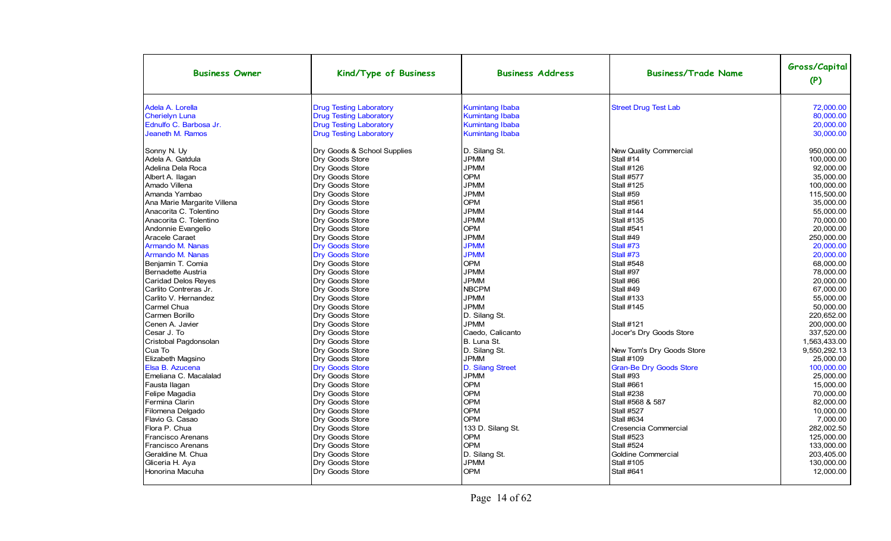| Business Owner | Kind/Type of Business | Business Address | Business/Trade Name | Gross/Capital (P) |
|---|---|---|---|---|
| Adela A. Lorella | Drug Testing Laboratory | Kumintang Ibaba | Street Drug Test Lab | 72,000.00 |
| Cherielyn Luna | Drug Testing Laboratory | Kumintang Ibaba | | 80,000.00 |
| Ednulfo C. Barbosa Jr. | Drug Testing Laboratory | Kumintang Ibaba | | 20,000.00 |
| Jeaneth M. Ramos | Drug Testing Laboratory | Kumintang Ibaba | | 30,000.00 |
| Sonny N. Uy | Dry Goods & School Supplies | D. Silang St. | New Quality Commercial | 950,000.00 |
| Adela A. Gatdula | Dry Goods Store | JPMM | Stall #14 | 100,000.00 |
| Adelina Dela Roca | Dry Goods Store | JPMM | Stall #126 | 92,000.00 |
| Albert A. Ilagan | Dry Goods Store | OPM | Stall #577 | 35,000.00 |
| Amado Villena | Dry Goods Store | JPMM | Stall #125 | 100,000.00 |
| Amanda Yambao | Dry Goods Store | JPMM | Stall #59 | 115,500.00 |
| Ana Marie Margarite Villena | Dry Goods Store | OPM | Stall #561 | 35,000.00 |
| Anacorita C. Tolentino | Dry Goods Store | JPMM | Stall #144 | 55,000.00 |
| Anacorita C. Tolentino | Dry Goods Store | JPMM | Stall #135 | 70,000.00 |
| Andonnie Evangelio | Dry Goods Store | OPM | Stall #541 | 20,000.00 |
| Aracele Caraet | Dry Goods Store | JPMM | Stall #49 | 250,000.00 |
| Armando M. Nanas | Dry Goods Store | JPMM | Stall #73 | 20,000.00 |
| Armando M. Nanas | Dry Goods Store | JPMM | Stall #73 | 20,000.00 |
| Benjamin T. Comia | Dry Goods Store | OPM | Stall #548 | 68,000.00 |
| Bernadette Austria | Dry Goods Store | JPMM | Stall #97 | 78,000.00 |
| Caridad Delos Reyes | Dry Goods Store | JPMM | Stall #66 | 20,000.00 |
| Carlito Contreras Jr. | Dry Goods Store | NBCPM | Stall #49 | 67,000.00 |
| Carlito V. Hernandez | Dry Goods Store | JPMM | Stall #133 | 55,000.00 |
| Carmel Chua | Dry Goods Store | JPMM | Stall #145 | 50,000.00 |
| Carmen Borillo | Dry Goods Store | D. Silang St. | | 220,652.00 |
| Cenen A. Javier | Dry Goods Store | JPMM | Stall #121 | 200,000.00 |
| Cesar J. To | Dry Goods Store | Caedo, Calicanto | Jocer's Dry Goods Store | 337,520.00 |
| Cristobal Pagdonsolan | Dry Goods Store | B. Luna St. | | 1,563,433.00 |
| Cua To | Dry Goods Store | D. Silang St. | New Tom's Dry Goods Store | 9,550,292.13 |
| Elizabeth Magsino | Dry Goods Store | JPMM | Stall #109 | 25,000.00 |
| Elsa B. Azucena | Dry Goods Store | D. Silang Street | Gran-Be Dry Goods Store | 100,000.00 |
| Emeliana C. Macalalad | Dry Goods Store | JPMM | Stall #93 | 25,000.00 |
| Fausta Ilagan | Dry Goods Store | OPM | Stall #661 | 15,000.00 |
| Felipe Magadia | Dry Goods Store | OPM | Stall #238 | 70,000.00 |
| Fermina Clarin | Dry Goods Store | OPM | Stall #568 & 587 | 82,000.00 |
| Filomena Delgado | Dry Goods Store | OPM | Stall #527 | 10,000.00 |
| Flavio G. Casao | Dry Goods Store | OPM | Stall #634 | 7,000.00 |
| Flora P. Chua | Dry Goods Store | 133 D. Silang St. | Cresencia Commercial | 282,002.50 |
| Francisco Arenans | Dry Goods Store | OPM | Stall #523 | 125,000.00 |
| Francisco Arenans | Dry Goods Store | OPM | Stall #524 | 133,000.00 |
| Geraldine M. Chua | Dry Goods Store | D. Silang St. | Goldine Commercial | 203,405.00 |
| Gliceria H. Aya | Dry Goods Store | JPMM | Stall #105 | 130,000.00 |
| Honorina Macuha | Dry Goods Store | OPM | Stall #641 | 12,000.00 |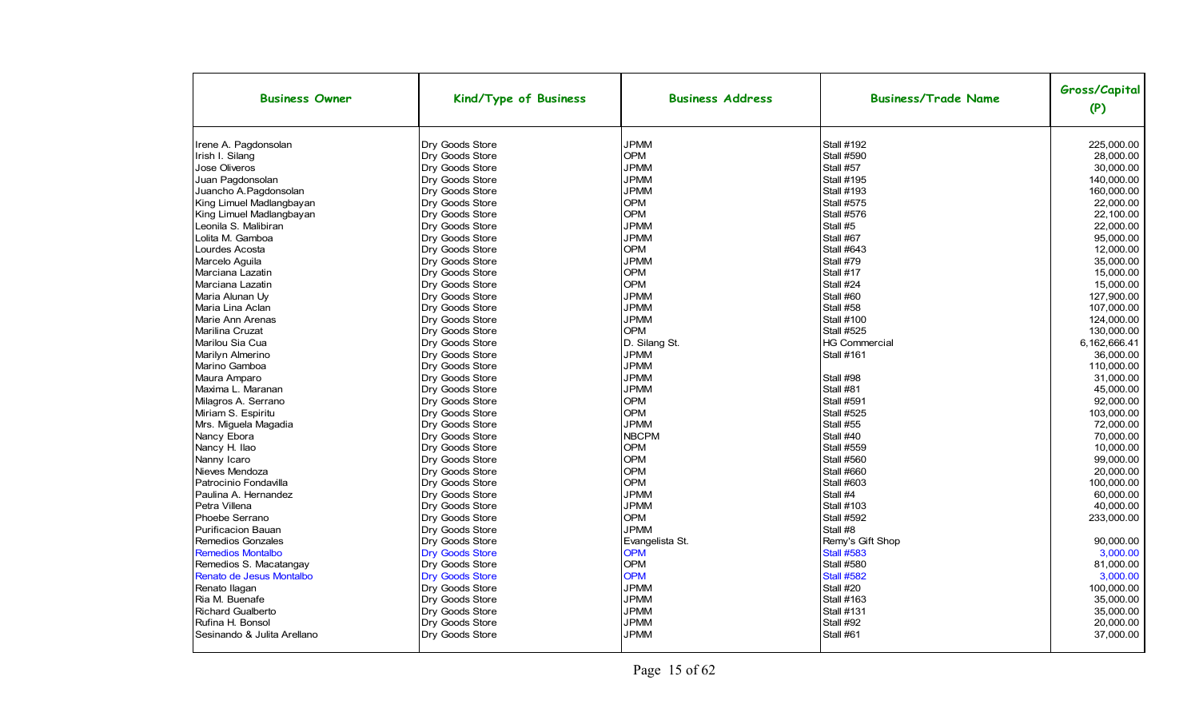| Business Owner | Kind/Type of Business | Business Address | Business/Trade Name | Gross/Capital (P) |
|---|---|---|---|---|
| Irene A. Pagdonsolan | Dry Goods Store | JPMM | Stall #192 | 225,000.00 |
| Irish I. Silang | Dry Goods Store | OPM | Stall #590 | 28,000.00 |
| Jose Oliveros | Dry Goods Store | JPMM | Stall #57 | 30,000.00 |
| Juan Pagdonsolan | Dry Goods Store | JPMM | Stall #195 | 140,000.00 |
| Juancho A.Pagdonsolan | Dry Goods Store | JPMM | Stall #193 | 160,000.00 |
| King Limuel Madlangbayan | Dry Goods Store | OPM | Stall #575 | 22,000.00 |
| King Limuel Madlangbayan | Dry Goods Store | OPM | Stall #576 | 22,100.00 |
| Leonila S. Malibiran | Dry Goods Store | JPMM | Stall #5 | 22,000.00 |
| Lolita M. Gamboa | Dry Goods Store | JPMM | Stall #67 | 95,000.00 |
| Lourdes Acosta | Dry Goods Store | OPM | Stall #643 | 12,000.00 |
| Marcelo Aguila | Dry Goods Store | JPMM | Stall #79 | 35,000.00 |
| Marciana Lazatin | Dry Goods Store | OPM | Stall #17 | 15,000.00 |
| Marciana Lazatin | Dry Goods Store | OPM | Stall #24 | 15,000.00 |
| Maria Alunan Uy | Dry Goods Store | JPMM | Stall #60 | 127,900.00 |
| Maria Lina Aclan | Dry Goods Store | JPMM | Stall #58 | 107,000.00 |
| Marie Ann Arenas | Dry Goods Store | JPMM | Stall #100 | 124,000.00 |
| Marilina Cruzat | Dry Goods Store | OPM | Stall #525 | 130,000.00 |
| Marilou Sia Cua | Dry Goods Store | D. Silang St. | HG Commercial | 6,162,666.41 |
| Marilyn Almerino | Dry Goods Store | JPMM | Stall #161 | 36,000.00 |
| Marino Gamboa | Dry Goods Store | JPMM | | 110,000.00 |
| Maura Amparo | Dry Goods Store | JPMM | Stall #98 | 31,000.00 |
| Maxima L. Maranan | Dry Goods Store | JPMM | Stall #81 | 45,000.00 |
| Milagros A. Serrano | Dry Goods Store | OPM | Stall #591 | 92,000.00 |
| Miriam S. Espiritu | Dry Goods Store | OPM | Stall #525 | 103,000.00 |
| Mrs. Miguela Magadia | Dry Goods Store | JPMM | Stall #55 | 72,000.00 |
| Nancy Ebora | Dry Goods Store | NBCPM | Stall #40 | 70,000.00 |
| Nancy H. Ilao | Dry Goods Store | OPM | Stall #559 | 10,000.00 |
| Nanny Icaro | Dry Goods Store | OPM | Stall #560 | 99,000.00 |
| Nieves Mendoza | Dry Goods Store | OPM | Stall #660 | 20,000.00 |
| Patrocinio Fondavilla | Dry Goods Store | OPM | Stall #603 | 100,000.00 |
| Paulina A. Hernandez | Dry Goods Store | JPMM | Stall #4 | 60,000.00 |
| Petra Villena | Dry Goods Store | JPMM | Stall #103 | 40,000.00 |
| Phoebe Serrano | Dry Goods Store | OPM | Stall #592 | 233,000.00 |
| Purificacion Bauan | Dry Goods Store | JPMM | Stall #8 | |
| Remedios Gonzales | Dry Goods Store | Evangelista St. | Remy's Gift Shop | 90,000.00 |
| Remedios Montalbo | Dry Goods Store | OPM | Stall #583 | 3,000.00 |
| Remedios S. Macatangay | Dry Goods Store | OPM | Stall #580 | 81,000.00 |
| Renato de Jesus Montalbo | Dry Goods Store | OPM | Stall #582 | 3,000.00 |
| Renato Ilagan | Dry Goods Store | JPMM | Stall #20 | 100,000.00 |
| Ria M. Buenafe | Dry Goods Store | JPMM | Stall #163 | 35,000.00 |
| Richard Gualberto | Dry Goods Store | JPMM | Stall #131 | 35,000.00 |
| Rufina H. Bonsol | Dry Goods Store | JPMM | Stall #92 | 20,000.00 |
| Sesinando & Julita Arellano | Dry Goods Store | JPMM | Stall #61 | 37,000.00 |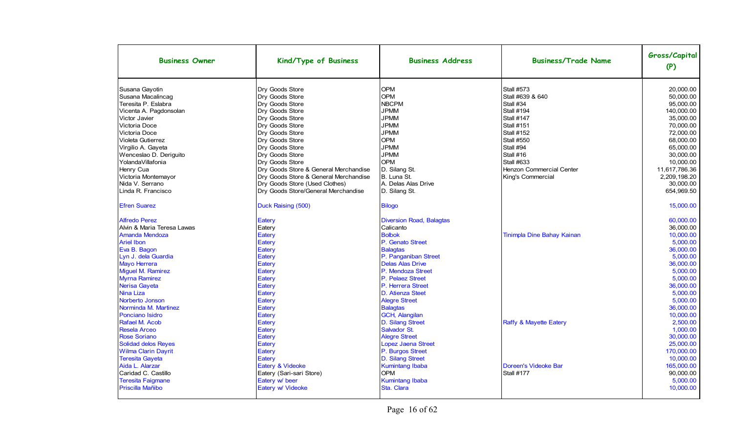| Business Owner | Kind/Type of Business | Business Address | Business/Trade Name | Gross/Capital (P) |
|---|---|---|---|---|
| Susana Gayotin | Dry Goods Store | OPM | Stall #573 | 20,000.00 |
| Susana Macalincag | Dry Goods Store | OPM | Stall #639 & 640 | 50,000.00 |
| Teresita P. Eslabra | Dry Goods Store | NBCPM | Stall #34 | 95,000.00 |
| Vicenta A. Pagdonsolan | Dry Goods Store | JPMM | Stall #194 | 140,000.00 |
| Victor Javier | Dry Goods Store | JPMM | Stall #147 | 35,000.00 |
| Victoria Doce | Dry Goods Store | JPMM | Stall #151 | 70,000.00 |
| Victoria Doce | Dry Goods Store | JPMM | Stall #152 | 72,000.00 |
| Violeta Gutierrez | Dry Goods Store | OPM | Stall #550 | 68,000.00 |
| Virgilio A. Gayeta | Dry Goods Store | JPMM | Stall #94 | 65,000.00 |
| Wenceslao D. Deriguito | Dry Goods Store | JPMM | Stall #16 | 30,000.00 |
| YolandaVillafonia | Dry Goods Store | OPM | Stall #633 | 10,000.00 |
| Henry Cua | Dry Goods Store & General Merchandise | D. Silang St. | Henzon Commercial Center | 11,617,786.36 |
| Victoria Montemayor | Dry Goods Store & General Merchandise | B. Luna St. | King's Commercial | 2,209,198.20 |
| Nida V. Serrano | Dry Goods Store (Used Clothes) | A. Delas Alas Drive | | 30,000.00 |
| Linda R. Francisco | Dry Goods Store/General Merchandise | D. Silang St. | | 654,969.50 |
| Efren Suarez | Duck Raising (500) | Bilogo | | 15,000.00 |
| Alfredo Perez | Eatery | Diversion Road, Balagtas | | 60,000.00 |
| Alvin & Maria Teresa Lawas | Eatery | Calicanto | | 36,000.00 |
| Amanda Mendoza | Eatery | Bolbok | Tinimpla Dine Bahay Kainan | 10,000.00 |
| Ariel Ibon | Eatery | P. Genato Street | | 5,000.00 |
| Eva B. Bagon | Eatery | Balagtas | | 36,000.00 |
| Lyn J. dela Guardia | Eatery | P. Panganiban Street | | 5,000.00 |
| Mayo Herrera | Eatery | Delas Alas Drive | | 36,000.00 |
| Miguel M. Ramirez | Eatery | P. Mendoza Street | | 5,000.00 |
| Myrna Ramirez | Eatery | P. Pelaez Street | | 5,000.00 |
| Nerisa Gayeta | Eatery | P. Herrera Street | | 36,000.00 |
| Nina Liza | Eatery | D. Atienza Steet | | 5,000.00 |
| Norberto Jonson | Eatery | Alegre Street | | 5,000.00 |
| Norminda M. Martinez | Eatery | Balagtas | | 36,000.00 |
| Ponciano Isidro | Eatery | GCH, Alangilan | | 10,000.00 |
| Rafael M. Acob | Eatery | D. Silang Street | Raffy & Mayette Eatery | 2,500.00 |
| Resela Arceo | Eatery | Salvador St. | | 1,000.00 |
| Rose Soriano | Eatery | Alegre Street | | 30,000.00 |
| Solidad delos Reyes | Eatery | Lopez Jaena Street | | 25,000.00 |
| Wilma Clarin Dayrit | Eatery | P. Burgos Street | | 170,000.00 |
| Teresita Gayeta | Eatery | D. Silang Street | | 10,000.00 |
| Aida L. Alarzar | Eatery & Videoke | Kumintang Ibaba | Doreen's Videoke Bar | 165,000.00 |
| Caridad C. Castillo | Eatery (Sari-sari Store) | OPM | Stall #177 | 90,000.00 |
| Teresita Faigmane | Eatery w/ beer | Kumintang Ibaba | | 5,000.00 |
| Priscilla Mañibo | Eatery w/ Videoke | Sta. Clara | | 10,000.00 |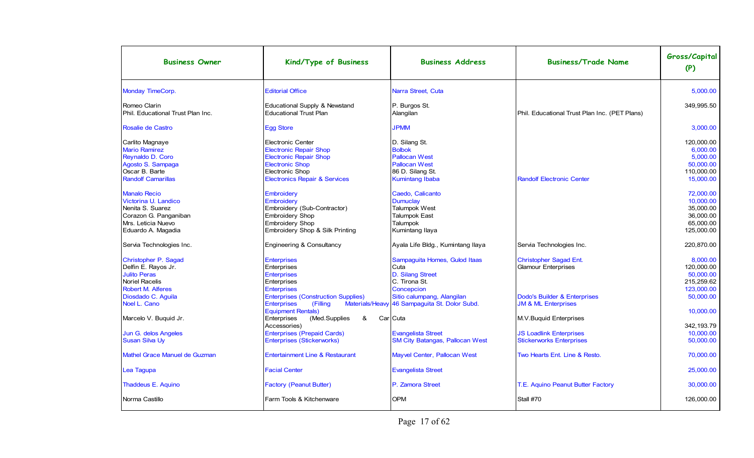| Business Owner | Kind/Type of Business | Business Address | Business/Trade Name | Gross/Capital (P) |
|---|---|---|---|---|
| Monday TimeCorp. | Editorial Office | Narra Street, Cuta | | 5,000.00 |
| Romeo Clarin | Educational Supply & Newstand | P. Burgos St. | | 349,995.50 |
| Phil. Educational Trust Plan Inc. | Educational Trust Plan | Alangilan | Phil. Educational Trust Plan Inc. (PET Plans) | |
| Rosalie de Castro | Egg Store | JPMM | | 3,000.00 |
| Carlito Magnaye | Electronic Center | D. Silang St. | | 120,000.00 |
| Mario Ramirez | Electronic Repair Shop | Bolbok | | 6,000.00 |
| Reynaldo D. Coro | Electronic Repair Shop | Pallocan West | | 5,000.00 |
| Agosto S. Sampaga | Electronic Shop | Pallocan West | | 50,000.00 |
| Oscar B. Barte | Electronic Shop | 86 D. Silang St. | | 110,000.00 |
| Randolf Camarillas | Electronics Repair & Services | Kumintang Ibaba | Randolf Electronic Center | 15,000.00 |
| Manalo Recio | Embroidery | Caedo, Calicanto | | 72,000.00 |
| Victorina U. Landico | Embroidery | Dumuclay | | 10,000.00 |
| Nenita S. Suarez | Embroidery (Sub-Contractor) | Talumpok West | | 35,000.00 |
| Corazon G. Panganiban | Embroidery Shop | Talumpok East | | 36,000.00 |
| Mrs. Leticia Nuevo | Embroidery Shop | Talumpok | | 65,000.00 |
| Eduardo A. Magadia | Embroidery Shop & Silk Printing | Kumintang Ilaya | | 125,000.00 |
| Servia Technologies Inc. | Engineering & Consultancy | Ayala Life Bldg., Kumintang Ilaya | Servia Technologies Inc. | 220,870.00 |
| Christopher P. Sagad | Enterprises | Sampaguita Homes, Gulod Itaas | Christopher Sagad Ent. | 8,000.00 |
| Delfin E. Rayos Jr. | Enterprises | Cuta | Glamour Enterprises | 120,000.00 |
| Julito Peras | Enterprises | D. Silang Street | | 50,000.00 |
| Noriel Racelis | Enterprises | C. Tirona St. | | 215,259.62 |
| Robert M. Alferes | Enterprises | Concepcion | | 123,000.00 |
| Diosdado C. Aguila | Enterprises (Construction Supplies) | Sitio calumpang, Alangilan | Dodo's Builder & Enterprises | 50,000.00 |
| Noel L. Cano | Enterprises (Filling Materials/Heavy Equipment Rentals) | 46 Sampaguita St. Dolor Subd. | JM & ML Enterprises | 10,000.00 |
| Marcelo V. Buquid Jr. | Enterprises (Med.Supplies & Car Accessories) | Cuta | M.V.Buquid Enterprises | 342,193.79 |
| Jun G. delos Angeles | Enterprises (Prepaid Cards) | Evangelista Street | JS Loadlink Enterprises | 10,000.00 |
| Susan Silva Uy | Enterprises (Stickerworks) | SM City Batangas, Pallocan West | Stickerworks Enterprises | 50,000.00 |
| Mathel Grace Manuel de Guzman | Entertainment Line & Restaurant | Mayvel Center, Pallocan West | Two Hearts Ent. Line & Resto. | 70,000.00 |
| Lea Tagupa | Facial Center | Evangelista Street | | 25,000.00 |
| Thaddeus E. Aquino | Factory (Peanut Butter) | P. Zamora Street | T.E. Aquino Peanut Butter Factory | 30,000.00 |
| Norma Castillo | Farm Tools & Kitchenware | OPM | Stall #70 | 126,000.00 |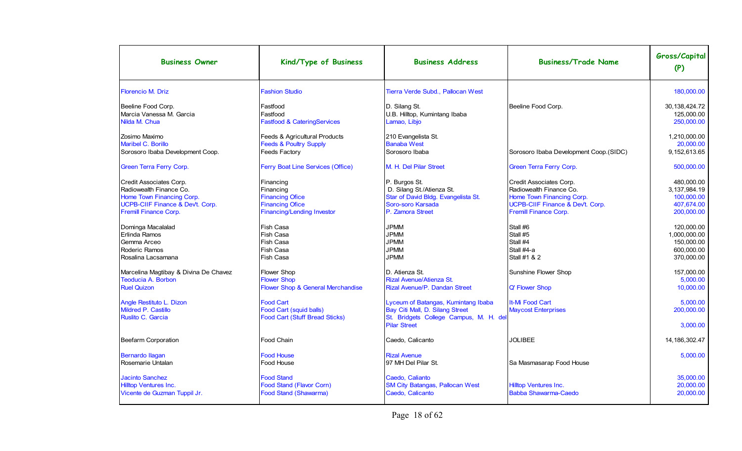| Business Owner | Kind/Type of Business | Business Address | Business/Trade Name | Gross/Capital (P) |
|---|---|---|---|---|
| Florencio M. Driz | Fashion Studio | Tierra Verde Subd., Pallocan West | | 180,000.00 |
| Beeline Food Corp. | Fastfood | D. Silang St. | Beeline Food Corp. | 30,138,424.72 |
| Marcia Vanessa M. Garcia | Fastfood | U.B. Hilltop, Kumintang Ibaba | | 125,000.00 |
| Nilda M. Chua | Fastfood & CateringServices | Lamao, Libjo | | 250,000.00 |
| Zosimo Maximo | Feeds & Agricultural Products | 210 Evangelista St. | | 1,210,000.00 |
| Maribel C. Borillo | Feeds & Poultry Supply | Banaba West | | 20,000.00 |
| Sorosoro Ibaba Development Coop. | Feeds Factory | Sorosoro Ibaba | Sorosoro Ibaba Development Coop.(SIDC) | 9,152,613.65 |
| Green Terra Ferry Corp. | Ferry Boat Line Services (Office) | M. H. Del Pilar Street | Green Terra Ferry Corp. | 500,000.00 |
| Credit Associates Corp. | Financing | P. Burgos St. | Credit Associates Corp. | 480,000.00 |
| Radiowealth Finance Co. | Financing | D. Silang St./Atienza St. | Radiowealth Finance Co. | 3,137,984.19 |
| Home Town Financing Corp. | Financing Ofice | Star of David Bldg. Evangelista St. | Home Town Financing Corp. | 100,000.00 |
| UCPB-CIIF Finance & Dev't. Corp. | Financing Ofice | Soro-soro Karsada | UCPB-CIIF Finance & Dev't. Corp. | 407,674.00 |
| Fremill Finance Corp. | Financing/Lending Investor | P. Zamora Street | Fremill Finance Corp. | 200,000.00 |
| Dominga Macalalad | Fish Casa | JPMM | Stall #6 | 120,000.00 |
| Erlinda Ramos | Fish Casa | JPMM | Stall #5 | 1,000,000.00 |
| Gemma Arceo | Fish Casa | JPMM | Stall #4 | 150,000.00 |
| Roderic Ramos | Fish Casa | JPMM | Stall #4-a | 600,000.00 |
| Rosalina Lacsamana | Fish Casa | JPMM | Stall #1 & 2 | 370,000.00 |
| Marcelina Magtibay & Divina De Chavez | Flower Shop | D. Atienza St. | Sunshine Flower Shop | 157,000.00 |
| Teoducia A. Borbon | Flower Shop | Rizal Avenue/Atienza St. | | 5,000.00 |
| Ruel Quizon | Flower Shop & General Merchandise | Rizal Avenue/P. Dandan Street | Q' Flower Shop | 10,000.00 |
| Angle Restituto L. Dizon | Food Cart | Lyceum of Batangas, Kumintang Ibaba | It-Mi Food Cart | 5,000.00 |
| Mildred P. Castillo | Food Cart (squid balls) | Bay Citi Mall, D. Silang Street | Maycost Enterprises | 200,000.00 |
| Ruslito C. Garcia | Food Cart (Stuff Bread Sticks) | St. Bridgets College Campus, M. H. del Pilar Street | | 3,000.00 |
| Beefarm Corporation | Food Chain | Caedo, Calicanto | JOLIBEE | 14,186,302.47 |
| Bernardo Ilagan | Food House | Rizal Avenue | | 5,000.00 |
| Rosemarie Untalan | Food House | 97 MH Del Pilar St. | Sa Masmasarap Food House | |
| Jacinto Sanchez | Food Stand | Caedo, Calianto | | 35,000.00 |
| Hilltop Ventures Inc. | Food Stand (Flavor Corn) | SM City Batangas, Pallocan West | Hilltop Ventures Inc. | 20,000.00 |
| Vicente de Guzman Tuppil Jr. | Food Stand (Shawarma) | Caedo, Calicanto | Babba Shawarma-Caedo | 20,000.00 |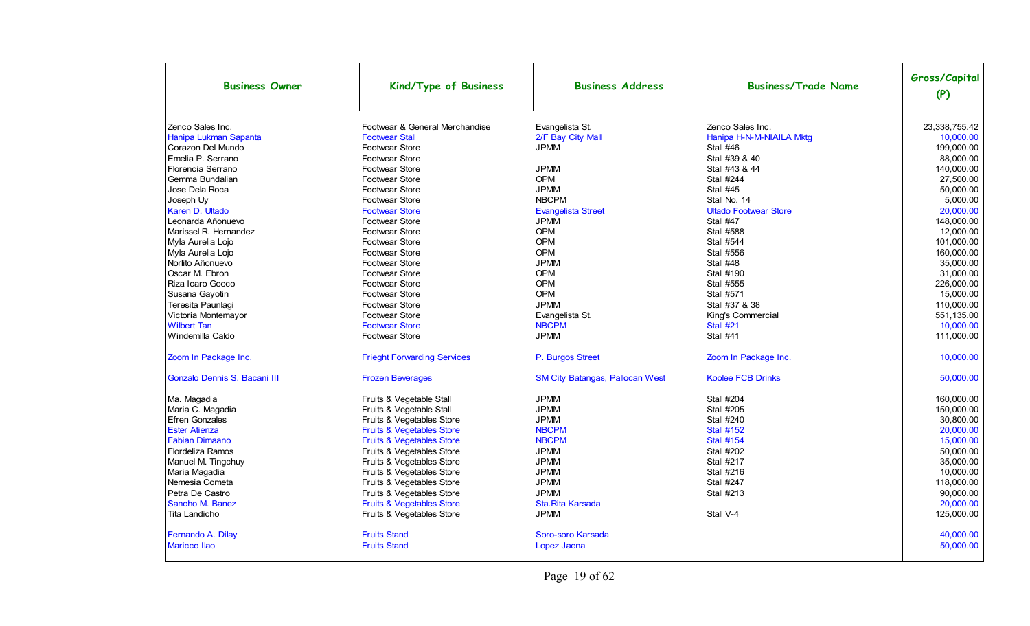| Business Owner | Kind/Type of Business | Business Address | Business/Trade Name | Gross/Capital (P) |
|---|---|---|---|---|
| Zenco Sales Inc. | Footwear & General Merchandise | Evangelista St. | Zenco Sales Inc. | 23,338,755.42 |
| Hanipa Lukman Sapanta | Footwear Stall | 2/F Bay City Mall | Hanipa H-N-M-NIAILA Mktg | 10,000.00 |
| Corazon Del Mundo | Footwear Store | JPMM | Stall #46 | 199,000.00 |
| Emelia P. Serrano | Footwear Store | | Stall #39 & 40 | 88,000.00 |
| Florencia Serrano | Footwear Store | JPMM | Stall #43 & 44 | 140,000.00 |
| Gemma Bundalian | Footwear Store | OPM | Stall #244 | 27,500.00 |
| Jose Dela Roca | Footwear Store | JPMM | Stall #45 | 50,000.00 |
| Joseph Uy | Footwear Store | NBCPM | Stall No. 14 | 5,000.00 |
| Karen D. Ultado | Footwear Store | Evangelista Street | Ultado Footwear Store | 20,000.00 |
| Leonarda Añonuevo | Footwear Store | JPMM | Stall #47 | 148,000.00 |
| Marissel R. Hernandez | Footwear Store | OPM | Stall #588 | 12,000.00 |
| Myla Aurelia Lojo | Footwear Store | OPM | Stall #544 | 101,000.00 |
| Myla Aurelia Lojo | Footwear Store | OPM | Stall #556 | 160,000.00 |
| Norlito Añonuevo | Footwear Store | JPMM | Stall #48 | 35,000.00 |
| Oscar M. Ebron | Footwear Store | OPM | Stall #190 | 31,000.00 |
| Riza Icaro Gooco | Footwear Store | OPM | Stall #555 | 226,000.00 |
| Susana Gayotin | Footwear Store | OPM | Stall #571 | 15,000.00 |
| Teresita Paunlagi | Footwear Store | JPMM | Stall #37 & 38 | 110,000.00 |
| Victoria Montemayor | Footwear Store | Evangelista St. | King's Commercial | 551,135.00 |
| Wilbert Tan | Footwear Store | NBCPM | Stall #21 | 10,000.00 |
| Windemilla Caldo | Footwear Store | JPMM | Stall #41 | 111,000.00 |
| Zoom In Package Inc. | Frieght Forwarding Services | P. Burgos Street | Zoom In Package Inc. | 10,000.00 |
| Gonzalo Dennis S. Bacani III | Frozen Beverages | SM City Batangas, Pallocan West | Koolee FCB Drinks | 50,000.00 |
| Ma. Magadia | Fruits & Vegetable Stall | JPMM | Stall #204 | 160,000.00 |
| Maria C. Magadia | Fruits & Vegetable Stall | JPMM | Stall #205 | 150,000.00 |
| Efren Gonzales | Fruits & Vegetables Store | JPMM | Stall #240 | 30,800.00 |
| Ester Atienza | Fruits & Vegetables Store | NBCPM | Stall #152 | 20,000.00 |
| Fabian Dimaano | Fruits & Vegetables Store | NBCPM | Stall #154 | 15,000.00 |
| Flordeliza Ramos | Fruits & Vegetables Store | JPMM | Stall #202 | 50,000.00 |
| Manuel M. Tingchuy | Fruits & Vegetables Store | JPMM | Stall #217 | 35,000.00 |
| Maria Magadia | Fruits & Vegetables Store | JPMM | Stall #216 | 10,000.00 |
| Nemesia Cometa | Fruits & Vegetables Store | JPMM | Stall #247 | 118,000.00 |
| Petra De Castro | Fruits & Vegetables Store | JPMM | Stall #213 | 90,000.00 |
| Sancho M. Banez | Fruits & Vegetables Store | Sta.Rita Karsada | | 20,000.00 |
| Tita Landicho | Fruits & Vegetables Store | JPMM | Stall V-4 | 125,000.00 |
| Fernando A. Dilay | Fruits Stand | Soro-soro Karsada | | 40,000.00 |
| Maricco Ilao | Fruits Stand | Lopez Jaena | | 50,000.00 |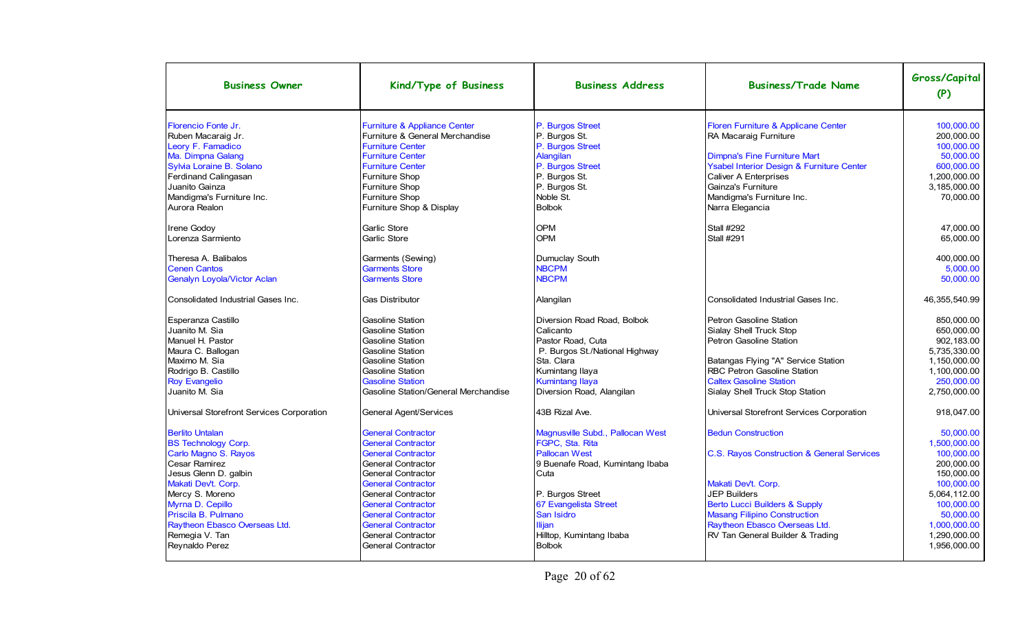| Business Owner | Kind/Type of Business | Business Address | Business/Trade Name | Gross/Capital (P) |
|---|---|---|---|---|
| Florencio Fonte Jr. | Furniture & Appliance Center | P. Burgos Street | Floren Furniture & Applicane Center | 100,000.00 |
| Ruben Macaraig Jr. | Furniture & General Merchandise | P. Burgos St. | RA Macaraig Furniture | 200,000.00 |
| Leory F. Famadico | Furniture Center | P. Burgos Street | | 100,000.00 |
| Ma. Dimpna Galang | Furniture Center | Alangilan | Dimpna's Fine Furniture Mart | 50,000.00 |
| Sylvia Loraine B. Solano | Furniture Center | P. Burgos Street | Ysabel Interior Design & Furniture Center | 600,000.00 |
| Ferdinand Calingasan | Furniture Shop | P. Burgos St. | Caliver A Enterprises | 1,200,000.00 |
| Juanito Gainza | Furniture Shop | P. Burgos St. | Gainza's Furniture | 3,185,000.00 |
| Mandigma's Furniture Inc. | Furniture Shop | Noble St. | Mandigma's Furniture Inc. | 70,000.00 |
| Aurora Realon | Furniture Shop & Display | Bolbok | Narra Elegancia | |
| Irene Godoy | Garlic Store | OPM | Stall #292 | 47,000.00 |
| Lorenza Sarmiento | Garlic Store | OPM | Stall #291 | 65,000.00 |
| Theresa A. Balibalos | Garments (Sewing) | Dumuclay South | | 400,000.00 |
| Cenen Cantos | Garments Store | NBCPM | | 5,000.00 |
| Genalyn Loyola/Victor Aclan | Garments Store | NBCPM | | 50,000.00 |
| Consolidated Industrial Gases Inc. | Gas Distributor | Alangilan | Consolidated Industrial Gases Inc. | 46,355,540.99 |
| Esperanza Castillo | Gasoline Station | Diversion Road Road, Bolbok | Petron Gasoline Station | 850,000.00 |
| Juanito M. Sia | Gasoline Station | Calicanto | Sialay Shell Truck Stop | 650,000.00 |
| Manuel H. Pastor | Gasoline Station | Pastor Road, Cuta | Petron Gasoline Station | 902,183.00 |
| Maura C. Ballogan | Gasoline Station | P. Burgos St./National Highway | | 5,735,330.00 |
| Maximo M. Sia | Gasoline Station | Sta. Clara | Batangas Flying "A" Service Station | 1,150,000.00 |
| Rodrigo B. Castillo | Gasoline Station | Kumintang Ilaya | RBC Petron Gasoline Station | 1,100,000.00 |
| Roy Evangelio | Gasoline Station | Kumintang Ilaya | Caltex Gasoline Station | 250,000.00 |
| Juanito M. Sia | Gasoline Station/General Merchandise | Diversion Road, Alangilan | Sialay Shell Truck Stop Station | 2,750,000.00 |
| Universal Storefront Services Corporation | General Agent/Services | 43B Rizal Ave. | Universal Storefront Services Corporation | 918,047.00 |
| Berlito Untalan | General Contractor | Magnusville Subd., Pallocan West | Bedun Construction | 50,000.00 |
| BS Technology Corp. | General Contractor | FGPC, Sta. Rita | | 1,500,000.00 |
| Carlo Magno S. Rayos | General Contractor | Pallocan West | C.S. Rayos Construction & General Services | 100,000.00 |
| Cesar Ramirez | General Contractor | 9 Buenafe Road, Kumintang Ibaba | | 200,000.00 |
| Jesus Glenn D. galbin | General Contractor | Cuta | | 150,000.00 |
| Makati Dev't. Corp. | General Contractor | | Makati Dev't. Corp. | 100,000.00 |
| Mercy S. Moreno | General Contractor | P. Burgos Street | JEP Builders | 5,064,112.00 |
| Myrna D. Cepillo | General Contractor | 67 Evangelista Street | Berto Lucci Builders & Supply | 100,000.00 |
| Priscila B. Pulmano | General Contractor | San Isidro | Masang Filipino Construction | 50,000.00 |
| Raytheon Ebasco Overseas Ltd. | General Contractor | Ilijan | Raytheon Ebasco Overseas Ltd. | 1,000,000.00 |
| Remegia V. Tan | General Contractor | Hilltop, Kumintang Ibaba | RV Tan General Builder & Trading | 1,290,000.00 |
| Reynaldo Perez | General Contractor | Bolbok | | 1,956,000.00 |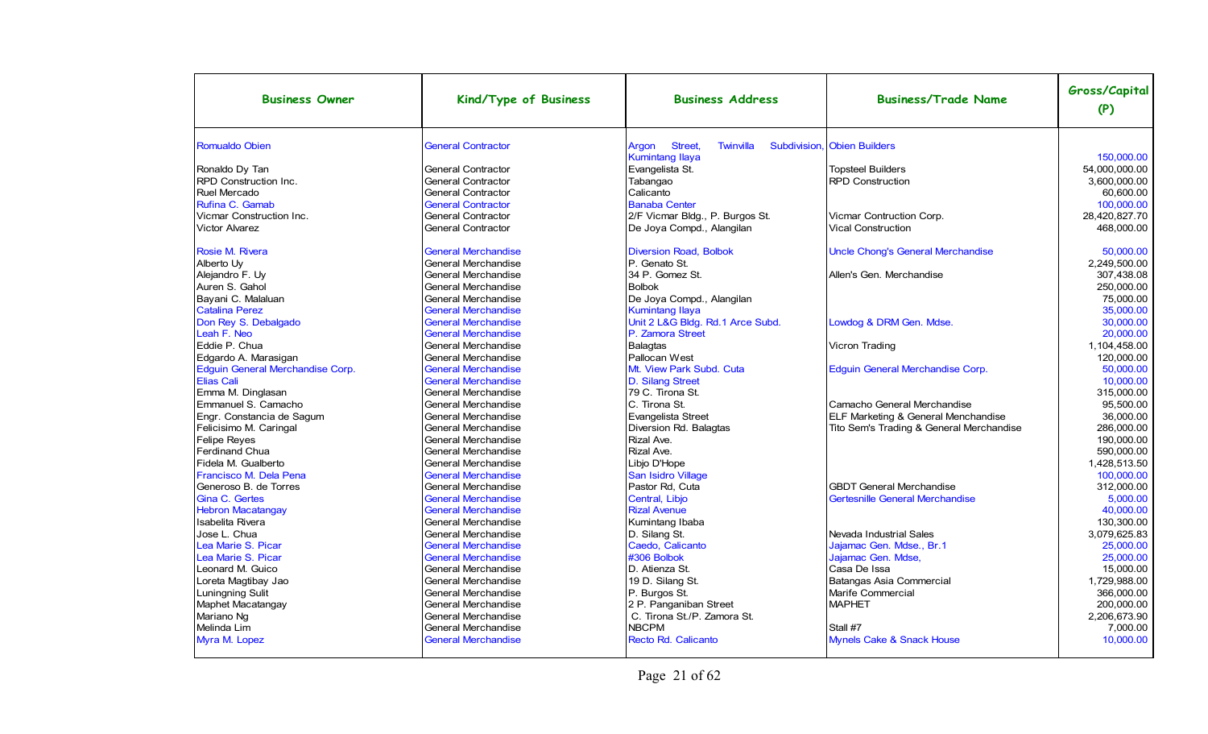| Business Owner | Kind/Type of Business | Business Address | Business/Trade Name | Gross/Capital (P) |
|---|---|---|---|---|
| Romualdo Obien | General Contractor | Argon Street, Twinvilla Subdivision, Kumintang Ilaya | Obien Builders | 150,000.00 |
| Ronaldo Dy Tan | General Contractor | Evangelista St. | Topsteel Builders | 54,000,000.00 |
| RPD Construction Inc. | General Contractor | Tabangao | RPD Construction | 3,600,000.00 |
| Ruel Mercado | General Contractor | Calicanto | | 60,600.00 |
| Rufina C. Gamab | General Contractor | Banaba Center | | 100,000.00 |
| Vicmar Construction Inc. | General Contractor | 2/F Vicmar Bldg., P. Burgos St. | Vicmar Contruction Corp. | 28,420,827.70 |
| Victor Alvarez | General Contractor | De Joya Compd., Alangilan | Vical Construction | 468,000.00 |
| Rosie M. Rivera | General Merchandise | Diversion Road, Bolbok | Uncle Chong's General Merchandise | 50,000.00 |
| Alberto Uy | General Merchandise | P. Genato St. | | 2,249,500.00 |
| Alejandro F. Uy | General Merchandise | 34 P. Gomez St. | Allen's Gen. Merchandise | 307,438.08 |
| Auren S. Gahol | General Merchandise | Bolbok | | 250,000.00 |
| Bayani C. Malaluan | General Merchandise | De Joya Compd., Alangilan | | 75,000.00 |
| Catalina Perez | General Merchandise | Kumintang Ilaya | | 35,000.00 |
| Don Rey S. Debalgado | General Merchandise | Unit 2 L&G Bldg. Rd.1 Arce Subd. | Lowdog & DRM Gen. Mdse. | 30,000.00 |
| Leah F. Neo | General Merchandise | P. Zamora Street | | 20,000.00 |
| Eddie P. Chua | General Merchandise | Balagtas | Vicron Trading | 1,104,458.00 |
| Edgardo A. Marasigan | General Merchandise | Pallocan West | | 120,000.00 |
| Edguin General Merchandise Corp. | General Merchandise | Mt. View Park Subd. Cuta | Edguin General Merchandise Corp. | 50,000.00 |
| Elias Cali | General Merchandise | D. Silang Street | | 10,000.00 |
| Emma M. Dinglasan | General Merchandise | 79 C. Tirona St. | | 315,000.00 |
| Emmanuel S. Camacho | General Merchandise | C. Tirona St. | Camacho General Merchandise | 95,500.00 |
| Engr. Constancia de Sagum | General Merchandise | Evangelista Street | ELF Marketing & General Merchandise | 36,000.00 |
| Felicisimo M. Caringal | General Merchandise | Diversion Rd. Balagtas | Tito Sem's Trading & General Merchandise | 286,000.00 |
| Felipe Reyes | General Merchandise | Rizal Ave. | | 190,000.00 |
| Ferdinand Chua | General Merchandise | Rizal Ave. | | 590,000.00 |
| Fidela M. Gualberto | General Merchandise | Libjo D'Hope | | 1,428,513.50 |
| Francisco M. Dela Pena | General Merchandise | San Isidro Village | | 100,000.00 |
| Generoso B. de Torres | General Merchandise | Pastor Rd, Cuta | GBDT General Merchandise | 312,000.00 |
| Gina C. Gertes | General Merchandise | Central, Libjo | Gertesnille General Merchandise | 5,000.00 |
| Hebron Macatangay | General Merchandise | Rizal Avenue | | 40,000.00 |
| Isabelita Rivera | General Merchandise | Kumintang Ibaba | | 130,300.00 |
| Jose L. Chua | General Merchandise | D. Silang St. | Nevada Industrial Sales | 3,079,625.83 |
| Lea Marie S. Picar | General Merchandise | Caedo, Calicanto | Jajamac Gen. Mdse., Br.1 | 25,000.00 |
| Lea Marie S. Picar | General Merchandise | #306 Bolbok | Jajamac Gen. Mdse, | 25,000.00 |
| Leonard M. Guico | General Merchandise | D. Atienza St. | Casa De Issa | 15,000.00 |
| Loreta Magtibay Jao | General Merchandise | 19 D. Silang St. | Batangas Asia Commercial | 1,729,988.00 |
| Luningning Sulit | General Merchandise | P. Burgos St. | Marife Commercial | 366,000.00 |
| Maphet Macatangay | General Merchandise | 2 P. Panganiban Street | MAPHET | 200,000.00 |
| Mariano Ng | General Merchandise | C. Tirona St./P. Zamora St. | | 2,206,673.90 |
| Melinda Lim | General Merchandise | NBCPM | Stall #7 | 7,000.00 |
| Myra M. Lopez | General Merchandise | Recto Rd. Calicanto | Mynels Cake & Snack House | 10,000.00 |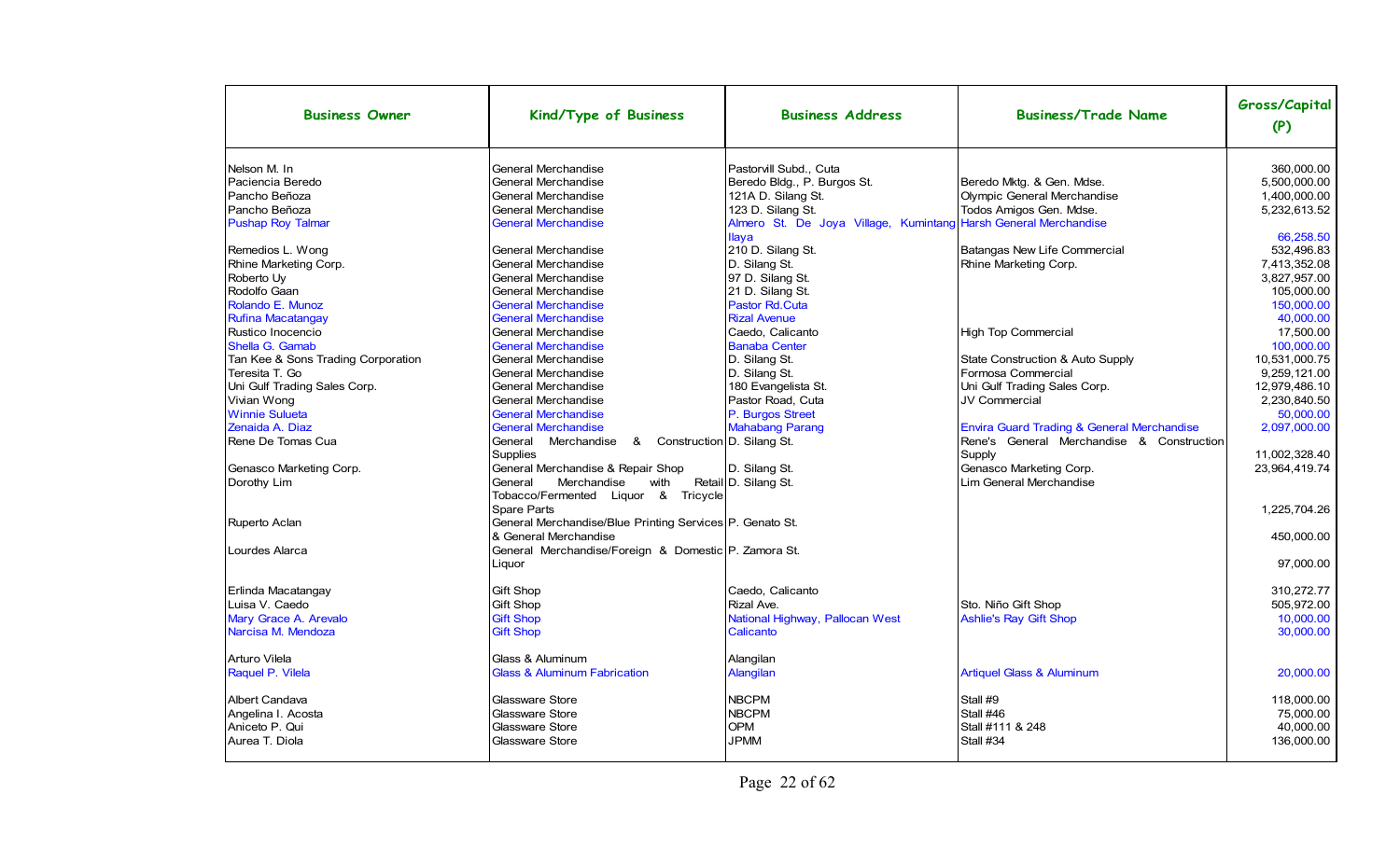| Business Owner | Kind/Type of Business | Business Address | Business/Trade Name | Gross/Capital (P) |
|---|---|---|---|---|
| Nelson M. In | General Merchandise | Pastorvill Subd., Cuta | | 360,000.00 |
| Paciencia Beredo | General Merchandise | Beredo Bldg., P. Burgos St. | Beredo Mktg. & Gen. Mdse. | 5,500,000.00 |
| Pancho Beñoza | General Merchandise | 121A D. Silang St. | Olympic General Merchandise | 1,400,000.00 |
| Pancho Beñoza | General Merchandise | 123 D. Silang St. | Todos Amigos Gen. Mdse. | 5,232,613.52 |
| Pushap Roy Talmar | General Merchandise | Almero St. De Joya Village, Kumintang Ilaya | Harsh General Merchandise | 66,258.50 |
| Remedios L. Wong | General Merchandise | 210 D. Silang St. | Batangas New Life Commercial | 532,496.83 |
| Rhine Marketing Corp. | General Merchandise | D. Silang St. | Rhine Marketing Corp. | 7,413,352.08 |
| Roberto Uy | General Merchandise | 97 D. Silang St. | | 3,827,957.00 |
| Rodolfo Gaan | General Merchandise | 21 D. Silang St. | | 105,000.00 |
| Rolando E. Munoz | General Merchandise | Pastor Rd.Cuta | | 150,000.00 |
| Rufina Macatangay | General Merchandise | Rizal Avenue | | 40,000.00 |
| Rustico Inocencio | General Merchandise | Caedo, Calicanto | High Top Commercial | 17,500.00 |
| Shella G. Gamab | General Merchandise | Banaba Center | | 100,000.00 |
| Tan Kee & Sons Trading Corporation | General Merchandise | D. Silang St. | State Construction & Auto Supply | 10,531,000.75 |
| Teresita T. Go | General Merchandise | D. Silang St. | Formosa Commercial | 9,259,121.00 |
| Uni Gulf Trading Sales Corp. | General Merchandise | 180 Evangelista St. | Uni Gulf Trading Sales Corp. | 12,979,486.10 |
| Vivian Wong | General Merchandise | Pastor Road, Cuta | JV Commercial | 2,230,840.50 |
| Winnie Sulueta | General Merchandise | P. Burgos Street | | 50,000.00 |
| Zenaida A. Diaz | General Merchandise | Mahabang Parang | Envira Guard Trading & General Merchandise | 2,097,000.00 |
| Rene De Tomas Cua | General Merchandise & Construction Supplies | D. Silang St. | Rene's General Merchandise & Construction Supply | 11,002,328.40 |
| Genasco Marketing Corp. | General Merchandise & Repair Shop | D. Silang St. | Genasco Marketing Corp. | 23,964,419.74 |
| Dorothy Lim | General Merchandise with Retail Tobacco/Fermented Liquor & Tricycle Spare Parts | D. Silang St. | Lim General Merchandise | 1,225,704.26 |
| Ruperto Aclan | General Merchandise/Blue Printing Services & General Merchandise | P. Genato St. | | 450,000.00 |
| Lourdes Alarca | General Merchandise/Foreign & Domestic Liquor | P. Zamora St. | | 97,000.00 |
| Erlinda Macatangay | Gift Shop | Caedo, Calicanto | | 310,272.77 |
| Luisa V. Caedo | Gift Shop | Rizal Ave. | Sto. Niño Gift Shop | 505,972.00 |
| Mary Grace A. Arevalo | Gift Shop | National Highway, Pallocan West | Ashlie's Ray Gift Shop | 10,000.00 |
| Narcisa M. Mendoza | Gift Shop | Calicanto | | 30,000.00 |
| Arturo Vilela | Glass & Aluminum | Alangilan | | |
| Raquel P. Vilela | Glass & Aluminum Fabrication | Alangilan | Artiquel Glass & Aluminum | 20,000.00 |
| Albert Candava | Glassware Store | NBCPM | Stall #9 | 118,000.00 |
| Angelina I. Acosta | Glassware Store | NBCPM | Stall #46 | 75,000.00 |
| Aniceto P. Qui | Glassware Store | OPM | Stall #111 & 248 | 40,000.00 |
| Aurea T. Diola | Glassware Store | JPMM | Stall #34 | 136,000.00 |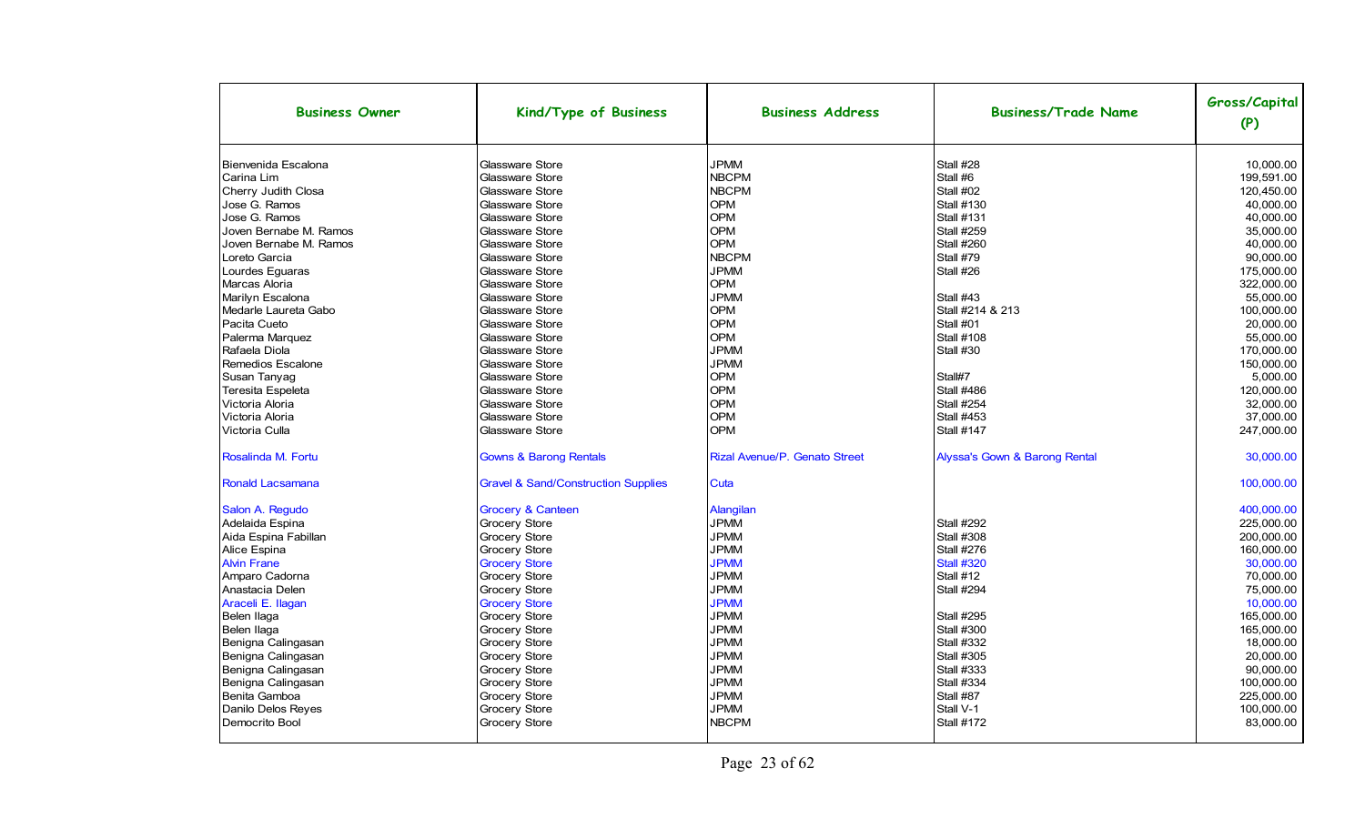| Business Owner | Kind/Type of Business | Business Address | Business/Trade Name | Gross/Capital (P) |
|---|---|---|---|---|
| Bienvenida Escalona | Glassware Store | JPMM | Stall #28 | 10,000.00 |
| Carina Lim | Glassware Store | NBCPM | Stall #6 | 199,591.00 |
| Cherry Judith Closa | Glassware Store | NBCPM | Stall #02 | 120,450.00 |
| Jose G. Ramos | Glassware Store | OPM | Stall #130 | 40,000.00 |
| Jose G. Ramos | Glassware Store | OPM | Stall #131 | 40,000.00 |
| Joven Bernabe M. Ramos | Glassware Store | OPM | Stall #259 | 35,000.00 |
| Joven Bernabe M. Ramos | Glassware Store | OPM | Stall #260 | 40,000.00 |
| Loreto Garcia | Glassware Store | NBCPM | Stall #79 | 90,000.00 |
| Lourdes Eguaras | Glassware Store | JPMM | Stall #26 | 175,000.00 |
| Marcas Aloria | Glassware Store | OPM | | 322,000.00 |
| Marilyn Escalona | Glassware Store | JPMM | Stall #43 | 55,000.00 |
| Medarle Laureta Gabo | Glassware Store | OPM | Stall #214 & 213 | 100,000.00 |
| Pacita Cueto | Glassware Store | OPM | Stall #01 | 20,000.00 |
| Palerma Marquez | Glassware Store | OPM | Stall #108 | 55,000.00 |
| Rafaela Diola | Glassware Store | JPMM | Stall #30 | 170,000.00 |
| Remedios Escalone | Glassware Store | JPMM | | 150,000.00 |
| Susan Tanyag | Glassware Store | OPM | Stall#7 | 5,000.00 |
| Teresita Espeleta | Glassware Store | OPM | Stall #486 | 120,000.00 |
| Victoria Aloria | Glassware Store | OPM | Stall #254 | 32,000.00 |
| Victoria Aloria | Glassware Store | OPM | Stall #453 | 37,000.00 |
| Victoria Culla | Glassware Store | OPM | Stall #147 | 247,000.00 |
| Rosalinda M. Fortu | Gowns & Barong Rentals | Rizal Avenue/P. Genato Street | Alyssa's Gown & Barong Rental | 30,000.00 |
| Ronald Lacsamana | Gravel & Sand/Construction Supplies | Cuta | | 100,000.00 |
| Salon A. Regudo | Grocery & Canteen | Alangilan | | 400,000.00 |
| Adelaida Espina | Grocery Store | JPMM | Stall #292 | 225,000.00 |
| Aida Espina Fabillan | Grocery Store | JPMM | Stall #308 | 200,000.00 |
| Alice Espina | Grocery Store | JPMM | Stall #276 | 160,000.00 |
| Alvin Frane | Grocery Store | JPMM | Stall #320 | 30,000.00 |
| Amparo Cadorna | Grocery Store | JPMM | Stall #12 | 70,000.00 |
| Anastacia Delen | Grocery Store | JPMM | Stall #294 | 75,000.00 |
| Araceli E. Ilagan | Grocery Store | JPMM | | 10,000.00 |
| Belen Ilaga | Grocery Store | JPMM | Stall #295 | 165,000.00 |
| Belen Ilaga | Grocery Store | JPMM | Stall #300 | 165,000.00 |
| Benigna Calingasan | Grocery Store | JPMM | Stall #332 | 18,000.00 |
| Benigna Calingasan | Grocery Store | JPMM | Stall #305 | 20,000.00 |
| Benigna Calingasan | Grocery Store | JPMM | Stall #333 | 90,000.00 |
| Benigna Calingasan | Grocery Store | JPMM | Stall #334 | 100,000.00 |
| Benita Gamboa | Grocery Store | JPMM | Stall #87 | 225,000.00 |
| Danilo Delos Reyes | Grocery Store | JPMM | Stall V-1 | 100,000.00 |
| Democrito Bool | Grocery Store | NBCPM | Stall #172 | 83,000.00 |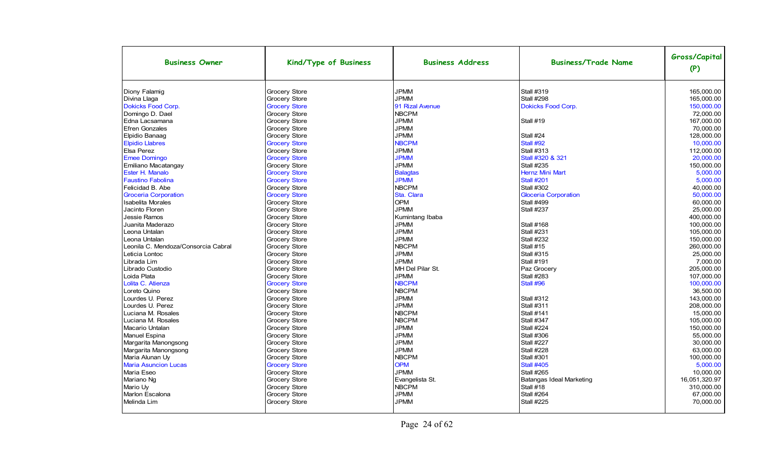| Business Owner | Kind/Type of Business | Business Address | Business/Trade Name | Gross/Capital (P) |
|---|---|---|---|---|
| Diony Falamig | Grocery Store | JPMM | Stall #319 | 165,000.00 |
| Divina Llaga | Grocery Store | JPMM | Stall #298 | 165,000.00 |
| Dokicks Food Corp. | Grocery Store | 91 Rizal Avenue | Dokicks Food Corp. | 150,000.00 |
| Domingo D. Dael | Grocery Store | NBCPM | | 72,000.00 |
| Edna Lacsamana | Grocery Store | JPMM | Stall #19 | 167,000.00 |
| Efren Gonzales | Grocery Store | JPMM | | 70,000.00 |
| Elpidio Banaag | Grocery Store | JPMM | Stall #24 | 128,000.00 |
| Elpidio Llabres | Grocery Store | NBCPM | Stall #92 | 10,000.00 |
| Elsa Perez | Grocery Store | JPMM | Stall #313 | 112,000.00 |
| Emee Domingo | Grocery Store | JPMM | Stall #320 & 321 | 20,000.00 |
| Emiliano Macatangay | Grocery Store | JPMM | Stall #235 | 150,000.00 |
| Ester H. Manalo | Grocery Store | Balagtas | Hernz Mini Mart | 5,000.00 |
| Faustino Fabolina | Grocery Store | JPMM | Stall #201 | 5,000.00 |
| Felicidad B. Abe | Grocery Store | NBCPM | Stall #302 | 40,000.00 |
| Groceria Corporation | Grocery Store | Sta. Clara | Gloceria Corporation | 50,000.00 |
| Isabelita Morales | Grocery Store | OPM | Stall #499 | 60,000.00 |
| Jacinto Floren | Grocery Store | JPMM | Stall #237 | 25,000.00 |
| Jessie Ramos | Grocery Store | Kumintang Ibaba | | 400,000.00 |
| Juanita Maderazo | Grocery Store | JPMM | Stall #168 | 100,000.00 |
| Leona Untalan | Grocery Store | JPMM | Stall #231 | 105,000.00 |
| Leona Untalan | Grocery Store | JPMM | Stall #232 | 150,000.00 |
| Leonila C. Mendoza/Consorcia Cabral | Grocery Store | NBCPM | Stall #15 | 260,000.00 |
| Leticia Lontoc | Grocery Store | JPMM | Stall #315 | 25,000.00 |
| Librada Lim | Grocery Store | JPMM | Stall #191 | 7,000.00 |
| Librado Custodio | Grocery Store | MH Del Pilar St. | Paz Grocery | 205,000.00 |
| Loida Plata | Grocery Store | JPMM | Stall #283 | 107,000.00 |
| Lolita C. Atienza | Grocery Store | NBCPM | Stall #96 | 100,000.00 |
| Loreto Quino | Grocery Store | NBCPM | | 36,500.00 |
| Lourdes U. Perez | Grocery Store | JPMM | Stall #312 | 143,000.00 |
| Lourdes U. Perez | Grocery Store | JPMM | Stall #311 | 208,000.00 |
| Luciana M. Rosales | Grocery Store | NBCPM | Stall #141 | 15,000.00 |
| Luciana M. Rosales | Grocery Store | NBCPM | Stall #347 | 105,000.00 |
| Macario Untalan | Grocery Store | JPMM | Stall #224 | 150,000.00 |
| Manuel Espina | Grocery Store | JPMM | Stall #306 | 55,000.00 |
| Margarita Manongsong | Grocery Store | JPMM | Stall #227 | 30,000.00 |
| Margarita Manongsong | Grocery Store | JPMM | Stall #228 | 63,000.00 |
| Maria Alunan Uy | Grocery Store | NBCPM | Stall #301 | 100,000.00 |
| Maria Asuncion Lucas | Grocery Store | OPM | Stall #405 | 5,000.00 |
| Maria Eseo | Grocery Store | JPMM | Stall #265 | 10,000.00 |
| Mariano Ng | Grocery Store | Evangelista St. | Batangas Ideal Marketing | 16,051,320.97 |
| Mario Uy | Grocery Store | NBCPM | Stall #18 | 310,000.00 |
| Marlon Escalona | Grocery Store | JPMM | Stall #264 | 67,000.00 |
| Melinda Lim | Grocery Store | JPMM | Stall #225 | 70,000.00 |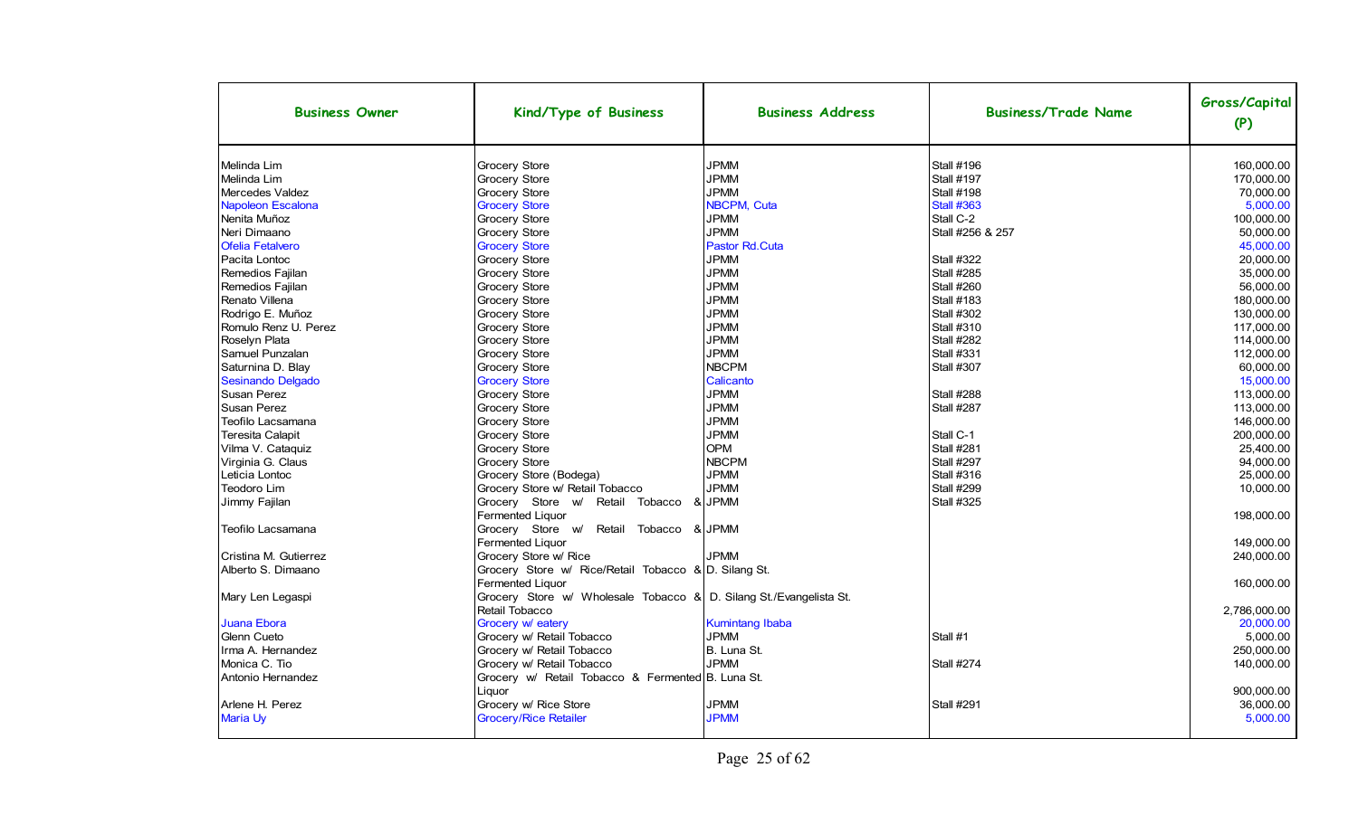| Business Owner | Kind/Type of Business | Business Address | Business/Trade Name | Gross/Capital (P) |
|---|---|---|---|---|
| Melinda Lim | Grocery Store | JPMM | Stall #196 | 160,000.00 |
| Melinda Lim | Grocery Store | JPMM | Stall #197 | 170,000.00 |
| Mercedes Valdez | Grocery Store | JPMM | Stall #198 | 70,000.00 |
| Napoleon Escalona | Grocery Store | NBCPM, Cuta | Stall #363 | 5,000.00 |
| Nenita Muñoz | Grocery Store | JPMM | Stall C-2 | 100,000.00 |
| Neri Dimaano | Grocery Store | JPMM | Stall #256 & 257 | 50,000.00 |
| Ofelia Fetalvero | Grocery Store | Pastor Rd.Cuta | | 45,000.00 |
| Pacita Lontoc | Grocery Store | JPMM | Stall #322 | 20,000.00 |
| Remedios Fajilan | Grocery Store | JPMM | Stall #285 | 35,000.00 |
| Remedios Fajilan | Grocery Store | JPMM | Stall #260 | 56,000.00 |
| Renato Villena | Grocery Store | JPMM | Stall #183 | 180,000.00 |
| Rodrigo E. Muñoz | Grocery Store | JPMM | Stall #302 | 130,000.00 |
| Romulo Renz U. Perez | Grocery Store | JPMM | Stall #310 | 117,000.00 |
| Roselyn Plata | Grocery Store | JPMM | Stall #282 | 114,000.00 |
| Samuel Punzalan | Grocery Store | JPMM | Stall #331 | 112,000.00 |
| Saturnina D. Blay | Grocery Store | NBCPM | Stall #307 | 60,000.00 |
| Sesinando Delgado | Grocery Store | Calicanto | | 15,000.00 |
| Susan Perez | Grocery Store | JPMM | Stall #288 | 113,000.00 |
| Susan Perez | Grocery Store | JPMM | Stall #287 | 113,000.00 |
| Teofilo Lacsamana | Grocery Store | JPMM | | 146,000.00 |
| Teresita Calapit | Grocery Store | JPMM | Stall C-1 | 200,000.00 |
| Vilma V. Cataquiz | Grocery Store | OPM | Stall #281 | 25,400.00 |
| Virginia G. Claus | Grocery Store | NBCPM | Stall #297 | 94,000.00 |
| Leticia Lontoc | Grocery Store (Bodega) | JPMM | Stall #316 | 25,000.00 |
| Teodoro Lim | Grocery Store w/ Retail Tobacco | JPMM | Stall #299 | 10,000.00 |
| Jimmy Fajilan | Grocery Store w/ Retail Tobacco & Fermented Liquor | JPMM | Stall #325 | 198,000.00 |
| Teofilo Lacsamana | Grocery Store w/ Retail Tobacco & Fermented Liquor | JPMM | | 149,000.00 |
| Cristina M. Gutierrez | Grocery Store w/ Rice | JPMM | | 240,000.00 |
| Alberto S. Dimaano | Grocery Store w/ Rice/Retail Tobacco & Fermented Liquor | D. Silang St. | | 160,000.00 |
| Mary Len Legaspi | Grocery Store w/ Wholesale Tobacco & Retail Tobacco | D. Silang St./Evangelista St. | | 2,786,000.00 |
| Juana Ebora | Grocery w/ eatery | Kumintang Ibaba | | 20,000.00 |
| Glenn Cueto | Grocery w/ Retail Tobacco | JPMM | Stall #1 | 5,000.00 |
| Irma A. Hernandez | Grocery w/ Retail Tobacco | B. Luna St. | | 250,000.00 |
| Monica C. Tio | Grocery w/ Retail Tobacco | JPMM | Stall #274 | 140,000.00 |
| Antonio Hernandez | Grocery w/ Retail Tobacco & Fermented Liquor | B. Luna St. | | 900,000.00 |
| Arlene H. Perez | Grocery w/ Rice Store | JPMM | Stall #291 | 36,000.00 |
| Maria Uy | Grocery/Rice Retailer | JPMM | | 5,000.00 |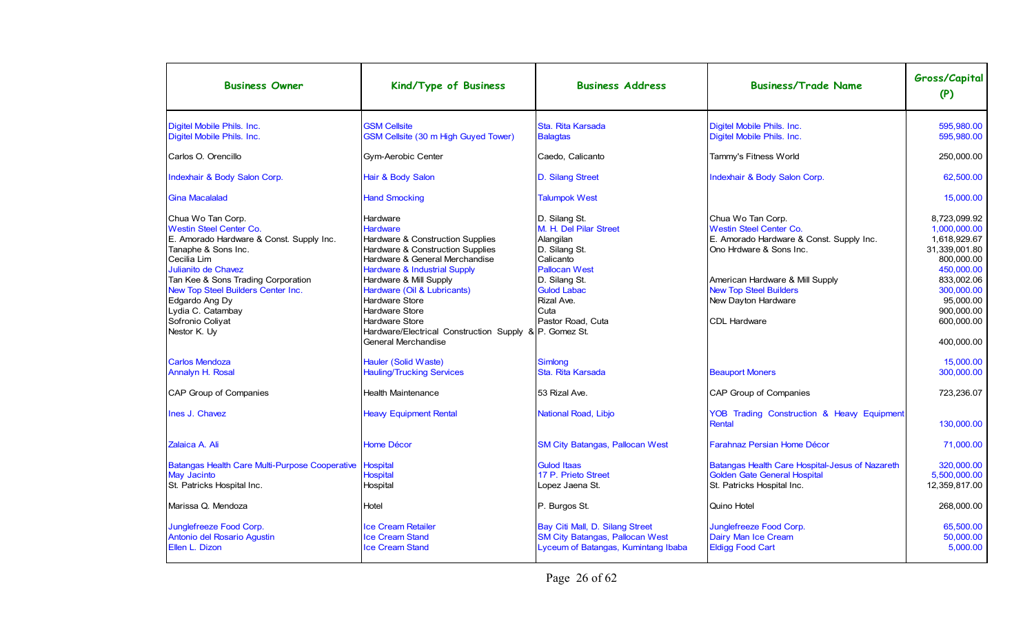| Business Owner | Kind/Type of Business | Business Address | Business/Trade Name | Gross/Capital (P) |
|---|---|---|---|---|
| Digitel Mobile Phils. Inc. | GSM Cellsite | Sta. Rita Karsada | Digitel Mobile Phils. Inc. | 595,980.00 |
| Digitel Mobile Phils. Inc. | GSM Cellsite (30 m High Guyed Tower) | Balagtas | Digitel Mobile Phils. Inc. | 595,980.00 |
| Carlos O. Orencillo | Gym-Aerobic Center | Caedo, Calicanto | Tammy's Fitness World | 250,000.00 |
| Indexhair & Body Salon Corp. | Hair & Body Salon | D. Silang Street | Indexhair & Body Salon Corp. | 62,500.00 |
| Gina Macalalad | Hand Smocking | Talumpok West | | 15,000.00 |
| Chua Wo Tan Corp. | Hardware | D. Silang St. | Chua Wo Tan Corp. | 8,723,099.92 |
| Westin Steel Center Co. | Hardware | M. H. Del Pilar Street | Westin Steel Center Co. | 1,000,000.00 |
| E. Amorado Hardware & Const. Supply Inc. | Hardware & Construction Supplies | Alangilan | E. Amorado Hardware & Const. Supply Inc. | 1,618,929.67 |
| Tanaphe & Sons Inc. | Hardware & Construction Supplies | D. Silang St. | Ono Hrdware & Sons Inc. | 31,339,001.80 |
| Cecilia Lim | Hardware & General Merchandise | Calicanto | | 800,000.00 |
| Julianito de Chavez | Hardware & Industrial Supply | Pallocan West | | 450,000.00 |
| Tan Kee & Sons Trading Corporation | Hardware & Mill Supply | D. Silang St. | American Hardware & Mill Supply | 833,002.06 |
| New Top Steel Builders Center Inc. | Hardware (Oil & Lubricants) | Gulod Labac | New Top Steel Builders | 300,000.00 |
| Edgardo Ang Dy | Hardware Store | Rizal Ave. | New Dayton Hardware | 95,000.00 |
| Lydia C. Catambay | Hardware Store | Cuta | | 900,000.00 |
| Sofronio Coliyat | Hardware Store | Pastor Road, Cuta | CDL Hardware | 600,000.00 |
| Nestor K. Uy | Hardware/Electrical Construction Supply & General Merchandise | P. Gomez St. | | 400,000.00 |
| Carlos Mendoza | Hauler (Solid Waste) | Simlong | | 15,000.00 |
| Annalyn H. Rosal | Hauling/Trucking Services | Sta. Rita Karsada | Beauport Moners | 300,000.00 |
| CAP Group of Companies | Health Maintenance | 53 Rizal Ave. | CAP Group of Companies | 723,236.07 |
| Ines J. Chavez | Heavy Equipment Rental | National Road, Libjo | YOB Trading Construction & Heavy Equipment Rental | 130,000.00 |
| Zalaica A. Ali | Home Décor | SM City Batangas, Pallocan West | Farahnaz Persian Home Décor | 71,000.00 |
| Batangas Health Care Multi-Purpose Cooperative | Hospital | Gulod Itaas | Batangas Health Care Hospital-Jesus of Nazareth | 320,000.00 |
| May Jacinto | Hospital | 17 P. Prieto Street | Golden Gate General Hospital | 5,500,000.00 |
| St. Patricks Hospital Inc. | Hospital | Lopez Jaena St. | St. Patricks Hospital Inc. | 12,359,817.00 |
| Marissa Q. Mendoza | Hotel | P. Burgos St. | Quino Hotel | 268,000.00 |
| Junglefreeze Food Corp. | Ice Cream Retailer | Bay Citi Mall, D. Silang Street | Junglefreeze Food Corp. | 65,500.00 |
| Antonio del Rosario Agustin | Ice Cream Stand | SM City Batangas, Pallocan West | Dairy Man Ice Cream | 50,000.00 |
| Ellen L. Dizon | Ice Cream Stand | Lyceum of Batangas, Kumintang Ibaba | Eldigg Food Cart | 5,000.00 |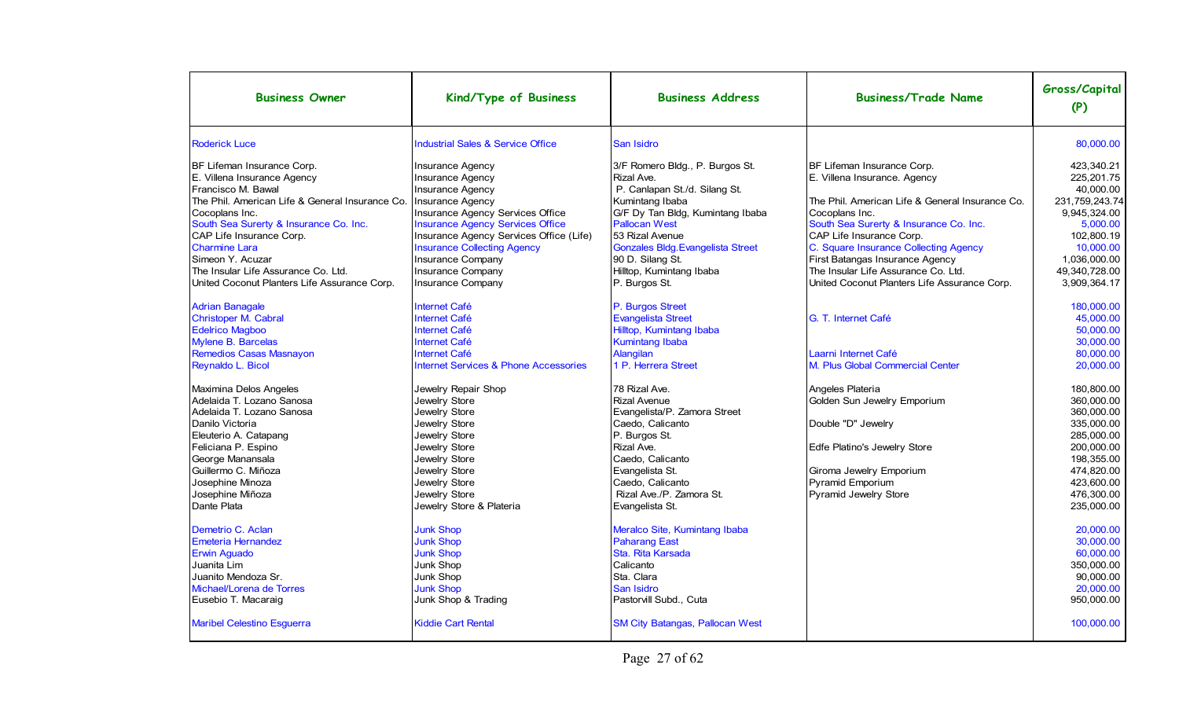| Business Owner | Kind/Type of Business | Business Address | Business/Trade Name | Gross/Capital (P) |
|---|---|---|---|---|
| Roderick Luce | Industrial Sales & Service Office | San Isidro | | 80,000.00 |
| BF Lifeman Insurance Corp. | Insurance Agency | 3/F Romero Bldg., P. Burgos St. | BF Lifeman Insurance Corp. | 423,340.21 |
| E. Villena Insurance Agency | Insurance Agency | Rizal Ave. | E. Villena Insurance. Agency | 225,201.75 |
| Francisco M. Bawal | Insurance Agency | P. Canlapan St./d. Silang St. | | 40,000.00 |
| The Phil. American Life & General Insurance Co. | Insurance Agency | Kumintang Ibaba | The Phil. American Life & General Insurance Co. | 231,759,243.74 |
| Cocoplans Inc. | Insurance Agency Services Office | G/F Dy Tan Bldg, Kumintang Ibaba | Cocoplans Inc. | 9,945,324.00 |
| South Sea Surerty & Insurance Co. Inc. | Insurance Agency Services Office | Pallocan West | South Sea Surerty & Insurance Co. Inc. | 5,000.00 |
| CAP Life Insurance Corp. | Insurance Agency Services Office (Life) | 53 Rizal Avenue | CAP Life Insurance Corp. | 102,800.19 |
| Charmine Lara | Insurance Collecting Agency | Gonzales Bldg.Evangelista Street | C. Square Insurance Collecting Agency | 10,000.00 |
| Simeon Y. Acuzar | Insurance Company | 90 D. Silang St. | First Batangas Insurance Agency | 1,036,000.00 |
| The Insular Life Assurance Co. Ltd. | Insurance Company | Hilltop, Kumintang Ibaba | The Insular Life Assurance Co. Ltd. | 49,340,728.00 |
| United Coconut Planters Life Assurance Corp. | Insurance Company | P. Burgos St. | United Coconut Planters Life Assurance Corp. | 3,909,364.17 |
| Adrian Banagale | Internet Café | P. Burgos Street | | 180,000.00 |
| Christoper M. Cabral | Internet Café | Evangelista Street | G. T. Internet Café | 45,000.00 |
| Edelrico Magboo | Internet Café | Hilltop, Kumintang Ibaba | | 50,000.00 |
| Mylene B. Barcelas | Internet Café | Kumintang Ibaba | | 30,000.00 |
| Remedios Casas Masnayon | Internet Café | Alangilan | Laarni Internet Café | 80,000.00 |
| Reynaldo L. Bicol | Internet Services & Phone Accessories | 1 P. Herrera Street | M. Plus Global Commercial Center | 20,000.00 |
| Maximina Delos Angeles | Jewelry Repair Shop | 78 Rizal Ave. | Angeles Plateria | 180,800.00 |
| Adelaida T. Lozano Sanosa | Jewelry Store | Rizal Avenue | Golden Sun Jewelry Emporium | 360,000.00 |
| Adelaida T. Lozano Sanosa | Jewelry Store | Evangelista/P. Zamora Street | | 360,000.00 |
| Danilo Victoria | Jewelry Store | Caedo, Calicanto | Double "D" Jewelry | 335,000.00 |
| Eleuterio A. Catapang | Jewelry Store | P. Burgos St. | | 285,000.00 |
| Feliciana P. Espino | Jewelry Store | Rizal Ave. | Edfe Platino's Jewelry Store | 200,000.00 |
| George Manansala | Jewelry Store | Caedo, Calicanto | | 198,355.00 |
| Guillermo C. Miñoza | Jewelry Store | Evangelista St. | Giroma Jewelry Emporium | 474,820.00 |
| Josephine Minoza | Jewelry Store | Caedo, Calicanto | Pyramid Emporium | 423,600.00 |
| Josephine Miñoza | Jewelry Store | Rizal Ave./P. Zamora St. | Pyramid Jewelry Store | 476,300.00 |
| Dante Plata | Jewelry Store & Plateria | Evangelista St. | | 235,000.00 |
| Demetrio C. Aclan | Junk Shop | Meralco Site, Kumintang Ibaba | | 20,000.00 |
| Emeteria Hernandez | Junk Shop | Paharang East | | 30,000.00 |
| Erwin Aguado | Junk Shop | Sta. Rita Karsada | | 60,000.00 |
| Juanita Lim | Junk Shop | Calicanto | | 350,000.00 |
| Juanito Mendoza Sr. | Junk Shop | Sta. Clara | | 90,000.00 |
| Michael/Lorena de Torres | Junk Shop | San Isidro | | 20,000.00 |
| Eusebio T. Macaraig | Junk Shop & Trading | Pastorvill Subd., Cuta | | 950,000.00 |
| Maribel Celestino Esguerra | Kiddie Cart Rental | SM City Batangas, Pallocan West | | 100,000.00 |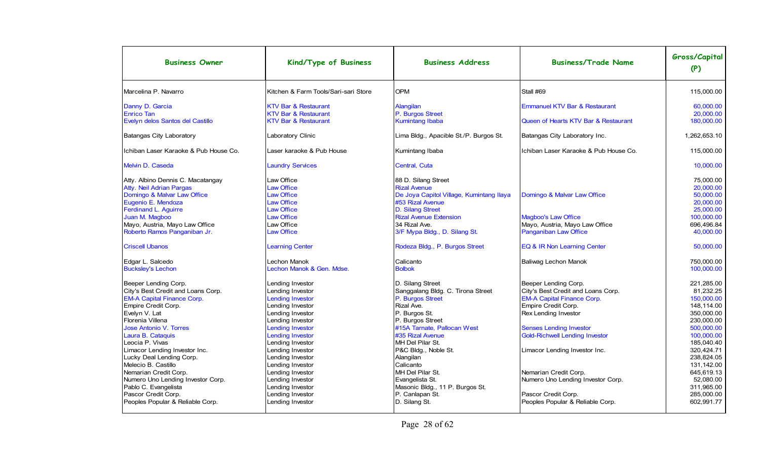| Business Owner | Kind/Type of Business | Business Address | Business/Trade Name | Gross/Capital (P) |
|---|---|---|---|---|
| Marcelina P. Navarro | Kitchen & Farm Tools/Sari-sari Store | OPM | Stall #69 | 115,000.00 |
| Danny D. Garcia | KTV Bar & Restaurant | Alangilan | Emmanuel KTV Bar & Restaurant | 60,000.00 |
| Enrico Tan | KTV Bar & Restaurant | P. Burgos Street | | 20,000.00 |
| Evelyn delos Santos del Castillo | KTV Bar & Restaurant | Kumintang Ibaba | Queen of Hearts KTV Bar & Restaurant | 180,000.00 |
| Batangas City Laboratory | Laboratory Clinic | Lima Bldg., Apacible St./P. Burgos St. | Batangas City Laboratory Inc. | 1,262,653.10 |
| Ichiban Laser Karaoke & Pub House Co. | Laser karaoke & Pub House | Kumintang Ibaba | Ichiban Laser Karaoke & Pub House Co. | 115,000.00 |
| Melvin D. Caseda | Laundry Services | Central, Cuta | | 10,000.00 |
| Atty. Albino Dennis C. Macatangay | Law Office | 88 D. Silang Street | | 75,000.00 |
| Atty. Neil Adrian Pargas | Law Office | Rizal Avenue | | 20,000.00 |
| Domingo & Malvar Law Office | Law Office | De Joya Capitol Village, Kumintang Ilaya | Domingo & Malvar Law Office | 50,000.00 |
| Eugenio E. Mendoza | Law Office | #53 Rizal Avenue | | 20,000.00 |
| Ferdinand L. Aguirre | Law Office | D. Silang Street | | 25,000.00 |
| Juan M. Magboo | Law Office | Rizal Avenue Extension | Magboo's Law Office | 100,000.00 |
| Mayo, Austria, Mayo Law Office | Law Office | 34 Rizal Ave. | Mayo, Austria, Mayo Law Office | 696,496.84 |
| Roberto Ramos Panganiban Jr. | Law Office | 3/F Mypa Bldg., D. Silang St. | Panganiban Law Office | 40,000.00 |
| Criscell Ubanos | Learning Center | Rodeza Bldg., P. Burgos Street | EQ & IR Non Learning Center | 50,000.00 |
| Edgar L. Salcedo | Lechon Manok | Calicanto | Baliwag Lechon Manok | 750,000.00 |
| Bucksley's Lechon | Lechon Manok & Gen. Mdse. | Bolbok | | 100,000.00 |
| Beeper Lending Corp. | Lending Investor | D. Silang Street | Beeper Lending Corp. | 221,285.00 |
| City's Best Credit and Loans Corp. | Lending Investor | Sanggalang Bldg. C. Tirona Street | City's Best Credit and Loans Corp. | 81,232.25 |
| EM-A Capital Finance Corp. | Lending Investor | P. Burgos Street | EM-A Capital Finance Corp. | 150,000.00 |
| Empire Credit Corp. | Lending Investor | Rizal Ave. | Empire Credit Corp. | 148,114.00 |
| Evelyn V. Lat | Lending Investor | P. Burgos St. | Rex Lending Investor | 350,000.00 |
| Florenia Villena | Lending Investor | P. Burgos Street | | 230,000.00 |
| Jose Antonio V. Torres | Lending Investor | #15A Tarnate, Pallocan West | Senses Lending Investor | 500,000.00 |
| Laura B. Cataquis | Lending Investor | #35 Rizal Avenue | Gold-Richwell Lending Investor | 100,000.00 |
| Leocia P. Vivas | Lending Investor | MH Del Pilar St. | | 185,040.40 |
| Limacor Lending Investor Inc. | Lending Investor | P&C Bldg., Noble St. | Limacor Lending Investor Inc. | 320,424.71 |
| Lucky Deal Lending Corp. | Lending Investor | Alangilan | | 238,824.05 |
| Melecio B. Castillo | Lending Investor | Calicanto | | 131,142.00 |
| Nemarian Credit Corp. | Lending Investor | MH Del Pilar St. | Nemarian Credit Corp. | 645,619.13 |
| Numero Uno Lending Investor Corp. | Lending Investor | Evangelista St. | Numero Uno Lending Investor Corp. | 52,080.00 |
| Pablo C. Evangelista | Lending Investor | Masonic Bldg., 11 P. Burgos St. | | 311,965.00 |
| Pascor Credit Corp. | Lending Investor | P. Canlapan St. | Pascor Credit Corp. | 285,000.00 |
| Peoples Popular & Reliable Corp. | Lending Investor | D. Silang St. | Peoples Popular & Reliable Corp. | 602,991.77 |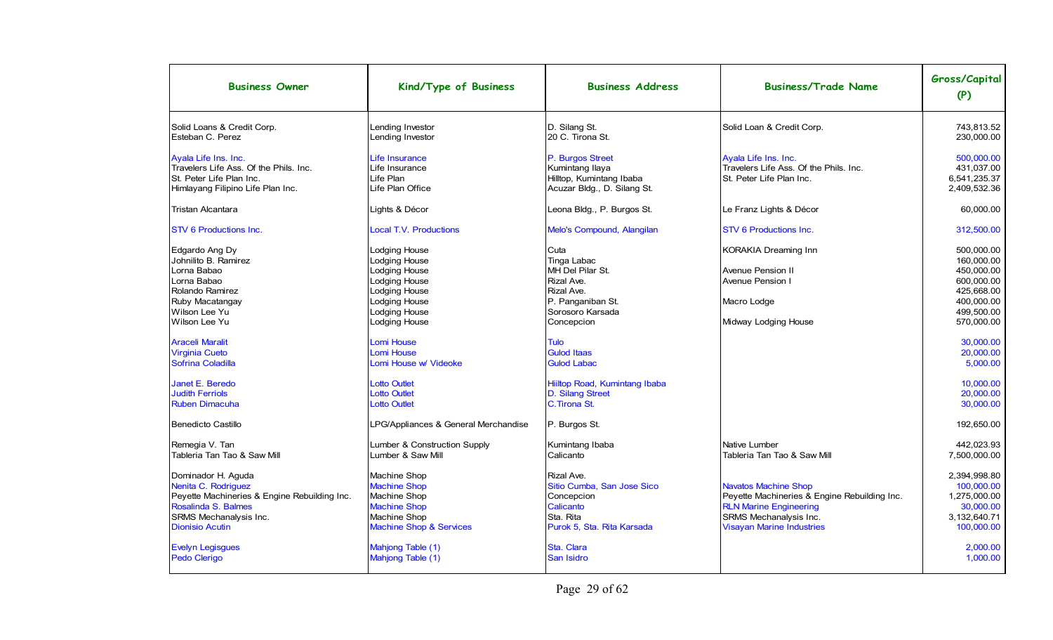| Business Owner | Kind/Type of Business | Business Address | Business/Trade Name | Gross/Capital (P) |
|---|---|---|---|---|
| Solid Loans & Credit Corp. | Lending Investor | D. Silang St. | Solid Loan & Credit Corp. | 743,813.52 |
| Esteban C. Perez | Lending Investor | 20 C. Tirona St. | | 230,000.00 |
| Ayala Life Ins. Inc. | Life Insurance | P. Burgos Street | Ayala Life Ins. Inc. | 500,000.00 |
| Travelers Life Ass. Of the Phils. Inc. | Life Insurance | Kumintang Ilaya | Travelers Life Ass. Of the Phils. Inc. | 431,037.00 |
| St. Peter Life Plan Inc. | Life Plan | Hilltop, Kumintang Ibaba | St. Peter Life Plan Inc. | 6,541,235.37 |
| Himlayang Filipino Life Plan Inc. | Life Plan Office | Acuzar Bldg., D. Silang St. | | 2,409,532.36 |
| Tristan Alcantara | Lights & Décor | Leona Bldg., P. Burgos St. | Le Franz Lights & Décor | 60,000.00 |
| STV 6 Productions Inc. | Local T.V. Productions | Melo's Compound, Alangilan | STV 6 Productions Inc. | 312,500.00 |
| Edgardo Ang Dy | Lodging House | Cuta | KORAKIA Dreaming Inn | 500,000.00 |
| Johnilito B. Ramirez | Lodging House | Tinga Labac | | 160,000.00 |
| Lorna Babao | Lodging House | MH Del Pilar St. | Avenue Pension II | 450,000.00 |
| Lorna Babao | Lodging House | Rizal Ave. | Avenue Pension I | 600,000.00 |
| Rolando Ramirez | Lodging House | Rizal Ave. | | 425,668.00 |
| Ruby Macatangay | Lodging House | P. Panganiban St. | Macro Lodge | 400,000.00 |
| Wilson Lee Yu | Lodging House | Sorosoro Karsada | | 499,500.00 |
| Wilson Lee Yu | Lodging House | Concepcion | Midway Lodging House | 570,000.00 |
| Araceli Maralit | Lomi House | Tulo | | 30,000.00 |
| Virginia Cueto | Lomi House | Gulod Itaas | | 20,000.00 |
| Sofrina Coladilla | Lomi House w/ Videoke | Gulod Labac | | 5,000.00 |
| Janet E. Beredo | Lotto Outlet | Hiltop Road, Kumintang Ibaba | | 10,000.00 |
| Judith Ferriols | Lotto Outlet | D. Silang Street | | 20,000.00 |
| Ruben Dimacuha | Lotto Outlet | C.Tirona St. | | 30,000.00 |
| Benedicto Castillo | LPG/Appliances & General Merchandise | P. Burgos St. | | 192,650.00 |
| Remegia V. Tan | Lumber & Construction Supply | Kumintang Ibaba | Native Lumber | 442,023.93 |
| Tableria Tan Tao & Saw Mill | Lumber & Saw Mill | Calicanto | Tableria Tan Tao & Saw Mill | 7,500,000.00 |
| Dominador H. Aguda | Machine Shop | Rizal Ave. | | 2,394,998.80 |
| Nenita C. Rodriguez | Machine Shop | Sitio Cumba, San Jose Sico | Navatos Machine Shop | 100,000.00 |
| Peyette Machineries & Engine Rebuilding Inc. | Machine Shop | Concepcion | Peyette Machineries & Engine Rebuilding Inc. | 1,275,000.00 |
| Rosalinda S. Balmes | Machine Shop | Calicanto | RLN Marine Engineering | 30,000.00 |
| SRMS Mechanalysis Inc. | Machine Shop | Sta. Rita | SRMS Mechanalysis Inc. | 3,132,640.71 |
| Dionisio Acutin | Machine Shop & Services | Purok 5, Sta. Rita Karsada | Visayan Marine Industries | 100,000.00 |
| Evelyn Legisgues | Mahjong Table (1) | Sta. Clara | | 2,000.00 |
| Pedo Clerigo | Mahjong Table (1) | San Isidro | | 1,000.00 |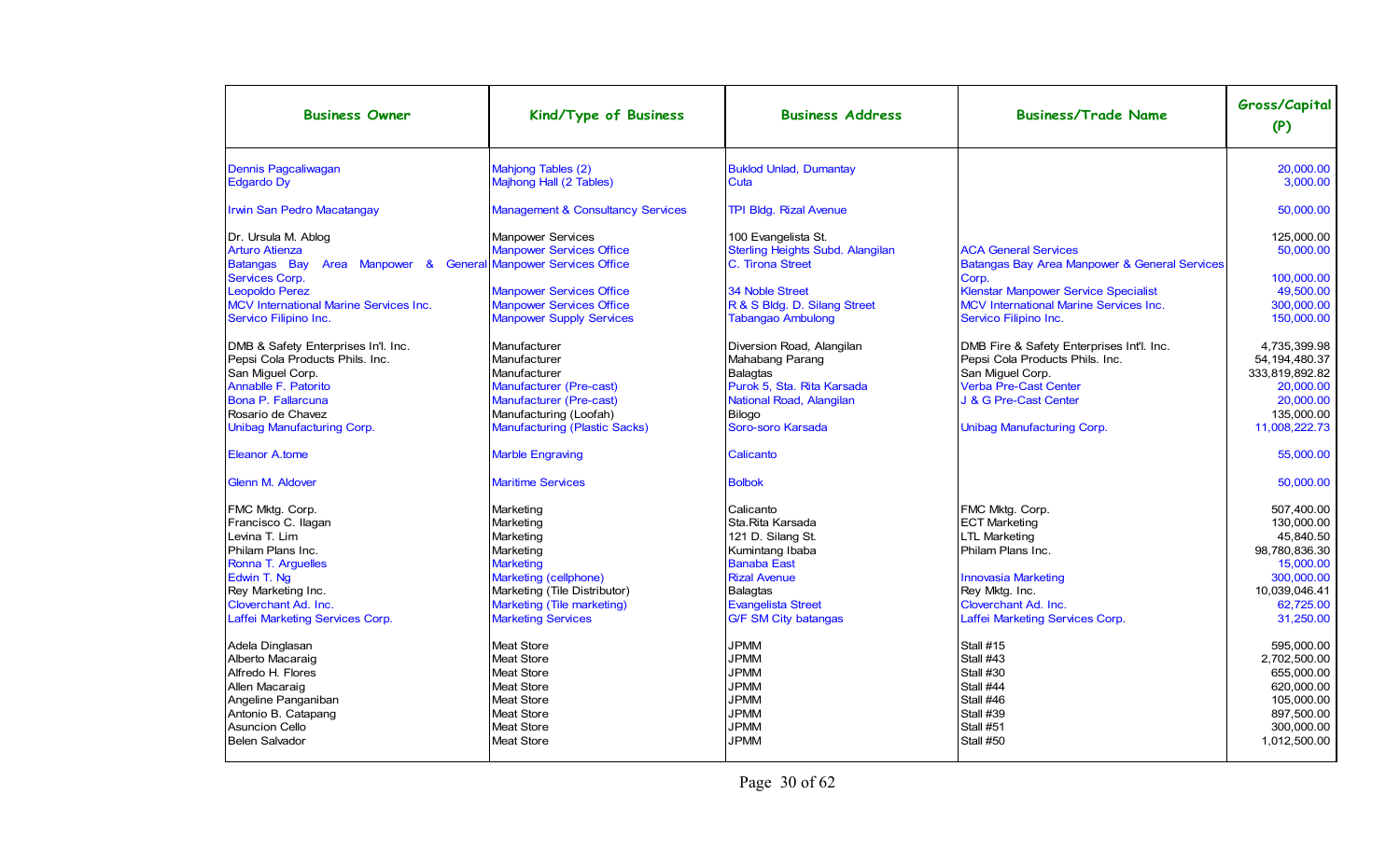| Business Owner | Kind/Type of Business | Business Address | Business/Trade Name | Gross/Capital (P) |
|---|---|---|---|---|
| Dennis Pagcaliwagan | Mahjong Tables (2) | Buklod Unlad, Dumantay | | 20,000.00 |
| Edgardo Dy | Majhong Hall (2 Tables) | Cuta | | 3,000.00 |
| Irwin San Pedro Macatangay | Management & Consultancy Services | TPI Bldg. Rizal Avenue | | 50,000.00 |
| Dr. Ursula M. Ablog | Manpower Services | 100 Evangelista St. | | 125,000.00 |
| Arturo Atienza | Manpower Services Office | Sterling Heights Subd. Alangilan | ACA General Services | 50,000.00 |
| Batangas Bay Area Manpower & General Services Corp. | Manpower Services Office | C. Tirona Street | Batangas Bay Area Manpower & General Services Corp. | 100,000.00 |
| Leopoldo Perez | Manpower Services Office | 34 Noble Street | Klenstar Manpower Service Specialist | 49,500.00 |
| MCV International Marine Services Inc. | Manpower Services Office | R & S Bldg. D. Silang Street | MCV International Marine Services Inc. | 300,000.00 |
| Servico Filipino Inc. | Manpower Supply Services | Tabangao Ambulong | Servico Filipino Inc. | 150,000.00 |
| DMB & Safety Enterprises In'l. Inc. | Manufacturer | Diversion Road, Alangilan | DMB Fire & Safety Enterprises Int'l. Inc. | 4,735,399.98 |
| Pepsi Cola Products Phils. Inc. | Manufacturer | Mahabang Parang | Pepsi Cola Products Phils. Inc. | 54,194,480.37 |
| San Miguel Corp. | Manufacturer | Balagtas | San Miguel Corp. | 333,819,892.82 |
| Annablle F. Patorito | Manufacturer (Pre-cast) | Purok 5, Sta. Rita Karsada | Verba Pre-Cast Center | 20,000.00 |
| Bona P. Fallarcuna | Manufacturer (Pre-cast) | National Road, Alangilan | J & G Pre-Cast Center | 20,000.00 |
| Rosario de Chavez | Manufacturing (Loofah) | Bilogo | | 135,000.00 |
| Unibag Manufacturing Corp. | Manufacturing (Plastic Sacks) | Soro-soro Karsada | Unibag Manufacturing Corp. | 11,008,222.73 |
| Eleanor A.tome | Marble Engraving | Calicanto | | 55,000.00 |
| Glenn M. Aldover | Maritime Services | Bolbok | | 50,000.00 |
| FMC Mktg. Corp. | Marketing | Calicanto | FMC Mktg. Corp. | 507,400.00 |
| Francisco C. Ilagan | Marketing | Sta.Rita Karsada | ECT Marketing | 130,000.00 |
| Levina T. Lim | Marketing | 121 D. Silang St. | LTL Marketing | 45,840.50 |
| Philam Plans Inc. | Marketing | Kumintang Ibaba | Philam Plans Inc. | 98,780,836.30 |
| Ronna T. Arguelles | Marketing | Banaba East | | 15,000.00 |
| Edwin T. Ng | Marketing (cellphone) | Rizal Avenue | Innovasia Marketing | 300,000.00 |
| Rey Marketing Inc. | Marketing (Tile Distributor) | Balagtas | Rey Mktg. Inc. | 10,039,046.41 |
| Cloverchant Ad. Inc. | Marketing (Tile marketing) | Evangelista Street | Cloverchant Ad. Inc. | 62,725.00 |
| Laffei Marketing Services Corp. | Marketing Services | G/F SM City batangas | Laffei Marketing Services Corp. | 31,250.00 |
| Adela Dinglasan | Meat Store | JPMM | Stall #15 | 595,000.00 |
| Alberto Macaraig | Meat Store | JPMM | Stall #43 | 2,702,500.00 |
| Alfredo H. Flores | Meat Store | JPMM | Stall #30 | 655,000.00 |
| Allen Macaraig | Meat Store | JPMM | Stall #44 | 620,000.00 |
| Angeline Panganiban | Meat Store | JPMM | Stall #46 | 105,000.00 |
| Antonio B. Catapang | Meat Store | JPMM | Stall #39 | 897,500.00 |
| Asuncion Cello | Meat Store | JPMM | Stall #51 | 300,000.00 |
| Belen Salvador | Meat Store | JPMM | Stall #50 | 1,012,500.00 |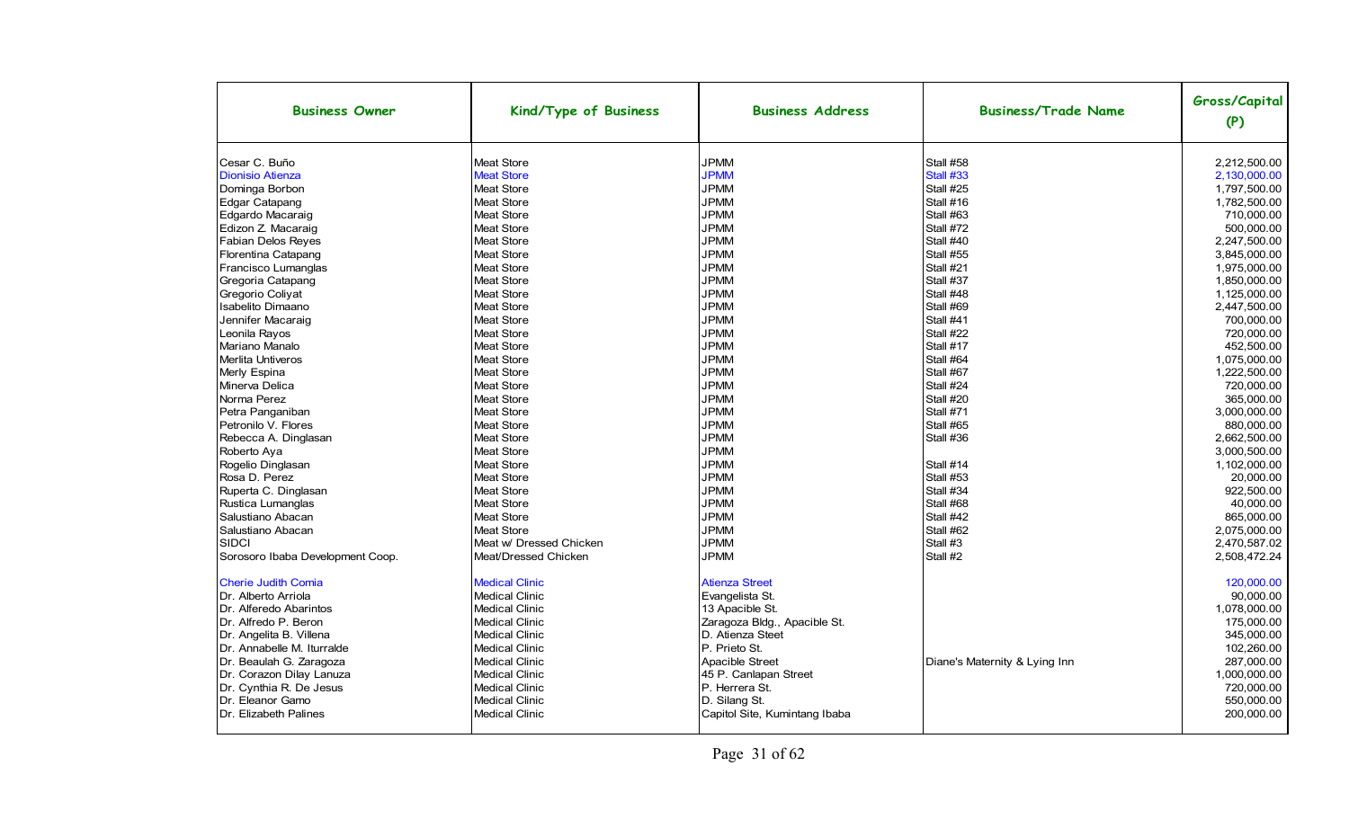| Business Owner | Kind/Type of Business | Business Address | Business/Trade Name | Gross/Capital (P) |
|---|---|---|---|---|
| Cesar C. Buño | Meat Store | JPMM | Stall #58 | 2,212,500.00 |
| Dionisio Atienza | Meat Store | JPMM | Stall #33 | 2,130,000.00 |
| Dominga Borbon | Meat Store | JPMM | Stall #25 | 1,797,500.00 |
| Edgar Catapang | Meat Store | JPMM | Stall #16 | 1,782,500.00 |
| Edgardo Macaraig | Meat Store | JPMM | Stall #63 | 710,000.00 |
| Edizon Z. Macaraig | Meat Store | JPMM | Stall #72 | 500,000.00 |
| Fabian Delos Reyes | Meat Store | JPMM | Stall #40 | 2,247,500.00 |
| Florentina Catapang | Meat Store | JPMM | Stall #55 | 3,845,000.00 |
| Francisco Lumanglas | Meat Store | JPMM | Stall #21 | 1,975,000.00 |
| Gregoria Catapang | Meat Store | JPMM | Stall #37 | 1,850,000.00 |
| Gregorio Coliyat | Meat Store | JPMM | Stall #48 | 1,125,000.00 |
| Isabelito Dimaano | Meat Store | JPMM | Stall #69 | 2,447,500.00 |
| Jennifer Macaraig | Meat Store | JPMM | Stall #41 | 700,000.00 |
| Leonila Rayos | Meat Store | JPMM | Stall #22 | 720,000.00 |
| Mariano Manalo | Meat Store | JPMM | Stall #17 | 452,500.00 |
| Merlita Untiveros | Meat Store | JPMM | Stall #64 | 1,075,000.00 |
| Merly Espina | Meat Store | JPMM | Stall #67 | 1,222,500.00 |
| Minerva Delica | Meat Store | JPMM | Stall #24 | 720,000.00 |
| Norma Perez | Meat Store | JPMM | Stall #20 | 365,000.00 |
| Petra Panganiban | Meat Store | JPMM | Stall #71 | 3,000,000.00 |
| Petronilo V. Flores | Meat Store | JPMM | Stall #65 | 880,000.00 |
| Rebecca A. Dinglasan | Meat Store | JPMM | Stall #36 | 2,662,500.00 |
| Roberto Aya | Meat Store | JPMM | | 3,000,500.00 |
| Rogelio Dinglasan | Meat Store | JPMM | Stall #14 | 1,102,000.00 |
| Rosa D. Perez | Meat Store | JPMM | Stall #53 | 20,000.00 |
| Ruperta C. Dinglasan | Meat Store | JPMM | Stall #34 | 922,500.00 |
| Rustica Lumanglas | Meat Store | JPMM | Stall #68 | 40,000.00 |
| Salustiano Abacan | Meat Store | JPMM | Stall #42 | 865,000.00 |
| Salustiano Abacan | Meat Store | JPMM | Stall #62 | 2,075,000.00 |
| SIDCI | Meat w/ Dressed Chicken | JPMM | Stall #3 | 2,470,587.02 |
| Sorosoro Ibaba Development Coop. | Meat/Dressed Chicken | JPMM | Stall #2 | 2,508,472.24 |
| Cherie Judith Comia | Medical Clinic | Atienza Street | | 120,000.00 |
| Dr. Alberto Arriola | Medical Clinic | Evangelista St. | | 90,000.00 |
| Dr. Alferedo Abarintos | Medical Clinic | 13 Apacible St. | | 1,078,000.00 |
| Dr. Alfredo P. Beron | Medical Clinic | Zaragoza Bldg., Apacible St. | | 175,000.00 |
| Dr. Angelita B. Villena | Medical Clinic | D. Atienza Steet | | 345,000.00 |
| Dr. Annabelle M. Iturralde | Medical Clinic | P. Prieto St. | | 102,260.00 |
| Dr. Beaulah G. Zaragoza | Medical Clinic | Apacible Street | Diane's Maternity & Lying Inn | 287,000.00 |
| Dr. Corazon Dilay Lanuza | Medical Clinic | 45 P. Canlapan Street | | 1,000,000.00 |
| Dr. Cynthia R. De Jesus | Medical Clinic | P. Herrera St. | | 720,000.00 |
| Dr. Eleanor Gamo | Medical Clinic | D. Silang St. | | 550,000.00 |
| Dr. Elizabeth Palines | Medical Clinic | Capitol Site, Kumintang Ibaba | | 200,000.00 |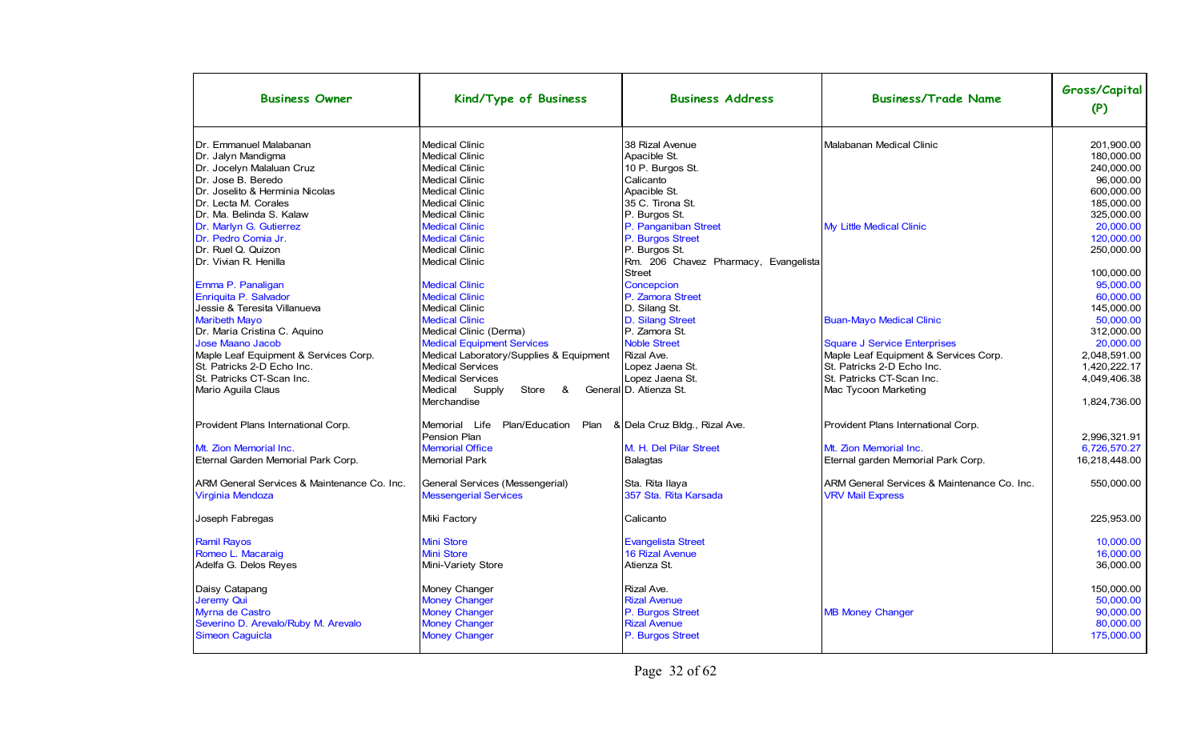| Business Owner | Kind/Type of Business | Business Address | Business/Trade Name | Gross/Capital (P) |
|---|---|---|---|---|
| Dr. Emmanuel Malabanan | Medical Clinic | 38 Rizal Avenue | Malabanan Medical Clinic | 201,900.00 |
| Dr. Jalyn Mandigma | Medical Clinic | Apacible St. | | 180,000.00 |
| Dr. Jocelyn Malaluan Cruz | Medical Clinic | 10 P. Burgos St. | | 240,000.00 |
| Dr. Jose B. Beredo | Medical Clinic | Calicanto | | 96,000.00 |
| Dr. Joselito & Herminia Nicolas | Medical Clinic | Apacible St. | | 600,000.00 |
| Dr. Lecta M. Corales | Medical Clinic | 35 C. Tirona St. | | 185,000.00 |
| Dr. Ma. Belinda S. Kalaw | Medical Clinic | P. Burgos St. | | 325,000.00 |
| Dr. Marlyn G. Gutierrez | Medical Clinic | P. Panganiban Street | My Little Medical Clinic | 20,000.00 |
| Dr. Pedro Comia Jr. | Medical Clinic | P. Burgos Street | | 120,000.00 |
| Dr. Ruel Q. Quizon | Medical Clinic | P. Burgos St. | | 250,000.00 |
| Dr. Vivian R. Henilla | Medical Clinic | Rm. 206 Chavez Pharmacy, Evangelista Street | | 100,000.00 |
| Emma P. Panaligan | Medical Clinic | Concepcion | | 95,000.00 |
| Enriquita P. Salvador | Medical Clinic | P. Zamora Street | | 60,000.00 |
| Jessie & Teresita Villanueva | Medical Clinic | D. Silang St. | | 145,000.00 |
| Maribeth Mayo | Medical Clinic | D. Silang Street | Buan-Mayo Medical Clinic | 50,000.00 |
| Dr. Maria Cristina C. Aquino | Medical Clinic (Derma) | P. Zamora St. | | 312,000.00 |
| Jose Maano Jacob | Medical Equipment Services | Noble Street | Square J Service Enterprises | 20,000.00 |
| Maple Leaf Equipment & Services Corp. | Medical Laboratory/Supplies & Equipment | Rizal Ave. | Maple Leaf Equipment & Services Corp. | 2,048,591.00 |
| St. Patricks 2-D Echo Inc. | Medical Services | Lopez Jaena St. | St. Patricks 2-D Echo Inc. | 1,420,222.17 |
| St. Patricks CT-Scan Inc. | Medical Services | Lopez Jaena St. | St. Patricks CT-Scan Inc. | 4,049,406.38 |
| Mario Aguila Claus | Medical Supply Store & General Merchandise | D. Atienza St. | Mac Tycoon Marketing | 1,824,736.00 |
| Provident Plans International Corp. | Memorial Life Plan/Education Plan & Pension Plan | Dela Cruz Bldg., Rizal Ave. | Provident Plans International Corp. | 2,996,321.91 |
| Mt. Zion Memorial Inc. | Memorial Office | M. H. Del Pilar Street | Mt. Zion Memorial Inc. | 6,726,570.27 |
| Eternal Garden Memorial Park Corp. | Memorial Park | Balagtas | Eternal garden Memorial Park Corp. | 16,218,448.00 |
| ARM General Services & Maintenance Co. Inc. | General Services (Messengerial) | Sta. Rita Ilaya | ARM General Services & Maintenance Co. Inc. | 550,000.00 |
| Virginia Mendoza | Messengerial Services | 357 Sta. Rita Karsada | VRV Mail Express | |
| Joseph Fabregas | Miki Factory | Calicanto | | 225,953.00 |
| Ramil Rayos | Mini Store | Evangelista Street | | 10,000.00 |
| Romeo L. Macaraig | Mini Store | 16 Rizal Avenue | | 16,000.00 |
| Adelfa G. Delos Reyes | Mini-Variety Store | Atienza St. | | 36,000.00 |
| Daisy Catapang | Money Changer | Rizal Ave. | | 150,000.00 |
| Jeremy Qui | Money Changer | Rizal Avenue | | 50,000.00 |
| Myrna de Castro | Money Changer | P. Burgos Street | MB Money Changer | 90,000.00 |
| Severino D. Arevalo/Ruby M. Arevalo | Money Changer | Rizal Avenue | | 80,000.00 |
| Simeon Caguicla | Money Changer | P. Burgos Street | | 175,000.00 |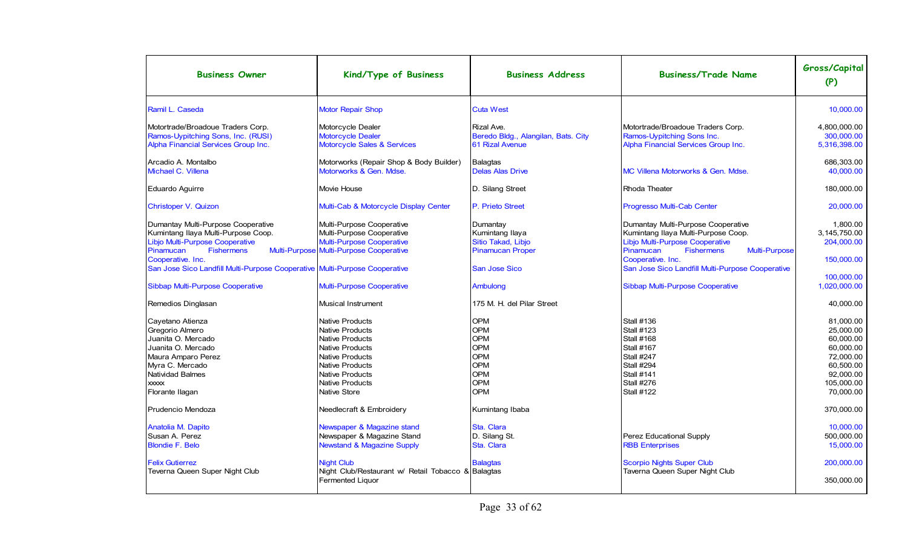| Business Owner | Kind/Type of Business | Business Address | Business/Trade Name | Gross/Capital (P) |
|---|---|---|---|---|
| Ramil L. Caseda | Motor Repair Shop | Cuta West | | 10,000.00 |
| Motortrade/Broadoue Traders Corp. | Motorcycle Dealer | Rizal Ave. | Motortrade/Broadoue Traders Corp. | 4,800,000.00 |
| Ramos-Uypitching Sons, Inc. (RUSI) | Motorcycle Dealer | Beredo Bldg., Alangilan, Bats. City | Ramos-Uypitching Sons Inc. | 300,000.00 |
| Alpha Financial Services Group Inc. | Motorcycle Sales & Services | 61 Rizal Avenue | Alpha Financial Services Group Inc. | 5,316,398.00 |
| Arcadio A. Montalbo | Motorworks (Repair Shop & Body Builder) | Balagtas | | 686,303.00 |
| Michael C. Villena | Motorworks & Gen. Mdse. | Delas Alas Drive | MC Villena Motorworks & Gen. Mdse. | 40,000.00 |
| Eduardo Aguirre | Movie House | D. Silang Street | Rhoda Theater | 180,000.00 |
| Christoper V. Quizon | Multi-Cab & Motorcycle Display Center | P. Prieto Street | Progresso Multi-Cab Center | 20,000.00 |
| Dumantay Multi-Purpose Cooperative | Multi-Purpose Cooperative | Dumantay | Dumantay Multi-Purpose Cooperative | 1,800.00 |
| Kumintang Ilaya Multi-Purpose Coop. | Multi-Purpose Cooperative | Kumintang Ilaya | Kumintang Ilaya Multi-Purpose Coop. | 3,145,750.00 |
| Libjo Multi-Purpose Cooperative | Multi-Purpose Cooperative | Sitio Takad, Libjo | Libjo Multi-Purpose Cooperative | 204,000.00 |
| Pinamucan Fishermens Multi-Purpose Cooperative. Inc. | Multi-Purpose Cooperative | Pinamucan Proper | Pinamucan Fishermens Multi-Purpose Cooperative. Inc. | 150,000.00 |
| San Jose Sico Landfill Multi-Purpose Cooperative | Multi-Purpose Cooperative | San Jose Sico | San Jose Sico Landfill Multi-Purpose Cooperative | 100,000.00 |
| Sibbap Multi-Purpose Cooperative | Multi-Purpose Cooperative | Ambulong | Sibbap Multi-Purpose Cooperative | 1,020,000.00 |
| Remedios Dinglasan | Musical Instrument | 175 M. H. del Pilar Street | | 40,000.00 |
| Cayetano Atienza | Native Products | OPM | Stall #136 | 81,000.00 |
| Gregorio Almero | Native Products | OPM | Stall #123 | 25,000.00 |
| Juanita O. Mercado | Native Products | OPM | Stall #168 | 60,000.00 |
| Juanita O. Mercado | Native Products | OPM | Stall #167 | 60,000.00 |
| Maura Amparo Perez | Native Products | OPM | Stall #247 | 72,000.00 |
| Myra C. Mercado | Native Products | OPM | Stall #294 | 60,500.00 |
| Natividad Balmes | Native Products | OPM | Stall #141 | 92,000.00 |
| xxxxx | Native Products | OPM | Stall #276 | 105,000.00 |
| Florante Ilagan | Native Store | OPM | Stall #122 | 70,000.00 |
| Prudencio Mendoza | Needlecraft & Embroidery | Kumintang Ibaba | | 370,000.00 |
| Anatolia M. Dapito | Newspaper & Magazine stand | Sta. Clara | | 10,000.00 |
| Susan A. Perez | Newspaper & Magazine Stand | D. Silang St. | Perez Educational Supply | 500,000.00 |
| Blondie F. Belo | Newstand & Magazine Supply | Sta. Clara | RBB Enterprises | 15,000.00 |
| Felix Gutierrez | Night Club | Balagtas | Scorpio Nights Super Club | 200,000.00 |
| Teverna Queen Super Night Club | Night Club/Restaurant w/ Retail Tobacco & Fermented Liquor | Balagtas | Taverna Queen Super Night Club | 350,000.00 |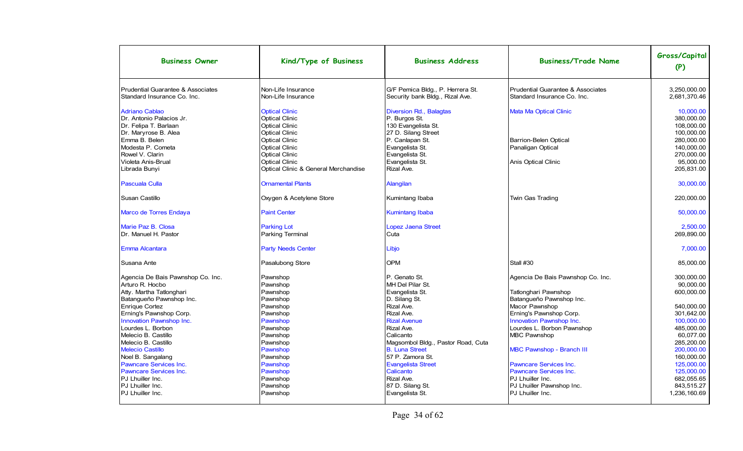| Business Owner | Kind/Type of Business | Business Address | Business/Trade Name | Gross/Capital (P) |
|---|---|---|---|---|
| Prudential Guarantee & Associates | Non-Life Insurance | G/F Pernica Bldg., P. Herrera St. | Prudential Guarantee & Associates | 3,250,000.00 |
| Standard Insurance Co. Inc. | Non-Life Insurance | Security bank Bldg., Rizal Ave. | Standard Insurance Co. Inc. | 2,681,370.46 |
| Adriano Cablao | Optical Clinic | Diversion Rd., Balagtas | Mata Ma Optical Clinic | 10,000.00 |
| Dr. Antonio Palacios Jr. | Optical Clinic | P. Burgos St. | | 380,000.00 |
| Dr. Felipa T. Barlaan | Optical Clinic | 130 Evangelista St. | | 108,000.00 |
| Dr. Maryrose B. Alea | Optical Clinic | 27 D. Silang Street | | 100,000.00 |
| Emma B. Belen | Optical Clinic | P. Canlapan St. | Barrion-Belen Optical | 280,000.00 |
| Modesta P. Cometa | Optical Clinic | Evangelista St. | Panaligan Optical | 140,000.00 |
| Rowel V. Clarin | Optical Clinic | Evangelista St. | | 270,000.00 |
| Violeta Anis-Brual | Optical Clinic | Evangelista St. | Anis Optical Clinic | 95,000.00 |
| Librada Bunyi | Optical Clinic & General Merchandise | Rizal Ave. | | 205,831.00 |
| Pascuala Culla | Ornamental Plants | Alangilan | | 30,000.00 |
| Susan Castillo | Oxygen & Acetylene Store | Kumintang Ibaba | Twin Gas Trading | 220,000.00 |
| Marco de Torres Endaya | Paint Center | Kumintang Ibaba | | 50,000.00 |
| Marie Paz B. Closa | Parking Lot | Lopez Jaena Street | | 2,500.00 |
| Dr. Manuel H. Pastor | Parking Terminal | Cuta | | 269,890.00 |
| Emma Alcantara | Party Needs Center | Libjo | | 7,000.00 |
| Susana Ante | Pasalubong Store | OPM | Stall #30 | 85,000.00 |
| Agencia De Bais Pawnshop Co. Inc. | Pawnshop | P. Genato St. | Agencia De Bais Pawnshop Co. Inc. | 300,000.00 |
| Arturo R. Hocbo | Pawnshop | MH Del Pilar St. | | 90,000.00 |
| Atty. Martha Tatlonghari | Pawnshop | Evangelista St. | Tatlonghari Pawnshop | 600,000.00 |
| Batangueño Pawnshop Inc. | Pawnshop | D. Silang St. | Batangueño Pawnshop Inc. | |
| Enrique Cortez | Pawnshop | Rizal Ave. | Macor Pawnshop | 540,000.00 |
| Erning's Pawnshop Corp. | Pawnshop | Rizal Ave. | Erning's Pawnshop Corp. | 301,642.00 |
| Innovation Pawnshop Inc. | Pawnshop | Rizal Avenue | Innovation Pawnshop Inc. | 100,000.00 |
| Lourdes L. Borbon | Pawnshop | Rizal Ave. | Lourdes L. Borbon Pawnshop | 485,000.00 |
| Melecio B. Castillo | Pawnshop | Calicanto | MBC Pawnshop | 60,077.00 |
| Melecio B. Castillo | Pawnshop | Magsombol Bldg., Pastor Road, Cuta | | 285,200.00 |
| Melecio Castillo | Pawnshop | B. Luna Street | MBC Pawnshop - Branch III | 200,000.00 |
| Noel B. Sangalang | Pawnshop | 57 P. Zamora St. | | 160,000.00 |
| Pawncare Services Inc. | Pawnshop | Evangelista Street | Pawncare Services Inc. | 125,000.00 |
| Pawncare Services Inc. | Pawnshop | Calicanto | Pawncare Services Inc. | 125,000.00 |
| PJ Lhuiller Inc. | Pawnshop | Rizal Ave. | PJ Lhuiller Inc. | 682,055.65 |
| PJ Lhuiller Inc. | Pawnshop | 87 D. Silang St. | PJ Lhuiller Pawnshop Inc. | 843,515.27 |
| PJ Lhuiller Inc. | Pawnshop | Evangelista St. | PJ Lhuiller Inc. | 1,236,160.69 |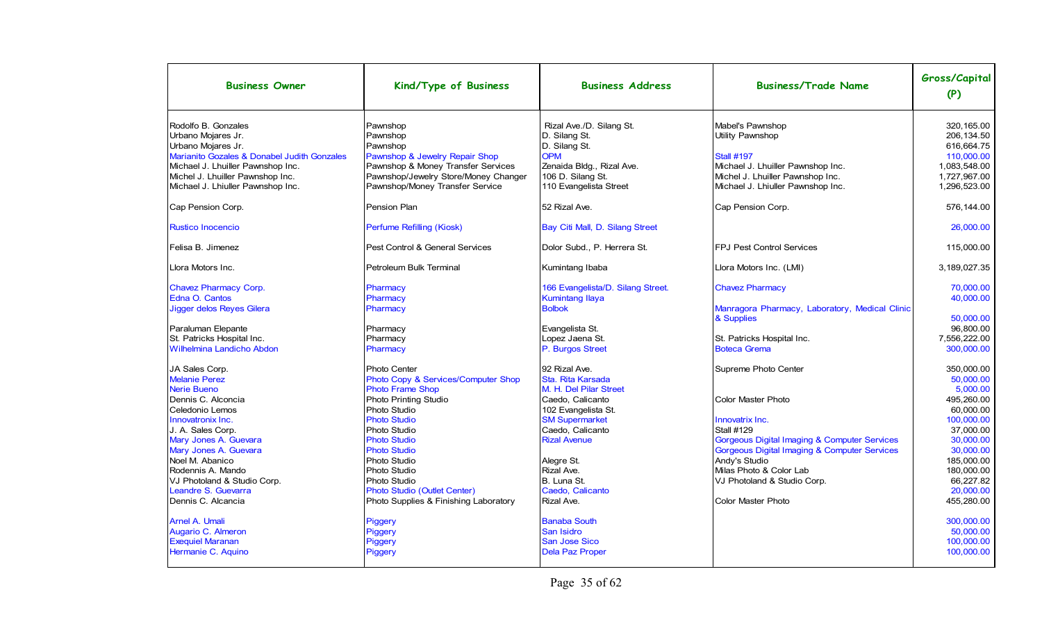| Business Owner | Kind/Type of Business | Business Address | Business/Trade Name | Gross/Capital (P) |
|---|---|---|---|---|
| Rodolfo B. Gonzales | Pawnshop | Rizal Ave./D. Silang St. | Mabel's Pawnshop | 320,165.00 |
| Urbano Mojares Jr. | Pawnshop | D. Silang St. | Utility Pawnshop | 206,134.50 |
| Urbano Mojares Jr. | Pawnshop | D. Silang St. | | 616,664.75 |
| Marianito Gozales & Donabel Judith Gonzales | Pawnshop & Jewelry Repair Shop | OPM | Stall #197 | 110,000.00 |
| Michael J. Lhuiller Pawnshop Inc. | Pawnshop & Money Transfer Services | Zenaida Bldg., Rizal Ave. | Michael J. Lhuiller Pawnshop Inc. | 1,083,548.00 |
| Michel J. Lhuiller Pawnshop Inc. | Pawnshop/Jewelry Store/Money Changer | 106 D. Silang St. | Michel J. Lhuiller Pawnshop Inc. | 1,727,967.00 |
| Michael J. Lhiuller Pawnshop Inc. | Pawnshop/Money Transfer Service | 110 Evangelista Street | Michael J. Lhiuller Pawnshop Inc. | 1,296,523.00 |
| Cap Pension Corp. | Pension Plan | 52 Rizal Ave. | Cap Pension Corp. | 576,144.00 |
| Rustico Inocencio | Perfume Refilling (Kiosk) | Bay Citi Mall, D. Silang Street | | 26,000.00 |
| Felisa B. Jimenez | Pest Control & General Services | Dolor Subd., P. Herrera St. | FPJ Pest Control Services | 115,000.00 |
| Llora Motors Inc. | Petroleum Bulk Terminal | Kumintang Ibaba | Llora Motors Inc. (LMI) | 3,189,027.35 |
| Chavez Pharmacy Corp. | Pharmacy | 166 Evangelista/D. Silang Street. | Chavez Pharmacy | 70,000.00 |
| Edna O. Cantos | Pharmacy | Kumintang Ilaya | | 40,000.00 |
| Jigger delos Reyes Gilera | Pharmacy | Bolbok | Manragora Pharmacy, Laboratory, Medical Clinic & Supplies | 50,000.00 |
| Paraluman Elepante | Pharmacy | Evangelista St. | | 96,800.00 |
| St. Patricks Hospital Inc. | Pharmacy | Lopez Jaena St. | St. Patricks Hospital Inc. | 7,556,222.00 |
| Wilhelmina Landicho Abdon | Pharmacy | P. Burgos Street | Boteca Grema | 300,000.00 |
| JA Sales Corp. | Photo Center | 92 Rizal Ave. | Supreme Photo Center | 350,000.00 |
| Melanie Perez | Photo Copy & Services/Computer Shop | Sta. Rita Karsada | | 50,000.00 |
| Nerie Bueno | Photo Frame Shop | M. H. Del Pilar Street | | 5,000.00 |
| Dennis C. Alconcia | Photo Printing Studio | Caedo, Calicanto | Color Master Photo | 495,260.00 |
| Celedonio Lemos | Photo Studio | 102 Evangelista St. | | 60,000.00 |
| Innovatronix Inc. | Photo Studio | SM Supermarket | Innovatrix Inc. | 100,000.00 |
| J. A. Sales Corp. | Photo Studio | Caedo, Calicanto | Stall #129 | 37,000.00 |
| Mary Jones A. Guevara | Photo Studio | Rizal Avenue | Gorgeous Digital Imaging & Computer Services | 30,000.00 |
| Mary Jones A. Guevara | Photo Studio | | Gorgeous Digital Imaging & Computer Services | 30,000.00 |
| Noel M. Abanico | Photo Studio | Alegre St. | Andy's Studio | 185,000.00 |
| Rodennis A. Mando | Photo Studio | Rizal Ave. | Milas Photo & Color Lab | 180,000.00 |
| VJ Photoland & Studio Corp. | Photo Studio | B. Luna St. | VJ Photoland & Studio Corp. | 66,227.82 |
| Leandre S. Guevarra | Photo Studio (Outlet Center) | Caedo, Calicanto | | 20,000.00 |
| Dennis C. Alcancia | Photo Supplies & Finishing Laboratory | Rizal Ave. | Color Master Photo | 455,280.00 |
| Arnel A. Umali | Piggery | Banaba South | | 300,000.00 |
| Augario C. Almeron | Piggery | San Isidro | | 50,000.00 |
| Exequiel Maranan | Piggery | San Jose Sico | | 100,000.00 |
| Hermanie C. Aquino | Piggery | Dela Paz Proper | | 100,000.00 |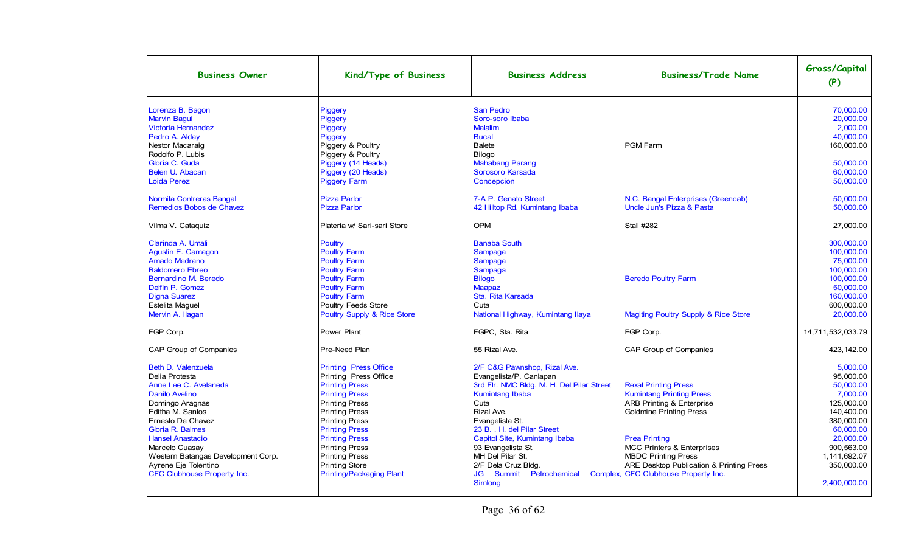| Business Owner | Kind/Type of Business | Business Address | Business/Trade Name | Gross/Capital (P) |
|---|---|---|---|---|
| Lorenza B. Bagon | Piggery | San Pedro | | 70,000.00 |
| Marvin Bagui | Piggery | Soro-soro Ibaba | | 20,000.00 |
| Victoria Hernandez | Piggery | Malalim | | 2,000.00 |
| Pedro A. Alday | Piggery | Bucal | | 40,000.00 |
| Nestor Macaraig | Piggery & Poultry | Balete | PGM Farm | 160,000.00 |
| Rodolfo P. Lubis | Piggery & Poultry | Bilogo | | |
| Gloria C. Guda | Piggery (14 Heads) | Mahabang Parang | | 50,000.00 |
| Belen U. Abacan | Piggery (20 Heads) | Sorosoro Karsada | | 60,000.00 |
| Loida Perez | Piggery Farm | Concepcion | | 50,000.00 |
| Normita Contreras Bangal | Pizza Parlor | 7-A P. Genato Street | N.C. Bangal Enterprises (Greencab) | 50,000.00 |
| Remedios Bobos de Chavez | Pizza Parlor | 42 Hilltop Rd. Kumintang Ibaba | Uncle Jun's Pizza & Pasta | 50,000.00 |
| Vilma V. Cataquiz | Plateria w/ Sari-sari Store | OPM | Stall #282 | 27,000.00 |
| Clarinda A. Umali | Poultry | Banaba South | | 300,000.00 |
| Agustin E. Camagon | Poultry Farm | Sampaga | | 100,000.00 |
| Amado Medrano | Poultry Farm | Sampaga | | 75,000.00 |
| Baldomero Ebreo | Poultry Farm | Sampaga | | 100,000.00 |
| Bernardino M. Beredo | Poultry Farm | Bilogo | Beredo Poultry Farm | 100,000.00 |
| Delfin P. Gomez | Poultry Farm | Maapaz | | 50,000.00 |
| Digna Suarez | Poultry Farm | Sta. Rita Karsada | | 160,000.00 |
| Estelita Maguel | Poultry Feeds Store | Cuta | | 600,000.00 |
| Mervin A. Ilagan | Poultry Supply & Rice Store | National Highway, Kumintang Ilaya | Magiting Poultry Supply & Rice Store | 20,000.00 |
| FGP Corp. | Power Plant | FGPC, Sta. Rita | FGP Corp. | 14,711,532,033.79 |
| CAP Group of Companies | Pre-Need Plan | 55 Rizal Ave. | CAP Group of Companies | 423,142.00 |
| Beth D. Valenzuela | Printing Press Office | 2/F C&G Pawnshop, Rizal Ave. | | 5,000.00 |
| Delia Protesta | Printing Press Office | Evangelista/P. Canlapan | | 95,000.00 |
| Anne Lee C. Avelaneda | Printing Press | 3rd Flr. NMC Bldg. M. H. Del Pilar Street | Rexal Printing Press | 50,000.00 |
| Danilo Avelino | Printing Press | Kumintang Ibaba | Kumintang Printing Press | 7,000.00 |
| Domingo Aragnas | Printing Press | Cuta | ARB Printing & Enterprise | 125,000.00 |
| Editha M. Santos | Printing Press | Rizal Ave. | Goldmine Printing Press | 140,400.00 |
| Ernesto De Chavez | Printing Press | Evangelista St. | | 380,000.00 |
| Gloria R. Balmes | Printing Press | 23 B. . H. del Pilar Street | | 60,000.00 |
| Hansel Anastacio | Printing Press | Capitol Site, Kumintang Ibaba | Prea Printing | 20,000.00 |
| Marcelo Cuasay | Printing Press | 93 Evangelista St. | MCC Printers & Enterprises | 900,563.00 |
| Western Batangas Development Corp. | Printing Press | MH Del Pilar St. | MBDC Printing Press | 1,141,692.07 |
| Ayrene Eje Tolentino | Printing Store | 2/F Dela Cruz Bldg. | ARE Desktop Publication & Printing Press | 350,000.00 |
| CFC Clubhouse Property Inc. | Printing/Packaging Plant | JG Summit Petrochemical Complex, Simlong | CFC Clubhouse Property Inc. | 2,400,000.00 |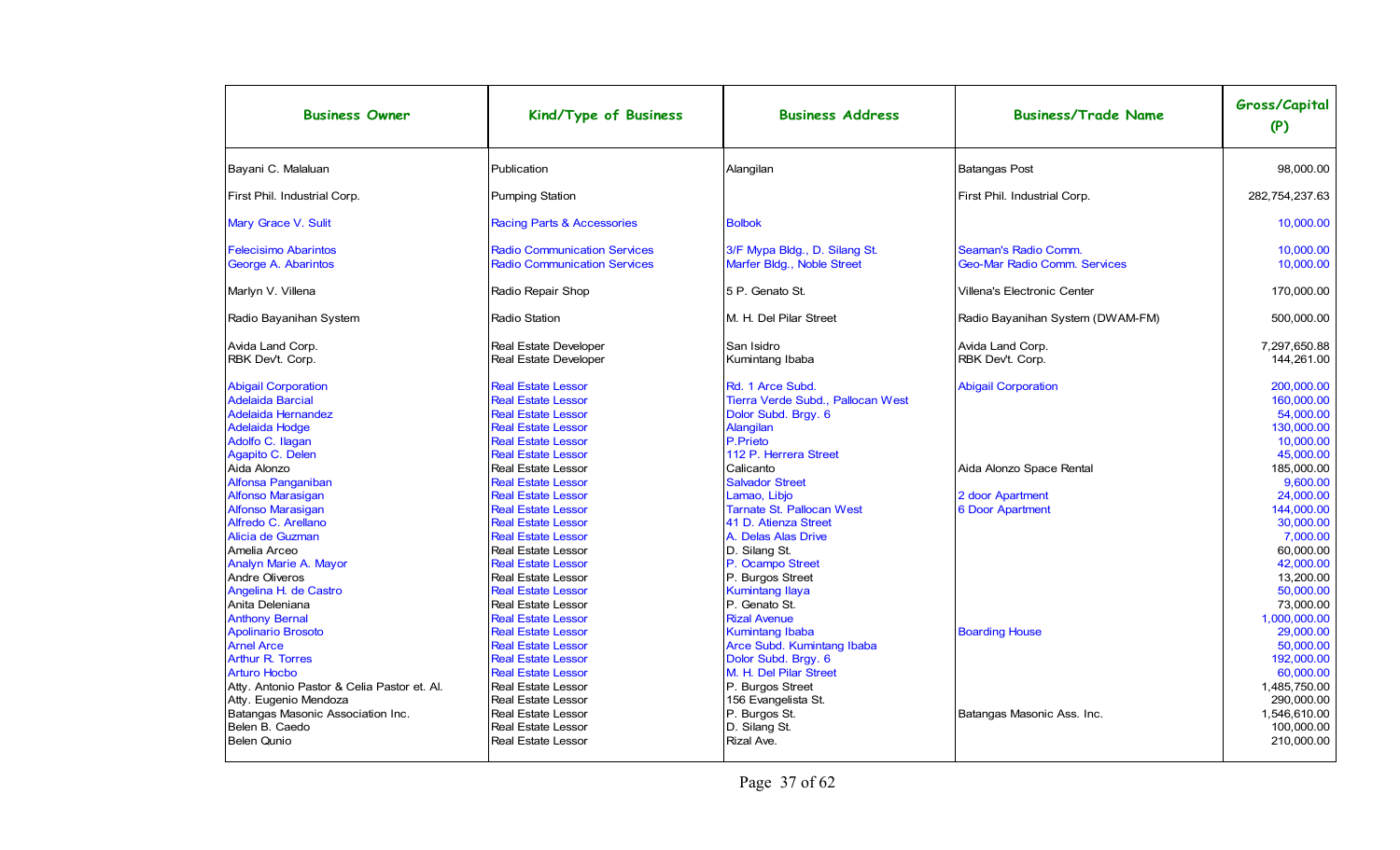| Business Owner | Kind/Type of Business | Business Address | Business/Trade Name | Gross/Capital (P) |
|---|---|---|---|---|
| Bayani C. Malaluan | Publication | Alangilan | Batangas Post | 98,000.00 |
| First Phil. Industrial Corp. | Pumping Station | | First Phil. Industrial Corp. | 282,754,237.63 |
| Mary Grace V. Sulit | Racing Parts & Accessories | Bolbok | | 10,000.00 |
| Felecisimo Abarintos | Radio Communication Services | 3/F Mypa Bldg., D. Silang St. | Seaman's Radio Comm. | 10,000.00 |
| George A. Abarintos | Radio Communication Services | Marfer Bldg., Noble Street | Geo-Mar Radio Comm. Services | 10,000.00 |
| Marlyn V. Villena | Radio Repair Shop | 5 P. Genato St. | Villena's Electronic Center | 170,000.00 |
| Radio Bayanihan System | Radio Station | M. H. Del Pilar Street | Radio Bayanihan System (DWAM-FM) | 500,000.00 |
| Avida Land Corp. | Real Estate Developer | San Isidro | Avida Land Corp. | 7,297,650.88 |
| RBK Dev't. Corp. | Real Estate Developer | Kumintang Ibaba | RBK Dev't. Corp. | 144,261.00 |
| Abigail Corporation | Real Estate Lessor | Rd. 1 Arce Subd. | Abigail Corporation | 200,000.00 |
| Adelaida Barcial | Real Estate Lessor | Tierra Verde Subd., Pallocan West | | 160,000.00 |
| Adelaida Hernandez | Real Estate Lessor | Dolor Subd. Brgy. 6 | | 54,000.00 |
| Adelaida Hodge | Real Estate Lessor | Alangilan | | 130,000.00 |
| Adolfo C. Ilagan | Real Estate Lessor | P.Prieto | | 10,000.00 |
| Agapito C. Delen | Real Estate Lessor | 112 P. Herrera Street | | 45,000.00 |
| Aida Alonzo | Real Estate Lessor | Calicanto | Aida Alonzo Space Rental | 185,000.00 |
| Alfonsa Panganiban | Real Estate Lessor | Salvador Street | | 9,600.00 |
| Alfonso Marasigan | Real Estate Lessor | Lamao, Libjo | 2 door Apartment | 24,000.00 |
| Alfonso Marasigan | Real Estate Lessor | Tarnate St. Pallocan West | 6 Door Apartment | 144,000.00 |
| Alfredo C. Arellano | Real Estate Lessor | 41 D. Atienza Street | | 30,000.00 |
| Alicia de Guzman | Real Estate Lessor | A. Delas Alas Drive | | 7,000.00 |
| Amelia Arceo | Real Estate Lessor | D. Silang St. | | 60,000.00 |
| Analyn Marie A. Mayor | Real Estate Lessor | P. Ocampo Street | | 42,000.00 |
| Andre Oliveros | Real Estate Lessor | P. Burgos Street | | 13,200.00 |
| Angelina H. de Castro | Real Estate Lessor | Kumintang Ilaya | | 50,000.00 |
| Anita Deleniana | Real Estate Lessor | P. Genato St. | | 73,000.00 |
| Anthony Bernal | Real Estate Lessor | Rizal Avenue | | 1,000,000.00 |
| Apolinario Brosoto | Real Estate Lessor | Kumintang Ibaba | Boarding House | 29,000.00 |
| Arnel Arce | Real Estate Lessor | Arce Subd. Kumintang Ibaba | | 50,000.00 |
| Arthur R. Torres | Real Estate Lessor | Dolor Subd. Brgy. 6 | | 192,000.00 |
| Arturo Hocbo | Real Estate Lessor | M. H. Del Pilar Street | | 60,000.00 |
| Atty. Antonio Pastor & Celia Pastor et. Al. | Real Estate Lessor | P. Burgos Street | | 1,485,750.00 |
| Atty. Eugenio Mendoza | Real Estate Lessor | 156 Evangelista St. | | 290,000.00 |
| Batangas Masonic Association Inc. | Real Estate Lessor | P. Burgos St. | Batangas Masonic Ass. Inc. | 1,546,610.00 |
| Belen B. Caedo | Real Estate Lessor | D. Silang St. | | 100,000.00 |
| Belen Qunio | Real Estate Lessor | Rizal Ave. | | 210,000.00 |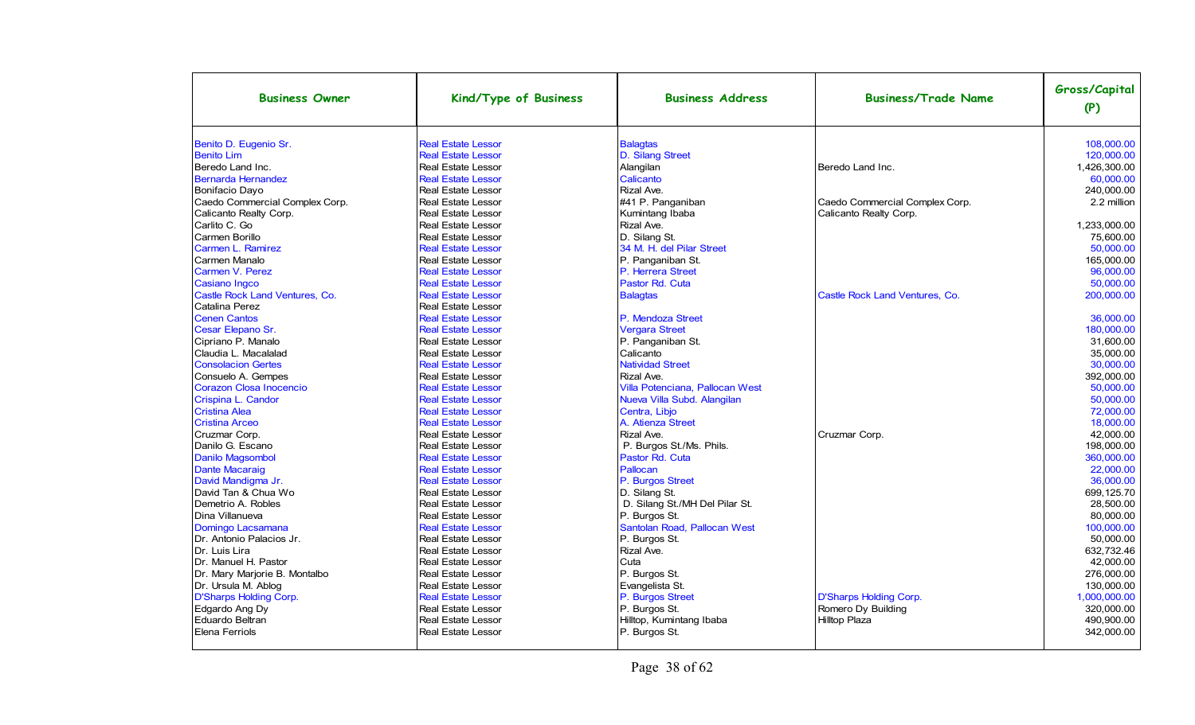| Business Owner | Kind/Type of Business | Business Address | Business/Trade Name | Gross/Capital (P) |
|---|---|---|---|---|
| Benito D. Eugenio Sr. | Real Estate Lessor | Balagtas | | 108,000.00 |
| Benito Lim | Real Estate Lessor | D. Silang Street | | 120,000.00 |
| Beredo Land Inc. | Real Estate Lessor | Alangilan | Beredo Land Inc. | 1,426,300.00 |
| Bernarda Hernandez | Real Estate Lessor | Calicanto | | 60,000.00 |
| Bonifacio Dayo | Real Estate Lessor | Rizal Ave. | | 240,000.00 |
| Caedo Commercial Complex Corp. | Real Estate Lessor | #41 P. Panganiban | Caedo Commercial Complex Corp. | 2.2 million |
| Calicanto Realty Corp. | Real Estate Lessor | Kumintang Ibaba | Calicanto Realty Corp. | |
| Carlito C. Go | Real Estate Lessor | Rizal Ave. | | 1,233,000.00 |
| Carmen Borillo | Real Estate Lessor | D. Silang St. | | 75,600.00 |
| Carmen L. Ramirez | Real Estate Lessor | 34 M. H. del Pilar Street | | 50,000.00 |
| Carmen Manalo | Real Estate Lessor | P. Panganiban St. | | 165,000.00 |
| Carmen V. Perez | Real Estate Lessor | P. Herrera Street | | 96,000.00 |
| Casiano Ingco | Real Estate Lessor | Pastor Rd. Cuta | | 50,000.00 |
| Castle Rock Land Ventures, Co. | Real Estate Lessor | Balagtas | Castle Rock Land Ventures, Co. | 200,000.00 |
| Catalina Perez | Real Estate Lessor | | | |
| Cenen Cantos | Real Estate Lessor | P. Mendoza Street | | 36,000.00 |
| Cesar Elepano Sr. | Real Estate Lessor | Vergara Street | | 180,000.00 |
| Cipriano P. Manalo | Real Estate Lessor | P. Panganiban St. | | 31,600.00 |
| Claudia L. Macalalad | Real Estate Lessor | Calicanto | | 35,000.00 |
| Consolacion Gertes | Real Estate Lessor | Natividad Street | | 30,000.00 |
| Consuelo A. Gempes | Real Estate Lessor | Rizal Ave. | | 392,000.00 |
| Corazon Closa Inocencio | Real Estate Lessor | Villa Potenciana, Pallocan West | | 50,000.00 |
| Crispina L. Candor | Real Estate Lessor | Nueva Villa Subd. Alangilan | | 50,000.00 |
| Cristina Alea | Real Estate Lessor | Centra, Libjo | | 72,000.00 |
| Cristina Arceo | Real Estate Lessor | A. Atienza Street | | 18,000.00 |
| Cruzmar Corp. | Real Estate Lessor | Rizal Ave. | Cruzmar Corp. | 42,000.00 |
| Danilo G. Escano | Real Estate Lessor | P. Burgos St./Ms. Phils. | | 198,000.00 |
| Danilo Magsombol | Real Estate Lessor | Pastor Rd. Cuta | | 360,000.00 |
| Dante Macaraig | Real Estate Lessor | Pallocan | | 22,000.00 |
| David Mandigma Jr. | Real Estate Lessor | P. Burgos Street | | 36,000.00 |
| David Tan & Chua Wo | Real Estate Lessor | D. Silang St. | | 699,125.70 |
| Demetrio A. Robles | Real Estate Lessor | D. Silang St./MH Del Pilar St. | | 28,500.00 |
| Dina Villanueva | Real Estate Lessor | P. Burgos St. | | 80,000.00 |
| Domingo Lacsamana | Real Estate Lessor | Santolan Road, Pallocan West | | 100,000.00 |
| Dr. Antonio Palacios Jr. | Real Estate Lessor | P. Burgos St. | | 50,000.00 |
| Dr. Luis Lira | Real Estate Lessor | Rizal Ave. | | 632,732.46 |
| Dr. Manuel H. Pastor | Real Estate Lessor | Cuta | | 42,000.00 |
| Dr. Mary Marjorie B. Montalbo | Real Estate Lessor | P. Burgos St. | | 276,000.00 |
| Dr. Ursula M. Ablog | Real Estate Lessor | Evangelista St. | | 130,000.00 |
| D'Sharps Holding Corp. | Real Estate Lessor | P. Burgos Street | D'Sharps Holding Corp. | 1,000,000.00 |
| Edgardo Ang Dy | Real Estate Lessor | P. Burgos St. | Romero Dy Building | 320,000.00 |
| Eduardo Beltran | Real Estate Lessor | Hilltop, Kumintang Ibaba | Hilltop Plaza | 490,900.00 |
| Elena Ferriols | Real Estate Lessor | P. Burgos St. | | 342,000.00 |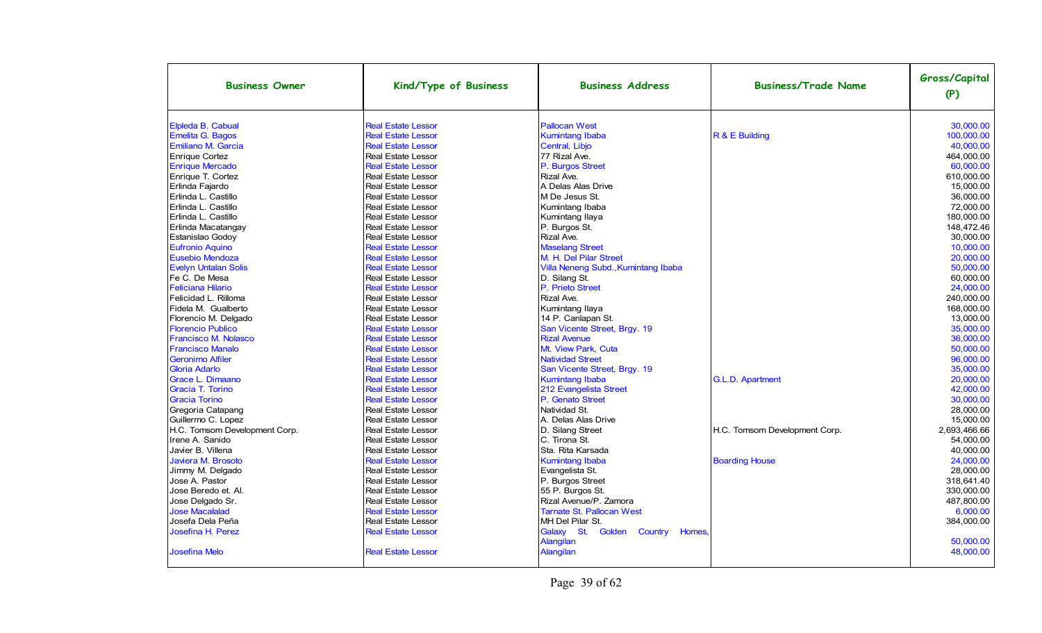| Business Owner | Kind/Type of Business | Business Address | Business/Trade Name | Gross/Capital (P) |
|---|---|---|---|---|
| Elpleda B. Cabual | Real Estate Lessor | Pallocan West | | 30,000.00 |
| Emelita G. Bagos | Real Estate Lessor | Kumintang Ibaba | R & E Building | 100,000.00 |
| Emiliano M. Garcia | Real Estate Lessor | Central, Libjo | | 40,000.00 |
| Enrique Cortez | Real Estate Lessor | 77 Rizal Ave. | | 464,000.00 |
| Enrique Mercado | Real Estate Lessor | P. Burgos Street | | 60,000.00 |
| Enrique T. Cortez | Real Estate Lessor | Rizal Ave. | | 610,000.00 |
| Erlinda Fajardo | Real Estate Lessor | A Delas Alas Drive | | 15,000.00 |
| Erlinda L. Castillo | Real Estate Lessor | M De Jesus St. | | 36,000.00 |
| Erlinda L. Castillo | Real Estate Lessor | Kumintang Ibaba | | 72,000.00 |
| Erlinda L. Castillo | Real Estate Lessor | Kumintang Ilaya | | 180,000.00 |
| Erlinda Macatangay | Real Estate Lessor | P. Burgos St. | | 148,472.46 |
| Estanislao Godoy | Real Estate Lessor | Rizal Ave. | | 30,000.00 |
| Eufronio Aquino | Real Estate Lessor | Maselang Street | | 10,000.00 |
| Eusebio Mendoza | Real Estate Lessor | M. H. Del Pilar Street | | 20,000.00 |
| Evelyn Untalan Solis | Real Estate Lessor | Villa Neneng Subd.,Kumintang Ibaba | | 50,000.00 |
| Fe C. De Mesa | Real Estate Lessor | D. Silang St. | | 60,000.00 |
| Feliciana Hilario | Real Estate Lessor | P. Prieto Street | | 24,000.00 |
| Felicidad L. Rilloma | Real Estate Lessor | Rizal Ave. | | 240,000.00 |
| Fidela M. Gualberto | Real Estate Lessor | Kumintang Ilaya | | 168,000.00 |
| Florencio M. Delgado | Real Estate Lessor | 14 P. Canlapan St. | | 13,000.00 |
| Florencio Publico | Real Estate Lessor | San Vicente Street, Brgy. 19 | | 35,000.00 |
| Francisco M. Nolasco | Real Estate Lessor | Rizal Avenue | | 36,000.00 |
| Francisco Manalo | Real Estate Lessor | Mt. View Park, Cuta | | 50,000.00 |
| Geronimo Alfiler | Real Estate Lessor | Natividad Street | | 96,000.00 |
| Gloria Adarlo | Real Estate Lessor | San Vicente Street, Brgy. 19 | | 35,000.00 |
| Grace L. Dimaano | Real Estate Lessor | Kumintang Ibaba | G.L.D. Apartment | 20,000.00 |
| Gracia T. Torino | Real Estate Lessor | 212 Evangelista Street | | 42,000.00 |
| Gracia Torino | Real Estate Lessor | P. Genato Street | | 30,000.00 |
| Gregoria Catapang | Real Estate Lessor | Natividad St. | | 28,000.00 |
| Guillermo C. Lopez | Real Estate Lessor | A. Delas Alas Drive | | 15,000.00 |
| H.C. Tomsom Development Corp. | Real Estate Lessor | D. Silang Street | H.C. Tomsom Development Corp. | 2,693,466.66 |
| Irene A. Sanido | Real Estate Lessor | C. Tirona St. | | 54,000.00 |
| Javier B. Villena | Real Estate Lessor | Sta. Rita Karsada | | 40,000.00 |
| Javiera M. Brosoto | Real Estate Lessor | Kumintang Ibaba | Boarding House | 24,000.00 |
| Jimmy M. Delgado | Real Estate Lessor | Evangelista St. | | 28,000.00 |
| Jose A. Pastor | Real Estate Lessor | P. Burgos Street | | 318,641.40 |
| Jose Beredo et. Al. | Real Estate Lessor | 55 P. Burgos St. | | 330,000.00 |
| Jose Delgado Sr. | Real Estate Lessor | Rizal Avenue/P. Zamora | | 487,800.00 |
| Jose Macalalad | Real Estate Lessor | Tarnate St. Pallocan West | | 6,000.00 |
| Josefa Dela Peña | Real Estate Lessor | MH Del Pilar St. | | 384,000.00 |
| Josefina H. Perez | Real Estate Lessor | Galaxy St. Golden Country Homes, Alangilan | | 50,000.00 |
| Josefina Melo | Real Estate Lessor | Alangilan | | 48,000.00 |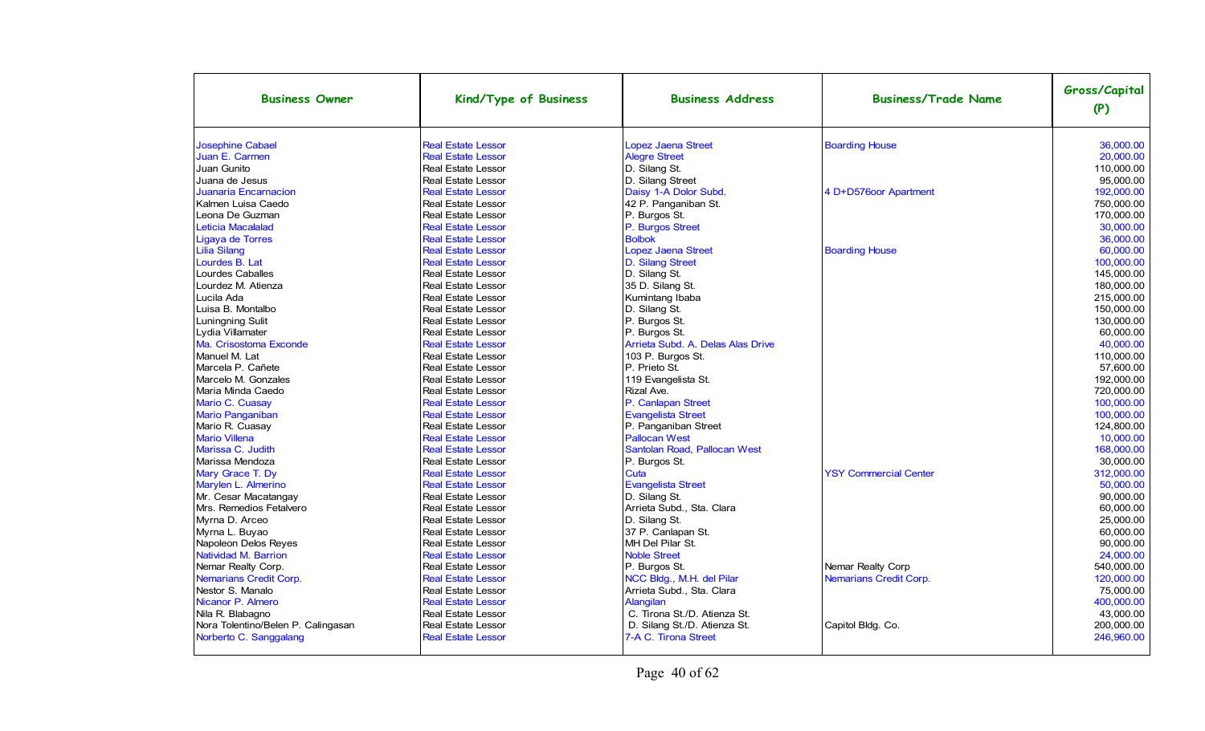| Business Owner | Kind/Type of Business | Business Address | Business/Trade Name | Gross/Capital (P) |
|---|---|---|---|---|
| Josephine Cabael | Real Estate Lessor | Lopez Jaena Street | Boarding House | 36,000.00 |
| Juan E. Carmen | Real Estate Lessor | Alegre Street | | 20,000.00 |
| Juan Gunito | Real Estate Lessor | D. Silang St. | | 110,000.00 |
| Juana de Jesus | Real Estate Lessor | D. Silang Street | | 95,000.00 |
| Juanaria Encarnacion | Real Estate Lessor | Daisy 1-A Dolor Subd. | 4 D+D576oor Apartment | 192,000.00 |
| Kalmen Luisa Caedo | Real Estate Lessor | 42 P. Panganiban St. | | 750,000.00 |
| Leona De Guzman | Real Estate Lessor | P. Burgos St. | | 170,000.00 |
| Leticia Macalalad | Real Estate Lessor | P. Burgos Street | | 30,000.00 |
| Ligaya de Torres | Real Estate Lessor | Bolbok | | 36,000.00 |
| Lilia Silang | Real Estate Lessor | Lopez Jaena Street | Boarding House | 60,000.00 |
| Lourdes B. Lat | Real Estate Lessor | D. Silang Street | | 100,000.00 |
| Lourdes Caballes | Real Estate Lessor | D. Silang St. | | 145,000.00 |
| Lourdez M. Atienza | Real Estate Lessor | 35 D. Silang St. | | 180,000.00 |
| Lucila Ada | Real Estate Lessor | Kumintang Ibaba | | 215,000.00 |
| Luisa B. Montalbo | Real Estate Lessor | D. Silang St. | | 150,000.00 |
| Luningning Sulit | Real Estate Lessor | P. Burgos St. | | 130,000.00 |
| Lydia Villamater | Real Estate Lessor | P. Burgos St. | | 60,000.00 |
| Ma. Crisostoma Exconde | Real Estate Lessor | Arrieta Subd. A. Delas Alas Drive | | 40,000.00 |
| Manuel M. Lat | Real Estate Lessor | 103 P. Burgos St. | | 110,000.00 |
| Marcela P. Cañete | Real Estate Lessor | P. Prieto St. | | 57,600.00 |
| Marcelo M. Gonzales | Real Estate Lessor | 119 Evangelista St. | | 192,000.00 |
| Maria Minda Caedo | Real Estate Lessor | Rizal Ave. | | 720,000.00 |
| Mario C. Cuasay | Real Estate Lessor | P. Canlapan Street | | 100,000.00 |
| Mario Panganiban | Real Estate Lessor | Evangelista Street | | 100,000.00 |
| Mario R. Cuasay | Real Estate Lessor | P. Panganiban Street | | 124,800.00 |
| Mario Villena | Real Estate Lessor | Pallocan West | | 10,000.00 |
| Marissa C. Judith | Real Estate Lessor | Santolan Road, Pallocan West | | 168,000.00 |
| Marissa Mendoza | Real Estate Lessor | P. Burgos St. | | 30,000.00 |
| Mary Grace T. Dy | Real Estate Lessor | Cuta | YSY Commercial Center | 312,000.00 |
| Marylen L. Almerino | Real Estate Lessor | Evangelista Street | | 50,000.00 |
| Mr. Cesar Macatangay | Real Estate Lessor | D. Silang St. | | 90,000.00 |
| Mrs. Remedios Fetalvero | Real Estate Lessor | Arrieta Subd., Sta. Clara | | 60,000.00 |
| Myrna D. Arceo | Real Estate Lessor | D. Silang St. | | 25,000.00 |
| Myrna L. Buyao | Real Estate Lessor | 37 P. Canlapan St. | | 60,000.00 |
| Napoleon Delos Reyes | Real Estate Lessor | MH Del Pilar St. | | 90,000.00 |
| Natividad M. Barrion | Real Estate Lessor | Noble Street | | 24,000.00 |
| Nemar Realty Corp. | Real Estate Lessor | P. Burgos St. | Nemar Realty Corp | 540,000.00 |
| Nemarians Credit Corp. | Real Estate Lessor | NCC Bldg., M.H. del Pilar | Nemarians Credit Corp. | 120,000.00 |
| Nestor S. Manalo | Real Estate Lessor | Arrieta Subd., Sta. Clara | | 75,000.00 |
| Nicanor P. Almero | Real Estate Lessor | Alangilan | | 400,000.00 |
| Nila R. Blabagno | Real Estate Lessor | C. Tirona St./D. Atienza St. | | 43,000.00 |
| Nora Tolentino/Belen P. Calingasan | Real Estate Lessor | D. Silang St./D. Atienza St. | Capitol Bldg. Co. | 200,000.00 |
| Norberto C. Sanggalang | Real Estate Lessor | 7-A C. Tirona Street | | 246,960.00 |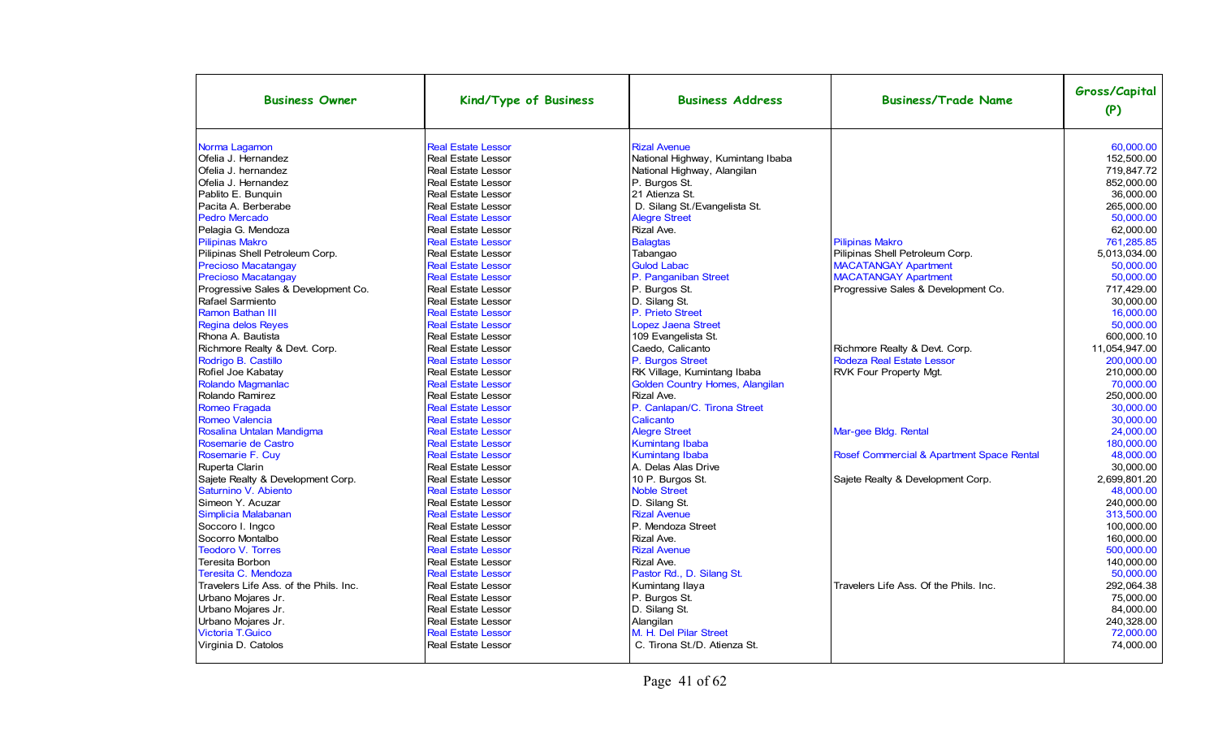| Business Owner | Kind/Type of Business | Business Address | Business/Trade Name | Gross/Capital (P) |
|---|---|---|---|---|
| Norma Lagamon | Real Estate Lessor | Rizal Avenue | | 60,000.00 |
| Ofelia J. Hernandez | Real Estate Lessor | National Highway, Kumintang Ibaba | | 152,500.00 |
| Ofelia J. hernandez | Real Estate Lessor | National Highway, Alangilan | | 719,847.72 |
| Ofelia J. Hernandez | Real Estate Lessor | P. Burgos St. | | 852,000.00 |
| Pablito E. Bunquin | Real Estate Lessor | 21 Atienza St. | | 36,000.00 |
| Pacita A. Berberabe | Real Estate Lessor | D. Silang St./Evangelista St. | | 265,000.00 |
| Pedro Mercado | Real Estate Lessor | Alegre Street | | 50,000.00 |
| Pelagia G. Mendoza | Real Estate Lessor | Rizal Ave. | | 62,000.00 |
| Pilipinas Makro | Real Estate Lessor | Balagtas | Pilipinas Makro | 761,285.85 |
| Pilipinas Shell Petroleum Corp. | Real Estate Lessor | Tabangao | Pilipinas Shell Petroleum Corp. | 5,013,034.00 |
| Precioso Macatangay | Real Estate Lessor | Gulod Labac | MACATANGAY Apartment | 50,000.00 |
| Precioso Macatangay | Real Estate Lessor | P. Panganiban Street | MACATANGAY Apartment | 50,000.00 |
| Progressive Sales & Development Co. | Real Estate Lessor | P. Burgos St. | Progressive Sales & Development Co. | 717,429.00 |
| Rafael Sarmiento | Real Estate Lessor | D. Silang St. | | 30,000.00 |
| Ramon Bathan III | Real Estate Lessor | P. Prieto Street | | 16,000.00 |
| Regina delos Reyes | Real Estate Lessor | Lopez Jaena Street | | 50,000.00 |
| Rhona A. Bautista | Real Estate Lessor | 109 Evangelista St. | | 600,000.10 |
| Richmore Realty & Devt. Corp. | Real Estate Lessor | Caedo, Calicanto | Richmore Realty & Devt. Corp. | 11,054,947.00 |
| Rodrigo B. Castillo | Real Estate Lessor | P. Burgos Street | Rodeza Real Estate Lessor | 200,000.00 |
| Rofiel Joe Kabatay | Real Estate Lessor | RK Village, Kumintang Ibaba | RVK Four Property Mgt. | 210,000.00 |
| Rolando Magmanlac | Real Estate Lessor | Golden Country Homes, Alangilan | | 70,000.00 |
| Rolando Ramirez | Real Estate Lessor | Rizal Ave. | | 250,000.00 |
| Romeo Fragada | Real Estate Lessor | P. Canlapan/C. Tirona Street | | 30,000.00 |
| Romeo Valencia | Real Estate Lessor | Calicanto | | 30,000.00 |
| Rosalina Untalan Mandigma | Real Estate Lessor | Alegre Street | Mar-gee Bldg. Rental | 24,000.00 |
| Rosemarie de Castro | Real Estate Lessor | Kumintang Ibaba | | 180,000.00 |
| Rosemarie F. Cuy | Real Estate Lessor | Kumintang Ibaba | Rosef Commercial & Apartment Space Rental | 48,000.00 |
| Ruperta Clarin | Real Estate Lessor | A. Delas Alas Drive | | 30,000.00 |
| Sajete Realty & Development Corp. | Real Estate Lessor | 10 P. Burgos St. | Sajete Realty & Development Corp. | 2,699,801.20 |
| Saturnino V. Abiento | Real Estate Lessor | Noble Street | | 48,000.00 |
| Simeon Y. Acuzar | Real Estate Lessor | D. Silang St. | | 240,000.00 |
| Simplicia Malabanan | Real Estate Lessor | Rizal Avenue | | 313,500.00 |
| Soccoro I. Ingco | Real Estate Lessor | P. Mendoza Street | | 100,000.00 |
| Socorro Montalbo | Real Estate Lessor | Rizal Ave. | | 160,000.00 |
| Teodoro V. Torres | Real Estate Lessor | Rizal Avenue | | 500,000.00 |
| Teresita Borbon | Real Estate Lessor | Rizal Ave. | | 140,000.00 |
| Teresita C. Mendoza | Real Estate Lessor | Pastor Rd., D. Silang St. | | 50,000.00 |
| Travelers Life Ass. of the Phils. Inc. | Real Estate Lessor | Kumintang Ilaya | Travelers Life Ass. Of the Phils. Inc. | 292,064.38 |
| Urbano Mojares Jr. | Real Estate Lessor | P. Burgos St. | | 75,000.00 |
| Urbano Mojares Jr. | Real Estate Lessor | D. Silang St. | | 84,000.00 |
| Urbano Mojares Jr. | Real Estate Lessor | Alangilan | | 240,328.00 |
| Victoria T.Guico | Real Estate Lessor | M. H. Del Pilar Street | | 72,000.00 |
| Virginia D. Catolos | Real Estate Lessor | C. Tirona St./D. Atienza St. | | 74,000.00 |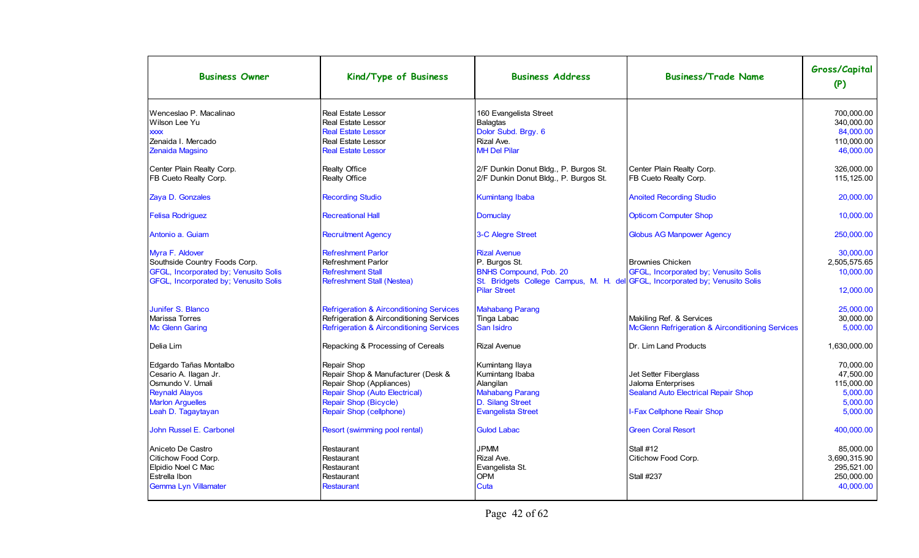| Business Owner | Kind/Type of Business | Business Address | Business/Trade Name | Gross/Capital (P) |
|---|---|---|---|---|
| Wenceslao P. Macalinao | Real Estate Lessor | 160 Evangelista Street | | 700,000.00 |
| Wilson Lee Yu | Real Estate Lessor | Balagtas | | 340,000.00 |
| xxxx | Real Estate Lessor | Dolor Subd. Brgy. 6 | | 84,000.00 |
| Zenaida I. Mercado | Real Estate Lessor | Rizal Ave. | | 110,000.00 |
| Zenaida Magsino | Real Estate Lessor | MH Del Pilar | | 46,000.00 |
| Center Plain Realty Corp. | Realty Office | 2/F Dunkin Donut Bldg., P. Burgos St. | Center Plain Realty Corp. | 326,000.00 |
| FB Cueto Realty Corp. | Realty Office | 2/F Dunkin Donut Bldg., P. Burgos St. | FB Cueto Realty Corp. | 115,125.00 |
| Zaya D. Gonzales | Recording Studio | Kumintang Ibaba | Anoited Recording Studio | 20,000.00 |
| Felisa Rodriguez | Recreational Hall | Domuclay | Opticom Computer Shop | 10,000.00 |
| Antonio a. Guiam | Recruitment Agency | 3-C Alegre Street | Globus AG Manpower Agency | 250,000.00 |
| Myra F. Aldover | Refreshment Parlor | Rizal Avenue | | 30,000.00 |
| Southside Country Foods Corp. | Refreshment Parlor | P. Burgos St. | Brownies Chicken | 2,505,575.65 |
| GFGL, Incorporated by; Venusito Solis | Refreshment Stall | BNHS Compound, Pob. 20 | GFGL, Incorporated by; Venusito Solis | 10,000.00 |
| GFGL, Incorporated by; Venusito Solis | Refreshment Stall (Nestea) | St. Bridgets College Campus, M. H. del Pilar Street | GFGL, Incorporated by; Venusito Solis | 12,000.00 |
| Junifer S. Blanco | Refrigeration & Airconditioning Services | Mahabang Parang | | 25,000.00 |
| Marissa Torres | Refrigeration & Airconditioning Services | Tinga Labac | Makiling Ref. & Services | 30,000.00 |
| Mc Glenn Garing | Refrigeration & Airconditioning Services | San Isidro | McGlenn Refrigeration & Airconditioning Services | 5,000.00 |
| Delia Lim | Repacking & Processing of Cereals | Rizal Avenue | Dr. Lim Land Products | 1,630,000.00 |
| Edgardo Tañas Montalbo | Repair Shop | Kumintang Ilaya | | 70,000.00 |
| Cesario A. Ilagan Jr. | Repair Shop & Manufacturer (Desk & | Kumintang Ibaba | Jet Setter Fiberglass | 47,500.00 |
| Osmundo V. Umali | Repair Shop (Appliances) | Alangilan | Jaloma Enterprises | 115,000.00 |
| Reynald Alayos | Repair Shop (Auto Electrical) | Mahabang Parang | Sealand Auto Electrical Repair Shop | 5,000.00 |
| Marlon Arguelles | Repair Shop (Bicycle) | D. Silang Street | | 5,000.00 |
| Leah D. Tagaytayan | Repair Shop (cellphone) | Evangelista Street | I-Fax Cellphone Reair Shop | 5,000.00 |
| John Russel E. Carbonel | Resort (swimming pool rental) | Gulod Labac | Green Coral Resort | 400,000.00 |
| Aniceto De Castro | Restaurant | JPMM | Stall #12 | 85,000.00 |
| Citichow Food Corp. | Restaurant | Rizal Ave. | Citichow Food Corp. | 3,690,315.90 |
| Elpidio Noel C Mac | Restaurant | Evangelista St. | | 295,521.00 |
| Estrella Ibon | Restaurant | OPM | Stall #237 | 250,000.00 |
| Gemma Lyn Villamater | Restaurant | Cuta | | 40,000.00 |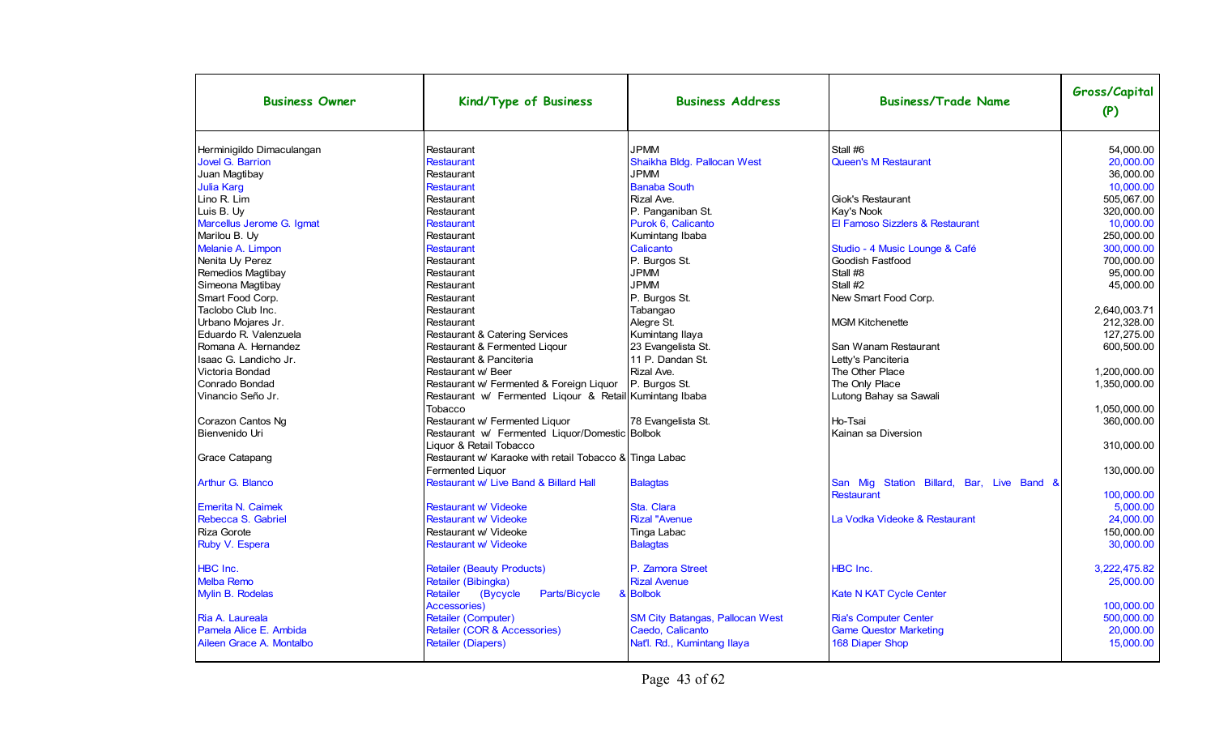| Business Owner | Kind/Type of Business | Business Address | Business/Trade Name | Gross/Capital (P) |
|---|---|---|---|---|
| Herminigildo Dimaculangan | Restaurant | JPMM | Stall #6 | 54,000.00 |
| Jovel G. Barrion | Restaurant | Shaikha Bldg. Pallocan West | Queen's M Restaurant | 20,000.00 |
| Juan Magtibay | Restaurant | JPMM | | 36,000.00 |
| Julia Karg | Restaurant | Banaba South | | 10,000.00 |
| Lino R. Lim | Restaurant | Rizal Ave. | Giok's Restaurant | 505,067.00 |
| Luis B. Uy | Restaurant | P. Panganiban St. | Kay's Nook | 320,000.00 |
| Marcellus Jerome G. Igmat | Restaurant | Purok 6, Calicanto | El Famoso Sizzlers & Restaurant | 10,000.00 |
| Marilou B. Uy | Restaurant | Kumintang Ibaba | | 250,000.00 |
| Melanie A. Limpon | Restaurant | Calicanto | Studio - 4 Music Lounge & Café | 300,000.00 |
| Nenita Uy Perez | Restaurant | P. Burgos St. | Goodish Fastfood | 700,000.00 |
| Remedios Magtibay | Restaurant | JPMM | Stall #8 | 95,000.00 |
| Simeona Magtibay | Restaurant | JPMM | Stall #2 | 45,000.00 |
| Smart Food Corp. | Restaurant | P. Burgos St. | New Smart Food Corp. | |
| Taclobo Club Inc. | Restaurant | Tabangao | | 2,640,003.71 |
| Urbano Mojares Jr. | Restaurant | Alegre St. | MGM Kitchenette | 212,328.00 |
| Eduardo R. Valenzuela | Restaurant & Catering Services | Kumintang Ilaya | | 127,275.00 |
| Romana A. Hernandez | Restaurant & Fermented Liqour | 23 Evangelista St. | San Wanam Restaurant | 600,500.00 |
| Isaac G. Landicho Jr. | Restaurant & Panciteria | 11 P. Dandan St. | Letty's Panciteria | |
| Victoria Bondad | Restaurant w/ Beer | Rizal Ave. | The Other Place | 1,200,000.00 |
| Conrado Bondad | Restaurant w/ Fermented & Foreign Liquor | P. Burgos St. | The Only Place | 1,350,000.00 |
| Vinancio Seño Jr. | Restaurant w/ Fermented Liqour & Retail Tobacco | Kumintang Ibaba | Lutong Bahay sa Sawali | 1,050,000.00 |
| Corazon Cantos Ng | Restaurant w/ Fermented Liquor | 78 Evangelista St. | Ho-Tsai | 360,000.00 |
| Bienvenido Uri | Restaurant w/ Fermented Liquor/Domestic Liquor & Retail Tobacco | Bolbok | Kainan sa Diversion | 310,000.00 |
| Grace Catapang | Restaurant w/ Karaoke with retail Tobacco & Fermented Liquor | Tinga Labac | | 130,000.00 |
| Arthur G. Blanco | Restaurant w/ Live Band & Billard Hall | Balagtas | San Mig Station Billard, Bar, Live Band & Restaurant | 100,000.00 |
| Emerita N. Caimek | Restaurant w/ Videoke | Sta. Clara | | 5,000.00 |
| Rebecca S. Gabriel | Restaurant w/ Videoke | Rizal "Avenue | La Vodka Videoke & Restaurant | 24,000.00 |
| Riza Gorote | Restaurant w/ Videoke | Tinga Labac | | 150,000.00 |
| Ruby V. Espera | Restaurant w/ Videoke | Balagtas | | 30,000.00 |
| HBC Inc. | Retailer (Beauty Products) | P. Zamora Street | HBC Inc. | 3,222,475.82 |
| Melba Remo | Retailer (Bibingka) | Rizal Avenue | | 25,000.00 |
| Mylin B. Rodelas | Retailer (Bycycle Parts/Bicycle & Accessories) | Bolbok | Kate N KAT Cycle Center | 100,000.00 |
| Ria A. Laureala | Retailer (Computer) | SM City Batangas, Pallocan West | Ria's Computer Center | 500,000.00 |
| Pamela Alice E. Ambida | Retailer (COR & Accessories) | Caedo, Calicanto | Game Questor Marketing | 20,000.00 |
| Aileen Grace A. Montalbo | Retailer (Diapers) | Nat'l. Rd., Kumintang Ilaya | 168 Diaper Shop | 15,000.00 |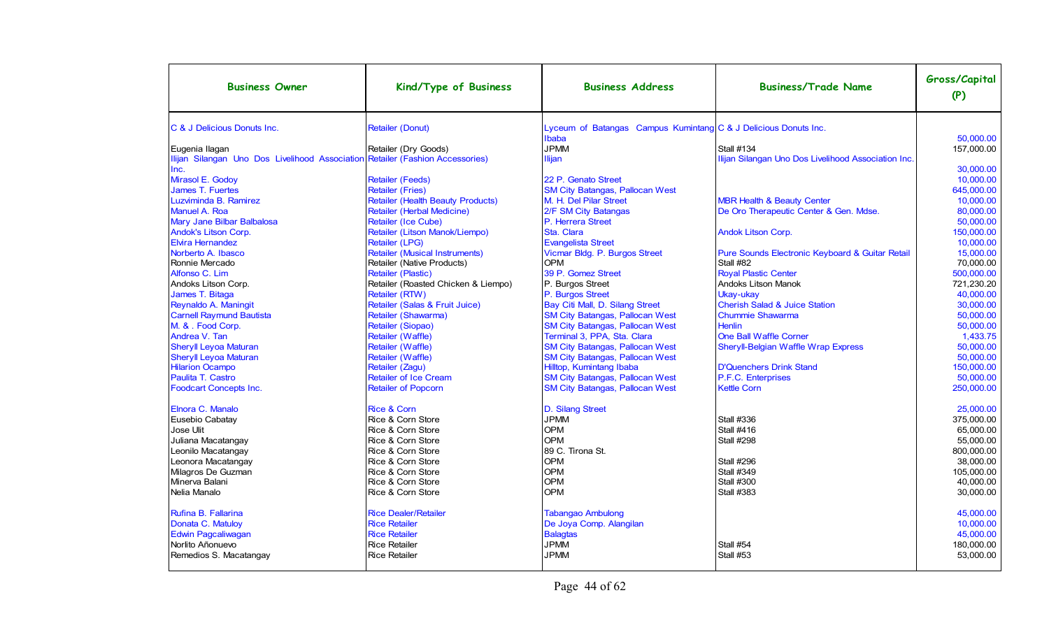| Business Owner | Kind/Type of Business | Business Address | Business/Trade Name | Gross/Capital (P) |
|---|---|---|---|---|
| C & J Delicious Donuts Inc. | Retailer (Donut) | Lyceum of Batangas Campus Kumintang Ibaba | C & J Delicious Donuts Inc. | 50,000.00 |
| Eugenia Ilagan | Retailer (Dry Goods) | JPMM | Stall #134 | 157,000.00 |
| Ilijan Silangan Uno Dos Livelihood Association Inc. | Retailer (Fashion Accessories) | Ilijan | Ilijan Silangan Uno Dos Livelihood Association Inc. | 30,000.00 |
| Mirasol E. Godoy | Retailer (Feeds) | 22 P. Genato Street | | 10,000.00 |
| James T. Fuertes | Retailer (Fries) | SM City Batangas, Pallocan West | | 645,000.00 |
| Luzviminda B. Ramirez | Retailer (Health Beauty Products) | M. H. Del Pilar Street | MBR Health & Beauty Center | 10,000.00 |
| Manuel A. Roa | Retailer (Herbal Medicine) | 2/F SM City Batangas | De Oro Therapeutic Center & Gen. Mdse. | 80,000.00 |
| Mary Jane Bilbar Balbalosa | Retailer (Ice Cube) | P. Herrera Street | | 50,000.00 |
| Andok's Litson Corp. | Retailer (Litson Manok/Liempo) | Sta. Clara | Andok Litson Corp. | 150,000.00 |
| Elvira Hernandez | Retailer (LPG) | Evangelista Street | | 10,000.00 |
| Norberto A. Ibasco | Retailer (Musical Instruments) | Vicmar Bldg. P. Burgos Street | Pure Sounds Electronic Keyboard & Guitar Retail | 15,000.00 |
| Ronnie Mercado | Retailer (Native Products) | OPM | Stall #82 | 70,000.00 |
| Alfonso C. Lim | Retailer (Plastic) | 39 P. Gomez Street | Royal Plastic Center | 500,000.00 |
| Andoks Litson Corp. | Retailer (Roasted Chicken & Liempo) | P. Burgos Street | Andoks Litson Manok | 721,230.20 |
| James T. Bitaga | Retailer (RTW) | P. Burgos Street | Ukay-ukay | 40,000.00 |
| Reynaldo A. Maningit | Retailer (Salas & Fruit Juice) | Bay Citi Mall, D. Silang Street | Cherish Salad & Juice Station | 30,000.00 |
| Carnell Raymund Bautista | Retailer (Shawarma) | SM City Batangas, Pallocan West | Chummie Shawarma | 50,000.00 |
| M. & . Food Corp. | Retailer (Siopao) | SM City Batangas, Pallocan West | Henlin | 50,000.00 |
| Andrea V. Tan | Retailer (Waffle) | Terminal 3, PPA, Sta. Clara | One Ball Waffle Corner | 1,433.75 |
| Sheryll Leyoa Maturan | Retailer (Waffle) | SM City Batangas, Pallocan West | Sheryll-Belgian Waffle Wrap Express | 50,000.00 |
| Sheryll Leyoa Maturan | Retailer (Waffle) | SM City Batangas, Pallocan West | | 50,000.00 |
| Hilarion Ocampo | Retailer (Zagu) | Hilltop, Kumintang Ibaba | D'Quenchers Drink Stand | 150,000.00 |
| Paulita T. Castro | Retailer of Ice Cream | SM City Batangas, Pallocan West | P.F.C. Enterprises | 50,000.00 |
| Foodcart Concepts Inc. | Retailer of Popcorn | SM City Batangas, Pallocan West | Kettle Corn | 250,000.00 |
| Elnora C. Manalo | Rice & Corn | D. Silang Street | | 25,000.00 |
| Eusebio Cabatay | Rice & Corn Store | JPMM | Stall #336 | 375,000.00 |
| Jose Ulit | Rice & Corn Store | OPM | Stall #416 | 65,000.00 |
| Juliana Macatangay | Rice & Corn Store | OPM | Stall #298 | 55,000.00 |
| Leonilo Macatangay | Rice & Corn Store | 89 C. Tirona St. | | 800,000.00 |
| Leonora Macatangay | Rice & Corn Store | OPM | Stall #296 | 38,000.00 |
| Milagros De Guzman | Rice & Corn Store | OPM | Stall #349 | 105,000.00 |
| Minerva Balani | Rice & Corn Store | OPM | Stall #300 | 40,000.00 |
| Nelia Manalo | Rice & Corn Store | OPM | Stall #383 | 30,000.00 |
| Rufina B. Fallarina | Rice Dealer/Retailer | Tabangao Ambulong | | 45,000.00 |
| Donata C. Matuloy | Rice Retailer | De Joya Comp. Alangilan | | 10,000.00 |
| Edwin Pagcaliwagan | Rice Retailer | Balagtas | | 45,000.00 |
| Norlito Añonuevo | Rice Retailer | JPMM | Stall #54 | 180,000.00 |
| Remedios S. Macatangay | Rice Retailer | JPMM | Stall #53 | 53,000.00 |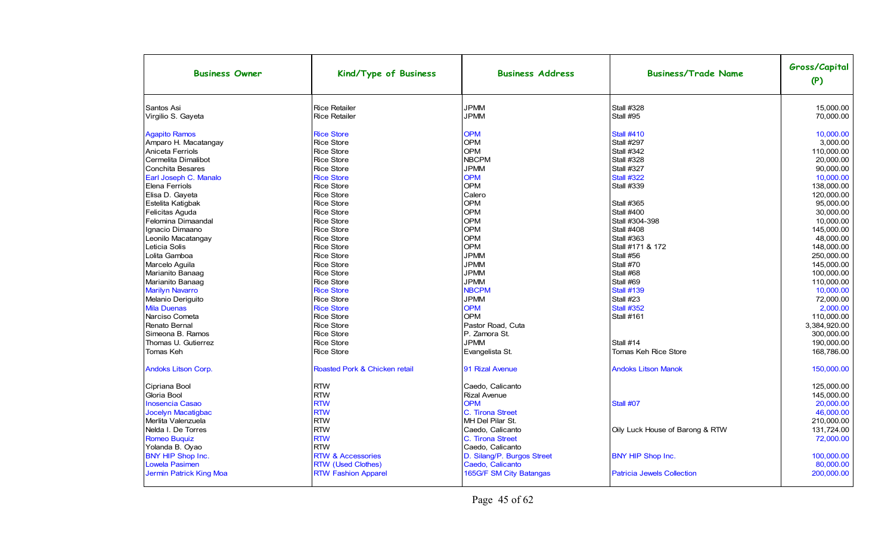| Business Owner | Kind/Type of Business | Business Address | Business/Trade Name | Gross/Capital (P) |
|---|---|---|---|---|
| Santos Asi | Rice Retailer | JPMM | Stall #328 | 15,000.00 |
| Virgilio S. Gayeta | Rice Retailer | JPMM | Stall #95 | 70,000.00 |
| Agapito Ramos | Rice Store | OPM | Stall #410 | 10,000.00 |
| Amparo H. Macatangay | Rice Store | OPM | Stall #297 | 3,000.00 |
| Aniceta Ferriols | Rice Store | OPM | Stall #342 | 110,000.00 |
| Cermelita Dimalibot | Rice Store | NBCPM | Stall #328 | 20,000.00 |
| Conchita Besares | Rice Store | JPMM | Stall #327 | 90,000.00 |
| Earl Joseph C. Manalo | Rice Store | OPM | Stall #322 | 10,000.00 |
| Elena Ferriols | Rice Store | OPM | Stall #339 | 138,000.00 |
| Elisa D. Gayeta | Rice Store | Calero | | 120,000.00 |
| Estelita Katigbak | Rice Store | OPM | Stall #365 | 95,000.00 |
| Felicitas Aguda | Rice Store | OPM | Stall #400 | 30,000.00 |
| Felomina Dimaandal | Rice Store | OPM | Stall #304-398 | 10,000.00 |
| Ignacio Dimaano | Rice Store | OPM | Stall #408 | 145,000.00 |
| Leonilo Macatangay | Rice Store | OPM | Stall #363 | 48,000.00 |
| Leticia Solis | Rice Store | OPM | Stall #171 & 172 | 148,000.00 |
| Lolita Gamboa | Rice Store | JPMM | Stall #56 | 250,000.00 |
| Marcelo Aguila | Rice Store | JPMM | Stall #70 | 145,000.00 |
| Marianito Banaag | Rice Store | JPMM | Stall #68 | 100,000.00 |
| Marianito Banaag | Rice Store | JPMM | Stall #69 | 110,000.00 |
| Marilyn Navarro | Rice Store | NBCPM | Stall #139 | 10,000.00 |
| Melanio Deriguito | Rice Store | JPMM | Stall #23 | 72,000.00 |
| Mila Duenas | Rice Store | OPM | Stall #352 | 2,000.00 |
| Narciso Cometa | Rice Store | OPM | Stall #161 | 110,000.00 |
| Renato Bernal | Rice Store | Pastor Road, Cuta | | 3,384,920.00 |
| Simeona B. Ramos | Rice Store | P. Zamora St. | | 300,000.00 |
| Thomas U. Gutierrez | Rice Store | JPMM | Stall #14 | 190,000.00 |
| Tomas Keh | Rice Store | Evangelista St. | Tomas Keh Rice Store | 168,786.00 |
| Andoks Litson Corp. | Roasted Pork & Chicken retail | 91 Rizal Avenue | Andoks Litson Manok | 150,000.00 |
| Cipriana Bool | RTW | Caedo, Calicanto | | 125,000.00 |
| Gloria Bool | RTW | Rizal Avenue | | 145,000.00 |
| Inosencia Casao | RTW | OPM | Stall #07 | 20,000.00 |
| Jocelyn Macatigbac | RTW | C. Tirona Street | | 46,000.00 |
| Merlita Valenzuela | RTW | MH Del Pilar St. | | 210,000.00 |
| Nelda I. De Torres | RTW | Caedo, Calicanto | Oily Luck House of Barong & RTW | 131,724.00 |
| Romeo Buquiz | RTW | C. Tirona Street | | 72,000.00 |
| Yolanda B. Oyao | RTW | Caedo, Calicanto | | |
| BNY HIP Shop Inc. | RTW & Accessories | D. Silang/P. Burgos Street | BNY HIP Shop Inc. | 100,000.00 |
| Lowela Pasimen | RTW (Used Clothes) | Caedo, Calicanto | | 80,000.00 |
| Jermin Patrick King Moa | RTW Fashion Apparel | 165G/F SM City Batangas | Patricia Jewels Collection | 200,000.00 |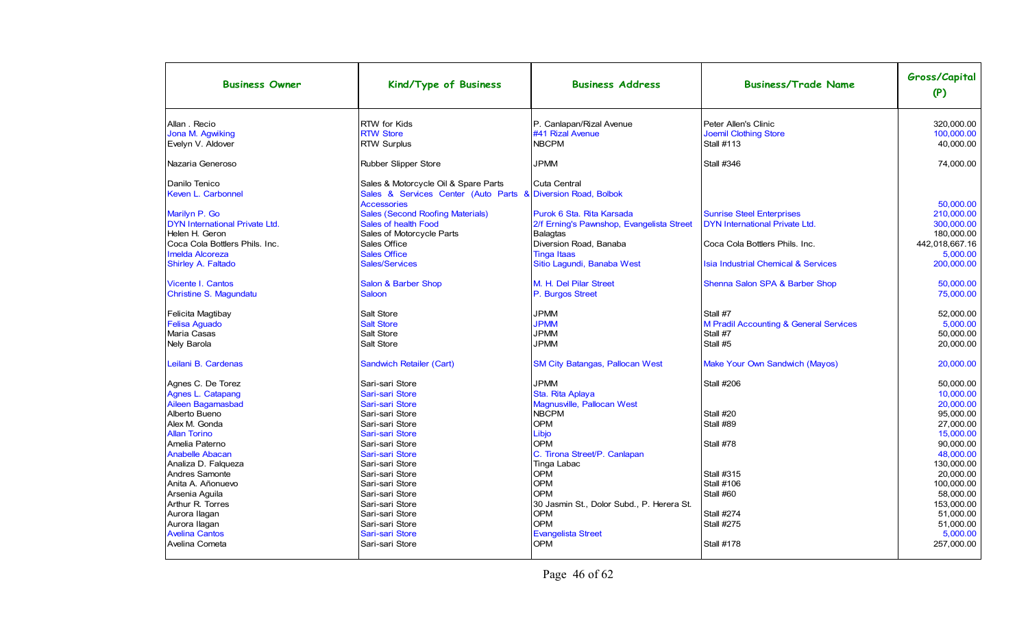| Business Owner | Kind/Type of Business | Business Address | Business/Trade Name | Gross/Capital (P) |
|---|---|---|---|---|
| Allan . Recio | RTW for Kids | P. Canlapan/Rizal Avenue | Peter Allen's Clinic | 320,000.00 |
| Jona M. Agwiking | RTW Store | #41 Rizal Avenue | Joemil Clothing Store | 100,000.00 |
| Evelyn V. Aldover | RTW Surplus | NBCPM | Stall #113 | 40,000.00 |
| Nazaria Generoso | Rubber Slipper Store | JPMM | Stall #346 | 74,000.00 |
| Danilo Tenico | Sales & Motorcycle Oil & Spare Parts | Cuta Central | | |
| Keven L. Carbonnel | Sales & Services Center (Auto Parts & Accessories | Diversion Road, Bolbok | | 50,000.00 |
| Marilyn P. Go | Sales (Second Roofing Materials) | Purok 6 Sta. Rita Karsada | Sunrise Steel Enterprises | 210,000.00 |
| DYN International Private Ltd. | Sales of health Food | 2/f Erning's Pawnshop, Evangelista Street | DYN International Private Ltd. | 300,000.00 |
| Helen H. Geron | Sales of Motorcycle Parts | Balagtas | | 180,000.00 |
| Coca Cola Bottlers Phils. Inc. | Sales Office | Diversion Road, Banaba | Coca Cola Bottlers Phils. Inc. | 442,018,667.16 |
| Imelda Alcoreza | Sales Office | Tinga Itaas | | 5,000.00 |
| Shirley A. Faltado | Sales/Services | Sitio Lagundi, Banaba West | Isia Industrial Chemical & Services | 200,000.00 |
| Vicente I. Cantos | Salon & Barber Shop | M. H. Del Pilar Street | Shenna Salon SPA & Barber Shop | 50,000.00 |
| Christine S. Magundatu | Saloon | P. Burgos Street | | 75,000.00 |
| Felicita Magtibay | Salt Store | JPMM | Stall #7 | 52,000.00 |
| Felisa Aguado | Salt Store | JPMM | M Pradil Accounting & General Services | 5,000.00 |
| Maria Casas | Salt Store | JPMM | Stall #7 | 50,000.00 |
| Nely Barola | Salt Store | JPMM | Stall #5 | 20,000.00 |
| Leilani B. Cardenas | Sandwich Retailer (Cart) | SM City Batangas, Pallocan West | Make Your Own Sandwich (Mayos) | 20,000.00 |
| Agnes C. De Torez | Sari-sari Store | JPMM | Stall #206 | 50,000.00 |
| Agnes L. Catapang | Sari-sari Store | Sta. Rita Aplaya | | 10,000.00 |
| Aileen Bagamasbad | Sari-sari Store | Magnusville, Pallocan West | | 20,000.00 |
| Alberto Bueno | Sari-sari Store | NBCPM | Stall #20 | 95,000.00 |
| Alex M. Gonda | Sari-sari Store | OPM | Stall #89 | 27,000.00 |
| Allan Torino | Sari-sari Store | Libjo | | 15,000.00 |
| Amelia Paterno | Sari-sari Store | OPM | Stall #78 | 90,000.00 |
| Anabelle Abacan | Sari-sari Store | C. Tirona Street/P. Canlapan | | 48,000.00 |
| Analiza D. Falqueza | Sari-sari Store | Tinga Labac | | 130,000.00 |
| Andres Samonte | Sari-sari Store | OPM | Stall #315 | 20,000.00 |
| Anita A. Añonuevo | Sari-sari Store | OPM | Stall #106 | 100,000.00 |
| Arsenia Aguila | Sari-sari Store | OPM | Stall #60 | 58,000.00 |
| Arthur R. Torres | Sari-sari Store | 30 Jasmin St., Dolor Subd., P. Herera St. | | 153,000.00 |
| Aurora Ilagan | Sari-sari Store | OPM | Stall #274 | 51,000.00 |
| Aurora Ilagan | Sari-sari Store | OPM | Stall #275 | 51,000.00 |
| Avelina Cantos | Sari-sari Store | Evangelista Street | | 5,000.00 |
| Avelina Cometa | Sari-sari Store | OPM | Stall #178 | 257,000.00 |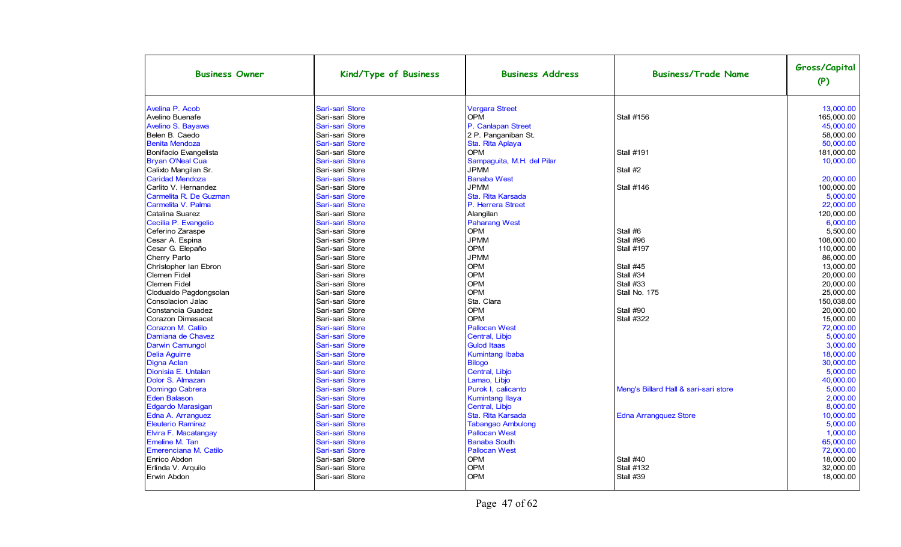| Business Owner | Kind/Type of Business | Business Address | Business/Trade Name | Gross/Capital (P) |
|---|---|---|---|---|
| Avelina P. Acob | Sari-sari Store | Vergara Street | | 13,000.00 |
| Avelino Buenafe | Sari-sari Store | OPM | Stall #156 | 165,000.00 |
| Avelino S. Bayawa | Sari-sari Store | P. Canlapan Street | | 45,000.00 |
| Belen B. Caedo | Sari-sari Store | 2 P. Panganiban St. | | 58,000.00 |
| Benita Mendoza | Sari-sari Store | Sta. Rita Aplaya | | 50,000.00 |
| Bonifacio Evangelista | Sari-sari Store | OPM | Stall #191 | 181,000.00 |
| Bryan O'Neal Cua | Sari-sari Store | Sampaguita, M.H. del Pilar | | 10,000.00 |
| Calixto Mangilan Sr. | Sari-sari Store | JPMM | Stall #2 | |
| Caridad Mendoza | Sari-sari Store | Banaba West | | 20,000.00 |
| Carlito V. Hernandez | Sari-sari Store | JPMM | Stall #146 | 100,000.00 |
| Carmelita R. De Guzman | Sari-sari Store | Sta. Rita Karsada | | 5,000.00 |
| Carmelita V. Palma | Sari-sari Store | P. Herrera Street | | 22,000.00 |
| Catalina Suarez | Sari-sari Store | Alangilan | | 120,000.00 |
| Cecilia P. Evangelio | Sari-sari Store | Paharang West | | 6,000.00 |
| Ceferino Zaraspe | Sari-sari Store | OPM | Stall #6 | 5,500.00 |
| Cesar A. Espina | Sari-sari Store | JPMM | Stall #96 | 108,000.00 |
| Cesar G. Elepaño | Sari-sari Store | OPM | Stall #197 | 110,000.00 |
| Cherry Parto | Sari-sari Store | JPMM | | 86,000.00 |
| Christopher Ian Ebron | Sari-sari Store | OPM | Stall #45 | 13,000.00 |
| Clemen Fidel | Sari-sari Store | OPM | Stall #34 | 20,000.00 |
| Clemen Fidel | Sari-sari Store | OPM | Stall #33 | 20,000.00 |
| Clodualdo Pagdongsolan | Sari-sari Store | OPM | Stall No. 175 | 25,000.00 |
| Consolacion Jalac | Sari-sari Store | Sta. Clara | | 150,038.00 |
| Constancia Guadez | Sari-sari Store | OPM | Stall #90 | 20,000.00 |
| Corazon Dimasacat | Sari-sari Store | OPM | Stall #322 | 15,000.00 |
| Corazon M. Catilo | Sari-sari Store | Pallocan West | | 72,000.00 |
| Damiana de Chavez | Sari-sari Store | Central, Libjo | | 5,000.00 |
| Darwin Camungol | Sari-sari Store | Gulod Itaas | | 3,000.00 |
| Delia Aguirre | Sari-sari Store | Kumintang Ibaba | | 18,000.00 |
| Digna Aclan | Sari-sari Store | Bilogo | | 30,000.00 |
| Dionisia E. Untalan | Sari-sari Store | Central, Libjo | | 5,000.00 |
| Dolor S. Almazan | Sari-sari Store | Lamao, Libjo | | 40,000.00 |
| Domingo Cabrera | Sari-sari Store | Purok I, calicanto | Meng's Billard Hall & sari-sari store | 5,000.00 |
| Eden Balason | Sari-sari Store | Kumintang Ilaya | | 2,000.00 |
| Edgardo Marasigan | Sari-sari Store | Central, Libjo | | 8,000.00 |
| Edna A. Arranguez | Sari-sari Store | Sta. Rita Karsada | Edna Arrangquez Store | 10,000.00 |
| Eleuterio Ramirez | Sari-sari Store | Tabangao Ambulong | | 5,000.00 |
| Elvira F. Macatangay | Sari-sari Store | Pallocan West | | 1,000.00 |
| Emeline M. Tan | Sari-sari Store | Banaba South | | 65,000.00 |
| Emerenciana M. Catilo | Sari-sari Store | Pallocan West | | 72,000.00 |
| Enrico Abdon | Sari-sari Store | OPM | Stall #40 | 18,000.00 |
| Erlinda V. Arquilo | Sari-sari Store | OPM | Stall #132 | 32,000.00 |
| Erwin Abdon | Sari-sari Store | OPM | Stall #39 | 18,000.00 |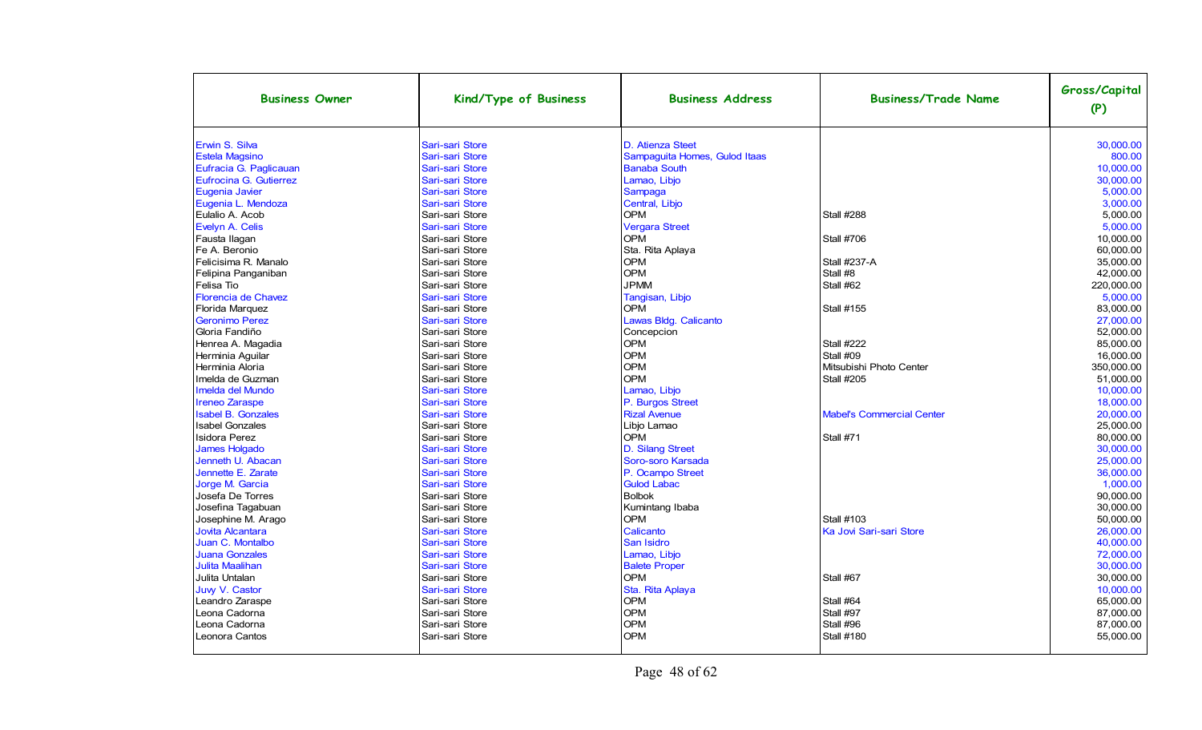| Business Owner | Kind/Type of Business | Business Address | Business/Trade Name | Gross/Capital (P) |
|---|---|---|---|---|
| Erwin S. Silva | Sari-sari Store | D. Atienza Steet | | 30,000.00 |
| Estela Magsino | Sari-sari Store | Sampaguita Homes, Gulod Itaas | | 800.00 |
| Eufracia G. Paglicauan | Sari-sari Store | Banaba South | | 10,000.00 |
| Eufrocina G. Gutierrez | Sari-sari Store | Lamao, Libjo | | 30,000.00 |
| Eugenia Javier | Sari-sari Store | Sampaga | | 5,000.00 |
| Eugenia L. Mendoza | Sari-sari Store | Central, Libjo | | 3,000.00 |
| Eulalio A. Acob | Sari-sari Store | OPM | Stall #288 | 5,000.00 |
| Evelyn A. Celis | Sari-sari Store | Vergara Street | | 5,000.00 |
| Fausta Ilagan | Sari-sari Store | OPM | Stall #706 | 10,000.00 |
| Fe A. Beronio | Sari-sari Store | Sta. Rita Aplaya | | 60,000.00 |
| Felicisima R. Manalo | Sari-sari Store | OPM | Stall #237-A | 35,000.00 |
| Felipina Panganiban | Sari-sari Store | OPM | Stall #8 | 42,000.00 |
| Felisa Tio | Sari-sari Store | JPMM | Stall #62 | 220,000.00 |
| Florencia de Chavez | Sari-sari Store | Tangisan, Libjo | | 5,000.00 |
| Florida Marquez | Sari-sari Store | OPM | Stall #155 | 83,000.00 |
| Geronimo Perez | Sari-sari Store | Lawas Bldg. Calicanto | | 27,000.00 |
| Gloria Fandiño | Sari-sari Store | Concepcion | | 52,000.00 |
| Henrea A. Magadia | Sari-sari Store | OPM | Stall #222 | 85,000.00 |
| Herminia Aguilar | Sari-sari Store | OPM | Stall #09 | 16,000.00 |
| Herminia Aloria | Sari-sari Store | OPM | Mitsubishi Photo Center | 350,000.00 |
| Imelda de Guzman | Sari-sari Store | OPM | Stall #205 | 51,000.00 |
| Imelda del Mundo | Sari-sari Store | Lamao, Libjo | | 10,000.00 |
| Ireneo Zaraspe | Sari-sari Store | P. Burgos Street | | 18,000.00 |
| Isabel B. Gonzales | Sari-sari Store | Rizal Avenue | Mabel's Commercial Center | 20,000.00 |
| Isabel Gonzales | Sari-sari Store | Libjo Lamao | | 25,000.00 |
| Isidora Perez | Sari-sari Store | OPM | Stall #71 | 80,000.00 |
| James Holgado | Sari-sari Store | D. Silang Street | | 30,000.00 |
| Jenneth U. Abacan | Sari-sari Store | Soro-soro Karsada | | 25,000.00 |
| Jennette E. Zarate | Sari-sari Store | P. Ocampo Street | | 36,000.00 |
| Jorge M. Garcia | Sari-sari Store | Gulod Labac | | 1,000.00 |
| Josefa De Torres | Sari-sari Store | Bolbok | | 90,000.00 |
| Josefina Tagabuan | Sari-sari Store | Kumintang Ibaba | | 30,000.00 |
| Josephine M. Arago | Sari-sari Store | OPM | Stall #103 | 50,000.00 |
| Jovita Alcantara | Sari-sari Store | Calicanto | Ka Jovi Sari-sari Store | 26,000.00 |
| Juan C. Montalbo | Sari-sari Store | San Isidro | | 40,000.00 |
| Juana Gonzales | Sari-sari Store | Lamao, Libjo | | 72,000.00 |
| Julita Maalihan | Sari-sari Store | Balete Proper | | 30,000.00 |
| Julita Untalan | Sari-sari Store | OPM | Stall #67 | 30,000.00 |
| Juvy V. Castor | Sari-sari Store | Sta. Rita Aplaya | | 10,000.00 |
| Leandro Zaraspe | Sari-sari Store | OPM | Stall #64 | 65,000.00 |
| Leona Cadorna | Sari-sari Store | OPM | Stall #97 | 87,000.00 |
| Leona Cadorna | Sari-sari Store | OPM | Stall #96 | 87,000.00 |
| Leonora Cantos | Sari-sari Store | OPM | Stall #180 | 55,000.00 |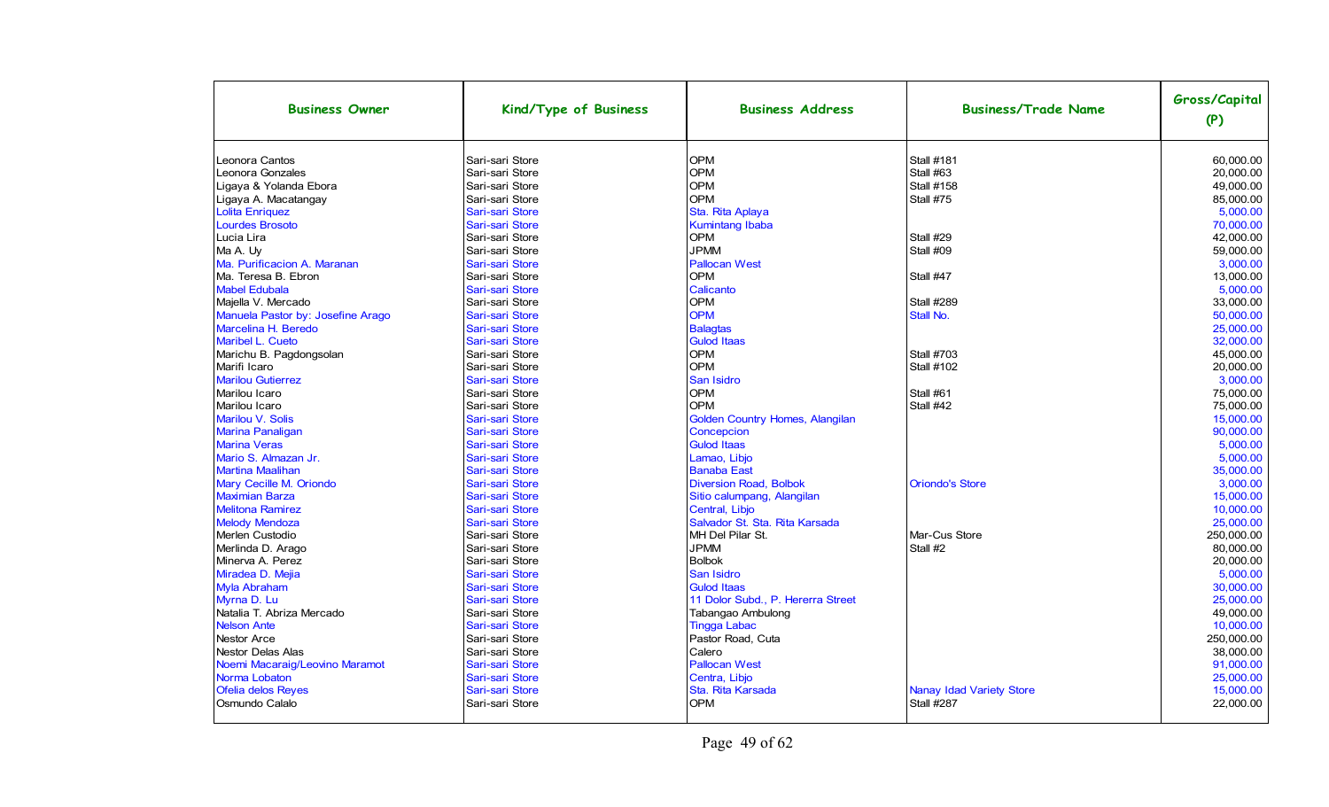| Business Owner | Kind/Type of Business | Business Address | Business/Trade Name | Gross/Capital (P) |
|---|---|---|---|---|
| Leonora Cantos | Sari-sari Store | OPM | Stall #181 | 60,000.00 |
| Leonora Gonzales | Sari-sari Store | OPM | Stall #63 | 20,000.00 |
| Ligaya & Yolanda Ebora | Sari-sari Store | OPM | Stall #158 | 49,000.00 |
| Ligaya A. Macatangay | Sari-sari Store | OPM | Stall #75 | 85,000.00 |
| Lolita Enriquez | Sari-sari Store | Sta. Rita Aplaya | | 5,000.00 |
| Lourdes Brosoto | Sari-sari Store | Kumintang Ibaba | | 70,000.00 |
| Lucia Lira | Sari-sari Store | OPM | Stall #29 | 42,000.00 |
| Ma A. Uy | Sari-sari Store | JPMM | Stall #09 | 59,000.00 |
| Ma. Purificacion A. Maranan | Sari-sari Store | Pallocan West | | 3,000.00 |
| Ma. Teresa B. Ebron | Sari-sari Store | OPM | Stall #47 | 13,000.00 |
| Mabel Edubala | Sari-sari Store | Calicanto | | 5,000.00 |
| Majella V. Mercado | Sari-sari Store | OPM | Stall #289 | 33,000.00 |
| Manuela Pastor by: Josefine Arago | Sari-sari Store | OPM | Stall No. | 50,000.00 |
| Marcelina H. Beredo | Sari-sari Store | Balagtas | | 25,000.00 |
| Maribel L. Cueto | Sari-sari Store | Gulod Itaas | | 32,000.00 |
| Marichu B. Pagdongsolan | Sari-sari Store | OPM | Stall #703 | 45,000.00 |
| Marifi Icaro | Sari-sari Store | OPM | Stall #102 | 20,000.00 |
| Marilou Gutierrez | Sari-sari Store | San Isidro | | 3,000.00 |
| Marilou Icaro | Sari-sari Store | OPM | Stall #61 | 75,000.00 |
| Marilou Icaro | Sari-sari Store | OPM | Stall #42 | 75,000.00 |
| Marilou V. Solis | Sari-sari Store | Golden Country Homes, Alangilan | | 15,000.00 |
| Marina Panaligan | Sari-sari Store | Concepcion | | 90,000.00 |
| Marina Veras | Sari-sari Store | Gulod Itaas | | 5,000.00 |
| Mario S. Almazan Jr. | Sari-sari Store | Lamao, Libjo | | 5,000.00 |
| Martina Maalihan | Sari-sari Store | Banaba East | | 35,000.00 |
| Mary Cecille M. Oriondo | Sari-sari Store | Diversion Road, Bolbok | Oriondo's Store | 3,000.00 |
| Maximian Barza | Sari-sari Store | Sitio calumpang, Alangilan | | 15,000.00 |
| Melitona Ramirez | Sari-sari Store | Central, Libjo | | 10,000.00 |
| Melody Mendoza | Sari-sari Store | Salvador St. Sta. Rita Karsada | | 25,000.00 |
| Merlen Custodio | Sari-sari Store | MH Del Pilar St. | Mar-Cus Store | 250,000.00 |
| Merlinda D. Arago | Sari-sari Store | JPMM | Stall #2 | 80,000.00 |
| Minerva A. Perez | Sari-sari Store | Bolbok | | 20,000.00 |
| Miradea D. Mejia | Sari-sari Store | San Isidro | | 5,000.00 |
| Myla Abraham | Sari-sari Store | Gulod Itaas | | 30,000.00 |
| Myrna D. Lu | Sari-sari Store | 11 Dolor Subd., P. Hererra Street | | 25,000.00 |
| Natalia T. Abriza Mercado | Sari-sari Store | Tabangao Ambulong | | 49,000.00 |
| Nelson Ante | Sari-sari Store | Tingga Labac | | 10,000.00 |
| Nestor Arce | Sari-sari Store | Pastor Road, Cuta | | 250,000.00 |
| Nestor Delas Alas | Sari-sari Store | Calero | | 38,000.00 |
| Noemi Macaraig/Leovino Maramot | Sari-sari Store | Pallocan West | | 91,000.00 |
| Norma Lobaton | Sari-sari Store | Centra, Libjo | | 25,000.00 |
| Ofelia delos Reyes | Sari-sari Store | Sta. Rita Karsada | Nanay Idad Variety Store | 15,000.00 |
| Osmundo Calalo | Sari-sari Store | OPM | Stall #287 | 22,000.00 |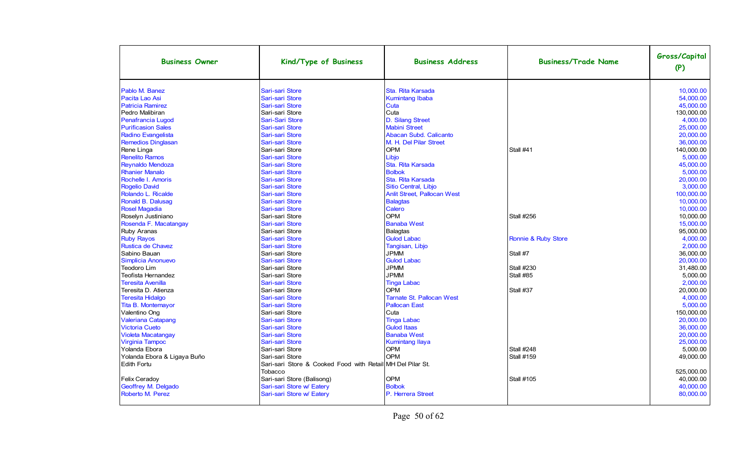| Business Owner | Kind/Type of Business | Business Address | Business/Trade Name | Gross/Capital (P) |
|---|---|---|---|---|
| Pablo M. Banez | Sari-sari Store | Sta. Rita Karsada | | 10,000.00 |
| Pacita Lao Asi | Sari-sari Store | Kumintang Ibaba | | 54,000.00 |
| Patricia Ramirez | Sari-sari Store | Cuta | | 45,000.00 |
| Pedro Malibiran | Sari-sari Store | Cuta | | 130,000.00 |
| Penafrancia Lugod | Sari-Sari Store | D. Silang Street | | 4,000.00 |
| Purificasion Sales | Sari-sari Store | Mabini Street | | 25,000.00 |
| Radino Evangelista | Sari-sari Store | Abacan Subd. Calicanto | | 20,000.00 |
| Remedios Dinglasan | Sari-sari Store | M. H. Del Pilar Street | | 36,000.00 |
| Rene Linga | Sari-sari Store | OPM | Stall #41 | 140,000.00 |
| Renelito Ramos | Sari-sari Store | Libjo | | 5,000.00 |
| Reynaldo Mendoza | Sari-sari Store | Sta. Rita Karsada | | 45,000.00 |
| Rhanier Manalo | Sari-sari Store | Bolbok | | 5,000.00 |
| Rochelle I. Amoris | Sari-sari Store | Sta. Rita Karsada | | 20,000.00 |
| Rogelio David | Sari-sari Store | Sitio Central, Libjo | | 3,000.00 |
| Rolando L. Ricalde | Sari-sari Store | Anlit Street, Pallocan West | | 100,000.00 |
| Ronald B. Dalusag | Sari-sari Store | Balagtas | | 10,000.00 |
| Rosel Magadia | Sari-sari Store | Calero | | 10,000.00 |
| Roselyn Justiniano | Sari-sari Store | OPM | Stall #256 | 10,000.00 |
| Rosenda F. Macatangay | Sari-sari Store | Banaba West | | 15,000.00 |
| Ruby Aranas | Sari-sari Store | Balagtas | | 95,000.00 |
| Ruby Rayos | Sari-sari Store | Gulod Labac | Ronnie & Ruby Store | 4,000.00 |
| Rustica de Chavez | Sari-sari Store | Tangisan, Libjo | | 2,000.00 |
| Sabino Bauan | Sari-sari Store | JPMM | Stall #7 | 36,000.00 |
| Simplicia Anonuevo | Sari-sari Store | Gulod Labac | | 20,000.00 |
| Teodoro Lim | Sari-sari Store | JPMM | Stall #230 | 31,480.00 |
| Teofista Hernandez | Sari-sari Store | JPMM | Stall #85 | 5,000.00 |
| Teresita Avenilla | Sari-sari Store | Tinga Labac | | 2,000.00 |
| Teresita D. Atienza | Sari-sari Store | OPM | Stall #37 | 20,000.00 |
| Teresita Hidalgo | Sari-sari Store | Tarnate St. Pallocan West | | 4,000.00 |
| Tita B. Montemayor | Sari-sari Store | Pallocan East | | 5,000.00 |
| Valentino Ong | Sari-sari Store | Cuta | | 150,000.00 |
| Valeriana Catapang | Sari-sari Store | Tinga Labac | | 20,000.00 |
| Victoria Cueto | Sari-sari Store | Gulod Itaas | | 36,000.00 |
| Violeta Macatangay | Sari-sari Store | Banaba West | | 20,000.00 |
| Virginia Tampoc | Sari-sari Store | Kumintang Ilaya | | 25,000.00 |
| Yolanda Ebora | Sari-sari Store | OPM | Stall #248 | 5,000.00 |
| Yolanda Ebora & Ligaya Buño | Sari-sari Store | OPM | Stall #159 | 49,000.00 |
| Edith Fortu | Sari-sari Store & Cooked Food with Retail Tobacco | MH Del Pilar St. | | 525,000.00 |
| Felix Ceradoy | Sari-sari Store (Balisong) | OPM | Stall #105 | 40,000.00 |
| Geoffrey M. Delgado | Sari-sari Store w/ Eatery | Bolbok | | 40,000.00 |
| Roberto M. Perez | Sari-sari Store w/ Eatery | P. Herrera Street | | 80,000.00 |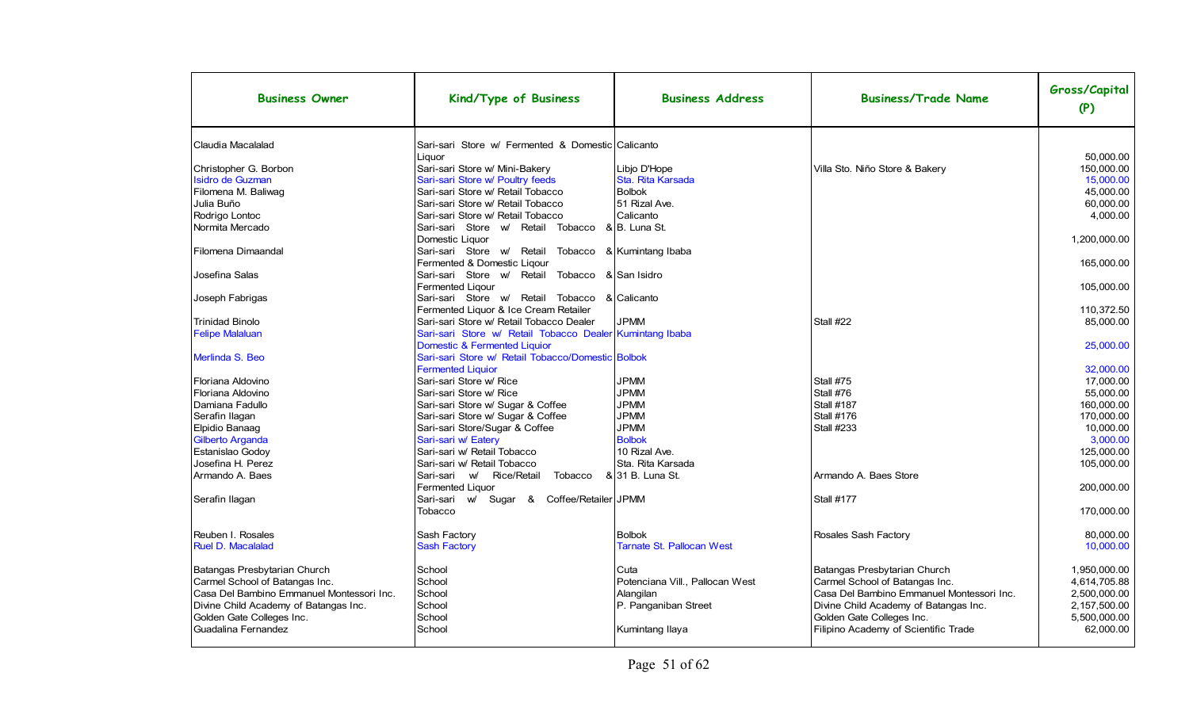| Business Owner | Kind/Type of Business | Business Address | Business/Trade Name | Gross/Capital (P) |
|---|---|---|---|---|
| Claudia Macalalad | Sari-sari Store w/ Fermented & Domestic Liquor | Calicanto | | 50,000.00 |
| Christopher G. Borbon | Sari-sari Store w/ Mini-Bakery | Libjo D'Hope | Villa Sto. Niño Store & Bakery | 150,000.00 |
| Isidro de Guzman | Sari-sari Store w/ Poultry feeds | Sta. Rita Karsada | | 15,000.00 |
| Filomena M. Baliwag | Sari-sari Store w/ Retail Tobacco | Bolbok | | 45,000.00 |
| Julia Buño | Sari-sari Store w/ Retail Tobacco | 51 Rizal Ave. | | 60,000.00 |
| Rodrigo Lontoc | Sari-sari Store w/ Retail Tobacco | Calicanto | | 4,000.00 |
| Normita Mercado | Sari-sari Store w/ Retail Tobacco & Domestic Liquor | B. Luna St. | | 1,200,000.00 |
| Filomena Dimaandal | Sari-sari Store w/ Retail Tobacco & Fermented & Domestic Liqour | Kumintang Ibaba | | 165,000.00 |
| Josefina Salas | Sari-sari Store w/ Retail Tobacco & Fermented Liqour | San Isidro | | 105,000.00 |
| Joseph Fabrigas | Sari-sari Store w/ Retail Tobacco & Fermented Liquor & Ice Cream Retailer | Calicanto | | 110,372.50 |
| Trinidad Binolo | Sari-sari Store w/ Retail Tobacco Dealer | JPMM | Stall #22 | 85,000.00 |
| Felipe Malaluan | Sari-sari Store w/ Retail Tobacco Dealer Domestic & Fermented Liquior | Kumintang Ibaba | | 25,000.00 |
| Merlinda S. Beo | Sari-sari Store w/ Retail Tobacco/Domestic Fermented Liquior | Bolbok | | 32,000.00 |
| Floriana Aldovino | Sari-sari Store w/ Rice | JPMM | Stall #75 | 17,000.00 |
| Floriana Aldovino | Sari-sari Store w/ Rice | JPMM | Stall #76 | 55,000.00 |
| Damiana Fadullo | Sari-sari Store w/ Sugar & Coffee | JPMM | Stall #187 | 160,000.00 |
| Serafin Ilagan | Sari-sari Store w/ Sugar & Coffee | JPMM | Stall #176 | 170,000.00 |
| Elpidio Banaag | Sari-sari Store/Sugar & Coffee | JPMM | Stall #233 | 10,000.00 |
| Gilberto Arganda | Sari-sari w/ Eatery | Bolbok | | 3,000.00 |
| Estanislao Godoy | Sari-sari w/ Retail Tobacco | 10 Rizal Ave. | | 125,000.00 |
| Josefina H. Perez | Sari-sari w/ Retail Tobacco | Sta. Rita Karsada | | 105,000.00 |
| Armando A. Baes | Sari-sari w/ Rice/Retail Tobacco & Fermented Liquor | 31 B. Luna St. | Armando A. Baes Store | 200,000.00 |
| Serafin Ilagan | Sari-sari w/ Sugar & Coffee/Retailer Tobacco | JPMM | Stall #177 | 170,000.00 |
| Reuben I. Rosales | Sash Factory | Bolbok | Rosales Sash Factory | 80,000.00 |
| Ruel D. Macalalad | Sash Factory | Tarnate St. Pallocan West | | 10,000.00 |
| Batangas Presbyterian Church | School | Cuta | Batangas Presbyterian Church | 1,950,000.00 |
| Carmel School of Batangas Inc. | School | Potenciana Vill., Pallocan West | Carmel School of Batangas Inc. | 4,614,705.88 |
| Casa Del Bambino Emmanuel Montessori Inc. | School | Alangilan | Casa Del Bambino Emmanuel Montessori Inc. | 2,500,000.00 |
| Divine Child Academy of Batangas Inc. | School | P. Panganiban Street | Divine Child Academy of Batangas Inc. | 2,157,500.00 |
| Golden Gate Colleges Inc. | School | | Golden Gate Colleges Inc. | 5,500,000.00 |
| Guadalina Fernandez | School | Kumintang Ilaya | Filipino Academy of Scientific Trade | 62,000.00 |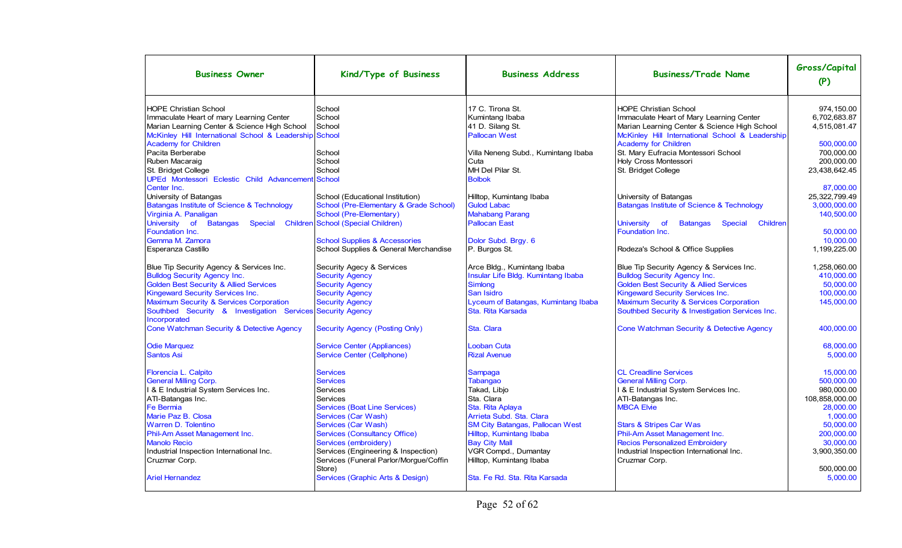| Business Owner | Kind/Type of Business | Business Address | Business/Trade Name | Gross/Capital (P) |
|---|---|---|---|---|
| HOPE Christian School | School | 17 C. Tirona St. | HOPE Christian School | 974,150.00 |
| Immaculate Heart of mary Learning Center | School | Kumintang Ibaba | Immaculate Heart of Mary Learning Center | 6,702,683.87 |
| Marian Learning Center & Science High School | School | 41 D. Silang St. | Marian Learning Center & Science High School | 4,515,081.47 |
| McKinley Hill International School & Leadership Academy for Children | School | Pallocan West | McKinley Hill International School & Leadership Academy for Children | 500,000.00 |
| Pacita Berberabe | School | Villa Neneng Subd., Kumintang Ibaba | St. Mary Eufracia Montessori School | 700,000.00 |
| Ruben Macaraig | School | Cuta | Holy Cross Montessori | 200,000.00 |
| St. Bridget College | School | MH Del Pilar St. | St. Bridget College | 23,438,642.45 |
| UPEd Montessori Eclestic Child Advancement Center Inc. | School | Bolbok | | 87,000.00 |
| University of Batangas | School (Educational Institution) | Hilltop, Kumintang Ibaba | University of Batangas | 25,322,799.49 |
| Batangas Institute of Science & Technology | School (Pre-Elementary & Grade School) | Gulod Labac | Batangas Institute of Science & Technology | 3,000,000.00 |
| Virginia A. Panaligan | School (Pre-Elementary) | Mahabang Parang | | 140,500.00 |
| University of Batangas Special Children Foundation Inc. | School (Special Children) | Pallocan East | University of Batangas Special Children Foundation Inc. | 50,000.00 |
| Gemma M. Zamora | School Supplies & Accessories | Dolor Subd. Brgy. 6 | | 10,000.00 |
| Esperanza Castillo | School Supplies & General Merchandise | P. Burgos St. | Rodeza's School & Office Supplies | 1,199,225.00 |
| Blue Tip Security Agency & Services Inc. | Security Agecy & Services | Arce Bldg., Kumintang Ibaba | Blue Tip Security Agency & Services Inc. | 1,258,060.00 |
| Bulldog Security Agency Inc. | Security Agency | Insular Life Bldg. Kumintang Ibaba | Bulldog Security Agency Inc. | 410,000.00 |
| Golden Best Security & Allied Services | Security Agency | Simlong | Golden Best Security & Allied Services | 50,000.00 |
| Kingeward Security Services Inc. | Security Agency | San Isidro | Kingeward Security Services Inc. | 100,000.00 |
| Maximum Security & Services Corporation | Security Agency | Lyceum of Batangas, Kumintang Ibaba | Maximum Security & Services Corporation | 145,000.00 |
| Southbed Security & Investigation Services Incorporated | Security Agency | Sta. Rita Karsada | Southbed Security & Investigation Services Inc. | |
| Cone Watchman Security & Detective Agency | Security Agency (Posting Only) | Sta. Clara | Cone Watchman Security & Detective Agency | 400,000.00 |
| Odie Marquez | Service Center (Appliances) | Looban Cuta | | 68,000.00 |
| Santos Asi | Service Center (Cellphone) | Rizal Avenue | | 5,000.00 |
| Florencia L. Calpito | Services | Sampaga | CL Creadline Services | 15,000.00 |
| General Milling Corp. | Services | Tabangao | General Milling Corp. | 500,000.00 |
| I & E Industrial System Services Inc. | Services | Takad, Libjo | I & E Industrial System Services Inc. | 980,000.00 |
| ATI-Batangas Inc. | Services | Sta. Clara | ATI-Batangas Inc. | 108,858,000.00 |
| Fe Bermia | Services (Boat Line Services) | Sta. Rita Aplaya | MBCA Elvie | 28,000.00 |
| Marie Paz B. Closa | Services (Car Wash) | Arrieta Subd. Sta. Clara | | 1,000.00 |
| Warren D. Tolentino | Services (Car Wash) | SM City Batangas, Pallocan West | Stars & Stripes Car Was | 50,000.00 |
| Phil-Am Asset Management Inc. | Services (Consultancy Office) | Hilltop, Kumintang Ibaba | Phil-Am Asset Management Inc. | 200,000.00 |
| Manolo Recio | Services (embroidery) | Bay City Mall | Recios Personalized Embroidery | 30,000.00 |
| Industrial Inspection International Inc. | Services (Engineering & Inspection) | VGR Compd., Dumantay | Industrial Inspection International Inc. | 3,900,350.00 |
| Cruzmar Corp. | Services (Funeral Parlor/Morgue/Coffin Store) | Hilltop, Kumintang Ibaba | Cruzmar Corp. | 500,000.00 |
| Ariel Hernandez | Services (Graphic Arts & Design) | Sta. Fe Rd. Sta. Rita Karsada | | 5,000.00 |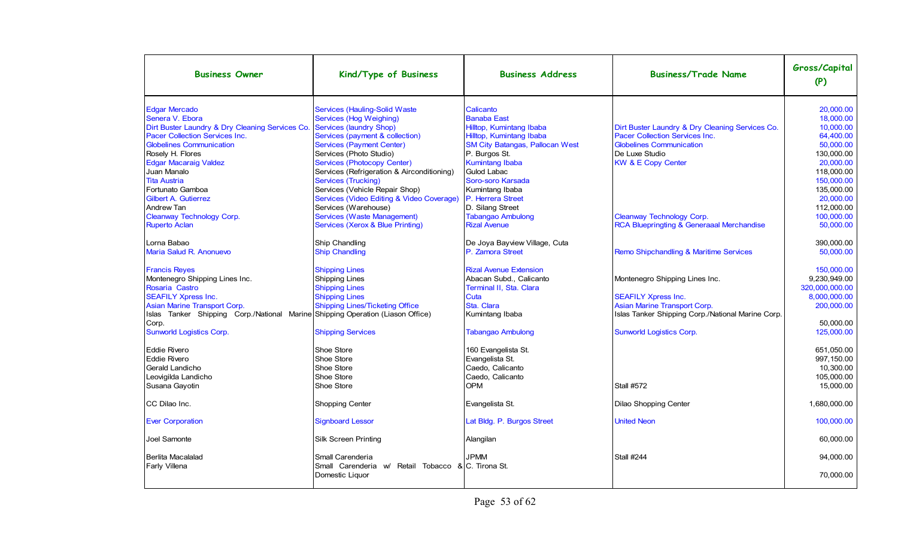| Business Owner | Kind/Type of Business | Business Address | Business/Trade Name | Gross/Capital (P) |
|---|---|---|---|---|
| Edgar Mercado | Services (Hauling-Solid Waste | Calicanto | | 20,000.00 |
| Senera V. Ebora | Services (Hog Weighing) | Banaba East | | 18,000.00 |
| Dirt Buster Laundry & Dry Cleaning Services Co. | Services (laundry Shop) | Hilltop, Kumintang Ibaba | Dirt Buster Laundry & Dry Cleaning Services Co. | 10,000.00 |
| Pacer Collection Services Inc. | Services (payment & collection) | Hilltop, Kumintang Ibaba | Pacer Collection Services Inc. | 64,400.00 |
| Globelines Communication | Services (Payment Center) | SM City Batangas, Pallocan West | Globelines Communication | 50,000.00 |
| Rosely H. Flores | Services (Photo Studio) | P. Burgos St. | De Luxe Studio | 130,000.00 |
| Edgar Macaraig Valdez | Services (Photocopy Center) | Kumintang Ibaba | KW & E Copy Center | 20,000.00 |
| Juan Manalo | Services (Refrigeration & Airconditioning) | Gulod Labac | | 118,000.00 |
| Tita Austria | Services (Trucking) | Soro-soro Karsada | | 150,000.00 |
| Fortunato Gamboa | Services (Vehicle Repair Shop) | Kumintang Ibaba | | 135,000.00 |
| Gilbert A. Gutierrez | Services (Video Editing & Video Coverage) | P. Herrera Street | | 20,000.00 |
| Andrew Tan | Services (Warehouse) | D. Silang Street | | 112,000.00 |
| Cleanway Technology Corp. | Services (Waste Management) | Tabangao Ambulong | Cleanway Technology Corp. | 100,000.00 |
| Ruperto Aclan | Services (Xerox & Blue Printing) | Rizal Avenue | RCA Bluepringting & Generaaal Merchandise | 50,000.00 |
| Lorna Babao | Ship Chandling | De Joya Bayview Village, Cuta | | 390,000.00 |
| Maria Salud R. Anonuevo | Ship Chandling | P. Zamora Street | Remo Shipchandling & Maritime Services | 50,000.00 |
| Francis Reyes | Shipping Lines | Rizal Avenue Extension | | 150,000.00 |
| Montenegro Shipping Lines Inc. | Shipping Lines | Abacan Subd., Calicanto | Montenegro Shipping Lines Inc. | 9,230,949.00 |
| Rosaria Castro | Shipping Lines | Terminal II, Sta. Clara | | 320,000,000.00 |
| SEAFILY Xpress Inc. | Shipping Lines | Cuta | SEAFILY Xpress Inc. | 8,000,000.00 |
| Asian Marine Transport Corp. | Shipping Lines/Ticketing Office | Sta. Clara | Asian Marine Transport Corp. | 200,000.00 |
| Islas Tanker Shipping Corp./National Marine Corp. | Shipping Operation (Liason Office) | Kumintang Ibaba | Islas Tanker Shipping Corp./National Marine Corp. | 50,000.00 |
| Sunworld Logistics Corp. | Shipping Services | Tabangao Ambulong | Sunworld Logistics Corp. | 125,000.00 |
| Eddie Rivero | Shoe Store | 160 Evangelista St. | | 651,050.00 |
| Eddie Rivero | Shoe Store | Evangelista St. | | 997,150.00 |
| Gerald Landicho | Shoe Store | Caedo, Calicanto | | 10,300.00 |
| Leovigilda Landicho | Shoe Store | Caedo, Calicanto | | 105,000.00 |
| Susana Gayotin | Shoe Store | OPM | Stall #572 | 15,000.00 |
| CC Dilao Inc. | Shopping Center | Evangelista St. | Dilao Shopping Center | 1,680,000.00 |
| Ever Corporation | Signboard Lessor | Lat Bldg. P. Burgos Street | United Neon | 100,000.00 |
| Joel Samonte | Silk Screen Printing | Alangilan | | 60,000.00 |
| Berlita Macalalad | Small Carenderia | JPMM | Stall #244 | 94,000.00 |
| Farly Villena | Small Carenderia w/ Retail Tobacco & Domestic Liquor | C. Tirona St. | | 70,000.00 |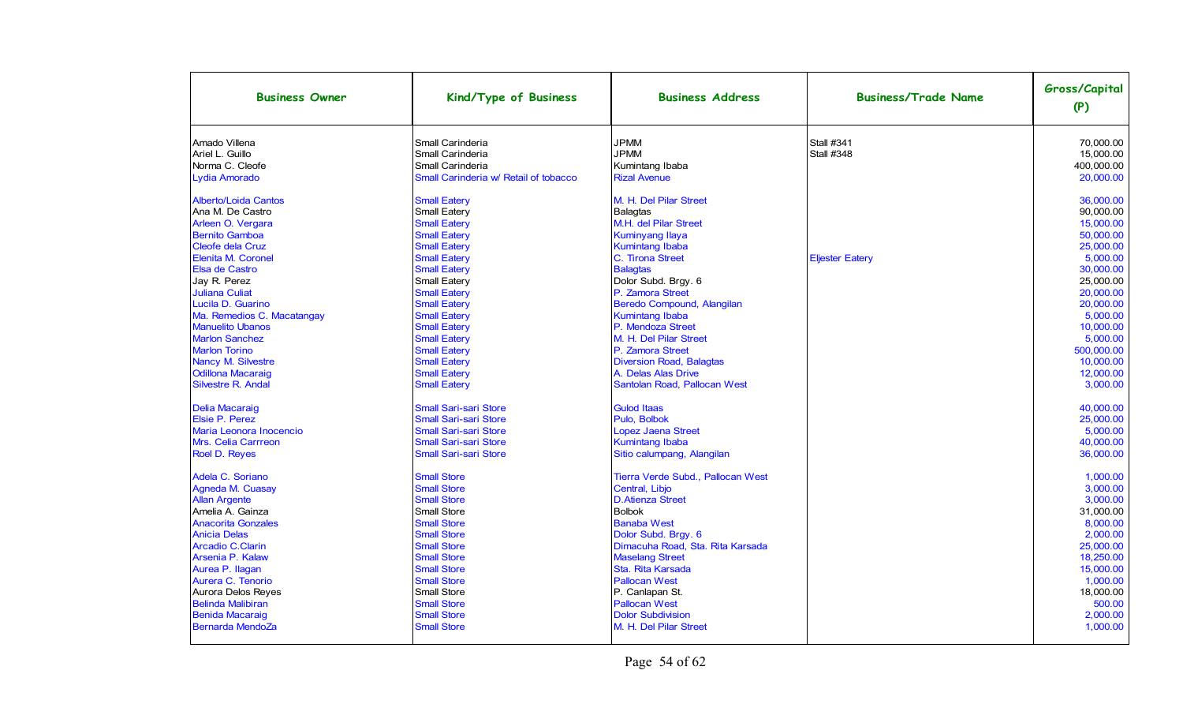| Business Owner | Kind/Type of Business | Business Address | Business/Trade Name | Gross/Capital (P) |
|---|---|---|---|---|
| Amado Villena | Small Carinderia | JPMM | Stall #341 | 70,000.00 |
| Ariel L. Guillo | Small Carinderia | JPMM | Stall #348 | 15,000.00 |
| Norma C. Cleofe | Small Carinderia | Kumintang Ibaba | | 400,000.00 |
| Lydia Amorado | Small Carinderia w/ Retail of tobacco | Rizal Avenue | | 20,000.00 |
| Alberto/Loida Cantos | Small Eatery | M. H. Del Pilar Street | | 36,000.00 |
| Ana M. De Castro | Small Eatery | Balagtas | | 90,000.00 |
| Arleen O. Vergara | Small Eatery | M.H. del Pilar Street | | 15,000.00 |
| Bernito Gamboa | Small Eatery | Kuminyang Ilaya | | 50,000.00 |
| Cleofe dela Cruz | Small Eatery | Kumintang Ibaba | | 25,000.00 |
| Elenita M. Coronel | Small Eatery | C. Tirona Street | Eljester Eatery | 5,000.00 |
| Elsa de Castro | Small Eatery | Balagtas | | 30,000.00 |
| Jay R. Perez | Small Eatery | Dolor Subd. Brgy. 6 | | 25,000.00 |
| Juliana Culiat | Small Eatery | P. Zamora Street | | 20,000.00 |
| Lucila D. Guarino | Small Eatery | Beredo Compound, Alangilan | | 20,000.00 |
| Ma. Remedios C. Macatangay | Small Eatery | Kumintang Ibaba | | 5,000.00 |
| Manuelito Ubanos | Small Eatery | P. Mendoza Street | | 10,000.00 |
| Marlon Sanchez | Small Eatery | M. H. Del Pilar Street | | 5,000.00 |
| Marlon Torino | Small Eatery | P. Zamora Street | | 500,000.00 |
| Nancy M. Silvestre | Small Eatery | Diversion Road, Balagtas | | 10,000.00 |
| Odillona Macaraig | Small Eatery | A. Delas Alas Drive | | 12,000.00 |
| Silvestre R. Andal | Small Eatery | Santolan Road, Pallocan West | | 3,000.00 |
| Delia Macaraig | Small Sari-sari Store | Gulod Itaas | | 40,000.00 |
| Elsie P. Perez | Small Sari-sari Store | Pulo, Bolbok | | 25,000.00 |
| Maria Leonora Inocencio | Small Sari-sari Store | Lopez Jaena Street | | 5,000.00 |
| Mrs. Celia Carrreon | Small Sari-sari Store | Kumintang Ibaba | | 40,000.00 |
| Roel D. Reyes | Small Sari-sari Store | Sitio calumpang, Alangilan | | 36,000.00 |
| Adela C. Soriano | Small Store | Tierra Verde Subd., Pallocan West | | 1,000.00 |
| Agneda M. Cuasay | Small Store | Central, Libjo | | 3,000.00 |
| Allan Argente | Small Store | D.Atienza Street | | 3,000.00 |
| Amelia A. Gainza | Small Store | Bolbok | | 31,000.00 |
| Anacorita Gonzales | Small Store | Banaba West | | 8,000.00 |
| Anicia Delas | Small Store | Dolor Subd. Brgy. 6 | | 2,000.00 |
| Arcadio C.Clarin | Small Store | Dimacuha Road, Sta. Rita Karsada | | 25,000.00 |
| Arsenia P. Kalaw | Small Store | Maselang Street | | 18,250.00 |
| Aurea P. Ilagan | Small Store | Sta. Rita Karsada | | 15,000.00 |
| Aurera C. Tenorio | Small Store | Pallocan West | | 1,000.00 |
| Aurora Delos Reyes | Small Store | P. Canlapan St. | | 18,000.00 |
| Belinda Malibiran | Small Store | Pallocan West | | 500.00 |
| Benida Macaraig | Small Store | Dolor Subdivision | | 2,000.00 |
| Bernarda MendoZa | Small Store | M. H. Del Pilar Street | | 1,000.00 |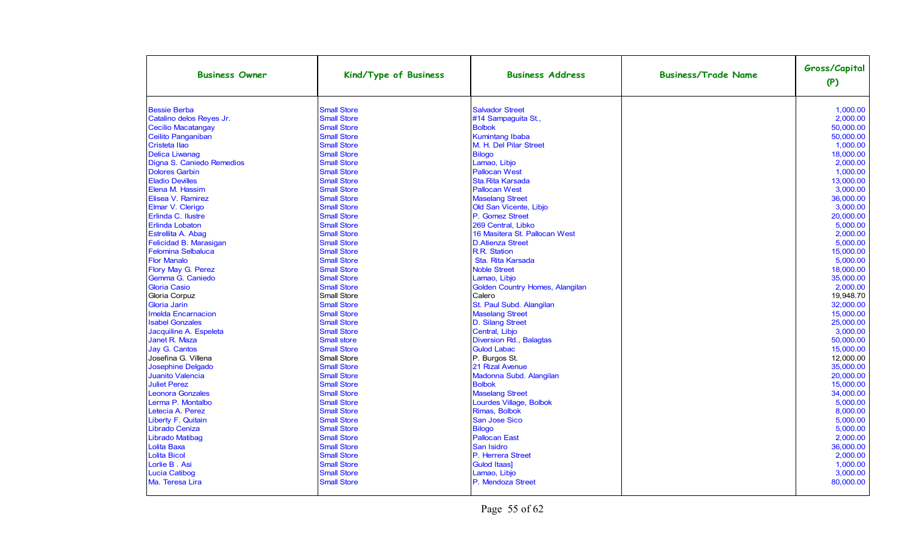| Business Owner | Kind/Type of Business | Business Address | Business/Trade Name | Gross/Capital (P) |
|---|---|---|---|---|
| Bessie Berba | Small Store | Salvador Street | | 1,000.00 |
| Catalino delos Reyes Jr. | Small Store | #14 Sampaguita St., | | 2,000.00 |
| Cecilio Macatangay | Small Store | Bolbok | | 50,000.00 |
| Ceilito Panganiban | Small Store | Kumintang Ibaba | | 50,000.00 |
| Cristeta Ilao | Small Store | M. H. Del Pilar Street | | 1,000.00 |
| Delica Liwanag | Small Store | Bilogo | | 18,000.00 |
| Digna S. Caniedo Remedios | Small Store | Lamao, Libjo | | 2,000.00 |
| Dolores Garbin | Small Store | Pallocan West | | 1,000.00 |
| Eladio Devilles | Small Store | Sta.Rita Karsada | | 13,000.00 |
| Elena M. Hassim | Small Store | Pallocan West | | 3,000.00 |
| Elisea V. Ramirez | Small Store | Maselang Street | | 36,000.00 |
| Elmar V. Clerigo | Small Store | Old San Vicente, Libjo | | 3,000.00 |
| Erlinda C. Ilustre | Small Store | P. Gomez Street | | 20,000.00 |
| Erlinda Lobaton | Small Store | 269 Central, Libko | | 5,000.00 |
| Estrellita A. Abag | Small Store | 16 Masitera St. Pallocan West | | 2,000.00 |
| Felicidad B. Marasigan | Small Store | D.Atienza Street | | 5,000.00 |
| Felomina Selbaluca | Small Store | R.R. Station | | 15,000.00 |
| Flor Manalo | Small Store | Sta. Rita Karsada | | 5,000.00 |
| Flory May G. Perez | Small Store | Noble Street | | 18,000.00 |
| Gemma G. Caniedo | Small Store | Lamao, Libjo | | 35,000.00 |
| Gloria Casio | Small Store | Golden Country Homes, Alangilan | | 2,000.00 |
| Gloria Corpuz | Small Store | Calero | | 19,948.70 |
| Gloria Jarin | Small Store | St. Paul Subd. Alangilan | | 32,000.00 |
| Imelda Encarnacion | Small Store | Maselang Street | | 15,000.00 |
| Isabel Gonzales | Small Store | D. Silang Street | | 25,000.00 |
| Jacquiline A. Espeleta | Small Store | Central, Libjo | | 3,000.00 |
| Janet R. Maza | Small store | Diversion Rd., Balagtas | | 50,000.00 |
| Jay G. Cantos | Small Store | Gulod Labac | | 15,000.00 |
| Josefina G. Villena | Small Store | P. Burgos St. | | 12,000.00 |
| Josephine Delgado | Small Store | 21 Rizal Avenue | | 35,000.00 |
| Juanito Valencia | Small Store | Madonna Subd. Alangilan | | 20,000.00 |
| Juliet Perez | Small Store | Bolbok | | 15,000.00 |
| Leonora Gonzales | Small Store | Maselang Street | | 34,000.00 |
| Lerma P. Montalbo | Small Store | Lourdes Village, Bolbok | | 5,000.00 |
| Letecia A. Perez | Small Store | Rimas, Bolbok | | 8,000.00 |
| Liberty F. Quitain | Small Store | San Jose Sico | | 5,000.00 |
| Librado Ceniza | Small Store | Bilogo | | 5,000.00 |
| Librado Matibag | Small Store | Pallocan East | | 2,000.00 |
| Lolita Baxa | Small Store | San Isidro | | 36,000.00 |
| Lolita Bicol | Small Store | P. Herrera Street | | 2,000.00 |
| Lorlie B . Asi | Small Store | Gulod Itaas] | | 1,000.00 |
| Lucia Catibog | Small Store | Lamao, Libjo | | 3,000.00 |
| Ma. Teresa Lira | Small Store | P. Mendoza Street | | 80,000.00 |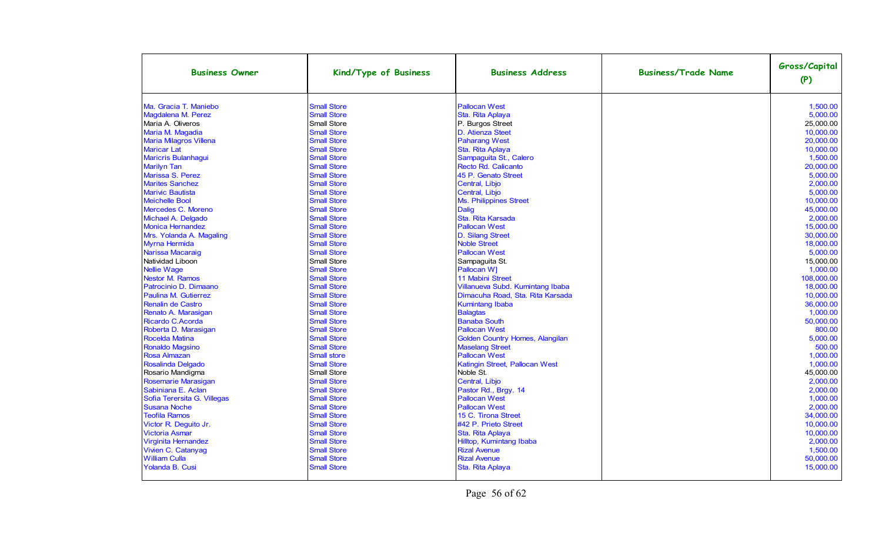| Business Owner | Kind/Type of Business | Business Address | Business/Trade Name | Gross/Capital (P) |
|---|---|---|---|---|
| Ma. Gracia T. Maniebo | Small Store | Pallocan West | | 1,500.00 |
| Magdalena M. Perez | Small Store | Sta. Rita Aplaya | | 5,000.00 |
| Maria A. Oliveros | Small Store | P. Burgos Street | | 25,000.00 |
| Maria M. Magadia | Small Store | D. Atienza Steet | | 10,000.00 |
| Maria Milagros Villena | Small Store | Paharang West | | 20,000.00 |
| Maricar Lat | Small Store | Sta. Rita Aplaya | | 10,000.00 |
| Maricris Bulanhagui | Small Store | Sampaguita St., Calero | | 1,500.00 |
| Marilyn Tan | Small Store | Recto Rd. Calicanto | | 20,000.00 |
| Marissa S. Perez | Small Store | 45 P. Genato Street | | 5,000.00 |
| Marites Sanchez | Small Store | Central, Libjo | | 2,000.00 |
| Marivic Bautista | Small Store | Central, Libjo | | 5,000.00 |
| Meichelle Bool | Small Store | Ms. Philippines Street | | 10,000.00 |
| Mercedes C. Moreno | Small Store | Dalig | | 45,000.00 |
| Michael A. Delgado | Small Store | Sta. Rita Karsada | | 2,000.00 |
| Monica Hernandez | Small Store | Pallocan West | | 15,000.00 |
| Mrs. Yolanda A. Magaling | Small Store | D. Silang Street | | 30,000.00 |
| Myrna Hermida | Small Store | Noble Street | | 18,000.00 |
| Narissa Macaraig | Small Store | Pallocan West | | 5,000.00 |
| Natividad Liboon | Small Store | Sampaguita St. | | 15,000.00 |
| Nellie Wage | Small Store | Pallocan W] | | 1,000.00 |
| Nestor M. Ramos | Small Store | 11 Mabini Street | | 108,000.00 |
| Patrocinio D. Dimaano | Small Store | Villanueva Subd. Kumintang Ibaba | | 18,000.00 |
| Paulina M. Gutierrez | Small Store | Dimacuha Road, Sta. Rita Karsada | | 10,000.00 |
| Renalin de Castro | Small Store | Kumintang Ibaba | | 36,000.00 |
| Renato A. Marasigan | Small Store | Balagtas | | 1,000.00 |
| Ricardo C.Acorda | Small Store | Banaba South | | 50,000.00 |
| Roberta D. Marasigan | Small Store | Pallocan West | | 800.00 |
| Rocelda Matina | Small Store | Golden Country Homes, Alangilan | | 5,000.00 |
| Ronaldo Magsino | Small Store | Maselang Street | | 500.00 |
| Rosa Almazan | Small store | Pallocan West | | 1,000.00 |
| Rosalinda Delgado | Small Store | Katingin Street, Pallocan West | | 1,000.00 |
| Rosario Mandigma | Small Store | Noble St. | | 45,000.00 |
| Rosemarie Marasigan | Small Store | Central, Libjo | | 2,000.00 |
| Sabiniana E. Aclan | Small Store | Pastor Rd., Brgy. 14 | | 2,000.00 |
| Sofia Terersita G. Villegas | Small Store | Pallocan West | | 1,000.00 |
| Susana Noche | Small Store | Pallocan West | | 2,000.00 |
| Teofila Ramos | Small Store | 15 C. Tirona Street | | 34,000.00 |
| Victor R. Deguito Jr. | Small Store | #42 P. Prieto Street | | 10,000.00 |
| Victoria Asmar | Small Store | Sta. Rita Aplaya | | 10,000.00 |
| Virginita Hernandez | Small Store | Hilltop, Kumintang Ibaba | | 2,000.00 |
| Vivien C. Catanyag | Small Store | Rizal Avenue | | 1,500.00 |
| William Culla | Small Store | Rizal Avenue | | 50,000.00 |
| Yolanda B. Cusi | Small Store | Sta. Rita Aplaya | | 15,000.00 |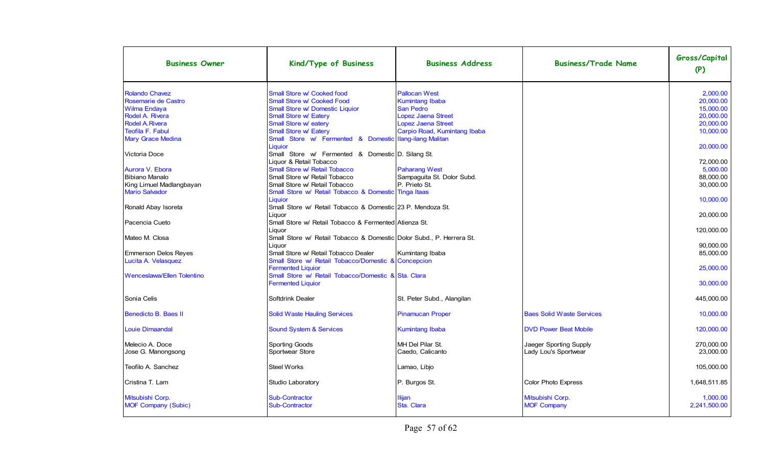| Business Owner | Kind/Type of Business | Business Address | Business/Trade Name | Gross/Capital (P) |
|---|---|---|---|---|
| Rolando Chavez | Small Store w/ Cooked food | Pallocan West | | 2,000.00 |
| Rosemarie de Castro | Small Store w/ Cooked Food | Kumintang Ibaba | | 20,000.00 |
| Wilma Endaya | Small Store w/ Domestic Liquior | San Pedro | | 15,000.00 |
| Rodel A. Rivera | Small Store w/ Eatery | Lopez Jaena Street | | 20,000.00 |
| Rodel A.Rivera | Small Store w/ eatery | Lopez Jaena Street | | 20,000.00 |
| Teofila F. Fabul | Small Store w/ Eatery | Carpio Road, Kumintang Ibaba | | 10,000.00 |
| Mary Grace Medina | Small Store w/ Fermented & Domestic Liquior | Ilang-ilang Malitan | | 20,000.00 |
| Victoria Doce | Small Store w/ Fermented & Domestic Liquor & Retail Tobacco | D. Silang St. | | 72,000.00 |
| Aurora V. Ebora | Small Store w/ Retail Tobacco | Paharang West | | 5,000.00 |
| Bibiano Manalo | Small Store w/ Retail Tobacco | Sampaguita St. Dolor Subd. | | 88,000.00 |
| King Limuel Madlangbayan | Small Store w/ Retail Tobacco | P. Prieto St. | | 30,000.00 |
| Mario Salvador | Small Store w/ Retail Tobacco & Domestic Liquior | Tinga Itaas | | 10,000.00 |
| Ronald Abay Isoreta | Small Store w/ Retail Tobacco & Domestic Liquor | 23 P. Mendoza St. | | 20,000.00 |
| Pacencia Cueto | Small Store w/ Retail Tobacco & Fermented Liquor | Atienza St. | | 120,000.00 |
| Mateo M. Closa | Small Store w/ Retail Tobacco & Domestic Liquor | Dolor Subd., P. Herrera St. | | 90,000.00 |
| Emmerson Delos Reyes | Small Store w/ Retail Tobacco Dealer | Kumintang Ibaba | | 85,000.00 |
| Lucita A. Velasquez | Small Store w/ Retail Tobacco/Domestic & Fermented Liquior | Concepcion | | 25,000.00 |
| Wenceslawa/Ellen Tolentino | Small Store w/ Retail Tobacco/Domestic & Fermented Liquior | Sta. Clara | | 30,000.00 |
| Sonia Celis | Softdrink Dealer | St. Peter Subd., Alangilan | | 445,000.00 |
| Benedicto B. Baes II | Solid Waste Hauling Services | Pinamucan Proper | Baes Solid Waste Services | 10,000.00 |
| Louie Dimaandal | Sound System & Services | Kumintang Ibaba | DVD Power Beat Mobile | 120,000.00 |
| Melecio A. Doce | Sporting Goods | MH Del Pilar St. | Jaeger Sporting Supply | 270,000.00 |
| Jose G. Manongsong | Sportwear Store | Caedo, Calicanto | Lady Lou's Sportwear | 23,000.00 |
| Teofilo A. Sanchez | Steel Works | Lamao, Libjo | | 105,000.00 |
| Cristina T. Lam | Studio Laboratory | P. Burgos St. | Color Photo Express | 1,648,511.85 |
| Mitsubishi Corp. | Sub-Contractor | Ilijan | Mitsubishi Corp. | 1,000.00 |
| MOF Company (Subic) | Sub-Contractor | Sta. Clara | MOF Company | 2,241,500.00 |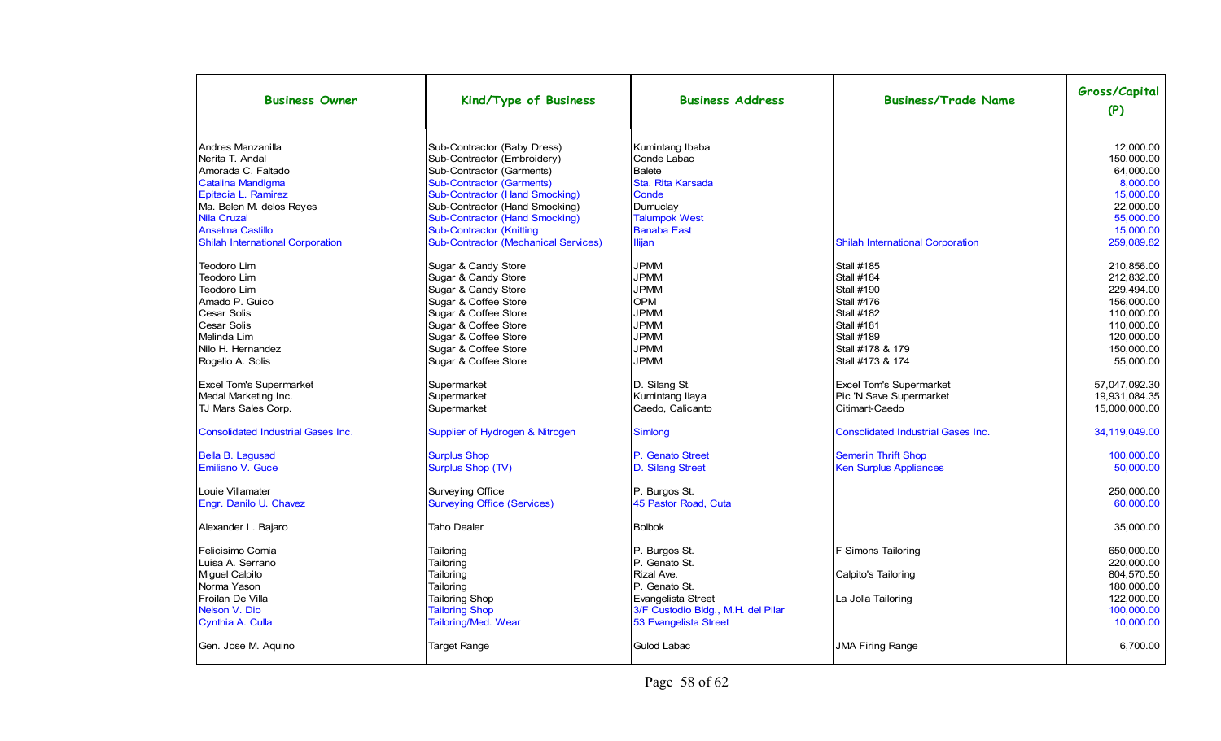| Business Owner | Kind/Type of Business | Business Address | Business/Trade Name | Gross/Capital (P) |
|---|---|---|---|---|
| Andres Manzanilla | Sub-Contractor (Baby Dress) | Kumintang Ibaba | | 12,000.00 |
| Nerita T. Andal | Sub-Contractor (Embroidery) | Conde Labac | | 150,000.00 |
| Amorada C. Faltado | Sub-Contractor (Garments) | Balete | | 64,000.00 |
| Catalina Mandigma | Sub-Contractor (Garments) | Sta. Rita Karsada | | 8,000.00 |
| Epitacia L. Ramirez | Sub-Contractor (Hand Smocking) | Conde | | 15,000.00 |
| Ma. Belen M. delos Reyes | Sub-Contractor (Hand Smocking) | Dumuclay | | 22,000.00 |
| Nila Cruzal | Sub-Contractor (Hand Smocking) | Talumpok West | | 55,000.00 |
| Anselma Castillo | Sub-Contractor (Knitting | Banaba East | | 15,000.00 |
| Shilah International Corporation | Sub-Contractor (Mechanical Services) | Ilijan | Shilah International Corporation | 259,089.82 |
| Teodoro Lim | Sugar & Candy Store | JPMM | Stall #185 | 210,856.00 |
| Teodoro Lim | Sugar & Candy Store | JPMM | Stall #184 | 212,832.00 |
| Teodoro Lim | Sugar & Candy Store | JPMM | Stall #190 | 229,494.00 |
| Amado P. Guico | Sugar & Coffee Store | OPM | Stall #476 | 156,000.00 |
| Cesar Solis | Sugar & Coffee Store | JPMM | Stall #182 | 110,000.00 |
| Cesar Solis | Sugar & Coffee Store | JPMM | Stall #181 | 110,000.00 |
| Melinda Lim | Sugar & Coffee Store | JPMM | Stall #189 | 120,000.00 |
| Nilo H. Hernandez | Sugar & Coffee Store | JPMM | Stall #178 & 179 | 150,000.00 |
| Rogelio A. Solis | Sugar & Coffee Store | JPMM | Stall #173 & 174 | 55,000.00 |
| Excel Tom's Supermarket | Supermarket | D. Silang St. | Excel Tom's Supermarket | 57,047,092.30 |
| Medal Marketing Inc. | Supermarket | Kumintang Ilaya | Pic 'N Save Supermarket | 19,931,084.35 |
| TJ Mars Sales Corp. | Supermarket | Caedo, Calicanto | Citimart-Caedo | 15,000,000.00 |
| Consolidated Industrial Gases Inc. | Supplier of Hydrogen & Nitrogen | Simlong | Consolidated Industrial Gases Inc. | 34,119,049.00 |
| Bella B. Lagusad | Surplus Shop | P. Genato Street | Semerin Thrift Shop | 100,000.00 |
| Emiliano V. Guce | Surplus Shop (TV) | D. Silang Street | Ken Surplus Appliances | 50,000.00 |
| Louie Villamater | Surveying Office | P. Burgos St. | | 250,000.00 |
| Engr. Danilo U. Chavez | Surveying Office (Services) | 45 Pastor Road, Cuta | | 60,000.00 |
| Alexander L. Bajaro | Taho Dealer | Bolbok | | 35,000.00 |
| Felicisimo Comia | Tailoring | P. Burgos St. | F Simons Tailoring | 650,000.00 |
| Luisa A. Serrano | Tailoring | P. Genato St. | | 220,000.00 |
| Miguel Calpito | Tailoring | Rizal Ave. | Calpito's Tailoring | 804,570.50 |
| Norma Yason | Tailoring | P. Genato St. | | 180,000.00 |
| Froilan De Villa | Tailoring Shop | Evangelista Street | La Jolla Tailoring | 122,000.00 |
| Nelson V. Dio | Tailoring Shop | 3/F Custodio Bldg., M.H. del Pilar | | 100,000.00 |
| Cynthia A. Culla | Tailoring/Med. Wear | 53 Evangelista Street | | 10,000.00 |
| Gen. Jose M. Aquino | Target Range | Gulod Labac | JMA Firing Range | 6,700.00 |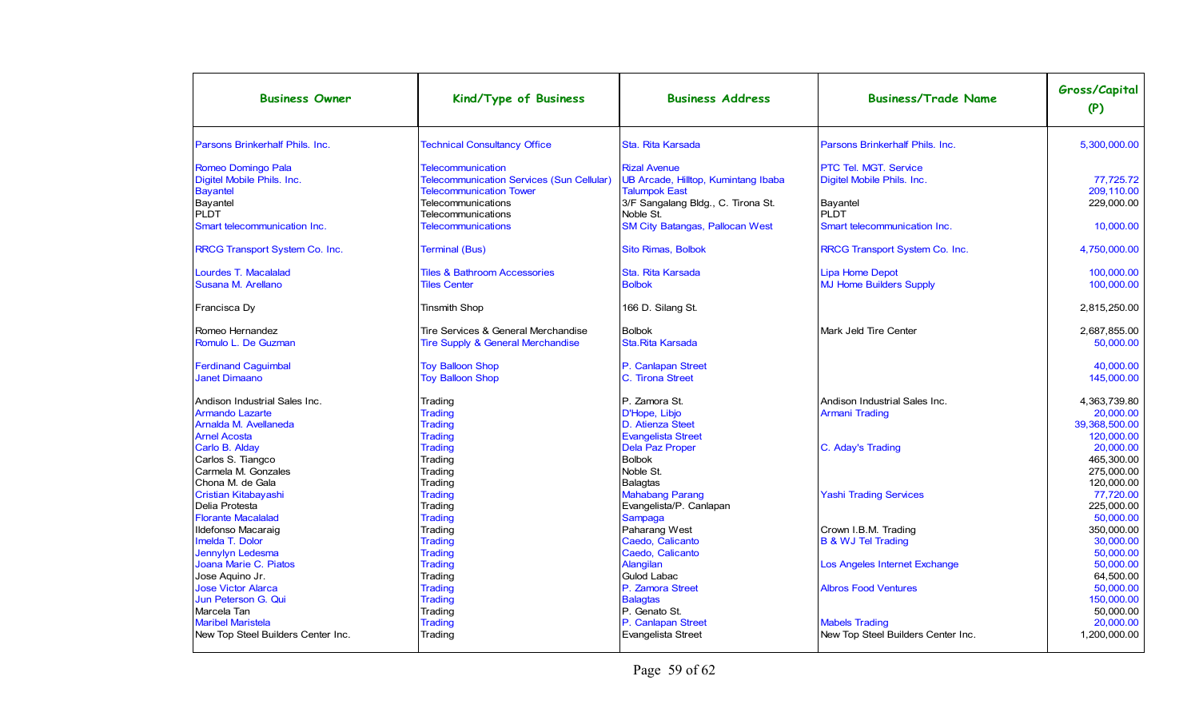| Business Owner | Kind/Type of Business | Business Address | Business/Trade Name | Gross/Capital (P) |
|---|---|---|---|---|
| Parsons Brinkerhalf Phils. Inc. | Technical Consultancy Office | Sta. Rita Karsada | Parsons Brinkerhalf Phils. Inc. | 5,300,000.00 |
| Romeo Domingo Pala | Telecommunication | Rizal Avenue | PTC Tel. MGT. Service | |
| Digitel Mobile Phils. Inc. | Telecommunication Services (Sun Cellular) | UB Arcade, Hilltop, Kumintang Ibaba | Digitel Mobile Phils. Inc. | 77,725.72 |
| Bayantel | Telecommunication Tower | Talumpok East | | 209,110.00 |
| Bayantel | Telecommunications | 3/F Sangalang Bldg., C. Tirona St. | Bayantel | 229,000.00 |
| PLDT | Telecommunications | Noble St. | PLDT | |
| Smart telecommunication Inc. | Telecommunications | SM City Batangas, Pallocan West | Smart telecommunication Inc. | 10,000.00 |
| RRCG Transport System Co. Inc. | Terminal (Bus) | Sito Rimas, Bolbok | RRCG Transport System Co. Inc. | 4,750,000.00 |
| Lourdes T. Macalalad | Tiles & Bathroom Accessories | Sta. Rita Karsada | Lipa Home Depot | 100,000.00 |
| Susana M. Arellano | Tiles Center | Bolbok | MJ Home Builders Supply | 100,000.00 |
| Francisca Dy | Tinsmith Shop | 166 D. Silang St. | | 2,815,250.00 |
| Romeo Hernandez | Tire Services & General Merchandise | Bolbok | Mark Jeld Tire Center | 2,687,855.00 |
| Romulo L. De Guzman | Tire Supply & General Merchandise | Sta.Rita Karsada | | 50,000.00 |
| Ferdinand Caguimbal | Toy Balloon Shop | P. Canlapan Street | | 40,000.00 |
| Janet Dimaano | Toy Balloon Shop | C. Tirona Street | | 145,000.00 |
| Andison Industrial Sales Inc. | Trading | P. Zamora St. | Andison Industrial Sales Inc. | 4,363,739.80 |
| Armando Lazarte | Trading | D'Hope, Libjo | Armani Trading | 20,000.00 |
| Arnalda M. Avellaneda | Trading | D. Atienza Steet | | 39,368,500.00 |
| Arnel Acosta | Trading | Evangelista Street | | 120,000.00 |
| Carlo B. Alday | Trading | Dela Paz Proper | C. Aday's Trading | 20,000.00 |
| Carlos S. Tiangco | Trading | Bolbok | | 465,300.00 |
| Carmela M. Gonzales | Trading | Noble St. | | 275,000.00 |
| Chona M. de Gala | Trading | Balagtas | | 120,000.00 |
| Cristian Kitabayashi | Trading | Mahabang Parang | Yashi Trading Services | 77,720.00 |
| Delia Protesta | Trading | Evangelista/P. Canlapan | | 225,000.00 |
| Florante Macalalad | Trading | Sampaga | | 50,000.00 |
| Ildefonso Macaraig | Trading | Paharang West | Crown I.B.M. Trading | 350,000.00 |
| Imelda T. Dolor | Trading | Caedo, Calicanto | B & WJ Tel Trading | 30,000.00 |
| Jennylyn Ledesma | Trading | Caedo, Calicanto | | 50,000.00 |
| Joana Marie C. Piatos | Trading | Alangilan | Los Angeles Internet Exchange | 50,000.00 |
| Jose Aquino Jr. | Trading | Gulod Labac | | 64,500.00 |
| Jose Victor Alarca | Trading | P. Zamora Street | Albros Food Ventures | 50,000.00 |
| Jun Peterson G. Qui | Trading | Balagtas | | 150,000.00 |
| Marcela Tan | Trading | P. Genato St. | | 50,000.00 |
| Maribel Maristela | Trading | P. Canlapan Street | Mabels Trading | 20,000.00 |
| New Top Steel Builders Center Inc. | Trading | Evangelista Street | New Top Steel Builders Center Inc. | 1,200,000.00 |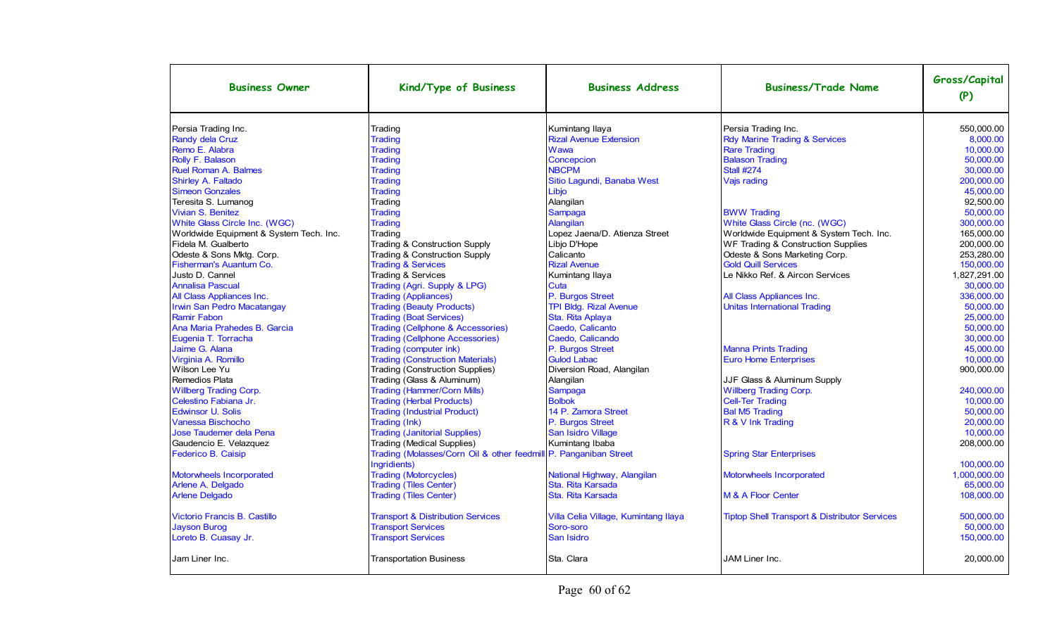| Business Owner | Kind/Type of Business | Business Address | Business/Trade Name | Gross/Capital (P) |
|---|---|---|---|---|
| Persia Trading Inc. | Trading | Kumintang Ilaya | Persia Trading Inc. | 550,000.00 |
| Randy dela Cruz | Trading | Rizal Avenue Extension | Rdy Marine Trading & Services | 8,000.00 |
| Remo E. Alabra | Trading | Wawa | Rare Trading | 10,000.00 |
| Rolly F. Balason | Trading | Concepcion | Balason Trading | 50,000.00 |
| Ruel Roman A. Balmes | Trading | NBCPM | Stall #274 | 30,000.00 |
| Shirley A. Faltado | Trading | Sitio Lagundi, Banaba West | Vajs rading | 200,000.00 |
| Simeon Gonzales | Trading | Libjo | | 45,000.00 |
| Teresita S. Lumanog | Trading | Alangilan | | 92,500.00 |
| Vivian S. Benitez | Trading | Sampaga | BWW Trading | 50,000.00 |
| White Glass Circle Inc. (WGC) | Trading | Alangilan | White Glass Circle (nc. (WGC) | 300,000.00 |
| Worldwide Equipment & System Tech. Inc. | Trading | Lopez Jaena/D. Atienza Street | Worldwide Equipment & System Tech. Inc. | 165,000.00 |
| Fidela M. Gualberto | Trading & Construction Supply | Libjo D'Hope | WF Trading & Construction Supplies | 200,000.00 |
| Odeste & Sons Mktg. Corp. | Trading & Construction Supply | Calicanto | Odeste & Sons Marketing Corp. | 253,280.00 |
| Fisherman's Auantum Co. | Trading & Services | Rizal Avenue | Gold Quill Services | 150,000.00 |
| Justo D. Cannel | Trading & Services | Kumintang Ilaya | Le Nikko Ref. & Aircon Services | 1,827,291.00 |
| Annalisa Pascual | Trading (Agri. Supply & LPG) | Cuta | | 30,000.00 |
| All Class Appliances Inc. | Trading (Appliances) | P. Burgos Street | All Class Appliances Inc. | 336,000.00 |
| Irwin San Pedro Macatangay | Trading (Beauty Products) | TPI Bldg. Rizal Avenue | Unitas International Trading | 50,000.00 |
| Ramir Fabon | Trading (Boat Services) | Sta. Rita Aplaya | | 25,000.00 |
| Ana Maria Prahedes B. Garcia | Trading (Cellphone & Accessories) | Caedo, Calicanto | | 50,000.00 |
| Eugenia T. Torracha | Trading (Cellphone Accessories) | Caedo, Calicando | | 30,000.00 |
| Jaime G. Alana | Trading (computer ink) | P. Burgos Street | Manna Prints Trading | 45,000.00 |
| Virginia A. Romillo | Trading (Construction Materials) | Gulod Labac | Euro Home Enterprises | 10,000.00 |
| Wilson Lee Yu | Trading (Construction Supplies) | Diversion Road, Alangilan | | 900,000.00 |
| Remedios Plata | Trading (Glass & Aluminum) | Alangilan | JJF Glass & Aluminum Supply | |
| Willberg Trading Corp. | Trading (Hammer/Corn Mills) | Sampaga | Willberg Trading Corp. | 240,000.00 |
| Celestino Fabiana Jr. | Trading (Herbal Products) | Bolbok | Cell-Ter Trading | 10,000.00 |
| Edwinsor U. Solis | Trading (Industrial Product) | 14 P. Zamora Street | Bal M5 Trading | 50,000.00 |
| Vanessa Bischocho | Trading (Ink) | P. Burgos Street | R & V Ink Trading | 20,000.00 |
| Jose Taudemer dela Pena | Trading (Janitorial Supplies) | San Isidro Village | | 10,000.00 |
| Gaudencio E. Velazquez | Trading (Medical Supplies) | Kumintang Ibaba | | 208,000.00 |
| Federico B. Caisip | Trading (Molasses/Corn Oil & other feedmill Ingridients) | P. Panganiban Street | Spring Star Enterprises | 100,000.00 |
| Motorwheels Incorporated | Trading (Motorcycles) | National Highway, Alangilan | Motorwheels Incorporated | 1,000,000.00 |
| Arlene A. Delgado | Trading (Tiles Center) | Sta. Rita Karsada | | 65,000.00 |
| Arlene Delgado | Trading (Tiles Center) | Sta. Rita Karsada | M & A Floor Center | 108,000.00 |
| Victorio Francis B. Castillo | Transport & Distribution Services | Villa Celia Village, Kumintang Ilaya | Tiptop Shell Transport & Distributor Services | 500,000.00 |
| Jayson Burog | Transport Services | Soro-soro | | 50,000.00 |
| Loreto B. Cuasay Jr. | Transport Services | San Isidro | | 150,000.00 |
| Jam Liner Inc. | Transportation Business | Sta. Clara | JAM Liner Inc. | 20,000.00 |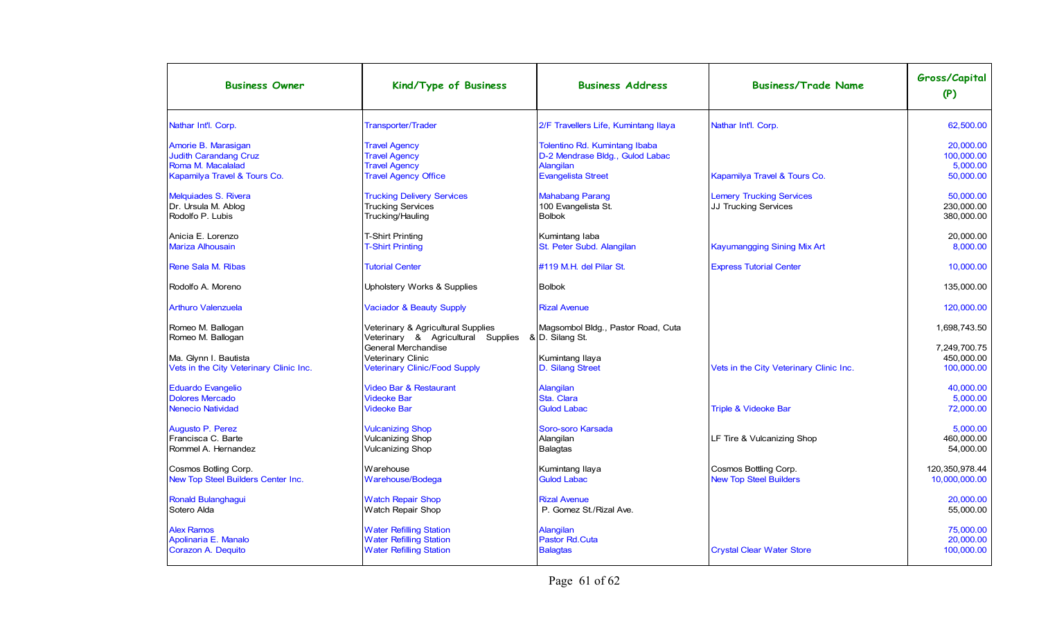| Business Owner | Kind/Type of Business | Business Address | Business/Trade Name | Gross/Capital (P) |
|---|---|---|---|---|
| Nathar Int'l. Corp. | Transporter/Trader | 2/F Travellers Life, Kumintang Ilaya | Nathar Int'l. Corp. | 62,500.00 |
| Amorie B. Marasigan | Travel Agency | Tolentino Rd. Kumintang Ibaba | | 20,000.00 |
| Judith Carandang Cruz | Travel Agency | D-2 Mendrase Bldg., Gulod Labac | | 100,000.00 |
| Roma M. Macalalad | Travel Agency | Alangilan | | 5,000.00 |
| Kapamilya Travel & Tours Co. | Travel Agency Office | Evangelista Street | Kapamilya Travel & Tours Co. | 50,000.00 |
| Melquiades S. Rivera | Trucking Delivery Services | Mahabang Parang | Lemery Trucking Services | 50,000.00 |
| Dr. Ursula M. Ablog | Trucking Services | 100 Evangelista St. | JJ Trucking Services | 230,000.00 |
| Rodolfo P. Lubis | Trucking/Hauling | Bolbok | | 380,000.00 |
| Anicia E. Lorenzo | T-Shirt Printing | Kumintang Iaba | | 20,000.00 |
| Mariza Alhousain | T-Shirt Printing | St. Peter Subd. Alangilan | Kayumangging Sining Mix Art | 8,000.00 |
| Rene Sala M. Ribas | Tutorial Center | #119 M.H. del Pilar St. | Express Tutorial Center | 10,000.00 |
| Rodolfo A. Moreno | Upholstery Works & Supplies | Bolbok | | 135,000.00 |
| Arthuro Valenzuela | Vaciador & Beauty Supply | Rizal Avenue | | 120,000.00 |
| Romeo M. Ballogan | Veterinary & Agricultural Supplies | Magsombol Bldg., Pastor Road, Cuta | | 1,698,743.50 |
| Romeo M. Ballogan | Veterinary & Agricultural Supplies & General Merchandise | D. Silang St. | | 7,249,700.75 |
| Ma. Glynn I. Bautista | Veterinary Clinic | Kumintang Ilaya | | 450,000.00 |
| Vets in the City Veterinary Clinic Inc. | Veterinary Clinic/Food Supply | D. Silang Street | Vets in the City Veterinary Clinic Inc. | 100,000.00 |
| Eduardo Evangelio | Video Bar & Restaurant | Alangilan | | 40,000.00 |
| Dolores Mercado | Videoke Bar | Sta. Clara | | 5,000.00 |
| Nenecio Natividad | Videoke Bar | Gulod Labac | Triple & Videoke Bar | 72,000.00 |
| Augusto P. Perez | Vulcanizing Shop | Soro-soro Karsada | | 5,000.00 |
| Francisca C. Barte | Vulcanizing Shop | Alangilan | LF Tire & Vulcanizing Shop | 460,000.00 |
| Rommel A. Hernandez | Vulcanizing Shop | Balagtas | | 54,000.00 |
| Cosmos Botling Corp. | Warehouse | Kumintang Ilaya | Cosmos Botling Corp. | 120,350,978.44 |
| New Top Steel Builders Center Inc. | Warehouse/Bodega | Gulod Labac | New Top Steel Builders | 10,000,000.00 |
| Ronald Bulanghagui | Watch Repair Shop | Rizal Avenue | | 20,000.00 |
| Sotero Alda | Watch Repair Shop | P. Gomez St./Rizal Ave. | | 55,000.00 |
| Alex Ramos | Water Refilling Station | Alangilan | | 75,000.00 |
| Apolinaria E. Manalo | Water Refilling Station | Pastor Rd.Cuta | | 20,000.00 |
| Corazon A. Dequito | Water Refilling Station | Balagtas | Crystal Clear Water Store | 100,000.00 |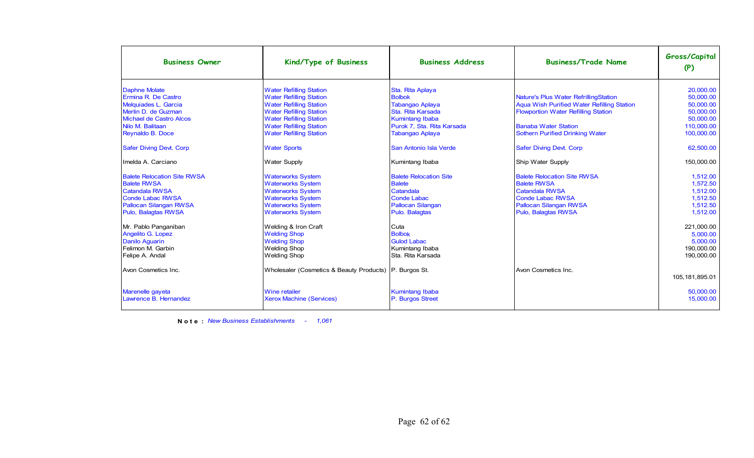| Business Owner | Kind/Type of Business | Business Address | Business/Trade Name | Gross/Capital (P) |
|---|---|---|---|---|
| Daphne Molate | Water Refilling Station | Sta. Rita Aplaya | | 20,000.00 |
| Ermina R. De Castro | Water Refilling Station | Bolbok | Nature's Plus Water RefrillingStation | 50,000.00 |
| Melquiades L. Garcia | Water Refilling Station | Tabangao Aplaya | Aqua Wish Purified Water Refilling Station | 50,000.00 |
| Merlin D. de Guzman | Water Refilling Station | Sta. Rita Karsada | Flowportion Water Refilling Station | 50,000.00 |
| Michael de Castro Alcos | Water Refilling Station | Kumintang Ibaba | | 50,000.00 |
| Nilo M. Balitaan | Water Refilling Station | Purok 7, Sta. Rita Karsada | Banaba Water Station | 110,000.00 |
| Reynaldo B. Doce | Water Refilling Station | Tabangao Aplaya | Sothern Purified Drinking Water | 100,000.00 |
| Safer Diving Devt. Corp | Water Sports | San Antonio Isla Verde | Safer Diving Devt. Corp | 62,500.00 |
| Imelda A. Carciano | Water Supply | Kumintang Ibaba | Ship Water Supply | 150,000.00 |
| Balete Relocation Site RWSA | Waterworks System | Balete Relocation Site | Balete Relocation Site RWSA | 1,512.00 |
| Balete RWSA | Waterworks System | Balete | Balete RWSA | 1,572.50 |
| Catandala RWSA | Waterworks System | Catandala | Catandala RWSA | 1,512.00 |
| Conde Labac RWSA | Waterworks System | Conde Labac | Conde Labac RWSA | 1,512.50 |
| Pallocan Silangan RWSA | Waterworks System | Pallocan Silangan | Pallocan Silangan RWSA | 1,512.50 |
| Pulo, Balagtas RWSA | Waterworks System | Pulo. Balagtas | Pulo, Balagtas RWSA | 1,512.00 |
| Mr. Pablo Panganiban | Welding & Iron Craft | Cuta | | 221,000.00 |
| Angelito G. Lopez | Welding Shop | Bolbok | | 5,000.00 |
| Danilo Aguarin | Welding Shop | Gulod Labac | | 5,000.00 |
| Felimon M. Garbin | Welding Shop | Kumintang Ibaba | | 190,000.00 |
| Felipe A. Andal | Welding Shop | Sta. Rita Karsada | | 190,000.00 |
| Avon Cosmetics Inc. | Wholesaler (Cosmetics & Beauty Products) | P. Burgos St. | Avon Cosmetics Inc. | 105,181,895.01 |
| Marenelle gayeta | Wine retailer | Kumintang Ibaba | | 50,000.00 |
| Lawrence B. Hernandez | Xerox Machine (Services) | P. Burgos Street | | 15,000.00 |

**N o t e :** *New Business Establishments - 1,061*